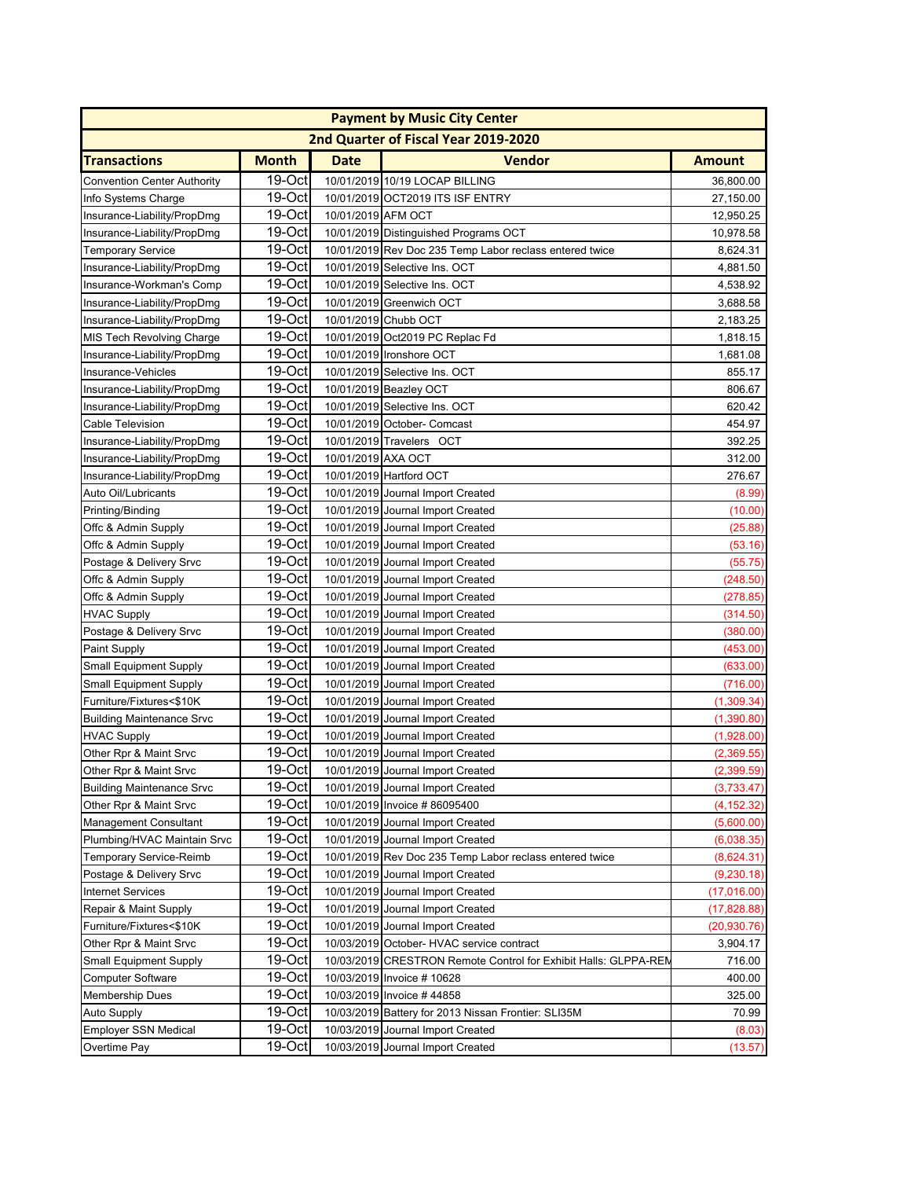| Payment by Music City Center | | | | |
|---|---|---|---|---|
| 2nd Quarter of Fiscal Year 2019-2020 | | | | |
| **Transactions** | **Month** | **Date** | **Vendor** | **Amount** |
| Convention Center Authority | 19-Oct | 10/01/2019 | 10/19 LOCAP BILLING | 36,800.00 |
| Info Systems Charge | 19-Oct | 10/01/2019 | OCT2019 ITS ISF ENTRY | 27,150.00 |
| Insurance-Liability/PropDmg | 19-Oct | 10/01/2019 | AFM OCT | 12,950.25 |
| Insurance-Liability/PropDmg | 19-Oct | 10/01/2019 | Distinguished Programs OCT | 10,978.58 |
| Temporary Service | 19-Oct | 10/01/2019 | Rev Doc 235 Temp Labor reclass entered twice | 8,624.31 |
| Insurance-Liability/PropDmg | 19-Oct | 10/01/2019 | Selective Ins. OCT | 4,881.50 |
| Insurance-Workman's Comp | 19-Oct | 10/01/2019 | Selective Ins. OCT | 4,538.92 |
| Insurance-Liability/PropDmg | 19-Oct | 10/01/2019 | Greenwich OCT | 3,688.58 |
| Insurance-Liability/PropDmg | 19-Oct | 10/01/2019 | Chubb OCT | 2,183.25 |
| MIS Tech Revolving Charge | 19-Oct | 10/01/2019 | Oct2019 PC Replac Fd | 1,818.15 |
| Insurance-Liability/PropDmg | 19-Oct | 10/01/2019 | Ironshore OCT | 1,681.08 |
| Insurance-Vehicles | 19-Oct | 10/01/2019 | Selective Ins. OCT | 855.17 |
| Insurance-Liability/PropDmg | 19-Oct | 10/01/2019 | Beazley OCT | 806.67 |
| Insurance-Liability/PropDmg | 19-Oct | 10/01/2019 | Selective Ins. OCT | 620.42 |
| Cable Television | 19-Oct | 10/01/2019 | October- Comcast | 454.97 |
| Insurance-Liability/PropDmg | 19-Oct | 10/01/2019 | Travelers OCT | 392.25 |
| Insurance-Liability/PropDmg | 19-Oct | 10/01/2019 | AXA OCT | 312.00 |
| Insurance-Liability/PropDmg | 19-Oct | 10/01/2019 | Hartford OCT | 276.67 |
| Auto Oil/Lubricants | 19-Oct | 10/01/2019 | Journal Import Created | (8.99) |
| Printing/Binding | 19-Oct | 10/01/2019 | Journal Import Created | (10.00) |
| Offc & Admin Supply | 19-Oct | 10/01/2019 | Journal Import Created | (25.88) |
| Offc & Admin Supply | 19-Oct | 10/01/2019 | Journal Import Created | (53.16) |
| Postage & Delivery Srvc | 19-Oct | 10/01/2019 | Journal Import Created | (55.75) |
| Offc & Admin Supply | 19-Oct | 10/01/2019 | Journal Import Created | (248.50) |
| Offc & Admin Supply | 19-Oct | 10/01/2019 | Journal Import Created | (278.85) |
| HVAC Supply | 19-Oct | 10/01/2019 | Journal Import Created | (314.50) |
| Postage & Delivery Srvc | 19-Oct | 10/01/2019 | Journal Import Created | (380.00) |
| Paint Supply | 19-Oct | 10/01/2019 | Journal Import Created | (453.00) |
| Small Equipment Supply | 19-Oct | 10/01/2019 | Journal Import Created | (633.00) |
| Small Equipment Supply | 19-Oct | 10/01/2019 | Journal Import Created | (716.00) |
| Furniture/Fixtures<$10K | 19-Oct | 10/01/2019 | Journal Import Created | (1,309.34) |
| Building Maintenance Srvc | 19-Oct | 10/01/2019 | Journal Import Created | (1,390.80) |
| HVAC Supply | 19-Oct | 10/01/2019 | Journal Import Created | (1,928.00) |
| Other Rpr & Maint Srvc | 19-Oct | 10/01/2019 | Journal Import Created | (2,369.55) |
| Other Rpr & Maint Srvc | 19-Oct | 10/01/2019 | Journal Import Created | (2,399.59) |
| Building Maintenance Srvc | 19-Oct | 10/01/2019 | Journal Import Created | (3,733.47) |
| Other Rpr & Maint Srvc | 19-Oct | 10/01/2019 | Invoice # 86095400 | (4,152.32) |
| Management Consultant | 19-Oct | 10/01/2019 | Journal Import Created | (5,600.00) |
| Plumbing/HVAC Maintain Srvc | 19-Oct | 10/01/2019 | Journal Import Created | (6,038.35) |
| Temporary Service-Reimb | 19-Oct | 10/01/2019 | Rev Doc 235 Temp Labor reclass entered twice | (8,624.31) |
| Postage & Delivery Srvc | 19-Oct | 10/01/2019 | Journal Import Created | (9,230.18) |
| Internet Services | 19-Oct | 10/01/2019 | Journal Import Created | (17,016.00) |
| Repair & Maint Supply | 19-Oct | 10/01/2019 | Journal Import Created | (17,828.88) |
| Furniture/Fixtures<$10K | 19-Oct | 10/01/2019 | Journal Import Created | (20,930.76) |
| Other Rpr & Maint Srvc | 19-Oct | 10/03/2019 | October- HVAC service contract | 3,904.17 |
| Small Equipment Supply | 19-Oct | 10/03/2019 | CRESTRON Remote Control for Exhibit Halls: GLPPA-REM | 716.00 |
| Computer Software | 19-Oct | 10/03/2019 | Invoice # 10628 | 400.00 |
| Membership Dues | 19-Oct | 10/03/2019 | Invoice # 44858 | 325.00 |
| Auto Supply | 19-Oct | 10/03/2019 | Battery for 2013 Nissan Frontier: SLI35M | 70.99 |
| Employer SSN Medical | 19-Oct | 10/03/2019 | Journal Import Created | (8.03) |
| Overtime Pay | 19-Oct | 10/03/2019 | Journal Import Created | (13.57) |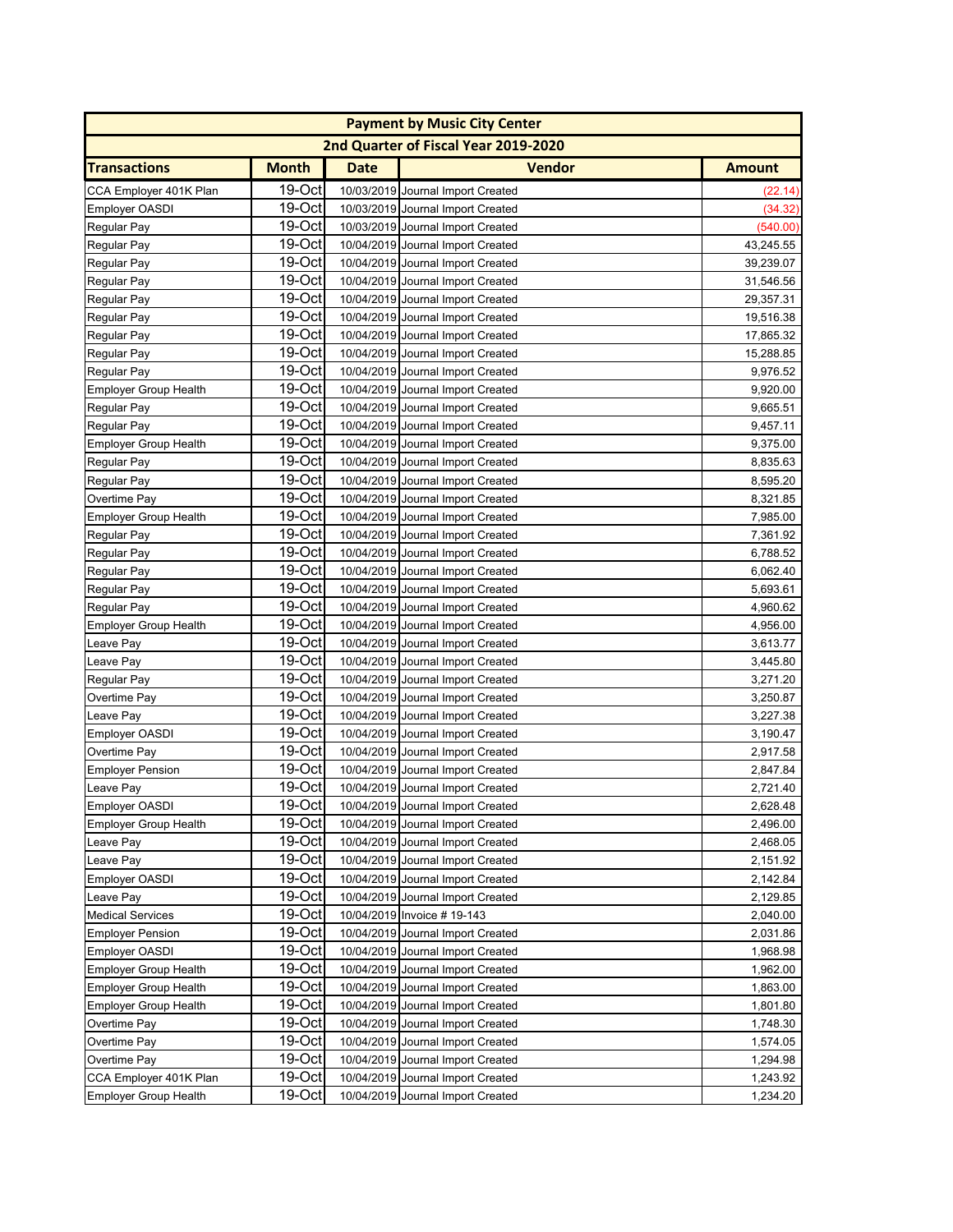| Payment by Music City Center | | | | |
|---|---|---|---|---|
| 2nd Quarter of Fiscal Year 2019-2020 | | | | |
| **Transactions** | **Month** | **Date** | **Vendor** | **Amount** |
| CCA Employer 401K Plan | 19-Oct | 10/03/2019 | Journal Import Created | (22.14) |
| Employer OASDI | 19-Oct | 10/03/2019 | Journal Import Created | (34.32) |
| Regular Pay | 19-Oct | 10/03/2019 | Journal Import Created | (540.00) |
| Regular Pay | 19-Oct | 10/04/2019 | Journal Import Created | 43,245.55 |
| Regular Pay | 19-Oct | 10/04/2019 | Journal Import Created | 39,239.07 |
| Regular Pay | 19-Oct | 10/04/2019 | Journal Import Created | 31,546.56 |
| Regular Pay | 19-Oct | 10/04/2019 | Journal Import Created | 29,357.31 |
| Regular Pay | 19-Oct | 10/04/2019 | Journal Import Created | 19,516.38 |
| Regular Pay | 19-Oct | 10/04/2019 | Journal Import Created | 17,865.32 |
| Regular Pay | 19-Oct | 10/04/2019 | Journal Import Created | 15,288.85 |
| Regular Pay | 19-Oct | 10/04/2019 | Journal Import Created | 9,976.52 |
| Employer Group Health | 19-Oct | 10/04/2019 | Journal Import Created | 9,920.00 |
| Regular Pay | 19-Oct | 10/04/2019 | Journal Import Created | 9,665.51 |
| Regular Pay | 19-Oct | 10/04/2019 | Journal Import Created | 9,457.11 |
| Employer Group Health | 19-Oct | 10/04/2019 | Journal Import Created | 9,375.00 |
| Regular Pay | 19-Oct | 10/04/2019 | Journal Import Created | 8,835.63 |
| Regular Pay | 19-Oct | 10/04/2019 | Journal Import Created | 8,595.20 |
| Overtime Pay | 19-Oct | 10/04/2019 | Journal Import Created | 8,321.85 |
| Employer Group Health | 19-Oct | 10/04/2019 | Journal Import Created | 7,985.00 |
| Regular Pay | 19-Oct | 10/04/2019 | Journal Import Created | 7,361.92 |
| Regular Pay | 19-Oct | 10/04/2019 | Journal Import Created | 6,788.52 |
| Regular Pay | 19-Oct | 10/04/2019 | Journal Import Created | 6,062.40 |
| Regular Pay | 19-Oct | 10/04/2019 | Journal Import Created | 5,693.61 |
| Regular Pay | 19-Oct | 10/04/2019 | Journal Import Created | 4,960.62 |
| Employer Group Health | 19-Oct | 10/04/2019 | Journal Import Created | 4,956.00 |
| Leave Pay | 19-Oct | 10/04/2019 | Journal Import Created | 3,613.77 |
| Leave Pay | 19-Oct | 10/04/2019 | Journal Import Created | 3,445.80 |
| Regular Pay | 19-Oct | 10/04/2019 | Journal Import Created | 3,271.20 |
| Overtime Pay | 19-Oct | 10/04/2019 | Journal Import Created | 3,250.87 |
| Leave Pay | 19-Oct | 10/04/2019 | Journal Import Created | 3,227.38 |
| Employer OASDI | 19-Oct | 10/04/2019 | Journal Import Created | 3,190.47 |
| Overtime Pay | 19-Oct | 10/04/2019 | Journal Import Created | 2,917.58 |
| Employer Pension | 19-Oct | 10/04/2019 | Journal Import Created | 2,847.84 |
| Leave Pay | 19-Oct | 10/04/2019 | Journal Import Created | 2,721.40 |
| Employer OASDI | 19-Oct | 10/04/2019 | Journal Import Created | 2,628.48 |
| Employer Group Health | 19-Oct | 10/04/2019 | Journal Import Created | 2,496.00 |
| Leave Pay | 19-Oct | 10/04/2019 | Journal Import Created | 2,468.05 |
| Leave Pay | 19-Oct | 10/04/2019 | Journal Import Created | 2,151.92 |
| Employer OASDI | 19-Oct | 10/04/2019 | Journal Import Created | 2,142.84 |
| Leave Pay | 19-Oct | 10/04/2019 | Journal Import Created | 2,129.85 |
| Medical Services | 19-Oct | 10/04/2019 | Invoice # 19-143 | 2,040.00 |
| Employer Pension | 19-Oct | 10/04/2019 | Journal Import Created | 2,031.86 |
| Employer OASDI | 19-Oct | 10/04/2019 | Journal Import Created | 1,968.98 |
| Employer Group Health | 19-Oct | 10/04/2019 | Journal Import Created | 1,962.00 |
| Employer Group Health | 19-Oct | 10/04/2019 | Journal Import Created | 1,863.00 |
| Employer Group Health | 19-Oct | 10/04/2019 | Journal Import Created | 1,801.80 |
| Overtime Pay | 19-Oct | 10/04/2019 | Journal Import Created | 1,748.30 |
| Overtime Pay | 19-Oct | 10/04/2019 | Journal Import Created | 1,574.05 |
| Overtime Pay | 19-Oct | 10/04/2019 | Journal Import Created | 1,294.98 |
| CCA Employer 401K Plan | 19-Oct | 10/04/2019 | Journal Import Created | 1,243.92 |
| Employer Group Health | 19-Oct | 10/04/2019 | Journal Import Created | 1,234.20 |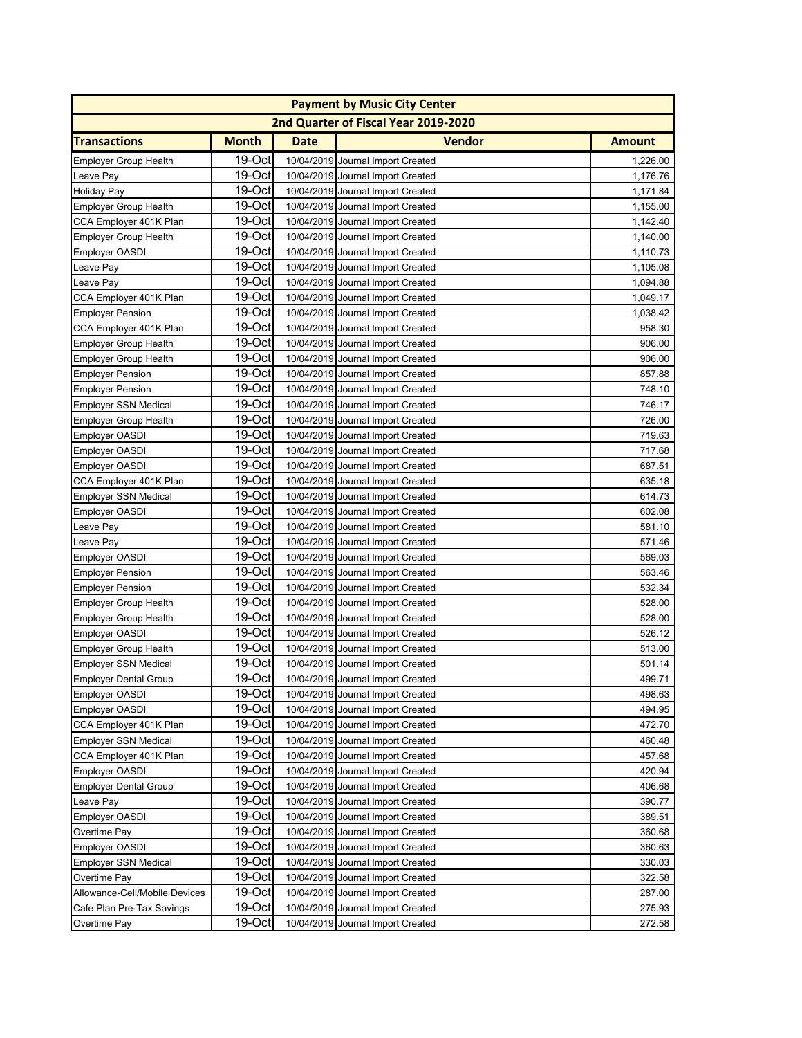| Payment by Music City Center | | | | |
|---|---|---|---|---|
| 2nd Quarter of Fiscal Year 2019-2020 | | | | |
| **Transactions** | **Month** | **Date** | **Vendor** | **Amount** |
| Employer Group Health | 19-Oct | 10/04/2019 | Journal Import Created | 1,226.00 |
| Leave Pay | 19-Oct | 10/04/2019 | Journal Import Created | 1,176.76 |
| Holiday Pay | 19-Oct | 10/04/2019 | Journal Import Created | 1,171.84 |
| Employer Group Health | 19-Oct | 10/04/2019 | Journal Import Created | 1,155.00 |
| CCA Employer 401K Plan | 19-Oct | 10/04/2019 | Journal Import Created | 1,142.40 |
| Employer Group Health | 19-Oct | 10/04/2019 | Journal Import Created | 1,140.00 |
| Employer OASDI | 19-Oct | 10/04/2019 | Journal Import Created | 1,110.73 |
| Leave Pay | 19-Oct | 10/04/2019 | Journal Import Created | 1,105.08 |
| Leave Pay | 19-Oct | 10/04/2019 | Journal Import Created | 1,094.88 |
| CCA Employer 401K Plan | 19-Oct | 10/04/2019 | Journal Import Created | 1,049.17 |
| Employer Pension | 19-Oct | 10/04/2019 | Journal Import Created | 1,038.42 |
| CCA Employer 401K Plan | 19-Oct | 10/04/2019 | Journal Import Created | 958.30 |
| Employer Group Health | 19-Oct | 10/04/2019 | Journal Import Created | 906.00 |
| Employer Group Health | 19-Oct | 10/04/2019 | Journal Import Created | 906.00 |
| Employer Pension | 19-Oct | 10/04/2019 | Journal Import Created | 857.88 |
| Employer Pension | 19-Oct | 10/04/2019 | Journal Import Created | 748.10 |
| Employer SSN Medical | 19-Oct | 10/04/2019 | Journal Import Created | 746.17 |
| Employer Group Health | 19-Oct | 10/04/2019 | Journal Import Created | 726.00 |
| Employer OASDI | 19-Oct | 10/04/2019 | Journal Import Created | 719.63 |
| Employer OASDI | 19-Oct | 10/04/2019 | Journal Import Created | 717.68 |
| Employer OASDI | 19-Oct | 10/04/2019 | Journal Import Created | 687.51 |
| CCA Employer 401K Plan | 19-Oct | 10/04/2019 | Journal Import Created | 635.18 |
| Employer SSN Medical | 19-Oct | 10/04/2019 | Journal Import Created | 614.73 |
| Employer OASDI | 19-Oct | 10/04/2019 | Journal Import Created | 602.08 |
| Leave Pay | 19-Oct | 10/04/2019 | Journal Import Created | 581.10 |
| Leave Pay | 19-Oct | 10/04/2019 | Journal Import Created | 571.46 |
| Employer OASDI | 19-Oct | 10/04/2019 | Journal Import Created | 569.03 |
| Employer Pension | 19-Oct | 10/04/2019 | Journal Import Created | 563.46 |
| Employer Pension | 19-Oct | 10/04/2019 | Journal Import Created | 532.34 |
| Employer Group Health | 19-Oct | 10/04/2019 | Journal Import Created | 528.00 |
| Employer Group Health | 19-Oct | 10/04/2019 | Journal Import Created | 528.00 |
| Employer OASDI | 19-Oct | 10/04/2019 | Journal Import Created | 526.12 |
| Employer Group Health | 19-Oct | 10/04/2019 | Journal Import Created | 513.00 |
| Employer SSN Medical | 19-Oct | 10/04/2019 | Journal Import Created | 501.14 |
| Employer Dental Group | 19-Oct | 10/04/2019 | Journal Import Created | 499.71 |
| Employer OASDI | 19-Oct | 10/04/2019 | Journal Import Created | 498.63 |
| Employer OASDI | 19-Oct | 10/04/2019 | Journal Import Created | 494.95 |
| CCA Employer 401K Plan | 19-Oct | 10/04/2019 | Journal Import Created | 472.70 |
| Employer SSN Medical | 19-Oct | 10/04/2019 | Journal Import Created | 460.48 |
| CCA Employer 401K Plan | 19-Oct | 10/04/2019 | Journal Import Created | 457.68 |
| Employer OASDI | 19-Oct | 10/04/2019 | Journal Import Created | 420.94 |
| Employer Dental Group | 19-Oct | 10/04/2019 | Journal Import Created | 406.68 |
| Leave Pay | 19-Oct | 10/04/2019 | Journal Import Created | 390.77 |
| Employer OASDI | 19-Oct | 10/04/2019 | Journal Import Created | 389.51 |
| Overtime Pay | 19-Oct | 10/04/2019 | Journal Import Created | 360.68 |
| Employer OASDI | 19-Oct | 10/04/2019 | Journal Import Created | 360.63 |
| Employer SSN Medical | 19-Oct | 10/04/2019 | Journal Import Created | 330.03 |
| Overtime Pay | 19-Oct | 10/04/2019 | Journal Import Created | 322.58 |
| Allowance-Cell/Mobile Devices | 19-Oct | 10/04/2019 | Journal Import Created | 287.00 |
| Cafe Plan Pre-Tax Savings | 19-Oct | 10/04/2019 | Journal Import Created | 275.93 |
| Overtime Pay | 19-Oct | 10/04/2019 | Journal Import Created | 272.58 |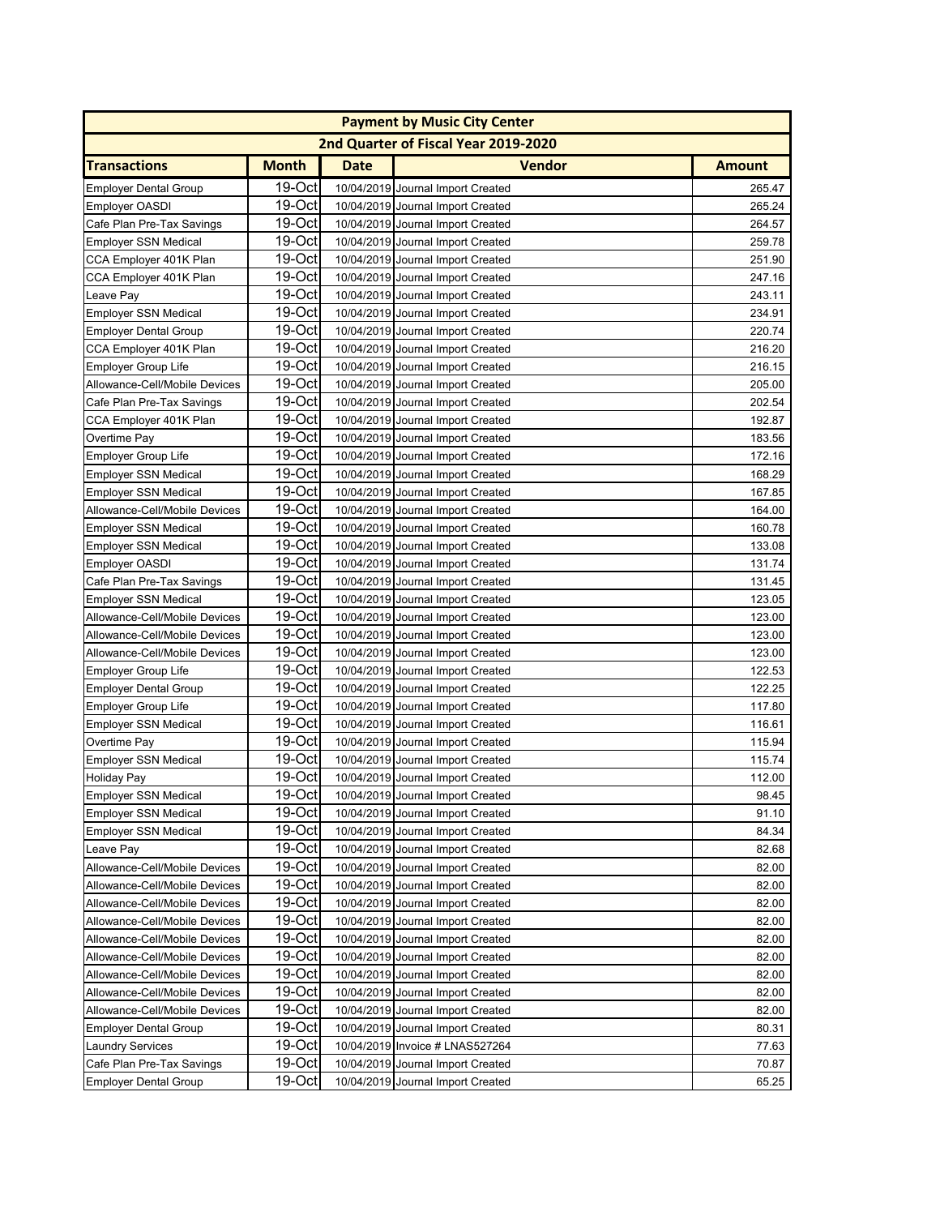| Payment by Music City Center | | | | |
|---|---|---|---|---|
| 2nd Quarter of Fiscal Year 2019-2020 | | | | |
| **Transactions** | **Month** | **Date** | **Vendor** | **Amount** |
| Employer Dental Group | 19-Oct | 10/04/2019 | Journal Import Created | 265.47 |
| Employer OASDI | 19-Oct | 10/04/2019 | Journal Import Created | 265.24 |
| Cafe Plan Pre-Tax Savings | 19-Oct | 10/04/2019 | Journal Import Created | 264.57 |
| Employer SSN Medical | 19-Oct | 10/04/2019 | Journal Import Created | 259.78 |
| CCA Employer 401K Plan | 19-Oct | 10/04/2019 | Journal Import Created | 251.90 |
| CCA Employer 401K Plan | 19-Oct | 10/04/2019 | Journal Import Created | 247.16 |
| Leave Pay | 19-Oct | 10/04/2019 | Journal Import Created | 243.11 |
| Employer SSN Medical | 19-Oct | 10/04/2019 | Journal Import Created | 234.91 |
| Employer Dental Group | 19-Oct | 10/04/2019 | Journal Import Created | 220.74 |
| CCA Employer 401K Plan | 19-Oct | 10/04/2019 | Journal Import Created | 216.20 |
| Employer Group Life | 19-Oct | 10/04/2019 | Journal Import Created | 216.15 |
| Allowance-Cell/Mobile Devices | 19-Oct | 10/04/2019 | Journal Import Created | 205.00 |
| Cafe Plan Pre-Tax Savings | 19-Oct | 10/04/2019 | Journal Import Created | 202.54 |
| CCA Employer 401K Plan | 19-Oct | 10/04/2019 | Journal Import Created | 192.87 |
| Overtime Pay | 19-Oct | 10/04/2019 | Journal Import Created | 183.56 |
| Employer Group Life | 19-Oct | 10/04/2019 | Journal Import Created | 172.16 |
| Employer SSN Medical | 19-Oct | 10/04/2019 | Journal Import Created | 168.29 |
| Employer SSN Medical | 19-Oct | 10/04/2019 | Journal Import Created | 167.85 |
| Allowance-Cell/Mobile Devices | 19-Oct | 10/04/2019 | Journal Import Created | 164.00 |
| Employer SSN Medical | 19-Oct | 10/04/2019 | Journal Import Created | 160.78 |
| Employer SSN Medical | 19-Oct | 10/04/2019 | Journal Import Created | 133.08 |
| Employer OASDI | 19-Oct | 10/04/2019 | Journal Import Created | 131.74 |
| Cafe Plan Pre-Tax Savings | 19-Oct | 10/04/2019 | Journal Import Created | 131.45 |
| Employer SSN Medical | 19-Oct | 10/04/2019 | Journal Import Created | 123.05 |
| Allowance-Cell/Mobile Devices | 19-Oct | 10/04/2019 | Journal Import Created | 123.00 |
| Allowance-Cell/Mobile Devices | 19-Oct | 10/04/2019 | Journal Import Created | 123.00 |
| Allowance-Cell/Mobile Devices | 19-Oct | 10/04/2019 | Journal Import Created | 123.00 |
| Employer Group Life | 19-Oct | 10/04/2019 | Journal Import Created | 122.53 |
| Employer Dental Group | 19-Oct | 10/04/2019 | Journal Import Created | 122.25 |
| Employer Group Life | 19-Oct | 10/04/2019 | Journal Import Created | 117.80 |
| Employer SSN Medical | 19-Oct | 10/04/2019 | Journal Import Created | 116.61 |
| Overtime Pay | 19-Oct | 10/04/2019 | Journal Import Created | 115.94 |
| Employer SSN Medical | 19-Oct | 10/04/2019 | Journal Import Created | 115.74 |
| Holiday Pay | 19-Oct | 10/04/2019 | Journal Import Created | 112.00 |
| Employer SSN Medical | 19-Oct | 10/04/2019 | Journal Import Created | 98.45 |
| Employer SSN Medical | 19-Oct | 10/04/2019 | Journal Import Created | 91.10 |
| Employer SSN Medical | 19-Oct | 10/04/2019 | Journal Import Created | 84.34 |
| Leave Pay | 19-Oct | 10/04/2019 | Journal Import Created | 82.68 |
| Allowance-Cell/Mobile Devices | 19-Oct | 10/04/2019 | Journal Import Created | 82.00 |
| Allowance-Cell/Mobile Devices | 19-Oct | 10/04/2019 | Journal Import Created | 82.00 |
| Allowance-Cell/Mobile Devices | 19-Oct | 10/04/2019 | Journal Import Created | 82.00 |
| Allowance-Cell/Mobile Devices | 19-Oct | 10/04/2019 | Journal Import Created | 82.00 |
| Allowance-Cell/Mobile Devices | 19-Oct | 10/04/2019 | Journal Import Created | 82.00 |
| Allowance-Cell/Mobile Devices | 19-Oct | 10/04/2019 | Journal Import Created | 82.00 |
| Allowance-Cell/Mobile Devices | 19-Oct | 10/04/2019 | Journal Import Created | 82.00 |
| Allowance-Cell/Mobile Devices | 19-Oct | 10/04/2019 | Journal Import Created | 82.00 |
| Allowance-Cell/Mobile Devices | 19-Oct | 10/04/2019 | Journal Import Created | 82.00 |
| Employer Dental Group | 19-Oct | 10/04/2019 | Journal Import Created | 80.31 |
| Laundry Services | 19-Oct | 10/04/2019 | Invoice # LNAS527264 | 77.63 |
| Cafe Plan Pre-Tax Savings | 19-Oct | 10/04/2019 | Journal Import Created | 70.87 |
| Employer Dental Group | 19-Oct | 10/04/2019 | Journal Import Created | 65.25 |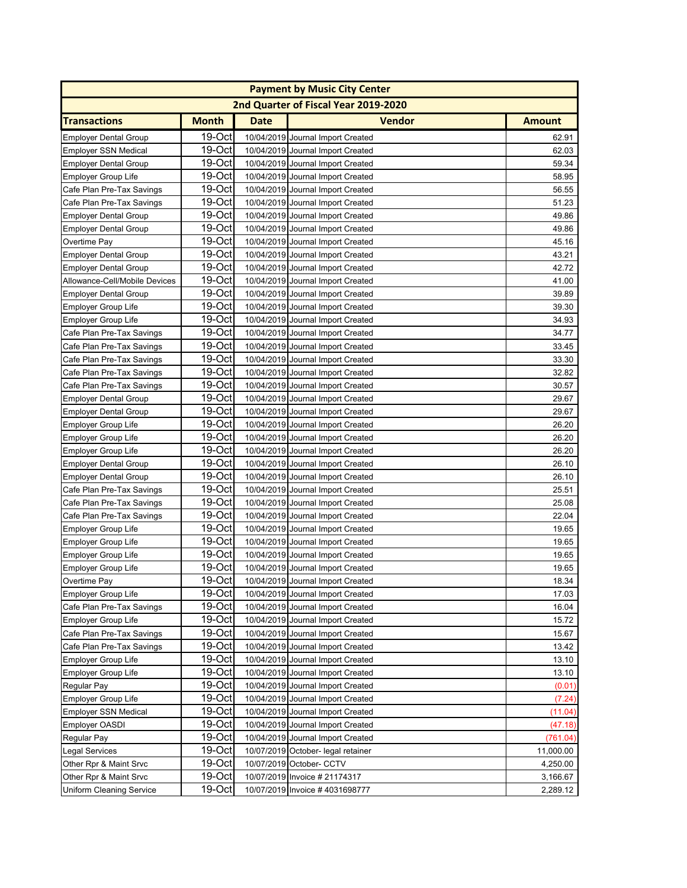| Payment by Music City Center | | | | |
|---|---|---|---|---|
| 2nd Quarter of Fiscal Year 2019-2020 | | | | |
| **Transactions** | **Month** | **Date** | **Vendor** | **Amount** |
| Employer Dental Group | 19-Oct | 10/04/2019 | Journal Import Created | 62.91 |
| Employer SSN Medical | 19-Oct | 10/04/2019 | Journal Import Created | 62.03 |
| Employer Dental Group | 19-Oct | 10/04/2019 | Journal Import Created | 59.34 |
| Employer Group Life | 19-Oct | 10/04/2019 | Journal Import Created | 58.95 |
| Cafe Plan Pre-Tax Savings | 19-Oct | 10/04/2019 | Journal Import Created | 56.55 |
| Cafe Plan Pre-Tax Savings | 19-Oct | 10/04/2019 | Journal Import Created | 51.23 |
| Employer Dental Group | 19-Oct | 10/04/2019 | Journal Import Created | 49.86 |
| Employer Dental Group | 19-Oct | 10/04/2019 | Journal Import Created | 49.86 |
| Overtime Pay | 19-Oct | 10/04/2019 | Journal Import Created | 45.16 |
| Employer Dental Group | 19-Oct | 10/04/2019 | Journal Import Created | 43.21 |
| Employer Dental Group | 19-Oct | 10/04/2019 | Journal Import Created | 42.72 |
| Allowance-Cell/Mobile Devices | 19-Oct | 10/04/2019 | Journal Import Created | 41.00 |
| Employer Dental Group | 19-Oct | 10/04/2019 | Journal Import Created | 39.89 |
| Employer Group Life | 19-Oct | 10/04/2019 | Journal Import Created | 39.30 |
| Employer Group Life | 19-Oct | 10/04/2019 | Journal Import Created | 34.93 |
| Cafe Plan Pre-Tax Savings | 19-Oct | 10/04/2019 | Journal Import Created | 34.77 |
| Cafe Plan Pre-Tax Savings | 19-Oct | 10/04/2019 | Journal Import Created | 33.45 |
| Cafe Plan Pre-Tax Savings | 19-Oct | 10/04/2019 | Journal Import Created | 33.30 |
| Cafe Plan Pre-Tax Savings | 19-Oct | 10/04/2019 | Journal Import Created | 32.82 |
| Cafe Plan Pre-Tax Savings | 19-Oct | 10/04/2019 | Journal Import Created | 30.57 |
| Employer Dental Group | 19-Oct | 10/04/2019 | Journal Import Created | 29.67 |
| Employer Dental Group | 19-Oct | 10/04/2019 | Journal Import Created | 29.67 |
| Employer Group Life | 19-Oct | 10/04/2019 | Journal Import Created | 26.20 |
| Employer Group Life | 19-Oct | 10/04/2019 | Journal Import Created | 26.20 |
| Employer Group Life | 19-Oct | 10/04/2019 | Journal Import Created | 26.20 |
| Employer Dental Group | 19-Oct | 10/04/2019 | Journal Import Created | 26.10 |
| Employer Dental Group | 19-Oct | 10/04/2019 | Journal Import Created | 26.10 |
| Cafe Plan Pre-Tax Savings | 19-Oct | 10/04/2019 | Journal Import Created | 25.51 |
| Cafe Plan Pre-Tax Savings | 19-Oct | 10/04/2019 | Journal Import Created | 25.08 |
| Cafe Plan Pre-Tax Savings | 19-Oct | 10/04/2019 | Journal Import Created | 22.04 |
| Employer Group Life | 19-Oct | 10/04/2019 | Journal Import Created | 19.65 |
| Employer Group Life | 19-Oct | 10/04/2019 | Journal Import Created | 19.65 |
| Employer Group Life | 19-Oct | 10/04/2019 | Journal Import Created | 19.65 |
| Employer Group Life | 19-Oct | 10/04/2019 | Journal Import Created | 19.65 |
| Overtime Pay | 19-Oct | 10/04/2019 | Journal Import Created | 18.34 |
| Employer Group Life | 19-Oct | 10/04/2019 | Journal Import Created | 17.03 |
| Cafe Plan Pre-Tax Savings | 19-Oct | 10/04/2019 | Journal Import Created | 16.04 |
| Employer Group Life | 19-Oct | 10/04/2019 | Journal Import Created | 15.72 |
| Cafe Plan Pre-Tax Savings | 19-Oct | 10/04/2019 | Journal Import Created | 15.67 |
| Cafe Plan Pre-Tax Savings | 19-Oct | 10/04/2019 | Journal Import Created | 13.42 |
| Employer Group Life | 19-Oct | 10/04/2019 | Journal Import Created | 13.10 |
| Employer Group Life | 19-Oct | 10/04/2019 | Journal Import Created | 13.10 |
| Regular Pay | 19-Oct | 10/04/2019 | Journal Import Created | (0.01) |
| Employer Group Life | 19-Oct | 10/04/2019 | Journal Import Created | (7.24) |
| Employer SSN Medical | 19-Oct | 10/04/2019 | Journal Import Created | (11.04) |
| Employer OASDI | 19-Oct | 10/04/2019 | Journal Import Created | (47.18) |
| Regular Pay | 19-Oct | 10/04/2019 | Journal Import Created | (761.04) |
| Legal Services | 19-Oct | 10/07/2019 | October- legal retainer | 11,000.00 |
| Other Rpr & Maint Srvc | 19-Oct | 10/07/2019 | October- CCTV | 4,250.00 |
| Other Rpr & Maint Srvc | 19-Oct | 10/07/2019 | Invoice # 21174317 | 3,166.67 |
| Uniform Cleaning Service | 19-Oct | 10/07/2019 | Invoice # 4031698777 | 2,289.12 |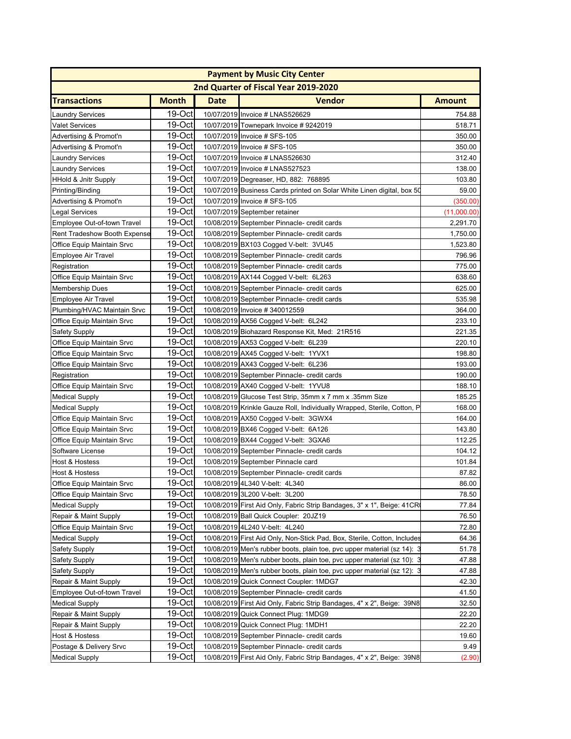| Payment by Music City Center | | | | |
|---|---|---|---|---|
| 2nd Quarter of Fiscal Year 2019-2020 | | | | |
| **Transactions** | **Month** | **Date** | **Vendor** | **Amount** |
| Laundry Services | 19-Oct | 10/07/2019 | Invoice # LNAS526629 | 754.88 |
| Valet Services | 19-Oct | 10/07/2019 | Townepark Invoice # 9242019 | 518.71 |
| Advertising & Promot'n | 19-Oct | 10/07/2019 | Invoice # SFS-105 | 350.00 |
| Advertising & Promot'n | 19-Oct | 10/07/2019 | Invoice # SFS-105 | 350.00 |
| Laundry Services | 19-Oct | 10/07/2019 | Invoice # LNAS526630 | 312.40 |
| Laundry Services | 19-Oct | 10/07/2019 | Invoice # LNAS527523 | 138.00 |
| HHold & Jnitr Supply | 19-Oct | 10/07/2019 | Degreaser, HD, 882: 768895 | 103.80 |
| Printing/Binding | 19-Oct | 10/07/2019 | Business Cards printed on Solar White Linen digital, box 50 | 59.00 |
| Advertising & Promot'n | 19-Oct | 10/07/2019 | Invoice # SFS-105 | (350.00) |
| Legal Services | 19-Oct | 10/07/2019 | September retainer | (11,000.00) |
| Employee Out-of-town Travel | 19-Oct | 10/08/2019 | September Pinnacle- credit cards | 2,291.70 |
| Rent Tradeshow Booth Expense | 19-Oct | 10/08/2019 | September Pinnacle- credit cards | 1,750.00 |
| Office Equip Maintain Srvc | 19-Oct | 10/08/2019 | BX103 Cogged V-belt: 3VU45 | 1,523.80 |
| Employee Air Travel | 19-Oct | 10/08/2019 | September Pinnacle- credit cards | 796.96 |
| Registration | 19-Oct | 10/08/2019 | September Pinnacle- credit cards | 775.00 |
| Office Equip Maintain Srvc | 19-Oct | 10/08/2019 | AX144 Cogged V-belt: 6L263 | 638.60 |
| Membership Dues | 19-Oct | 10/08/2019 | September Pinnacle- credit cards | 625.00 |
| Employee Air Travel | 19-Oct | 10/08/2019 | September Pinnacle- credit cards | 535.98 |
| Plumbing/HVAC Maintain Srvc | 19-Oct | 10/08/2019 | Invoice # 340012559 | 364.00 |
| Office Equip Maintain Srvc | 19-Oct | 10/08/2019 | AX56 Cogged V-belt: 6L242 | 233.10 |
| Safety Supply | 19-Oct | 10/08/2019 | Biohazard Response Kit, Med: 21R516 | 221.35 |
| Office Equip Maintain Srvc | 19-Oct | 10/08/2019 | AX53 Cogged V-belt: 6L239 | 220.10 |
| Office Equip Maintain Srvc | 19-Oct | 10/08/2019 | AX45 Cogged V-belt: 1YVX1 | 198.80 |
| Office Equip Maintain Srvc | 19-Oct | 10/08/2019 | AX43 Cogged V-belt: 6L236 | 193.00 |
| Registration | 19-Oct | 10/08/2019 | September Pinnacle- credit cards | 190.00 |
| Office Equip Maintain Srvc | 19-Oct | 10/08/2019 | AX40 Cogged V-belt: 1YVU8 | 188.10 |
| Medical Supply | 19-Oct | 10/08/2019 | Glucose Test Strip, 35mm x 7 mm x .35mm Size | 185.25 |
| Medical Supply | 19-Oct | 10/08/2019 | Krinkle Gauze Roll, Individually Wrapped, Sterile, Cotton, P | 168.00 |
| Office Equip Maintain Srvc | 19-Oct | 10/08/2019 | AX50 Cogged V-belt: 3GWX4 | 164.00 |
| Office Equip Maintain Srvc | 19-Oct | 10/08/2019 | BX46 Cogged V-belt: 6A126 | 143.80 |
| Office Equip Maintain Srvc | 19-Oct | 10/08/2019 | BX44 Cogged V-belt: 3GXA6 | 112.25 |
| Software License | 19-Oct | 10/08/2019 | September Pinnacle- credit cards | 104.12 |
| Host & Hostess | 19-Oct | 10/08/2019 | September Pinnacle card | 101.84 |
| Host & Hostess | 19-Oct | 10/08/2019 | September Pinnacle- credit cards | 87.82 |
| Office Equip Maintain Srvc | 19-Oct | 10/08/2019 | 4L340 V-belt: 4L340 | 86.00 |
| Office Equip Maintain Srvc | 19-Oct | 10/08/2019 | 3L200 V-belt: 3L200 | 78.50 |
| Medical Supply | 19-Oct | 10/08/2019 | First Aid Only, Fabric Strip Bandages, 3" x 1", Beige: 41CR | 77.84 |
| Repair & Maint Supply | 19-Oct | 10/08/2019 | Ball Quick Coupler: 20JZ19 | 76.50 |
| Office Equip Maintain Srvc | 19-Oct | 10/08/2019 | 4L240 V-belt: 4L240 | 72.80 |
| Medical Supply | 19-Oct | 10/08/2019 | First Aid Only, Non-Stick Pad, Box, Sterile, Cotton, Includes | 64.36 |
| Safety Supply | 19-Oct | 10/08/2019 | Men's rubber boots, plain toe, pvc upper material (sz 14): 3 | 51.78 |
| Safety Supply | 19-Oct | 10/08/2019 | Men's rubber boots, plain toe, pvc upper material (sz 10): 3 | 47.88 |
| Safety Supply | 19-Oct | 10/08/2019 | Men's rubber boots, plain toe, pvc upper material (sz 12): 3 | 47.88 |
| Repair & Maint Supply | 19-Oct | 10/08/2019 | Quick Connect Coupler: 1MDG7 | 42.30 |
| Employee Out-of-town Travel | 19-Oct | 10/08/2019 | September Pinnacle- credit cards | 41.50 |
| Medical Supply | 19-Oct | 10/08/2019 | First Aid Only, Fabric Strip Bandages, 4" x 2", Beige: 39N8 | 32.50 |
| Repair & Maint Supply | 19-Oct | 10/08/2019 | Quick Connect Plug: 1MDG9 | 22.20 |
| Repair & Maint Supply | 19-Oct | 10/08/2019 | Quick Connect Plug: 1MDH1 | 22.20 |
| Host & Hostess | 19-Oct | 10/08/2019 | September Pinnacle- credit cards | 19.60 |
| Postage & Delivery Srvc | 19-Oct | 10/08/2019 | September Pinnacle- credit cards | 9.49 |
| Medical Supply | 19-Oct | 10/08/2019 | First Aid Only, Fabric Strip Bandages, 4" x 2", Beige: 39N8 | (2.90) |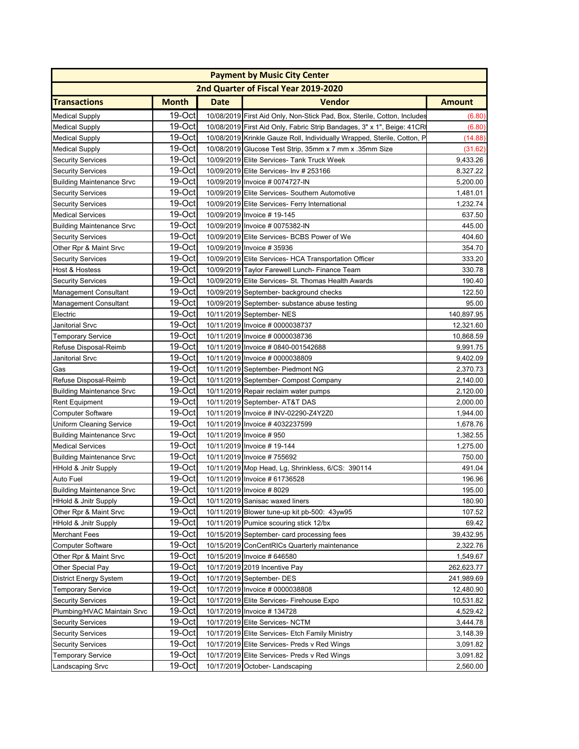| Payment by Music City Center | | | | |
|---|---|---|---|---|
| 2nd Quarter of Fiscal Year 2019-2020 | | | | |
| **Transactions** | **Month** | **Date** | **Vendor** | **Amount** |
| Medical Supply | 19-Oct | 10/08/2019 | First Aid Only, Non-Stick Pad, Box, Sterile, Cotton, Includes | (6.80) |
| Medical Supply | 19-Oct | 10/08/2019 | First Aid Only, Fabric Strip Bandages, 3" x 1", Beige: 41CR | (6.80) |
| Medical Supply | 19-Oct | 10/08/2019 | Krinkle Gauze Roll, Individually Wrapped, Sterile, Cotton, P | (14.88) |
| Medical Supply | 19-Oct | 10/08/2019 | Glucose Test Strip, 35mm x 7 mm x .35mm Size | (31.62) |
| Security Services | 19-Oct | 10/09/2019 | Elite Services- Tank Truck Week | 9,433.26 |
| Security Services | 19-Oct | 10/09/2019 | Elite Services- Inv # 253166 | 8,327.22 |
| Building Maintenance Srvc | 19-Oct | 10/09/2019 | Invoice # 0074727-IN | 5,200.00 |
| Security Services | 19-Oct | 10/09/2019 | Elite Services- Southern Automotive | 1,481.01 |
| Security Services | 19-Oct | 10/09/2019 | Elite Services- Ferry International | 1,232.74 |
| Medical Services | 19-Oct | 10/09/2019 | Invoice # 19-145 | 637.50 |
| Building Maintenance Srvc | 19-Oct | 10/09/2019 | Invoice # 0075382-IN | 445.00 |
| Security Services | 19-Oct | 10/09/2019 | Elite Services- BCBS Power of We | 404.60 |
| Other Rpr & Maint Srvc | 19-Oct | 10/09/2019 | Invoice # 35936 | 354.70 |
| Security Services | 19-Oct | 10/09/2019 | Elite Services- HCA Transportation Officer | 333.20 |
| Host & Hostess | 19-Oct | 10/09/2019 | Taylor Farewell Lunch- Finance Team | 330.78 |
| Security Services | 19-Oct | 10/09/2019 | Elite Services- St. Thomas Health Awards | 190.40 |
| Management Consultant | 19-Oct | 10/09/2019 | September- background checks | 122.50 |
| Management Consultant | 19-Oct | 10/09/2019 | September- substance abuse testing | 95.00 |
| Electric | 19-Oct | 10/11/2019 | September- NES | 140,897.95 |
| Janitorial Srvc | 19-Oct | 10/11/2019 | Invoice # 0000038737 | 12,321.60 |
| Temporary Service | 19-Oct | 10/11/2019 | Invoice # 0000038736 | 10,868.59 |
| Refuse Disposal-Reimb | 19-Oct | 10/11/2019 | Invoice # 0840-001542688 | 9,991.75 |
| Janitorial Srvc | 19-Oct | 10/11/2019 | Invoice # 0000038809 | 9,402.09 |
| Gas | 19-Oct | 10/11/2019 | September- Piedmont NG | 2,370.73 |
| Refuse Disposal-Reimb | 19-Oct | 10/11/2019 | September- Compost Company | 2,140.00 |
| Building Maintenance Srvc | 19-Oct | 10/11/2019 | Repair reclaim water pumps | 2,120.00 |
| Rent Equipment | 19-Oct | 10/11/2019 | September- AT&T DAS | 2,000.00 |
| Computer Software | 19-Oct | 10/11/2019 | Invoice # INV-02290-Z4Y2Z0 | 1,944.00 |
| Uniform Cleaning Service | 19-Oct | 10/11/2019 | Invoice # 4032237599 | 1,678.76 |
| Building Maintenance Srvc | 19-Oct | 10/11/2019 | Invoice # 950 | 1,382.55 |
| Medical Services | 19-Oct | 10/11/2019 | Invoice # 19-144 | 1,275.00 |
| Building Maintenance Srvc | 19-Oct | 10/11/2019 | Invoice # 755692 | 750.00 |
| HHold & Jnitr Supply | 19-Oct | 10/11/2019 | Mop Head, Lg, Shrinkless, 6/CS: 390114 | 491.04 |
| Auto Fuel | 19-Oct | 10/11/2019 | Invoice # 61736528 | 196.96 |
| Building Maintenance Srvc | 19-Oct | 10/11/2019 | Invoice # 8029 | 195.00 |
| HHold & Jnitr Supply | 19-Oct | 10/11/2019 | Sanisac waxed liners | 180.90 |
| Other Rpr & Maint Srvc | 19-Oct | 10/11/2019 | Blower tune-up kit pb-500: 43yw95 | 107.52 |
| HHold & Jnitr Supply | 19-Oct | 10/11/2019 | Pumice scouring stick 12/bx | 69.42 |
| Merchant Fees | 19-Oct | 10/15/2019 | September- card processing fees | 39,432.95 |
| Computer Software | 19-Oct | 10/15/2019 | ConCentRICs Quarterly maintenance | 2,322.76 |
| Other Rpr & Maint Srvc | 19-Oct | 10/15/2019 | Invoice # 646580 | 1,549.67 |
| Other Special Pay | 19-Oct | 10/17/2019 | 2019 Incentive Pay | 262,623.77 |
| District Energy System | 19-Oct | 10/17/2019 | September- DES | 241,989.69 |
| Temporary Service | 19-Oct | 10/17/2019 | Invoice # 0000038808 | 12,480.90 |
| Security Services | 19-Oct | 10/17/2019 | Elite Services- Firehouse Expo | 10,531.82 |
| Plumbing/HVAC Maintain Srvc | 19-Oct | 10/17/2019 | Invoice # 134728 | 4,529.42 |
| Security Services | 19-Oct | 10/17/2019 | Elite Services- NCTM | 3,444.78 |
| Security Services | 19-Oct | 10/17/2019 | Elite Services- Etch Family Ministry | 3,148.39 |
| Security Services | 19-Oct | 10/17/2019 | Elite Services- Preds v Red Wings | 3,091.82 |
| Temporary Service | 19-Oct | 10/17/2019 | Elite Services- Preds v Red Wings | 3,091.82 |
| Landscaping Srvc | 19-Oct | 10/17/2019 | October- Landscaping | 2,560.00 |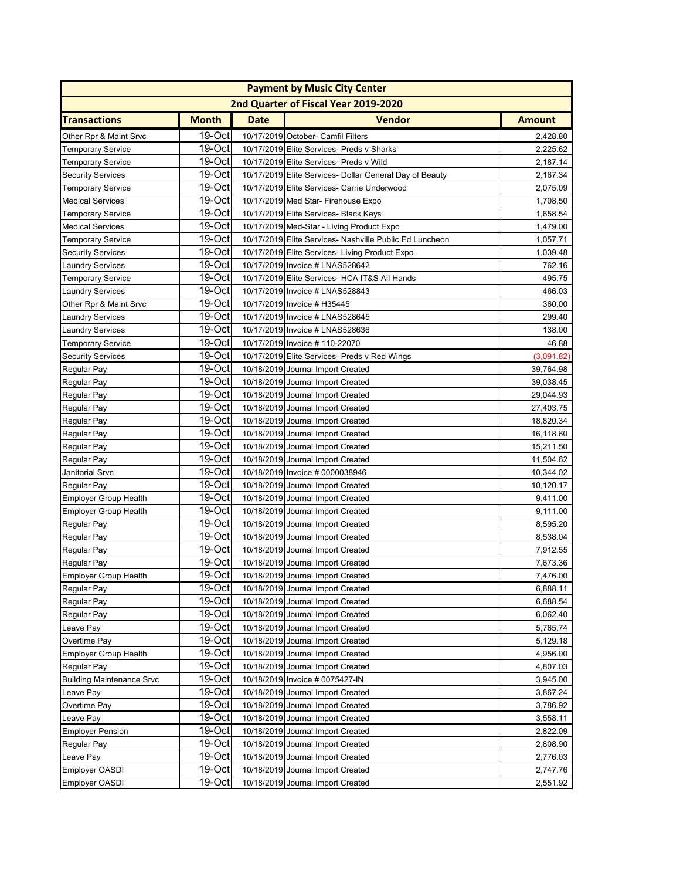| Payment by Music City Center | | | | |
|---|---|---|---|---|
| 2nd Quarter of Fiscal Year 2019-2020 | | | | |
| **Transactions** | **Month** | **Date** | **Vendor** | **Amount** |
| Other Rpr & Maint Srvc | 19-Oct | 10/17/2019 | October- Camfil Filters | 2,428.80 |
| Temporary Service | 19-Oct | 10/17/2019 | Elite Services- Preds v Sharks | 2,225.62 |
| Temporary Service | 19-Oct | 10/17/2019 | Elite Services- Preds v Wild | 2,187.14 |
| Security Services | 19-Oct | 10/17/2019 | Elite Services- Dollar General Day of Beauty | 2,167.34 |
| Temporary Service | 19-Oct | 10/17/2019 | Elite Services- Carrie Underwood | 2,075.09 |
| Medical Services | 19-Oct | 10/17/2019 | Med Star- Firehouse Expo | 1,708.50 |
| Temporary Service | 19-Oct | 10/17/2019 | Elite Services- Black Keys | 1,658.54 |
| Medical Services | 19-Oct | 10/17/2019 | Med-Star - Living Product Expo | 1,479.00 |
| Temporary Service | 19-Oct | 10/17/2019 | Elite Services- Nashville Public Ed Luncheon | 1,057.71 |
| Security Services | 19-Oct | 10/17/2019 | Elite Services- Living Product Expo | 1,039.48 |
| Laundry Services | 19-Oct | 10/17/2019 | Invoice # LNAS528642 | 762.16 |
| Temporary Service | 19-Oct | 10/17/2019 | Elite Services- HCA IT&S All Hands | 495.75 |
| Laundry Services | 19-Oct | 10/17/2019 | Invoice # LNAS528843 | 466.03 |
| Other Rpr & Maint Srvc | 19-Oct | 10/17/2019 | Invoice # H35445 | 360.00 |
| Laundry Services | 19-Oct | 10/17/2019 | Invoice # LNAS528645 | 299.40 |
| Laundry Services | 19-Oct | 10/17/2019 | Invoice # LNAS528636 | 138.00 |
| Temporary Service | 19-Oct | 10/17/2019 | Invoice # 110-22070 | 46.88 |
| Security Services | 19-Oct | 10/17/2019 | Elite Services- Preds v Red Wings | (3,091.82) |
| Regular Pay | 19-Oct | 10/18/2019 | Journal Import Created | 39,764.98 |
| Regular Pay | 19-Oct | 10/18/2019 | Journal Import Created | 39,038.45 |
| Regular Pay | 19-Oct | 10/18/2019 | Journal Import Created | 29,044.93 |
| Regular Pay | 19-Oct | 10/18/2019 | Journal Import Created | 27,403.75 |
| Regular Pay | 19-Oct | 10/18/2019 | Journal Import Created | 18,820.34 |
| Regular Pay | 19-Oct | 10/18/2019 | Journal Import Created | 16,118.60 |
| Regular Pay | 19-Oct | 10/18/2019 | Journal Import Created | 15,211.50 |
| Regular Pay | 19-Oct | 10/18/2019 | Journal Import Created | 11,504.62 |
| Janitorial Srvc | 19-Oct | 10/18/2019 | Invoice # 0000038946 | 10,344.02 |
| Regular Pay | 19-Oct | 10/18/2019 | Journal Import Created | 10,120.17 |
| Employer Group Health | 19-Oct | 10/18/2019 | Journal Import Created | 9,411.00 |
| Employer Group Health | 19-Oct | 10/18/2019 | Journal Import Created | 9,111.00 |
| Regular Pay | 19-Oct | 10/18/2019 | Journal Import Created | 8,595.20 |
| Regular Pay | 19-Oct | 10/18/2019 | Journal Import Created | 8,538.04 |
| Regular Pay | 19-Oct | 10/18/2019 | Journal Import Created | 7,912.55 |
| Regular Pay | 19-Oct | 10/18/2019 | Journal Import Created | 7,673.36 |
| Employer Group Health | 19-Oct | 10/18/2019 | Journal Import Created | 7,476.00 |
| Regular Pay | 19-Oct | 10/18/2019 | Journal Import Created | 6,888.11 |
| Regular Pay | 19-Oct | 10/18/2019 | Journal Import Created | 6,688.54 |
| Regular Pay | 19-Oct | 10/18/2019 | Journal Import Created | 6,062.40 |
| Leave Pay | 19-Oct | 10/18/2019 | Journal Import Created | 5,765.74 |
| Overtime Pay | 19-Oct | 10/18/2019 | Journal Import Created | 5,129.18 |
| Employer Group Health | 19-Oct | 10/18/2019 | Journal Import Created | 4,956.00 |
| Regular Pay | 19-Oct | 10/18/2019 | Journal Import Created | 4,807.03 |
| Building Maintenance Srvc | 19-Oct | 10/18/2019 | Invoice # 0075427-IN | 3,945.00 |
| Leave Pay | 19-Oct | 10/18/2019 | Journal Import Created | 3,867.24 |
| Overtime Pay | 19-Oct | 10/18/2019 | Journal Import Created | 3,786.92 |
| Leave Pay | 19-Oct | 10/18/2019 | Journal Import Created | 3,558.11 |
| Employer Pension | 19-Oct | 10/18/2019 | Journal Import Created | 2,822.09 |
| Regular Pay | 19-Oct | 10/18/2019 | Journal Import Created | 2,808.90 |
| Leave Pay | 19-Oct | 10/18/2019 | Journal Import Created | 2,776.03 |
| Employer OASDI | 19-Oct | 10/18/2019 | Journal Import Created | 2,747.76 |
| Employer OASDI | 19-Oct | 10/18/2019 | Journal Import Created | 2,551.92 |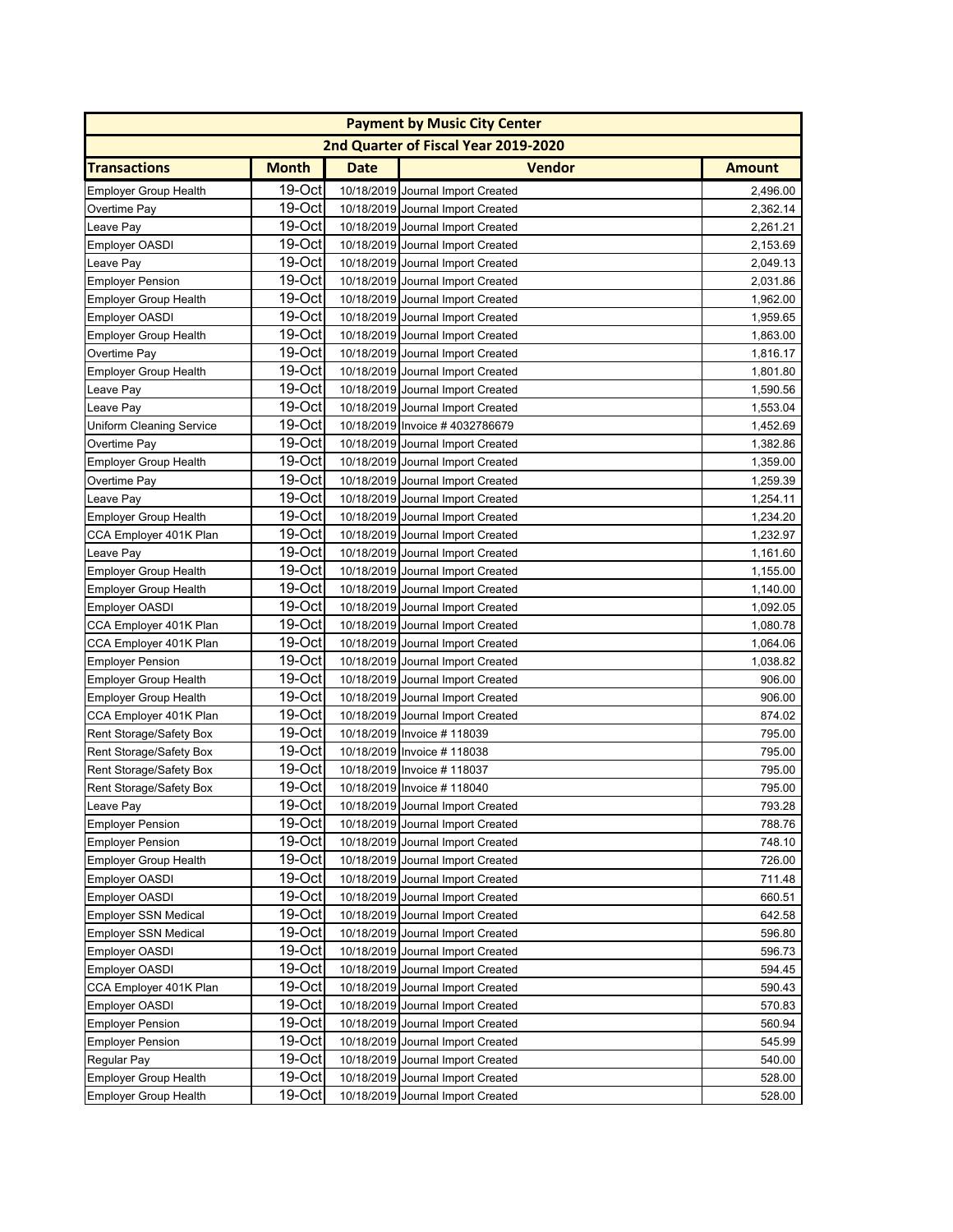| Payment by Music City Center | | | | |
|---|---|---|---|---|
| 2nd Quarter of Fiscal Year 2019-2020 | | | | |
| **Transactions** | **Month** | **Date** | **Vendor** | **Amount** |
| Employer Group Health | 19-Oct | 10/18/2019 | Journal Import Created | 2,496.00 |
| Overtime Pay | 19-Oct | 10/18/2019 | Journal Import Created | 2,362.14 |
| Leave Pay | 19-Oct | 10/18/2019 | Journal Import Created | 2,261.21 |
| Employer OASDI | 19-Oct | 10/18/2019 | Journal Import Created | 2,153.69 |
| Leave Pay | 19-Oct | 10/18/2019 | Journal Import Created | 2,049.13 |
| Employer Pension | 19-Oct | 10/18/2019 | Journal Import Created | 2,031.86 |
| Employer Group Health | 19-Oct | 10/18/2019 | Journal Import Created | 1,962.00 |
| Employer OASDI | 19-Oct | 10/18/2019 | Journal Import Created | 1,959.65 |
| Employer Group Health | 19-Oct | 10/18/2019 | Journal Import Created | 1,863.00 |
| Overtime Pay | 19-Oct | 10/18/2019 | Journal Import Created | 1,816.17 |
| Employer Group Health | 19-Oct | 10/18/2019 | Journal Import Created | 1,801.80 |
| Leave Pay | 19-Oct | 10/18/2019 | Journal Import Created | 1,590.56 |
| Leave Pay | 19-Oct | 10/18/2019 | Journal Import Created | 1,553.04 |
| Uniform Cleaning Service | 19-Oct | 10/18/2019 | Invoice # 4032786679 | 1,452.69 |
| Overtime Pay | 19-Oct | 10/18/2019 | Journal Import Created | 1,382.86 |
| Employer Group Health | 19-Oct | 10/18/2019 | Journal Import Created | 1,359.00 |
| Overtime Pay | 19-Oct | 10/18/2019 | Journal Import Created | 1,259.39 |
| Leave Pay | 19-Oct | 10/18/2019 | Journal Import Created | 1,254.11 |
| Employer Group Health | 19-Oct | 10/18/2019 | Journal Import Created | 1,234.20 |
| CCA Employer 401K Plan | 19-Oct | 10/18/2019 | Journal Import Created | 1,232.97 |
| Leave Pay | 19-Oct | 10/18/2019 | Journal Import Created | 1,161.60 |
| Employer Group Health | 19-Oct | 10/18/2019 | Journal Import Created | 1,155.00 |
| Employer Group Health | 19-Oct | 10/18/2019 | Journal Import Created | 1,140.00 |
| Employer OASDI | 19-Oct | 10/18/2019 | Journal Import Created | 1,092.05 |
| CCA Employer 401K Plan | 19-Oct | 10/18/2019 | Journal Import Created | 1,080.78 |
| CCA Employer 401K Plan | 19-Oct | 10/18/2019 | Journal Import Created | 1,064.06 |
| Employer Pension | 19-Oct | 10/18/2019 | Journal Import Created | 1,038.82 |
| Employer Group Health | 19-Oct | 10/18/2019 | Journal Import Created | 906.00 |
| Employer Group Health | 19-Oct | 10/18/2019 | Journal Import Created | 906.00 |
| CCA Employer 401K Plan | 19-Oct | 10/18/2019 | Journal Import Created | 874.02 |
| Rent Storage/Safety Box | 19-Oct | 10/18/2019 | Invoice # 118039 | 795.00 |
| Rent Storage/Safety Box | 19-Oct | 10/18/2019 | Invoice # 118038 | 795.00 |
| Rent Storage/Safety Box | 19-Oct | 10/18/2019 | Invoice # 118037 | 795.00 |
| Rent Storage/Safety Box | 19-Oct | 10/18/2019 | Invoice # 118040 | 795.00 |
| Leave Pay | 19-Oct | 10/18/2019 | Journal Import Created | 793.28 |
| Employer Pension | 19-Oct | 10/18/2019 | Journal Import Created | 788.76 |
| Employer Pension | 19-Oct | 10/18/2019 | Journal Import Created | 748.10 |
| Employer Group Health | 19-Oct | 10/18/2019 | Journal Import Created | 726.00 |
| Employer OASDI | 19-Oct | 10/18/2019 | Journal Import Created | 711.48 |
| Employer OASDI | 19-Oct | 10/18/2019 | Journal Import Created | 660.51 |
| Employer SSN Medical | 19-Oct | 10/18/2019 | Journal Import Created | 642.58 |
| Employer SSN Medical | 19-Oct | 10/18/2019 | Journal Import Created | 596.80 |
| Employer OASDI | 19-Oct | 10/18/2019 | Journal Import Created | 596.73 |
| Employer OASDI | 19-Oct | 10/18/2019 | Journal Import Created | 594.45 |
| CCA Employer 401K Plan | 19-Oct | 10/18/2019 | Journal Import Created | 590.43 |
| Employer OASDI | 19-Oct | 10/18/2019 | Journal Import Created | 570.83 |
| Employer Pension | 19-Oct | 10/18/2019 | Journal Import Created | 560.94 |
| Employer Pension | 19-Oct | 10/18/2019 | Journal Import Created | 545.99 |
| Regular Pay | 19-Oct | 10/18/2019 | Journal Import Created | 540.00 |
| Employer Group Health | 19-Oct | 10/18/2019 | Journal Import Created | 528.00 |
| Employer Group Health | 19-Oct | 10/18/2019 | Journal Import Created | 528.00 |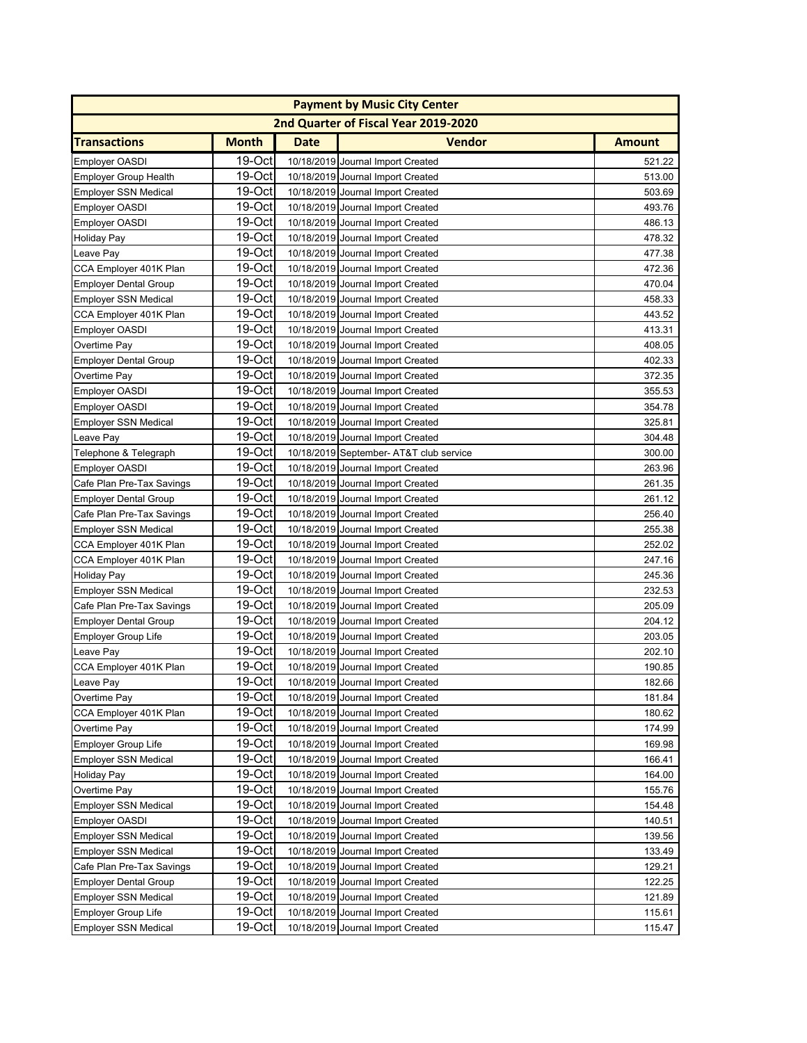| Payment by Music City Center | | | | |
|---|---|---|---|---|
| 2nd Quarter of Fiscal Year 2019-2020 | | | | |
| **Transactions** | **Month** | **Date** | **Vendor** | **Amount** |
| Employer OASDI | 19-Oct | 10/18/2019 | Journal Import Created | 521.22 |
| Employer Group Health | 19-Oct | 10/18/2019 | Journal Import Created | 513.00 |
| Employer SSN Medical | 19-Oct | 10/18/2019 | Journal Import Created | 503.69 |
| Employer OASDI | 19-Oct | 10/18/2019 | Journal Import Created | 493.76 |
| Employer OASDI | 19-Oct | 10/18/2019 | Journal Import Created | 486.13 |
| Holiday Pay | 19-Oct | 10/18/2019 | Journal Import Created | 478.32 |
| Leave Pay | 19-Oct | 10/18/2019 | Journal Import Created | 477.38 |
| CCA Employer 401K Plan | 19-Oct | 10/18/2019 | Journal Import Created | 472.36 |
| Employer Dental Group | 19-Oct | 10/18/2019 | Journal Import Created | 470.04 |
| Employer SSN Medical | 19-Oct | 10/18/2019 | Journal Import Created | 458.33 |
| CCA Employer 401K Plan | 19-Oct | 10/18/2019 | Journal Import Created | 443.52 |
| Employer OASDI | 19-Oct | 10/18/2019 | Journal Import Created | 413.31 |
| Overtime Pay | 19-Oct | 10/18/2019 | Journal Import Created | 408.05 |
| Employer Dental Group | 19-Oct | 10/18/2019 | Journal Import Created | 402.33 |
| Overtime Pay | 19-Oct | 10/18/2019 | Journal Import Created | 372.35 |
| Employer OASDI | 19-Oct | 10/18/2019 | Journal Import Created | 355.53 |
| Employer OASDI | 19-Oct | 10/18/2019 | Journal Import Created | 354.78 |
| Employer SSN Medical | 19-Oct | 10/18/2019 | Journal Import Created | 325.81 |
| Leave Pay | 19-Oct | 10/18/2019 | Journal Import Created | 304.48 |
| Telephone & Telegraph | 19-Oct | 10/18/2019 | September- AT&T club service | 300.00 |
| Employer OASDI | 19-Oct | 10/18/2019 | Journal Import Created | 263.96 |
| Cafe Plan Pre-Tax Savings | 19-Oct | 10/18/2019 | Journal Import Created | 261.35 |
| Employer Dental Group | 19-Oct | 10/18/2019 | Journal Import Created | 261.12 |
| Cafe Plan Pre-Tax Savings | 19-Oct | 10/18/2019 | Journal Import Created | 256.40 |
| Employer SSN Medical | 19-Oct | 10/18/2019 | Journal Import Created | 255.38 |
| CCA Employer 401K Plan | 19-Oct | 10/18/2019 | Journal Import Created | 252.02 |
| CCA Employer 401K Plan | 19-Oct | 10/18/2019 | Journal Import Created | 247.16 |
| Holiday Pay | 19-Oct | 10/18/2019 | Journal Import Created | 245.36 |
| Employer SSN Medical | 19-Oct | 10/18/2019 | Journal Import Created | 232.53 |
| Cafe Plan Pre-Tax Savings | 19-Oct | 10/18/2019 | Journal Import Created | 205.09 |
| Employer Dental Group | 19-Oct | 10/18/2019 | Journal Import Created | 204.12 |
| Employer Group Life | 19-Oct | 10/18/2019 | Journal Import Created | 203.05 |
| Leave Pay | 19-Oct | 10/18/2019 | Journal Import Created | 202.10 |
| CCA Employer 401K Plan | 19-Oct | 10/18/2019 | Journal Import Created | 190.85 |
| Leave Pay | 19-Oct | 10/18/2019 | Journal Import Created | 182.66 |
| Overtime Pay | 19-Oct | 10/18/2019 | Journal Import Created | 181.84 |
| CCA Employer 401K Plan | 19-Oct | 10/18/2019 | Journal Import Created | 180.62 |
| Overtime Pay | 19-Oct | 10/18/2019 | Journal Import Created | 174.99 |
| Employer Group Life | 19-Oct | 10/18/2019 | Journal Import Created | 169.98 |
| Employer SSN Medical | 19-Oct | 10/18/2019 | Journal Import Created | 166.41 |
| Holiday Pay | 19-Oct | 10/18/2019 | Journal Import Created | 164.00 |
| Overtime Pay | 19-Oct | 10/18/2019 | Journal Import Created | 155.76 |
| Employer SSN Medical | 19-Oct | 10/18/2019 | Journal Import Created | 154.48 |
| Employer OASDI | 19-Oct | 10/18/2019 | Journal Import Created | 140.51 |
| Employer SSN Medical | 19-Oct | 10/18/2019 | Journal Import Created | 139.56 |
| Employer SSN Medical | 19-Oct | 10/18/2019 | Journal Import Created | 133.49 |
| Cafe Plan Pre-Tax Savings | 19-Oct | 10/18/2019 | Journal Import Created | 129.21 |
| Employer Dental Group | 19-Oct | 10/18/2019 | Journal Import Created | 122.25 |
| Employer SSN Medical | 19-Oct | 10/18/2019 | Journal Import Created | 121.89 |
| Employer Group Life | 19-Oct | 10/18/2019 | Journal Import Created | 115.61 |
| Employer SSN Medical | 19-Oct | 10/18/2019 | Journal Import Created | 115.47 |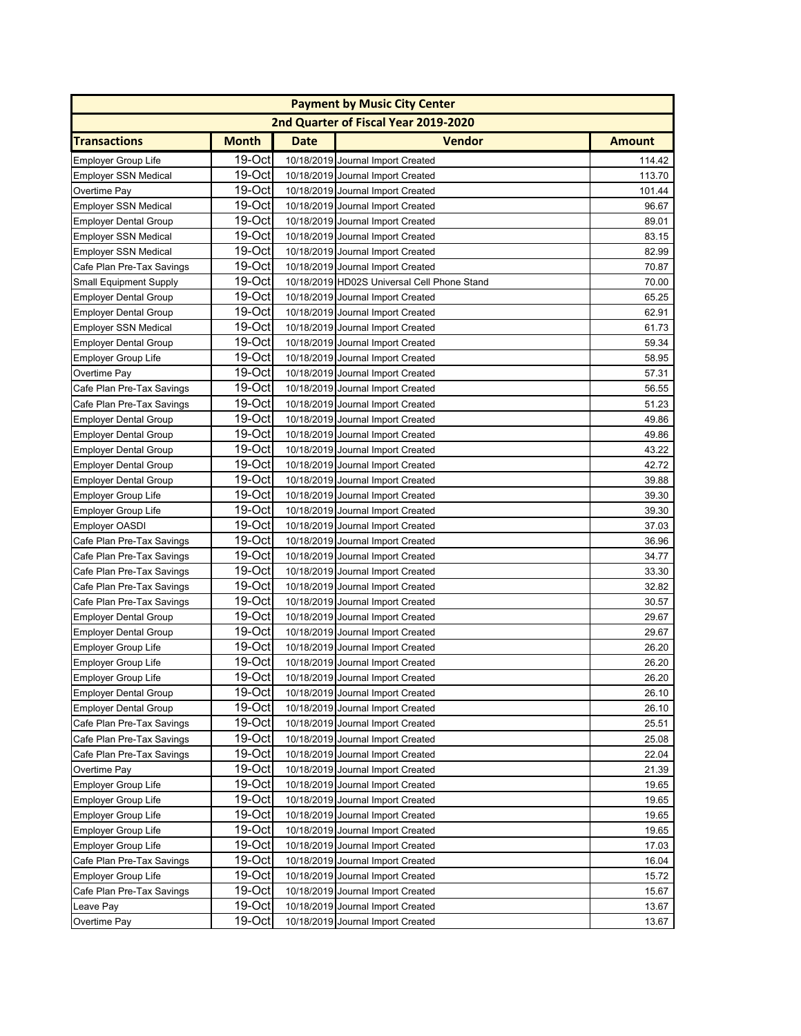| Payment by Music City Center | | | | |
|---|---|---|---|---|
| 2nd Quarter of Fiscal Year 2019-2020 | | | | |
| **Transactions** | **Month** | **Date** | **Vendor** | **Amount** |
| Employer Group Life | 19-Oct | 10/18/2019 | Journal Import Created | 114.42 |
| Employer SSN Medical | 19-Oct | 10/18/2019 | Journal Import Created | 113.70 |
| Overtime Pay | 19-Oct | 10/18/2019 | Journal Import Created | 101.44 |
| Employer SSN Medical | 19-Oct | 10/18/2019 | Journal Import Created | 96.67 |
| Employer Dental Group | 19-Oct | 10/18/2019 | Journal Import Created | 89.01 |
| Employer SSN Medical | 19-Oct | 10/18/2019 | Journal Import Created | 83.15 |
| Employer SSN Medical | 19-Oct | 10/18/2019 | Journal Import Created | 82.99 |
| Cafe Plan Pre-Tax Savings | 19-Oct | 10/18/2019 | Journal Import Created | 70.87 |
| Small Equipment Supply | 19-Oct | 10/18/2019 | HD02S Universal Cell Phone Stand | 70.00 |
| Employer Dental Group | 19-Oct | 10/18/2019 | Journal Import Created | 65.25 |
| Employer Dental Group | 19-Oct | 10/18/2019 | Journal Import Created | 62.91 |
| Employer SSN Medical | 19-Oct | 10/18/2019 | Journal Import Created | 61.73 |
| Employer Dental Group | 19-Oct | 10/18/2019 | Journal Import Created | 59.34 |
| Employer Group Life | 19-Oct | 10/18/2019 | Journal Import Created | 58.95 |
| Overtime Pay | 19-Oct | 10/18/2019 | Journal Import Created | 57.31 |
| Cafe Plan Pre-Tax Savings | 19-Oct | 10/18/2019 | Journal Import Created | 56.55 |
| Cafe Plan Pre-Tax Savings | 19-Oct | 10/18/2019 | Journal Import Created | 51.23 |
| Employer Dental Group | 19-Oct | 10/18/2019 | Journal Import Created | 49.86 |
| Employer Dental Group | 19-Oct | 10/18/2019 | Journal Import Created | 49.86 |
| Employer Dental Group | 19-Oct | 10/18/2019 | Journal Import Created | 43.22 |
| Employer Dental Group | 19-Oct | 10/18/2019 | Journal Import Created | 42.72 |
| Employer Dental Group | 19-Oct | 10/18/2019 | Journal Import Created | 39.88 |
| Employer Group Life | 19-Oct | 10/18/2019 | Journal Import Created | 39.30 |
| Employer Group Life | 19-Oct | 10/18/2019 | Journal Import Created | 39.30 |
| Employer OASDI | 19-Oct | 10/18/2019 | Journal Import Created | 37.03 |
| Cafe Plan Pre-Tax Savings | 19-Oct | 10/18/2019 | Journal Import Created | 36.96 |
| Cafe Plan Pre-Tax Savings | 19-Oct | 10/18/2019 | Journal Import Created | 34.77 |
| Cafe Plan Pre-Tax Savings | 19-Oct | 10/18/2019 | Journal Import Created | 33.30 |
| Cafe Plan Pre-Tax Savings | 19-Oct | 10/18/2019 | Journal Import Created | 32.82 |
| Cafe Plan Pre-Tax Savings | 19-Oct | 10/18/2019 | Journal Import Created | 30.57 |
| Employer Dental Group | 19-Oct | 10/18/2019 | Journal Import Created | 29.67 |
| Employer Dental Group | 19-Oct | 10/18/2019 | Journal Import Created | 29.67 |
| Employer Group Life | 19-Oct | 10/18/2019 | Journal Import Created | 26.20 |
| Employer Group Life | 19-Oct | 10/18/2019 | Journal Import Created | 26.20 |
| Employer Group Life | 19-Oct | 10/18/2019 | Journal Import Created | 26.20 |
| Employer Dental Group | 19-Oct | 10/18/2019 | Journal Import Created | 26.10 |
| Employer Dental Group | 19-Oct | 10/18/2019 | Journal Import Created | 26.10 |
| Cafe Plan Pre-Tax Savings | 19-Oct | 10/18/2019 | Journal Import Created | 25.51 |
| Cafe Plan Pre-Tax Savings | 19-Oct | 10/18/2019 | Journal Import Created | 25.08 |
| Cafe Plan Pre-Tax Savings | 19-Oct | 10/18/2019 | Journal Import Created | 22.04 |
| Overtime Pay | 19-Oct | 10/18/2019 | Journal Import Created | 21.39 |
| Employer Group Life | 19-Oct | 10/18/2019 | Journal Import Created | 19.65 |
| Employer Group Life | 19-Oct | 10/18/2019 | Journal Import Created | 19.65 |
| Employer Group Life | 19-Oct | 10/18/2019 | Journal Import Created | 19.65 |
| Employer Group Life | 19-Oct | 10/18/2019 | Journal Import Created | 19.65 |
| Employer Group Life | 19-Oct | 10/18/2019 | Journal Import Created | 17.03 |
| Cafe Plan Pre-Tax Savings | 19-Oct | 10/18/2019 | Journal Import Created | 16.04 |
| Employer Group Life | 19-Oct | 10/18/2019 | Journal Import Created | 15.72 |
| Cafe Plan Pre-Tax Savings | 19-Oct | 10/18/2019 | Journal Import Created | 15.67 |
| Leave Pay | 19-Oct | 10/18/2019 | Journal Import Created | 13.67 |
| Overtime Pay | 19-Oct | 10/18/2019 | Journal Import Created | 13.67 |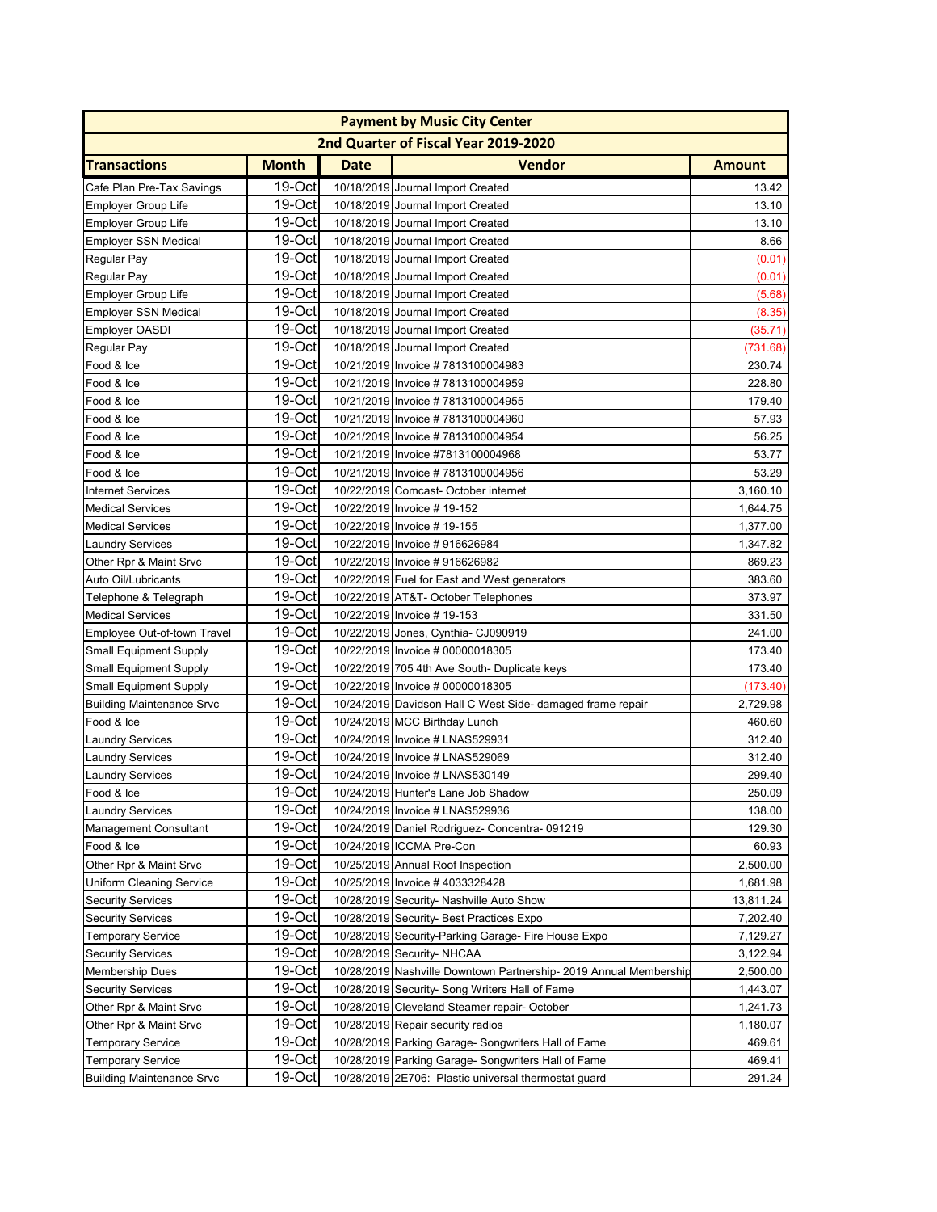| Payment by Music City Center | | | | |
|---|---|---|---|---|
| 2nd Quarter of Fiscal Year 2019-2020 | | | | |
| **Transactions** | **Month** | **Date** | **Vendor** | **Amount** |
| Cafe Plan Pre-Tax Savings | 19-Oct | 10/18/2019 | Journal Import Created | 13.42 |
| Employer Group Life | 19-Oct | 10/18/2019 | Journal Import Created | 13.10 |
| Employer Group Life | 19-Oct | 10/18/2019 | Journal Import Created | 13.10 |
| Employer SSN Medical | 19-Oct | 10/18/2019 | Journal Import Created | 8.66 |
| Regular Pay | 19-Oct | 10/18/2019 | Journal Import Created | (0.01) |
| Regular Pay | 19-Oct | 10/18/2019 | Journal Import Created | (0.01) |
| Employer Group Life | 19-Oct | 10/18/2019 | Journal Import Created | (5.68) |
| Employer SSN Medical | 19-Oct | 10/18/2019 | Journal Import Created | (8.35) |
| Employer OASDI | 19-Oct | 10/18/2019 | Journal Import Created | (35.71) |
| Regular Pay | 19-Oct | 10/18/2019 | Journal Import Created | (731.68) |
| Food & Ice | 19-Oct | 10/21/2019 | Invoice # 7813100004983 | 230.74 |
| Food & Ice | 19-Oct | 10/21/2019 | Invoice # 7813100004959 | 228.80 |
| Food & Ice | 19-Oct | 10/21/2019 | Invoice # 7813100004955 | 179.40 |
| Food & Ice | 19-Oct | 10/21/2019 | Invoice # 7813100004960 | 57.93 |
| Food & Ice | 19-Oct | 10/21/2019 | Invoice # 7813100004954 | 56.25 |
| Food & Ice | 19-Oct | 10/21/2019 | Invoice #7813100004968 | 53.77 |
| Food & Ice | 19-Oct | 10/21/2019 | Invoice # 7813100004956 | 53.29 |
| Internet Services | 19-Oct | 10/22/2019 | Comcast- October internet | 3,160.10 |
| Medical Services | 19-Oct | 10/22/2019 | Invoice # 19-152 | 1,644.75 |
| Medical Services | 19-Oct | 10/22/2019 | Invoice # 19-155 | 1,377.00 |
| Laundry Services | 19-Oct | 10/22/2019 | Invoice # 916626984 | 1,347.82 |
| Other Rpr & Maint Srvc | 19-Oct | 10/22/2019 | Invoice # 916626982 | 869.23 |
| Auto Oil/Lubricants | 19-Oct | 10/22/2019 | Fuel for East and West generators | 383.60 |
| Telephone & Telegraph | 19-Oct | 10/22/2019 | AT&T- October Telephones | 373.97 |
| Medical Services | 19-Oct | 10/22/2019 | Invoice # 19-153 | 331.50 |
| Employee Out-of-town Travel | 19-Oct | 10/22/2019 | Jones, Cynthia- CJ090919 | 241.00 |
| Small Equipment Supply | 19-Oct | 10/22/2019 | Invoice # 00000018305 | 173.40 |
| Small Equipment Supply | 19-Oct | 10/22/2019 | 705 4th Ave South- Duplicate keys | 173.40 |
| Small Equipment Supply | 19-Oct | 10/22/2019 | Invoice # 00000018305 | (173.40) |
| Building Maintenance Srvc | 19-Oct | 10/24/2019 | Davidson Hall C West Side- damaged frame repair | 2,729.98 |
| Food & Ice | 19-Oct | 10/24/2019 | MCC Birthday Lunch | 460.60 |
| Laundry Services | 19-Oct | 10/24/2019 | Invoice # LNAS529931 | 312.40 |
| Laundry Services | 19-Oct | 10/24/2019 | Invoice # LNAS529069 | 312.40 |
| Laundry Services | 19-Oct | 10/24/2019 | Invoice # LNAS530149 | 299.40 |
| Food & Ice | 19-Oct | 10/24/2019 | Hunter's Lane Job Shadow | 250.09 |
| Laundry Services | 19-Oct | 10/24/2019 | Invoice # LNAS529936 | 138.00 |
| Management Consultant | 19-Oct | 10/24/2019 | Daniel Rodriguez- Concentra- 091219 | 129.30 |
| Food & Ice | 19-Oct | 10/24/2019 | ICCMA Pre-Con | 60.93 |
| Other Rpr & Maint Srvc | 19-Oct | 10/25/2019 | Annual Roof Inspection | 2,500.00 |
| Uniform Cleaning Service | 19-Oct | 10/25/2019 | Invoice # 4033328428 | 1,681.98 |
| Security Services | 19-Oct | 10/28/2019 | Security- Nashville Auto Show | 13,811.24 |
| Security Services | 19-Oct | 10/28/2019 | Security- Best Practices Expo | 7,202.40 |
| Temporary Service | 19-Oct | 10/28/2019 | Security-Parking Garage- Fire House Expo | 7,129.27 |
| Security Services | 19-Oct | 10/28/2019 | Security- NHCAA | 3,122.94 |
| Membership Dues | 19-Oct | 10/28/2019 | Nashville Downtown Partnership- 2019 Annual Membership | 2,500.00 |
| Security Services | 19-Oct | 10/28/2019 | Security- Song Writers Hall of Fame | 1,443.07 |
| Other Rpr & Maint Srvc | 19-Oct | 10/28/2019 | Cleveland Steamer repair- October | 1,241.73 |
| Other Rpr & Maint Srvc | 19-Oct | 10/28/2019 | Repair security radios | 1,180.07 |
| Temporary Service | 19-Oct | 10/28/2019 | Parking Garage- Songwriters Hall of Fame | 469.61 |
| Temporary Service | 19-Oct | 10/28/2019 | Parking Garage- Songwriters Hall of Fame | 469.41 |
| Building Maintenance Srvc | 19-Oct | 10/28/2019 | 2E706: Plastic universal thermostat guard | 291.24 |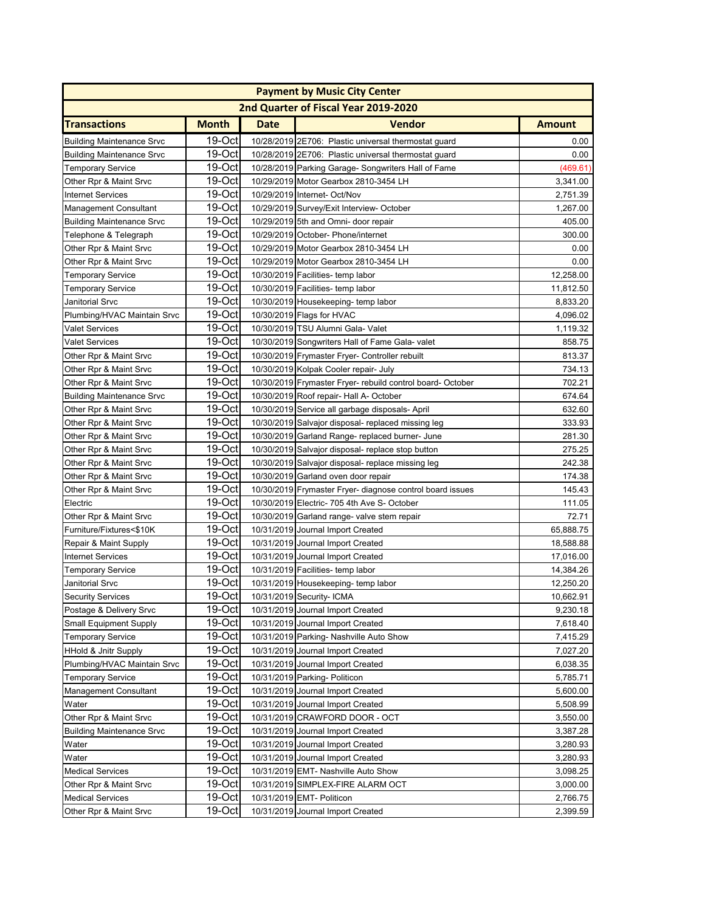| Payment by Music City Center | | | | |
|---|---|---|---|---|
| 2nd Quarter of Fiscal Year 2019-2020 | | | | |
| **Transactions** | **Month** | **Date** | **Vendor** | **Amount** |
| Building Maintenance Srvc | 19-Oct | 10/28/2019 | 2E706: Plastic universal thermostat guard | 0.00 |
| Building Maintenance Srvc | 19-Oct | 10/28/2019 | 2E706: Plastic universal thermostat guard | 0.00 |
| Temporary Service | 19-Oct | 10/28/2019 | Parking Garage- Songwriters Hall of Fame | (469.61) |
| Other Rpr & Maint Srvc | 19-Oct | 10/29/2019 | Motor Gearbox 2810-3454 LH | 3,341.00 |
| Internet Services | 19-Oct | 10/29/2019 | Internet- Oct/Nov | 2,751.39 |
| Management Consultant | 19-Oct | 10/29/2019 | Survey/Exit Interview- October | 1,267.00 |
| Building Maintenance Srvc | 19-Oct | 10/29/2019 | 5th and Omni- door repair | 405.00 |
| Telephone & Telegraph | 19-Oct | 10/29/2019 | October- Phone/internet | 300.00 |
| Other Rpr & Maint Srvc | 19-Oct | 10/29/2019 | Motor Gearbox 2810-3454 LH | 0.00 |
| Other Rpr & Maint Srvc | 19-Oct | 10/29/2019 | Motor Gearbox 2810-3454 LH | 0.00 |
| Temporary Service | 19-Oct | 10/30/2019 | Facilities- temp labor | 12,258.00 |
| Temporary Service | 19-Oct | 10/30/2019 | Facilities- temp labor | 11,812.50 |
| Janitorial Srvc | 19-Oct | 10/30/2019 | Housekeeping- temp labor | 8,833.20 |
| Plumbing/HVAC Maintain Srvc | 19-Oct | 10/30/2019 | Flags for HVAC | 4,096.02 |
| Valet Services | 19-Oct | 10/30/2019 | TSU Alumni Gala- Valet | 1,119.32 |
| Valet Services | 19-Oct | 10/30/2019 | Songwriters Hall of Fame Gala- valet | 858.75 |
| Other Rpr & Maint Srvc | 19-Oct | 10/30/2019 | Frymaster Fryer- Controller rebuilt | 813.37 |
| Other Rpr & Maint Srvc | 19-Oct | 10/30/2019 | Kolpak Cooler repair- July | 734.13 |
| Other Rpr & Maint Srvc | 19-Oct | 10/30/2019 | Frymaster Fryer- rebuild control board- October | 702.21 |
| Building Maintenance Srvc | 19-Oct | 10/30/2019 | Roof repair- Hall A- October | 674.64 |
| Other Rpr & Maint Srvc | 19-Oct | 10/30/2019 | Service all garbage disposals- April | 632.60 |
| Other Rpr & Maint Srvc | 19-Oct | 10/30/2019 | Salvajor disposal- replaced missing leg | 333.93 |
| Other Rpr & Maint Srvc | 19-Oct | 10/30/2019 | Garland Range- replaced burner- June | 281.30 |
| Other Rpr & Maint Srvc | 19-Oct | 10/30/2019 | Salvajor disposal- replace stop button | 275.25 |
| Other Rpr & Maint Srvc | 19-Oct | 10/30/2019 | Salvajor disposal- replace missing leg | 242.38 |
| Other Rpr & Maint Srvc | 19-Oct | 10/30/2019 | Garland oven door repair | 174.38 |
| Other Rpr & Maint Srvc | 19-Oct | 10/30/2019 | Frymaster Fryer- diagnose control board issues | 145.43 |
| Electric | 19-Oct | 10/30/2019 | Electric- 705 4th Ave S- October | 111.05 |
| Other Rpr & Maint Srvc | 19-Oct | 10/30/2019 | Garland range- valve stem repair | 72.71 |
| Furniture/Fixtures<$10K | 19-Oct | 10/31/2019 | Journal Import Created | 65,888.75 |
| Repair & Maint Supply | 19-Oct | 10/31/2019 | Journal Import Created | 18,588.88 |
| Internet Services | 19-Oct | 10/31/2019 | Journal Import Created | 17,016.00 |
| Temporary Service | 19-Oct | 10/31/2019 | Facilities- temp labor | 14,384.26 |
| Janitorial Srvc | 19-Oct | 10/31/2019 | Housekeeping- temp labor | 12,250.20 |
| Security Services | 19-Oct | 10/31/2019 | Security- ICMA | 10,662.91 |
| Postage & Delivery Srvc | 19-Oct | 10/31/2019 | Journal Import Created | 9,230.18 |
| Small Equipment Supply | 19-Oct | 10/31/2019 | Journal Import Created | 7,618.40 |
| Temporary Service | 19-Oct | 10/31/2019 | Parking- Nashville Auto Show | 7,415.29 |
| HHold & Jnitr Supply | 19-Oct | 10/31/2019 | Journal Import Created | 7,027.20 |
| Plumbing/HVAC Maintain Srvc | 19-Oct | 10/31/2019 | Journal Import Created | 6,038.35 |
| Temporary Service | 19-Oct | 10/31/2019 | Parking- Politicon | 5,785.71 |
| Management Consultant | 19-Oct | 10/31/2019 | Journal Import Created | 5,600.00 |
| Water | 19-Oct | 10/31/2019 | Journal Import Created | 5,508.99 |
| Other Rpr & Maint Srvc | 19-Oct | 10/31/2019 | CRAWFORD DOOR - OCT | 3,550.00 |
| Building Maintenance Srvc | 19-Oct | 10/31/2019 | Journal Import Created | 3,387.28 |
| Water | 19-Oct | 10/31/2019 | Journal Import Created | 3,280.93 |
| Water | 19-Oct | 10/31/2019 | Journal Import Created | 3,280.93 |
| Medical Services | 19-Oct | 10/31/2019 | EMT- Nashville Auto Show | 3,098.25 |
| Other Rpr & Maint Srvc | 19-Oct | 10/31/2019 | SIMPLEX-FIRE ALARM OCT | 3,000.00 |
| Medical Services | 19-Oct | 10/31/2019 | EMT- Politicon | 2,766.75 |
| Other Rpr & Maint Srvc | 19-Oct | 10/31/2019 | Journal Import Created | 2,399.59 |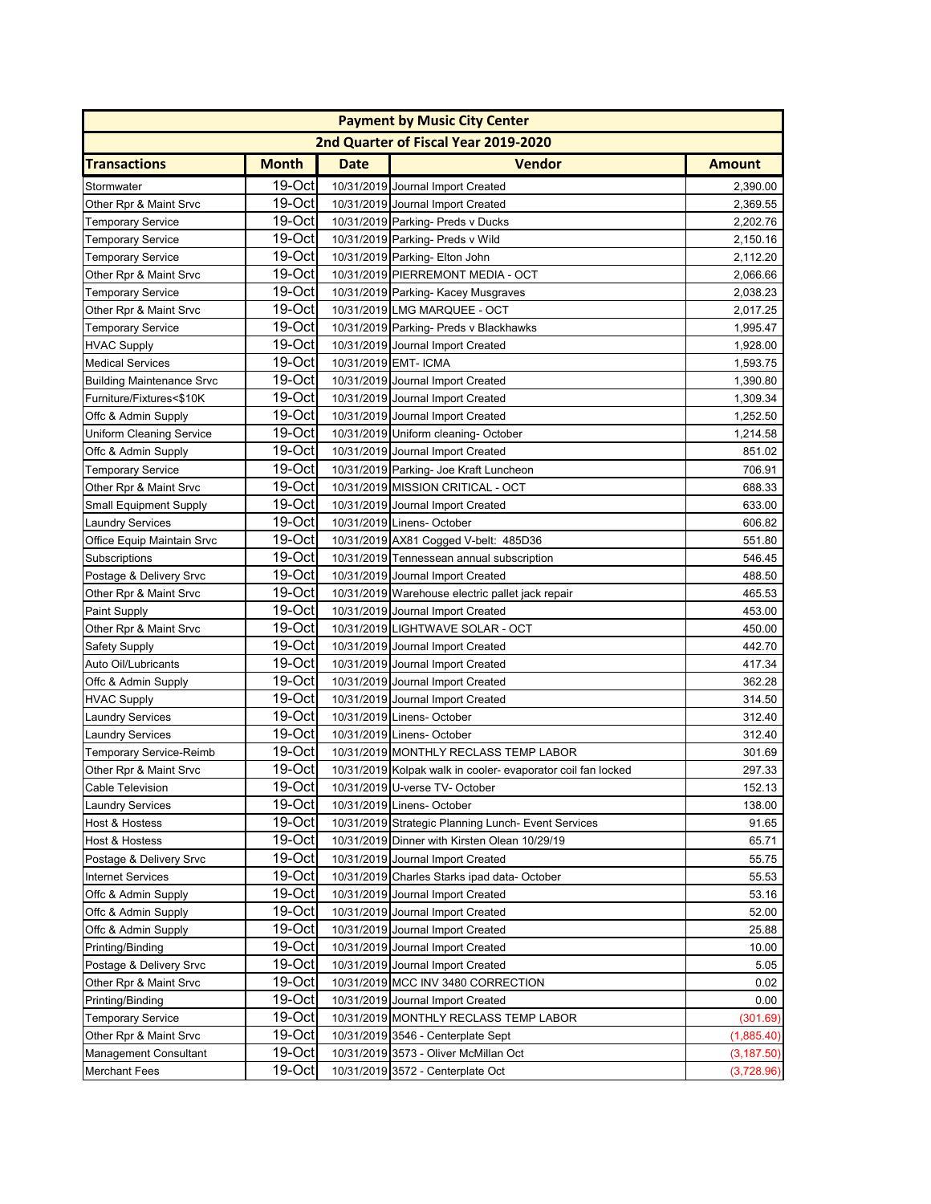| Payment by Music City Center | | | | |
|---|---|---|---|---|
| 2nd Quarter of Fiscal Year 2019-2020 | | | | |
| **Transactions** | **Month** | **Date** | **Vendor** | **Amount** |
| Stormwater | 19-Oct | 10/31/2019 | Journal Import Created | 2,390.00 |
| Other Rpr & Maint Srvc | 19-Oct | 10/31/2019 | Journal Import Created | 2,369.55 |
| Temporary Service | 19-Oct | 10/31/2019 | Parking- Preds v Ducks | 2,202.76 |
| Temporary Service | 19-Oct | 10/31/2019 | Parking- Preds v Wild | 2,150.16 |
| Temporary Service | 19-Oct | 10/31/2019 | Parking- Elton John | 2,112.20 |
| Other Rpr & Maint Srvc | 19-Oct | 10/31/2019 | PIERREMONT MEDIA - OCT | 2,066.66 |
| Temporary Service | 19-Oct | 10/31/2019 | Parking- Kacey Musgraves | 2,038.23 |
| Other Rpr & Maint Srvc | 19-Oct | 10/31/2019 | LMG MARQUEE - OCT | 2,017.25 |
| Temporary Service | 19-Oct | 10/31/2019 | Parking- Preds v Blackhawks | 1,995.47 |
| HVAC Supply | 19-Oct | 10/31/2019 | Journal Import Created | 1,928.00 |
| Medical Services | 19-Oct | 10/31/2019 | EMT- ICMA | 1,593.75 |
| Building Maintenance Srvc | 19-Oct | 10/31/2019 | Journal Import Created | 1,390.80 |
| Furniture/Fixtures<$10K | 19-Oct | 10/31/2019 | Journal Import Created | 1,309.34 |
| Offc & Admin Supply | 19-Oct | 10/31/2019 | Journal Import Created | 1,252.50 |
| Uniform Cleaning Service | 19-Oct | 10/31/2019 | Uniform cleaning- October | 1,214.58 |
| Offc & Admin Supply | 19-Oct | 10/31/2019 | Journal Import Created | 851.02 |
| Temporary Service | 19-Oct | 10/31/2019 | Parking- Joe Kraft Luncheon | 706.91 |
| Other Rpr & Maint Srvc | 19-Oct | 10/31/2019 | MISSION CRITICAL - OCT | 688.33 |
| Small Equipment Supply | 19-Oct | 10/31/2019 | Journal Import Created | 633.00 |
| Laundry Services | 19-Oct | 10/31/2019 | Linens- October | 606.82 |
| Office Equip Maintain Srvc | 19-Oct | 10/31/2019 | AX81 Cogged V-belt: 485D36 | 551.80 |
| Subscriptions | 19-Oct | 10/31/2019 | Tennessean annual subscription | 546.45 |
| Postage & Delivery Srvc | 19-Oct | 10/31/2019 | Journal Import Created | 488.50 |
| Other Rpr & Maint Srvc | 19-Oct | 10/31/2019 | Warehouse electric pallet jack repair | 465.53 |
| Paint Supply | 19-Oct | 10/31/2019 | Journal Import Created | 453.00 |
| Other Rpr & Maint Srvc | 19-Oct | 10/31/2019 | LIGHTWAVE SOLAR - OCT | 450.00 |
| Safety Supply | 19-Oct | 10/31/2019 | Journal Import Created | 442.70 |
| Auto Oil/Lubricants | 19-Oct | 10/31/2019 | Journal Import Created | 417.34 |
| Offc & Admin Supply | 19-Oct | 10/31/2019 | Journal Import Created | 362.28 |
| HVAC Supply | 19-Oct | 10/31/2019 | Journal Import Created | 314.50 |
| Laundry Services | 19-Oct | 10/31/2019 | Linens- October | 312.40 |
| Laundry Services | 19-Oct | 10/31/2019 | Linens- October | 312.40 |
| Temporary Service-Reimb | 19-Oct | 10/31/2019 | MONTHLY RECLASS TEMP LABOR | 301.69 |
| Other Rpr & Maint Srvc | 19-Oct | 10/31/2019 | Kolpak walk in cooler- evaporator coil fan locked | 297.33 |
| Cable Television | 19-Oct | 10/31/2019 | U-verse TV- October | 152.13 |
| Laundry Services | 19-Oct | 10/31/2019 | Linens- October | 138.00 |
| Host & Hostess | 19-Oct | 10/31/2019 | Strategic Planning Lunch- Event Services | 91.65 |
| Host & Hostess | 19-Oct | 10/31/2019 | Dinner with Kirsten Olean 10/29/19 | 65.71 |
| Postage & Delivery Srvc | 19-Oct | 10/31/2019 | Journal Import Created | 55.75 |
| Internet Services | 19-Oct | 10/31/2019 | Charles Starks ipad data- October | 55.53 |
| Offc & Admin Supply | 19-Oct | 10/31/2019 | Journal Import Created | 53.16 |
| Offc & Admin Supply | 19-Oct | 10/31/2019 | Journal Import Created | 52.00 |
| Offc & Admin Supply | 19-Oct | 10/31/2019 | Journal Import Created | 25.88 |
| Printing/Binding | 19-Oct | 10/31/2019 | Journal Import Created | 10.00 |
| Postage & Delivery Srvc | 19-Oct | 10/31/2019 | Journal Import Created | 5.05 |
| Other Rpr & Maint Srvc | 19-Oct | 10/31/2019 | MCC INV 3480 CORRECTION | 0.02 |
| Printing/Binding | 19-Oct | 10/31/2019 | Journal Import Created | 0.00 |
| Temporary Service | 19-Oct | 10/31/2019 | MONTHLY RECLASS TEMP LABOR | (301.69) |
| Other Rpr & Maint Srvc | 19-Oct | 10/31/2019 | 3546 - Centerplate Sept | (1,885.40) |
| Management Consultant | 19-Oct | 10/31/2019 | 3573 - Oliver McMillan Oct | (3,187.50) |
| Merchant Fees | 19-Oct | 10/31/2019 | 3572 - Centerplate Oct | (3,728.96) |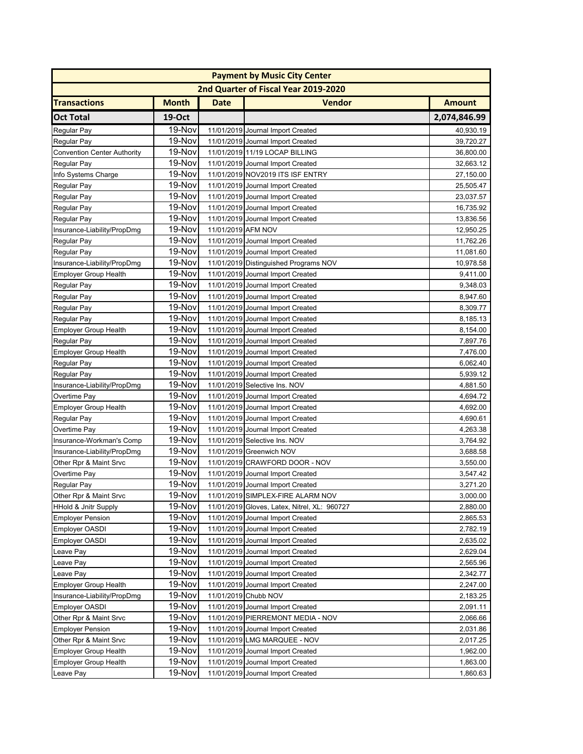| Payment by Music City Center | | | | |
|---|---|---|---|---|
| 2nd Quarter of Fiscal Year 2019-2020 | | | | |
| **Transactions** | **Month** | **Date** | **Vendor** | **Amount** |
| **Oct Total** | **19-Oct** | | | **2,074,846.99** |
| Regular Pay | 19-Nov | 11/01/2019 | Journal Import Created | 40,930.19 |
| Regular Pay | 19-Nov | 11/01/2019 | Journal Import Created | 39,720.27 |
| Convention Center Authority | 19-Nov | 11/01/2019 | 11/19 LOCAP BILLING | 36,800.00 |
| Regular Pay | 19-Nov | 11/01/2019 | Journal Import Created | 32,663.12 |
| Info Systems Charge | 19-Nov | 11/01/2019 | NOV2019 ITS ISF ENTRY | 27,150.00 |
| Regular Pay | 19-Nov | 11/01/2019 | Journal Import Created | 25,505.47 |
| Regular Pay | 19-Nov | 11/01/2019 | Journal Import Created | 23,037.57 |
| Regular Pay | 19-Nov | 11/01/2019 | Journal Import Created | 16,735.92 |
| Regular Pay | 19-Nov | 11/01/2019 | Journal Import Created | 13,836.56 |
| Insurance-Liability/PropDmg | 19-Nov | 11/01/2019 | AFM NOV | 12,950.25 |
| Regular Pay | 19-Nov | 11/01/2019 | Journal Import Created | 11,762.26 |
| Regular Pay | 19-Nov | 11/01/2019 | Journal Import Created | 11,081.60 |
| Insurance-Liability/PropDmg | 19-Nov | 11/01/2019 | Distinguished Programs NOV | 10,978.58 |
| Employer Group Health | 19-Nov | 11/01/2019 | Journal Import Created | 9,411.00 |
| Regular Pay | 19-Nov | 11/01/2019 | Journal Import Created | 9,348.03 |
| Regular Pay | 19-Nov | 11/01/2019 | Journal Import Created | 8,947.60 |
| Regular Pay | 19-Nov | 11/01/2019 | Journal Import Created | 8,309.77 |
| Regular Pay | 19-Nov | 11/01/2019 | Journal Import Created | 8,185.13 |
| Employer Group Health | 19-Nov | 11/01/2019 | Journal Import Created | 8,154.00 |
| Regular Pay | 19-Nov | 11/01/2019 | Journal Import Created | 7,897.76 |
| Employer Group Health | 19-Nov | 11/01/2019 | Journal Import Created | 7,476.00 |
| Regular Pay | 19-Nov | 11/01/2019 | Journal Import Created | 6,062.40 |
| Regular Pay | 19-Nov | 11/01/2019 | Journal Import Created | 5,939.12 |
| Insurance-Liability/PropDmg | 19-Nov | 11/01/2019 | Selective Ins. NOV | 4,881.50 |
| Overtime Pay | 19-Nov | 11/01/2019 | Journal Import Created | 4,694.72 |
| Employer Group Health | 19-Nov | 11/01/2019 | Journal Import Created | 4,692.00 |
| Regular Pay | 19-Nov | 11/01/2019 | Journal Import Created | 4,690.61 |
| Overtime Pay | 19-Nov | 11/01/2019 | Journal Import Created | 4,263.38 |
| Insurance-Workman's Comp | 19-Nov | 11/01/2019 | Selective Ins. NOV | 3,764.92 |
| Insurance-Liability/PropDmg | 19-Nov | 11/01/2019 | Greenwich NOV | 3,688.58 |
| Other Rpr & Maint Srvc | 19-Nov | 11/01/2019 | CRAWFORD DOOR - NOV | 3,550.00 |
| Overtime Pay | 19-Nov | 11/01/2019 | Journal Import Created | 3,547.42 |
| Regular Pay | 19-Nov | 11/01/2019 | Journal Import Created | 3,271.20 |
| Other Rpr & Maint Srvc | 19-Nov | 11/01/2019 | SIMPLEX-FIRE ALARM NOV | 3,000.00 |
| HHold & Jnitr Supply | 19-Nov | 11/01/2019 | Gloves, Latex, Nitrel, XL: 960727 | 2,880.00 |
| Employer Pension | 19-Nov | 11/01/2019 | Journal Import Created | 2,865.53 |
| Employer OASDI | 19-Nov | 11/01/2019 | Journal Import Created | 2,782.19 |
| Employer OASDI | 19-Nov | 11/01/2019 | Journal Import Created | 2,635.02 |
| Leave Pay | 19-Nov | 11/01/2019 | Journal Import Created | 2,629.04 |
| Leave Pay | 19-Nov | 11/01/2019 | Journal Import Created | 2,565.96 |
| Leave Pay | 19-Nov | 11/01/2019 | Journal Import Created | 2,342.77 |
| Employer Group Health | 19-Nov | 11/01/2019 | Journal Import Created | 2,247.00 |
| Insurance-Liability/PropDmg | 19-Nov | 11/01/2019 | Chubb NOV | 2,183.25 |
| Employer OASDI | 19-Nov | 11/01/2019 | Journal Import Created | 2,091.11 |
| Other Rpr & Maint Srvc | 19-Nov | 11/01/2019 | PIERREMONT MEDIA - NOV | 2,066.66 |
| Employer Pension | 19-Nov | 11/01/2019 | Journal Import Created | 2,031.86 |
| Other Rpr & Maint Srvc | 19-Nov | 11/01/2019 | LMG MARQUEE - NOV | 2,017.25 |
| Employer Group Health | 19-Nov | 11/01/2019 | Journal Import Created | 1,962.00 |
| Employer Group Health | 19-Nov | 11/01/2019 | Journal Import Created | 1,863.00 |
| Leave Pay | 19-Nov | 11/01/2019 | Journal Import Created | 1,860.63 |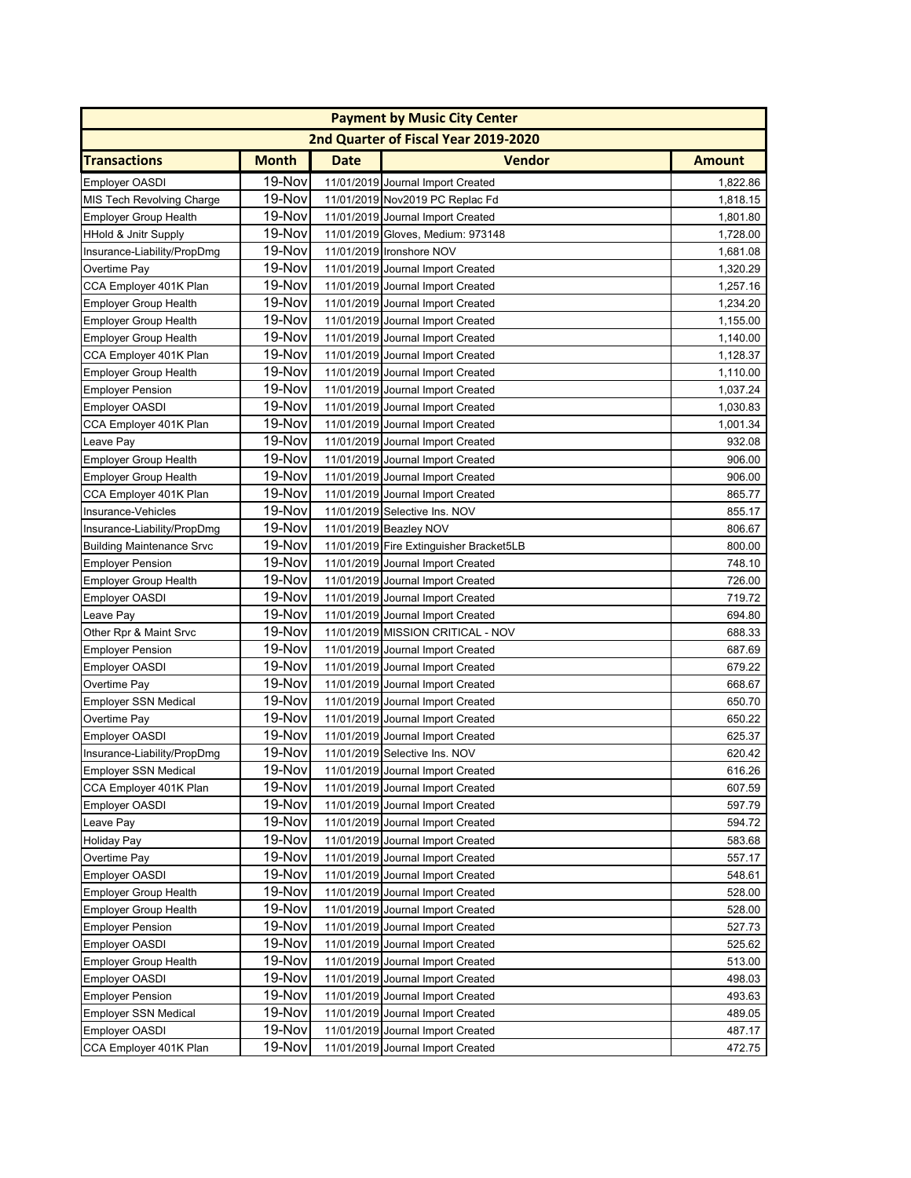| Payment by Music City Center | | | | |
|---|---|---|---|---|
| 2nd Quarter of Fiscal Year 2019-2020 | | | | |
| **Transactions** | **Month** | **Date** | **Vendor** | **Amount** |
| Employer OASDI | 19-Nov | 11/01/2019 | Journal Import Created | 1,822.86 |
| MIS Tech Revolving Charge | 19-Nov | 11/01/2019 | Nov2019 PC Replac Fd | 1,818.15 |
| Employer Group Health | 19-Nov | 11/01/2019 | Journal Import Created | 1,801.80 |
| HHold & Jnitr Supply | 19-Nov | 11/01/2019 | Gloves, Medium: 973148 | 1,728.00 |
| Insurance-Liability/PropDmg | 19-Nov | 11/01/2019 | Ironshore NOV | 1,681.08 |
| Overtime Pay | 19-Nov | 11/01/2019 | Journal Import Created | 1,320.29 |
| CCA Employer 401K Plan | 19-Nov | 11/01/2019 | Journal Import Created | 1,257.16 |
| Employer Group Health | 19-Nov | 11/01/2019 | Journal Import Created | 1,234.20 |
| Employer Group Health | 19-Nov | 11/01/2019 | Journal Import Created | 1,155.00 |
| Employer Group Health | 19-Nov | 11/01/2019 | Journal Import Created | 1,140.00 |
| CCA Employer 401K Plan | 19-Nov | 11/01/2019 | Journal Import Created | 1,128.37 |
| Employer Group Health | 19-Nov | 11/01/2019 | Journal Import Created | 1,110.00 |
| Employer Pension | 19-Nov | 11/01/2019 | Journal Import Created | 1,037.24 |
| Employer OASDI | 19-Nov | 11/01/2019 | Journal Import Created | 1,030.83 |
| CCA Employer 401K Plan | 19-Nov | 11/01/2019 | Journal Import Created | 1,001.34 |
| Leave Pay | 19-Nov | 11/01/2019 | Journal Import Created | 932.08 |
| Employer Group Health | 19-Nov | 11/01/2019 | Journal Import Created | 906.00 |
| Employer Group Health | 19-Nov | 11/01/2019 | Journal Import Created | 906.00 |
| CCA Employer 401K Plan | 19-Nov | 11/01/2019 | Journal Import Created | 865.77 |
| Insurance-Vehicles | 19-Nov | 11/01/2019 | Selective Ins. NOV | 855.17 |
| Insurance-Liability/PropDmg | 19-Nov | 11/01/2019 | Beazley NOV | 806.67 |
| Building Maintenance Srvc | 19-Nov | 11/01/2019 | Fire Extinguisher Bracket5LB | 800.00 |
| Employer Pension | 19-Nov | 11/01/2019 | Journal Import Created | 748.10 |
| Employer Group Health | 19-Nov | 11/01/2019 | Journal Import Created | 726.00 |
| Employer OASDI | 19-Nov | 11/01/2019 | Journal Import Created | 719.72 |
| Leave Pay | 19-Nov | 11/01/2019 | Journal Import Created | 694.80 |
| Other Rpr & Maint Srvc | 19-Nov | 11/01/2019 | MISSION CRITICAL - NOV | 688.33 |
| Employer Pension | 19-Nov | 11/01/2019 | Journal Import Created | 687.69 |
| Employer OASDI | 19-Nov | 11/01/2019 | Journal Import Created | 679.22 |
| Overtime Pay | 19-Nov | 11/01/2019 | Journal Import Created | 668.67 |
| Employer SSN Medical | 19-Nov | 11/01/2019 | Journal Import Created | 650.70 |
| Overtime Pay | 19-Nov | 11/01/2019 | Journal Import Created | 650.22 |
| Employer OASDI | 19-Nov | 11/01/2019 | Journal Import Created | 625.37 |
| Insurance-Liability/PropDmg | 19-Nov | 11/01/2019 | Selective Ins. NOV | 620.42 |
| Employer SSN Medical | 19-Nov | 11/01/2019 | Journal Import Created | 616.26 |
| CCA Employer 401K Plan | 19-Nov | 11/01/2019 | Journal Import Created | 607.59 |
| Employer OASDI | 19-Nov | 11/01/2019 | Journal Import Created | 597.79 |
| Leave Pay | 19-Nov | 11/01/2019 | Journal Import Created | 594.72 |
| Holiday Pay | 19-Nov | 11/01/2019 | Journal Import Created | 583.68 |
| Overtime Pay | 19-Nov | 11/01/2019 | Journal Import Created | 557.17 |
| Employer OASDI | 19-Nov | 11/01/2019 | Journal Import Created | 548.61 |
| Employer Group Health | 19-Nov | 11/01/2019 | Journal Import Created | 528.00 |
| Employer Group Health | 19-Nov | 11/01/2019 | Journal Import Created | 528.00 |
| Employer Pension | 19-Nov | 11/01/2019 | Journal Import Created | 527.73 |
| Employer OASDI | 19-Nov | 11/01/2019 | Journal Import Created | 525.62 |
| Employer Group Health | 19-Nov | 11/01/2019 | Journal Import Created | 513.00 |
| Employer OASDI | 19-Nov | 11/01/2019 | Journal Import Created | 498.03 |
| Employer Pension | 19-Nov | 11/01/2019 | Journal Import Created | 493.63 |
| Employer SSN Medical | 19-Nov | 11/01/2019 | Journal Import Created | 489.05 |
| Employer OASDI | 19-Nov | 11/01/2019 | Journal Import Created | 487.17 |
| CCA Employer 401K Plan | 19-Nov | 11/01/2019 | Journal Import Created | 472.75 |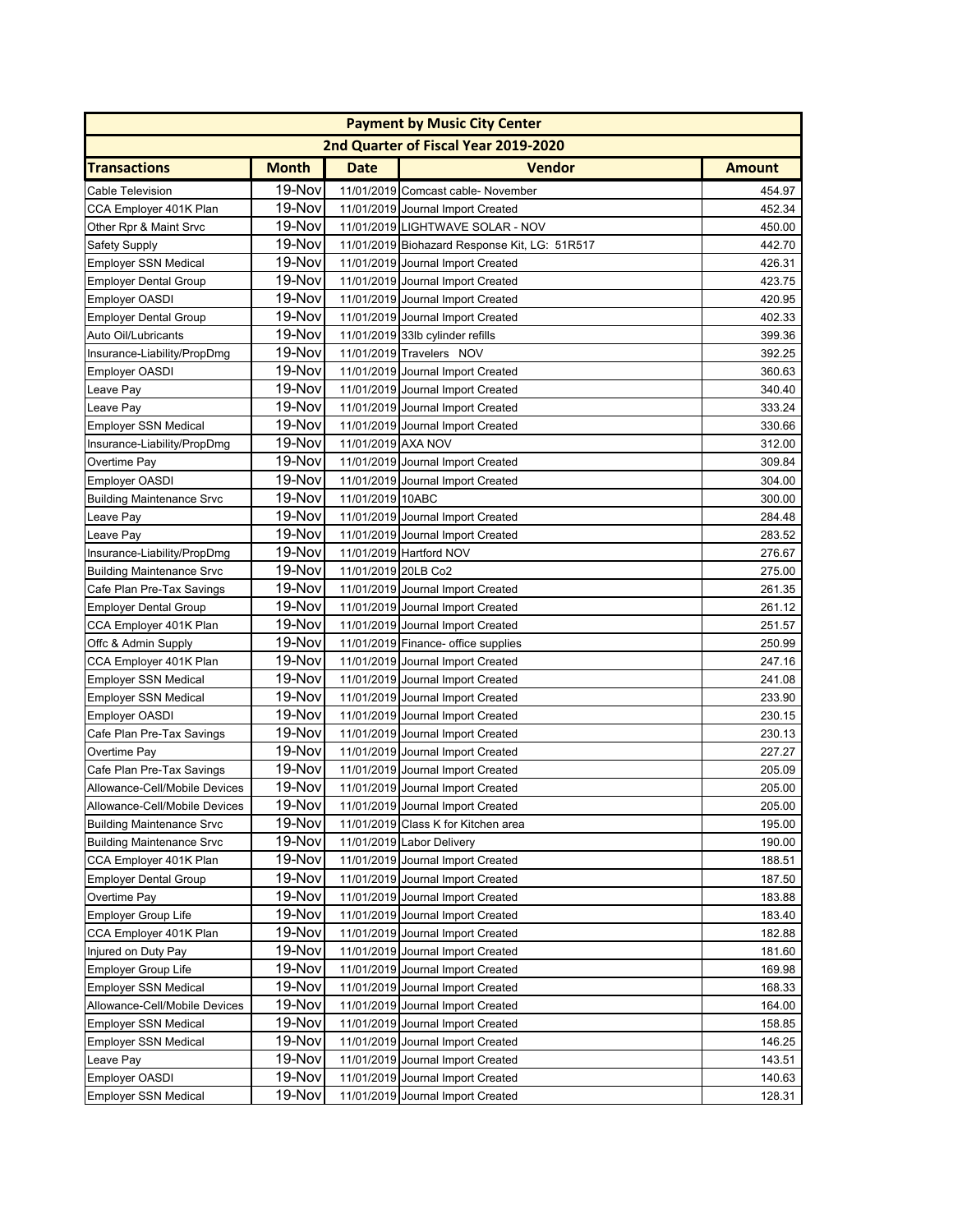| Payment by Music City Center | | | | |
|---|---|---|---|---|
| 2nd Quarter of Fiscal Year 2019-2020 | | | | |
| **Transactions** | **Month** | **Date** | **Vendor** | **Amount** |
| Cable Television | 19-Nov | 11/01/2019 | Comcast cable- November | 454.97 |
| CCA Employer 401K Plan | 19-Nov | 11/01/2019 | Journal Import Created | 452.34 |
| Other Rpr & Maint Srvc | 19-Nov | 11/01/2019 | LIGHTWAVE SOLAR - NOV | 450.00 |
| Safety Supply | 19-Nov | 11/01/2019 | Biohazard Response Kit, LG: 51R517 | 442.70 |
| Employer SSN Medical | 19-Nov | 11/01/2019 | Journal Import Created | 426.31 |
| Employer Dental Group | 19-Nov | 11/01/2019 | Journal Import Created | 423.75 |
| Employer OASDI | 19-Nov | 11/01/2019 | Journal Import Created | 420.95 |
| Employer Dental Group | 19-Nov | 11/01/2019 | Journal Import Created | 402.33 |
| Auto Oil/Lubricants | 19-Nov | 11/01/2019 | 33lb cylinder refills | 399.36 |
| Insurance-Liability/PropDmg | 19-Nov | 11/01/2019 | Travelers NOV | 392.25 |
| Employer OASDI | 19-Nov | 11/01/2019 | Journal Import Created | 360.63 |
| Leave Pay | 19-Nov | 11/01/2019 | Journal Import Created | 340.40 |
| Leave Pay | 19-Nov | 11/01/2019 | Journal Import Created | 333.24 |
| Employer SSN Medical | 19-Nov | 11/01/2019 | Journal Import Created | 330.66 |
| Insurance-Liability/PropDmg | 19-Nov | 11/01/2019 | AXA NOV | 312.00 |
| Overtime Pay | 19-Nov | 11/01/2019 | Journal Import Created | 309.84 |
| Employer OASDI | 19-Nov | 11/01/2019 | Journal Import Created | 304.00 |
| Building Maintenance Srvc | 19-Nov | 11/01/2019 | 10ABC | 300.00 |
| Leave Pay | 19-Nov | 11/01/2019 | Journal Import Created | 284.48 |
| Leave Pay | 19-Nov | 11/01/2019 | Journal Import Created | 283.52 |
| Insurance-Liability/PropDmg | 19-Nov | 11/01/2019 | Hartford NOV | 276.67 |
| Building Maintenance Srvc | 19-Nov | 11/01/2019 | 20LB Co2 | 275.00 |
| Cafe Plan Pre-Tax Savings | 19-Nov | 11/01/2019 | Journal Import Created | 261.35 |
| Employer Dental Group | 19-Nov | 11/01/2019 | Journal Import Created | 261.12 |
| CCA Employer 401K Plan | 19-Nov | 11/01/2019 | Journal Import Created | 251.57 |
| Offc & Admin Supply | 19-Nov | 11/01/2019 | Finance- office supplies | 250.99 |
| CCA Employer 401K Plan | 19-Nov | 11/01/2019 | Journal Import Created | 247.16 |
| Employer SSN Medical | 19-Nov | 11/01/2019 | Journal Import Created | 241.08 |
| Employer SSN Medical | 19-Nov | 11/01/2019 | Journal Import Created | 233.90 |
| Employer OASDI | 19-Nov | 11/01/2019 | Journal Import Created | 230.15 |
| Cafe Plan Pre-Tax Savings | 19-Nov | 11/01/2019 | Journal Import Created | 230.13 |
| Overtime Pay | 19-Nov | 11/01/2019 | Journal Import Created | 227.27 |
| Cafe Plan Pre-Tax Savings | 19-Nov | 11/01/2019 | Journal Import Created | 205.09 |
| Allowance-Cell/Mobile Devices | 19-Nov | 11/01/2019 | Journal Import Created | 205.00 |
| Allowance-Cell/Mobile Devices | 19-Nov | 11/01/2019 | Journal Import Created | 205.00 |
| Building Maintenance Srvc | 19-Nov | 11/01/2019 | Class K for Kitchen area | 195.00 |
| Building Maintenance Srvc | 19-Nov | 11/01/2019 | Labor Delivery | 190.00 |
| CCA Employer 401K Plan | 19-Nov | 11/01/2019 | Journal Import Created | 188.51 |
| Employer Dental Group | 19-Nov | 11/01/2019 | Journal Import Created | 187.50 |
| Overtime Pay | 19-Nov | 11/01/2019 | Journal Import Created | 183.88 |
| Employer Group Life | 19-Nov | 11/01/2019 | Journal Import Created | 183.40 |
| CCA Employer 401K Plan | 19-Nov | 11/01/2019 | Journal Import Created | 182.88 |
| Injured on Duty Pay | 19-Nov | 11/01/2019 | Journal Import Created | 181.60 |
| Employer Group Life | 19-Nov | 11/01/2019 | Journal Import Created | 169.98 |
| Employer SSN Medical | 19-Nov | 11/01/2019 | Journal Import Created | 168.33 |
| Allowance-Cell/Mobile Devices | 19-Nov | 11/01/2019 | Journal Import Created | 164.00 |
| Employer SSN Medical | 19-Nov | 11/01/2019 | Journal Import Created | 158.85 |
| Employer SSN Medical | 19-Nov | 11/01/2019 | Journal Import Created | 146.25 |
| Leave Pay | 19-Nov | 11/01/2019 | Journal Import Created | 143.51 |
| Employer OASDI | 19-Nov | 11/01/2019 | Journal Import Created | 140.63 |
| Employer SSN Medical | 19-Nov | 11/01/2019 | Journal Import Created | 128.31 |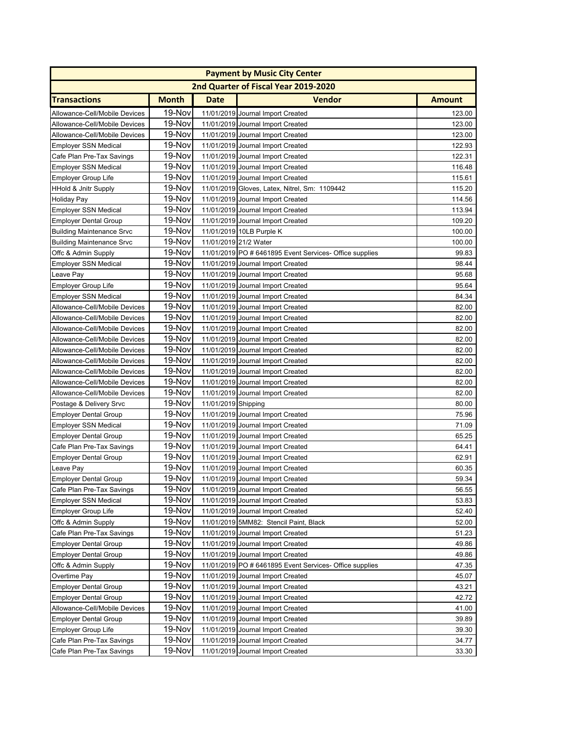| Payment by Music City Center | | | | |
|---|---|---|---|---|
| 2nd Quarter of Fiscal Year 2019-2020 | | | | |
| **Transactions** | **Month** | **Date** | **Vendor** | **Amount** |
| Allowance-Cell/Mobile Devices | 19-Nov | 11/01/2019 | Journal Import Created | 123.00 |
| Allowance-Cell/Mobile Devices | 19-Nov | 11/01/2019 | Journal Import Created | 123.00 |
| Allowance-Cell/Mobile Devices | 19-Nov | 11/01/2019 | Journal Import Created | 123.00 |
| Employer SSN Medical | 19-Nov | 11/01/2019 | Journal Import Created | 122.93 |
| Cafe Plan Pre-Tax Savings | 19-Nov | 11/01/2019 | Journal Import Created | 122.31 |
| Employer SSN Medical | 19-Nov | 11/01/2019 | Journal Import Created | 116.48 |
| Employer Group Life | 19-Nov | 11/01/2019 | Journal Import Created | 115.61 |
| HHold & Jnitr Supply | 19-Nov | 11/01/2019 | Gloves, Latex, Nitrel, Sm: 1109442 | 115.20 |
| Holiday Pay | 19-Nov | 11/01/2019 | Journal Import Created | 114.56 |
| Employer SSN Medical | 19-Nov | 11/01/2019 | Journal Import Created | 113.94 |
| Employer Dental Group | 19-Nov | 11/01/2019 | Journal Import Created | 109.20 |
| Building Maintenance Srvc | 19-Nov | 11/01/2019 | 10LB Purple K | 100.00 |
| Building Maintenance Srvc | 19-Nov | 11/01/2019 | 21/2 Water | 100.00 |
| Offc & Admin Supply | 19-Nov | 11/01/2019 | PO # 6461895 Event Services- Office supplies | 99.83 |
| Employer SSN Medical | 19-Nov | 11/01/2019 | Journal Import Created | 98.44 |
| Leave Pay | 19-Nov | 11/01/2019 | Journal Import Created | 95.68 |
| Employer Group Life | 19-Nov | 11/01/2019 | Journal Import Created | 95.64 |
| Employer SSN Medical | 19-Nov | 11/01/2019 | Journal Import Created | 84.34 |
| Allowance-Cell/Mobile Devices | 19-Nov | 11/01/2019 | Journal Import Created | 82.00 |
| Allowance-Cell/Mobile Devices | 19-Nov | 11/01/2019 | Journal Import Created | 82.00 |
| Allowance-Cell/Mobile Devices | 19-Nov | 11/01/2019 | Journal Import Created | 82.00 |
| Allowance-Cell/Mobile Devices | 19-Nov | 11/01/2019 | Journal Import Created | 82.00 |
| Allowance-Cell/Mobile Devices | 19-Nov | 11/01/2019 | Journal Import Created | 82.00 |
| Allowance-Cell/Mobile Devices | 19-Nov | 11/01/2019 | Journal Import Created | 82.00 |
| Allowance-Cell/Mobile Devices | 19-Nov | 11/01/2019 | Journal Import Created | 82.00 |
| Allowance-Cell/Mobile Devices | 19-Nov | 11/01/2019 | Journal Import Created | 82.00 |
| Allowance-Cell/Mobile Devices | 19-Nov | 11/01/2019 | Journal Import Created | 82.00 |
| Postage & Delivery Srvc | 19-Nov | 11/01/2019 | Shipping | 80.00 |
| Employer Dental Group | 19-Nov | 11/01/2019 | Journal Import Created | 75.96 |
| Employer SSN Medical | 19-Nov | 11/01/2019 | Journal Import Created | 71.09 |
| Employer Dental Group | 19-Nov | 11/01/2019 | Journal Import Created | 65.25 |
| Cafe Plan Pre-Tax Savings | 19-Nov | 11/01/2019 | Journal Import Created | 64.41 |
| Employer Dental Group | 19-Nov | 11/01/2019 | Journal Import Created | 62.91 |
| Leave Pay | 19-Nov | 11/01/2019 | Journal Import Created | 60.35 |
| Employer Dental Group | 19-Nov | 11/01/2019 | Journal Import Created | 59.34 |
| Cafe Plan Pre-Tax Savings | 19-Nov | 11/01/2019 | Journal Import Created | 56.55 |
| Employer SSN Medical | 19-Nov | 11/01/2019 | Journal Import Created | 53.83 |
| Employer Group Life | 19-Nov | 11/01/2019 | Journal Import Created | 52.40 |
| Offc & Admin Supply | 19-Nov | 11/01/2019 | 5MM82: Stencil Paint, Black | 52.00 |
| Cafe Plan Pre-Tax Savings | 19-Nov | 11/01/2019 | Journal Import Created | 51.23 |
| Employer Dental Group | 19-Nov | 11/01/2019 | Journal Import Created | 49.86 |
| Employer Dental Group | 19-Nov | 11/01/2019 | Journal Import Created | 49.86 |
| Offc & Admin Supply | 19-Nov | 11/01/2019 | PO # 6461895 Event Services- Office supplies | 47.35 |
| Overtime Pay | 19-Nov | 11/01/2019 | Journal Import Created | 45.07 |
| Employer Dental Group | 19-Nov | 11/01/2019 | Journal Import Created | 43.21 |
| Employer Dental Group | 19-Nov | 11/01/2019 | Journal Import Created | 42.72 |
| Allowance-Cell/Mobile Devices | 19-Nov | 11/01/2019 | Journal Import Created | 41.00 |
| Employer Dental Group | 19-Nov | 11/01/2019 | Journal Import Created | 39.89 |
| Employer Group Life | 19-Nov | 11/01/2019 | Journal Import Created | 39.30 |
| Cafe Plan Pre-Tax Savings | 19-Nov | 11/01/2019 | Journal Import Created | 34.77 |
| Cafe Plan Pre-Tax Savings | 19-Nov | 11/01/2019 | Journal Import Created | 33.30 |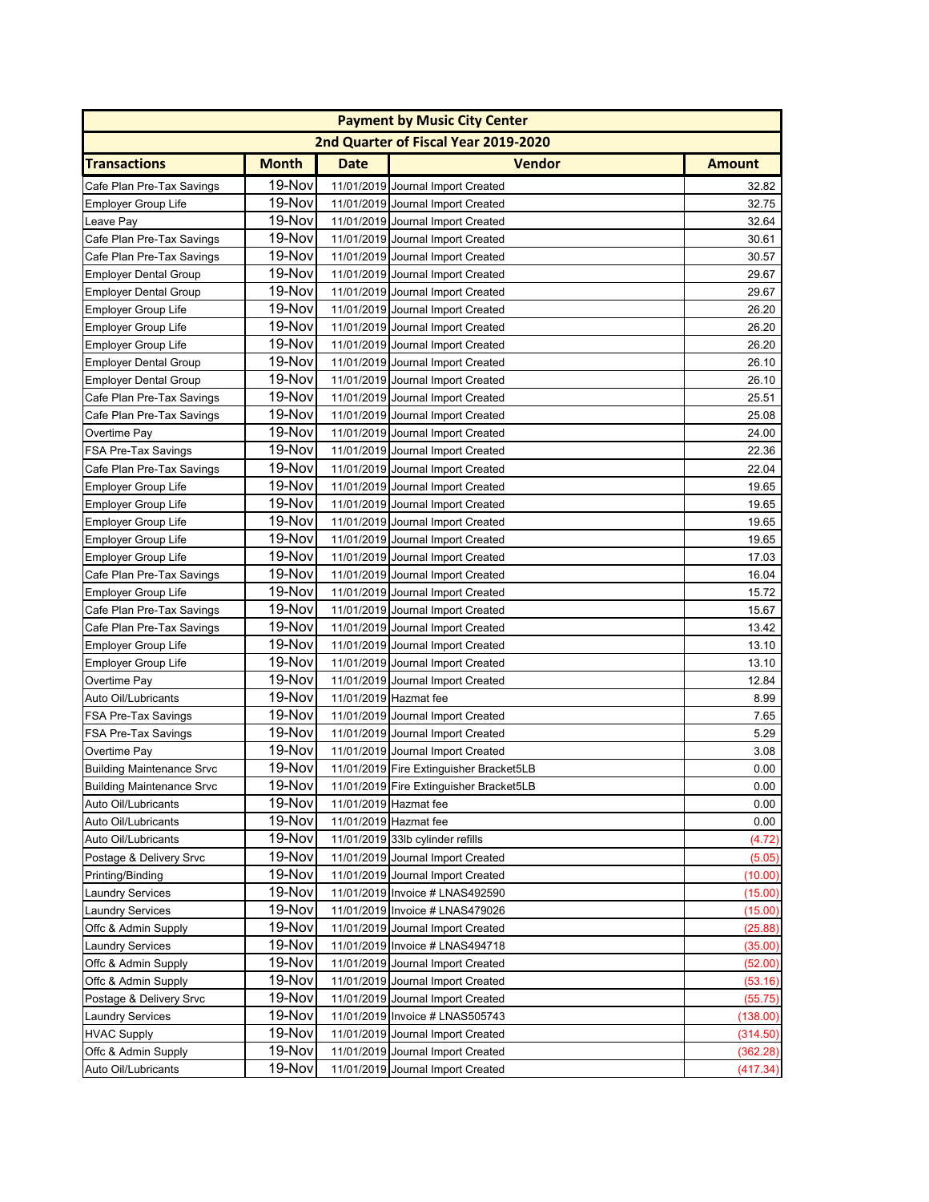| Payment by Music City Center | | | | |
|---|---|---|---|---|
| 2nd Quarter of Fiscal Year 2019-2020 | | | | |
| **Transactions** | **Month** | **Date** | **Vendor** | **Amount** |
| Cafe Plan Pre-Tax Savings | 19-Nov | 11/01/2019 | Journal Import Created | 32.82 |
| Employer Group Life | 19-Nov | 11/01/2019 | Journal Import Created | 32.75 |
| Leave Pay | 19-Nov | 11/01/2019 | Journal Import Created | 32.64 |
| Cafe Plan Pre-Tax Savings | 19-Nov | 11/01/2019 | Journal Import Created | 30.61 |
| Cafe Plan Pre-Tax Savings | 19-Nov | 11/01/2019 | Journal Import Created | 30.57 |
| Employer Dental Group | 19-Nov | 11/01/2019 | Journal Import Created | 29.67 |
| Employer Dental Group | 19-Nov | 11/01/2019 | Journal Import Created | 29.67 |
| Employer Group Life | 19-Nov | 11/01/2019 | Journal Import Created | 26.20 |
| Employer Group Life | 19-Nov | 11/01/2019 | Journal Import Created | 26.20 |
| Employer Group Life | 19-Nov | 11/01/2019 | Journal Import Created | 26.20 |
| Employer Dental Group | 19-Nov | 11/01/2019 | Journal Import Created | 26.10 |
| Employer Dental Group | 19-Nov | 11/01/2019 | Journal Import Created | 26.10 |
| Cafe Plan Pre-Tax Savings | 19-Nov | 11/01/2019 | Journal Import Created | 25.51 |
| Cafe Plan Pre-Tax Savings | 19-Nov | 11/01/2019 | Journal Import Created | 25.08 |
| Overtime Pay | 19-Nov | 11/01/2019 | Journal Import Created | 24.00 |
| FSA Pre-Tax Savings | 19-Nov | 11/01/2019 | Journal Import Created | 22.36 |
| Cafe Plan Pre-Tax Savings | 19-Nov | 11/01/2019 | Journal Import Created | 22.04 |
| Employer Group Life | 19-Nov | 11/01/2019 | Journal Import Created | 19.65 |
| Employer Group Life | 19-Nov | 11/01/2019 | Journal Import Created | 19.65 |
| Employer Group Life | 19-Nov | 11/01/2019 | Journal Import Created | 19.65 |
| Employer Group Life | 19-Nov | 11/01/2019 | Journal Import Created | 19.65 |
| Employer Group Life | 19-Nov | 11/01/2019 | Journal Import Created | 17.03 |
| Cafe Plan Pre-Tax Savings | 19-Nov | 11/01/2019 | Journal Import Created | 16.04 |
| Employer Group Life | 19-Nov | 11/01/2019 | Journal Import Created | 15.72 |
| Cafe Plan Pre-Tax Savings | 19-Nov | 11/01/2019 | Journal Import Created | 15.67 |
| Cafe Plan Pre-Tax Savings | 19-Nov | 11/01/2019 | Journal Import Created | 13.42 |
| Employer Group Life | 19-Nov | 11/01/2019 | Journal Import Created | 13.10 |
| Employer Group Life | 19-Nov | 11/01/2019 | Journal Import Created | 13.10 |
| Overtime Pay | 19-Nov | 11/01/2019 | Journal Import Created | 12.84 |
| Auto Oil/Lubricants | 19-Nov | 11/01/2019 | Hazmat fee | 8.99 |
| FSA Pre-Tax Savings | 19-Nov | 11/01/2019 | Journal Import Created | 7.65 |
| FSA Pre-Tax Savings | 19-Nov | 11/01/2019 | Journal Import Created | 5.29 |
| Overtime Pay | 19-Nov | 11/01/2019 | Journal Import Created | 3.08 |
| Building Maintenance Srvc | 19-Nov | 11/01/2019 | Fire Extinguisher Bracket5LB | 0.00 |
| Building Maintenance Srvc | 19-Nov | 11/01/2019 | Fire Extinguisher Bracket5LB | 0.00 |
| Auto Oil/Lubricants | 19-Nov | 11/01/2019 | Hazmat fee | 0.00 |
| Auto Oil/Lubricants | 19-Nov | 11/01/2019 | Hazmat fee | 0.00 |
| Auto Oil/Lubricants | 19-Nov | 11/01/2019 | 33lb cylinder refills | (4.72) |
| Postage & Delivery Srvc | 19-Nov | 11/01/2019 | Journal Import Created | (5.05) |
| Printing/Binding | 19-Nov | 11/01/2019 | Journal Import Created | (10.00) |
| Laundry Services | 19-Nov | 11/01/2019 | Invoice # LNAS492590 | (15.00) |
| Laundry Services | 19-Nov | 11/01/2019 | Invoice # LNAS479026 | (15.00) |
| Offc & Admin Supply | 19-Nov | 11/01/2019 | Journal Import Created | (25.88) |
| Laundry Services | 19-Nov | 11/01/2019 | Invoice # LNAS494718 | (35.00) |
| Offc & Admin Supply | 19-Nov | 11/01/2019 | Journal Import Created | (52.00) |
| Offc & Admin Supply | 19-Nov | 11/01/2019 | Journal Import Created | (53.16) |
| Postage & Delivery Srvc | 19-Nov | 11/01/2019 | Journal Import Created | (55.75) |
| Laundry Services | 19-Nov | 11/01/2019 | Invoice # LNAS505743 | (138.00) |
| HVAC Supply | 19-Nov | 11/01/2019 | Journal Import Created | (314.50) |
| Offc & Admin Supply | 19-Nov | 11/01/2019 | Journal Import Created | (362.28) |
| Auto Oil/Lubricants | 19-Nov | 11/01/2019 | Journal Import Created | (417.34) |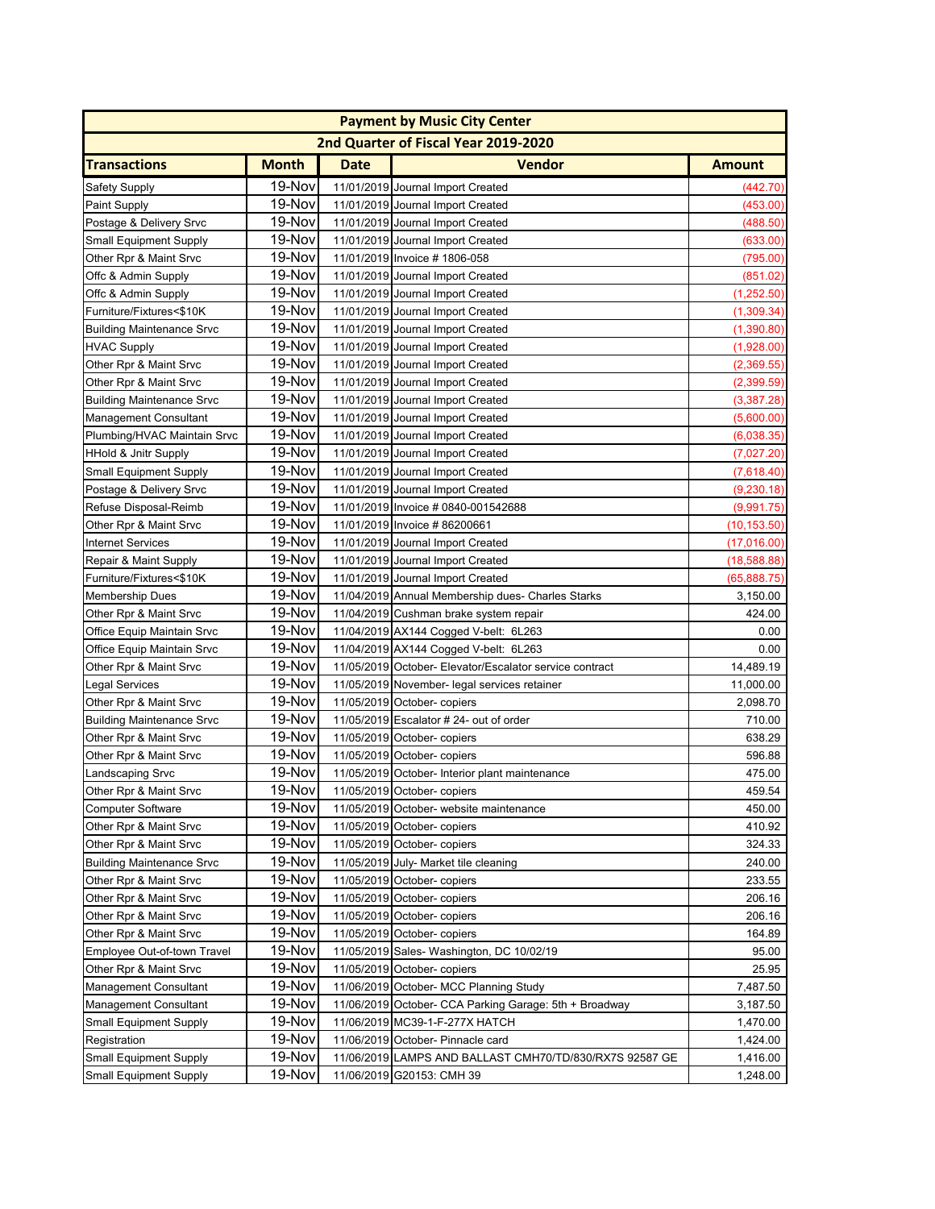| Payment by Music City Center | | | | |
|---|---|---|---|---|
| 2nd Quarter of Fiscal Year 2019-2020 | | | | |
| **Transactions** | **Month** | **Date** | **Vendor** | **Amount** |
| Safety Supply | 19-Nov | 11/01/2019 | Journal Import Created | (442.70) |
| Paint Supply | 19-Nov | 11/01/2019 | Journal Import Created | (453.00) |
| Postage & Delivery Srvc | 19-Nov | 11/01/2019 | Journal Import Created | (488.50) |
| Small Equipment Supply | 19-Nov | 11/01/2019 | Journal Import Created | (633.00) |
| Other Rpr & Maint Srvc | 19-Nov | 11/01/2019 | Invoice # 1806-058 | (795.00) |
| Offc & Admin Supply | 19-Nov | 11/01/2019 | Journal Import Created | (851.02) |
| Offc & Admin Supply | 19-Nov | 11/01/2019 | Journal Import Created | (1,252.50) |
| Furniture/Fixtures<$10K | 19-Nov | 11/01/2019 | Journal Import Created | (1,309.34) |
| Building Maintenance Srvc | 19-Nov | 11/01/2019 | Journal Import Created | (1,390.80) |
| HVAC Supply | 19-Nov | 11/01/2019 | Journal Import Created | (1,928.00) |
| Other Rpr & Maint Srvc | 19-Nov | 11/01/2019 | Journal Import Created | (2,369.55) |
| Other Rpr & Maint Srvc | 19-Nov | 11/01/2019 | Journal Import Created | (2,399.59) |
| Building Maintenance Srvc | 19-Nov | 11/01/2019 | Journal Import Created | (3,387.28) |
| Management Consultant | 19-Nov | 11/01/2019 | Journal Import Created | (5,600.00) |
| Plumbing/HVAC Maintain Srvc | 19-Nov | 11/01/2019 | Journal Import Created | (6,038.35) |
| HHold & Jnitr Supply | 19-Nov | 11/01/2019 | Journal Import Created | (7,027.20) |
| Small Equipment Supply | 19-Nov | 11/01/2019 | Journal Import Created | (7,618.40) |
| Postage & Delivery Srvc | 19-Nov | 11/01/2019 | Journal Import Created | (9,230.18) |
| Refuse Disposal-Reimb | 19-Nov | 11/01/2019 | Invoice # 0840-001542688 | (9,991.75) |
| Other Rpr & Maint Srvc | 19-Nov | 11/01/2019 | Invoice # 86200661 | (10,153.50) |
| Internet Services | 19-Nov | 11/01/2019 | Journal Import Created | (17,016.00) |
| Repair & Maint Supply | 19-Nov | 11/01/2019 | Journal Import Created | (18,588.88) |
| Furniture/Fixtures<$10K | 19-Nov | 11/01/2019 | Journal Import Created | (65,888.75) |
| Membership Dues | 19-Nov | 11/04/2019 | Annual Membership dues- Charles Starks | 3,150.00 |
| Other Rpr & Maint Srvc | 19-Nov | 11/04/2019 | Cushman brake system repair | 424.00 |
| Office Equip Maintain Srvc | 19-Nov | 11/04/2019 | AX144 Cogged V-belt: 6L263 | 0.00 |
| Office Equip Maintain Srvc | 19-Nov | 11/04/2019 | AX144 Cogged V-belt: 6L263 | 0.00 |
| Other Rpr & Maint Srvc | 19-Nov | 11/05/2019 | October- Elevator/Escalator service contract | 14,489.19 |
| Legal Services | 19-Nov | 11/05/2019 | November- legal services retainer | 11,000.00 |
| Other Rpr & Maint Srvc | 19-Nov | 11/05/2019 | October- copiers | 2,098.70 |
| Building Maintenance Srvc | 19-Nov | 11/05/2019 | Escalator # 24- out of order | 710.00 |
| Other Rpr & Maint Srvc | 19-Nov | 11/05/2019 | October- copiers | 638.29 |
| Other Rpr & Maint Srvc | 19-Nov | 11/05/2019 | October- copiers | 596.88 |
| Landscaping Srvc | 19-Nov | 11/05/2019 | October- Interior plant maintenance | 475.00 |
| Other Rpr & Maint Srvc | 19-Nov | 11/05/2019 | October- copiers | 459.54 |
| Computer Software | 19-Nov | 11/05/2019 | October- website maintenance | 450.00 |
| Other Rpr & Maint Srvc | 19-Nov | 11/05/2019 | October- copiers | 410.92 |
| Other Rpr & Maint Srvc | 19-Nov | 11/05/2019 | October- copiers | 324.33 |
| Building Maintenance Srvc | 19-Nov | 11/05/2019 | July- Market tile cleaning | 240.00 |
| Other Rpr & Maint Srvc | 19-Nov | 11/05/2019 | October- copiers | 233.55 |
| Other Rpr & Maint Srvc | 19-Nov | 11/05/2019 | October- copiers | 206.16 |
| Other Rpr & Maint Srvc | 19-Nov | 11/05/2019 | October- copiers | 206.16 |
| Other Rpr & Maint Srvc | 19-Nov | 11/05/2019 | October- copiers | 164.89 |
| Employee Out-of-town Travel | 19-Nov | 11/05/2019 | Sales- Washington, DC 10/02/19 | 95.00 |
| Other Rpr & Maint Srvc | 19-Nov | 11/05/2019 | October- copiers | 25.95 |
| Management Consultant | 19-Nov | 11/06/2019 | October- MCC Planning Study | 7,487.50 |
| Management Consultant | 19-Nov | 11/06/2019 | October- CCA Parking Garage: 5th + Broadway | 3,187.50 |
| Small Equipment Supply | 19-Nov | 11/06/2019 | MC39-1-F-277X HATCH | 1,470.00 |
| Registration | 19-Nov | 11/06/2019 | October- Pinnacle card | 1,424.00 |
| Small Equipment Supply | 19-Nov | 11/06/2019 | LAMPS AND BALLAST CMH70/TD/830/RX7S 92587 GE | 1,416.00 |
| Small Equipment Supply | 19-Nov | 11/06/2019 | G20153: CMH 39 | 1,248.00 |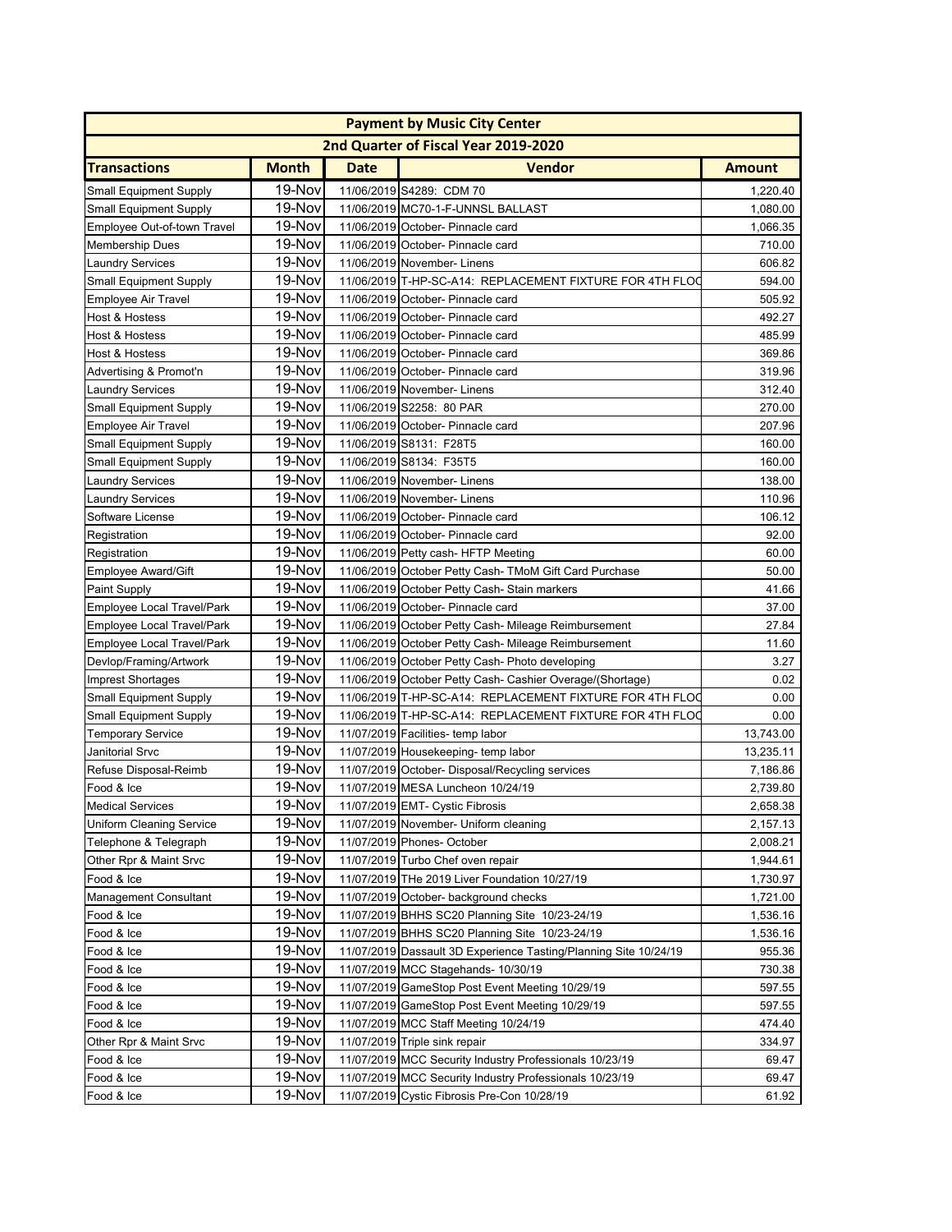| Payment by Music City Center | | | | |
|---|---|---|---|---|
| 2nd Quarter of Fiscal Year 2019-2020 | | | | |
| **Transactions** | **Month** | **Date** | **Vendor** | **Amount** |
| Small Equipment Supply | 19-Nov | 11/06/2019 | S4289: CDM 70 | 1,220.40 |
| Small Equipment Supply | 19-Nov | 11/06/2019 | MC70-1-F-UNNSL BALLAST | 1,080.00 |
| Employee Out-of-town Travel | 19-Nov | 11/06/2019 | October- Pinnacle card | 1,066.35 |
| Membership Dues | 19-Nov | 11/06/2019 | October- Pinnacle card | 710.00 |
| Laundry Services | 19-Nov | 11/06/2019 | November- Linens | 606.82 |
| Small Equipment Supply | 19-Nov | 11/06/2019 | T-HP-SC-A14: REPLACEMENT FIXTURE FOR 4TH FLOC | 594.00 |
| Employee Air Travel | 19-Nov | 11/06/2019 | October- Pinnacle card | 505.92 |
| Host & Hostess | 19-Nov | 11/06/2019 | October- Pinnacle card | 492.27 |
| Host & Hostess | 19-Nov | 11/06/2019 | October- Pinnacle card | 485.99 |
| Host & Hostess | 19-Nov | 11/06/2019 | October- Pinnacle card | 369.86 |
| Advertising & Promot'n | 19-Nov | 11/06/2019 | October- Pinnacle card | 319.96 |
| Laundry Services | 19-Nov | 11/06/2019 | November- Linens | 312.40 |
| Small Equipment Supply | 19-Nov | 11/06/2019 | S2258: 80 PAR | 270.00 |
| Employee Air Travel | 19-Nov | 11/06/2019 | October- Pinnacle card | 207.96 |
| Small Equipment Supply | 19-Nov | 11/06/2019 | S8131: F28T5 | 160.00 |
| Small Equipment Supply | 19-Nov | 11/06/2019 | S8134: F35T5 | 160.00 |
| Laundry Services | 19-Nov | 11/06/2019 | November- Linens | 138.00 |
| Laundry Services | 19-Nov | 11/06/2019 | November- Linens | 110.96 |
| Software License | 19-Nov | 11/06/2019 | October- Pinnacle card | 106.12 |
| Registration | 19-Nov | 11/06/2019 | October- Pinnacle card | 92.00 |
| Registration | 19-Nov | 11/06/2019 | Petty cash- HFTP Meeting | 60.00 |
| Employee Award/Gift | 19-Nov | 11/06/2019 | October Petty Cash- TMoM Gift Card Purchase | 50.00 |
| Paint Supply | 19-Nov | 11/06/2019 | October Petty Cash- Stain markers | 41.66 |
| Employee Local Travel/Park | 19-Nov | 11/06/2019 | October- Pinnacle card | 37.00 |
| Employee Local Travel/Park | 19-Nov | 11/06/2019 | October Petty Cash- Mileage Reimbursement | 27.84 |
| Employee Local Travel/Park | 19-Nov | 11/06/2019 | October Petty Cash- Mileage Reimbursement | 11.60 |
| Devlop/Framing/Artwork | 19-Nov | 11/06/2019 | October Petty Cash- Photo developing | 3.27 |
| Imprest Shortages | 19-Nov | 11/06/2019 | October Petty Cash- Cashier Overage/(Shortage) | 0.02 |
| Small Equipment Supply | 19-Nov | 11/06/2019 | T-HP-SC-A14: REPLACEMENT FIXTURE FOR 4TH FLOC | 0.00 |
| Small Equipment Supply | 19-Nov | 11/06/2019 | T-HP-SC-A14: REPLACEMENT FIXTURE FOR 4TH FLOC | 0.00 |
| Temporary Service | 19-Nov | 11/07/2019 | Facilities- temp labor | 13,743.00 |
| Janitorial Srvc | 19-Nov | 11/07/2019 | Housekeeping- temp labor | 13,235.11 |
| Refuse Disposal-Reimb | 19-Nov | 11/07/2019 | October- Disposal/Recycling services | 7,186.86 |
| Food & Ice | 19-Nov | 11/07/2019 | MESA Luncheon 10/24/19 | 2,739.80 |
| Medical Services | 19-Nov | 11/07/2019 | EMT- Cystic Fibrosis | 2,658.38 |
| Uniform Cleaning Service | 19-Nov | 11/07/2019 | November- Uniform cleaning | 2,157.13 |
| Telephone & Telegraph | 19-Nov | 11/07/2019 | Phones- October | 2,008.21 |
| Other Rpr & Maint Srvc | 19-Nov | 11/07/2019 | Turbo Chef oven repair | 1,944.61 |
| Food & Ice | 19-Nov | 11/07/2019 | THe 2019 Liver Foundation 10/27/19 | 1,730.97 |
| Management Consultant | 19-Nov | 11/07/2019 | October- background checks | 1,721.00 |
| Food & Ice | 19-Nov | 11/07/2019 | BHHS SC20 Planning Site 10/23-24/19 | 1,536.16 |
| Food & Ice | 19-Nov | 11/07/2019 | BHHS SC20 Planning Site 10/23-24/19 | 1,536.16 |
| Food & Ice | 19-Nov | 11/07/2019 | Dassault 3D Experience Tasting/Planning Site 10/24/19 | 955.36 |
| Food & Ice | 19-Nov | 11/07/2019 | MCC Stagehands- 10/30/19 | 730.38 |
| Food & Ice | 19-Nov | 11/07/2019 | GameStop Post Event Meeting 10/29/19 | 597.55 |
| Food & Ice | 19-Nov | 11/07/2019 | GameStop Post Event Meeting 10/29/19 | 597.55 |
| Food & Ice | 19-Nov | 11/07/2019 | MCC Staff Meeting 10/24/19 | 474.40 |
| Other Rpr & Maint Srvc | 19-Nov | 11/07/2019 | Triple sink repair | 334.97 |
| Food & Ice | 19-Nov | 11/07/2019 | MCC Security Industry Professionals 10/23/19 | 69.47 |
| Food & Ice | 19-Nov | 11/07/2019 | MCC Security Industry Professionals 10/23/19 | 69.47 |
| Food & Ice | 19-Nov | 11/07/2019 | Cystic Fibrosis Pre-Con 10/28/19 | 61.92 |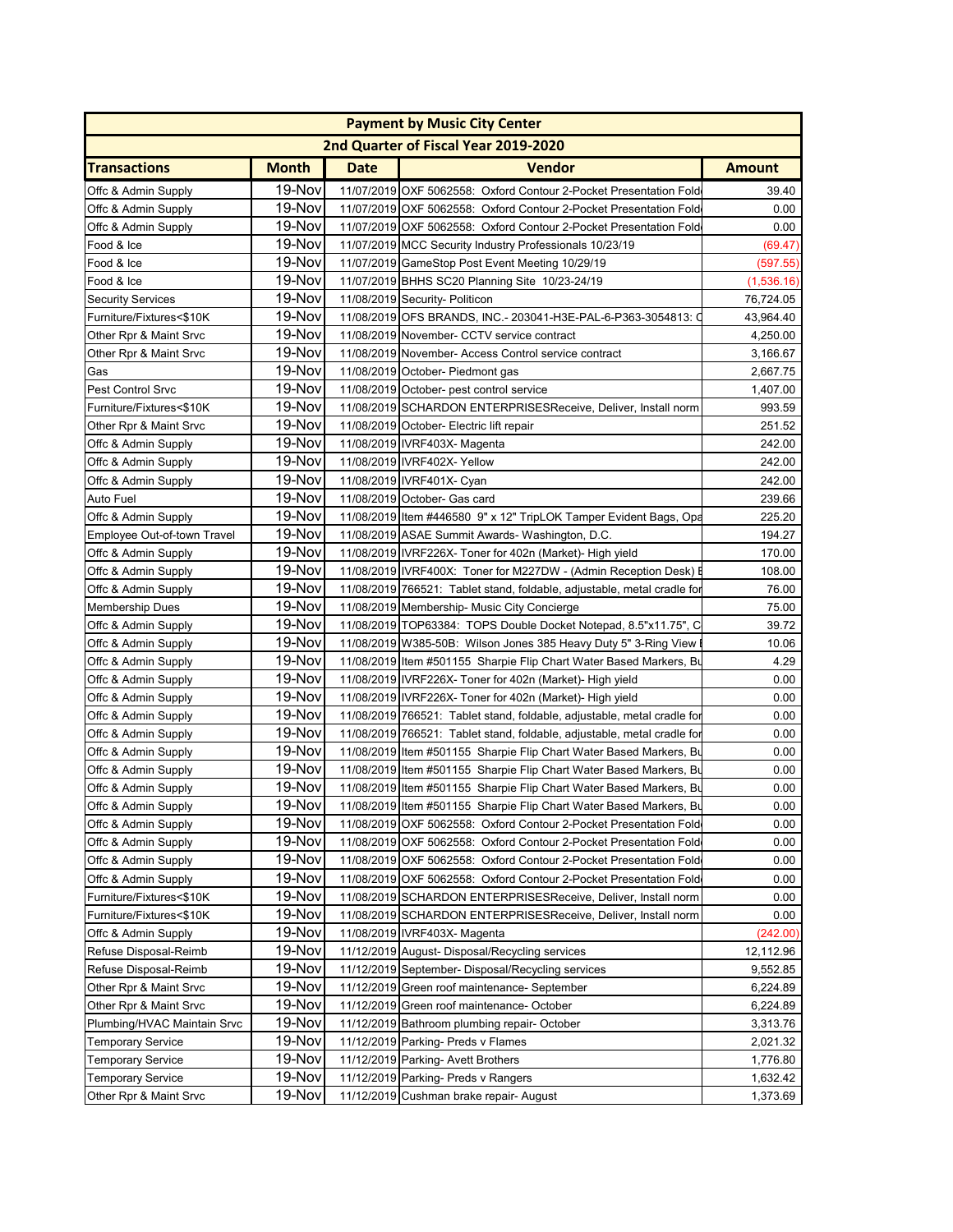| Payment by Music City Center | | | | |
|---|---|---|---|---|
| 2nd Quarter of Fiscal Year 2019-2020 | | | | |
| **Transactions** | **Month** | **Date** | **Vendor** | **Amount** |
| Offc & Admin Supply | 19-Nov | 11/07/2019 | OXF 5062558: Oxford Contour 2-Pocket Presentation Fold | 39.40 |
| Offc & Admin Supply | 19-Nov | 11/07/2019 | OXF 5062558: Oxford Contour 2-Pocket Presentation Fold | 0.00 |
| Offc & Admin Supply | 19-Nov | 11/07/2019 | OXF 5062558: Oxford Contour 2-Pocket Presentation Fold | 0.00 |
| Food & Ice | 19-Nov | 11/07/2019 | MCC Security Industry Professionals 10/23/19 | (69.47) |
| Food & Ice | 19-Nov | 11/07/2019 | GameStop Post Event Meeting 10/29/19 | (597.55) |
| Food & Ice | 19-Nov | 11/07/2019 | BHHS SC20 Planning Site 10/23-24/19 | (1,536.16) |
| Security Services | 19-Nov | 11/08/2019 | Security- Politicon | 76,724.05 |
| Furniture/Fixtures<$10K | 19-Nov | 11/08/2019 | OFS BRANDS, INC.- 203041-H3E-PAL-6-P363-3054813: C | 43,964.40 |
| Other Rpr & Maint Srvc | 19-Nov | 11/08/2019 | November- CCTV service contract | 4,250.00 |
| Other Rpr & Maint Srvc | 19-Nov | 11/08/2019 | November- Access Control service contract | 3,166.67 |
| Gas | 19-Nov | 11/08/2019 | October- Piedmont gas | 2,667.75 |
| Pest Control Srvc | 19-Nov | 11/08/2019 | October- pest control service | 1,407.00 |
| Furniture/Fixtures<$10K | 19-Nov | 11/08/2019 | SCHARDON ENTERPRISESReceive, Deliver, Install norm | 993.59 |
| Other Rpr & Maint Srvc | 19-Nov | 11/08/2019 | October- Electric lift repair | 251.52 |
| Offc & Admin Supply | 19-Nov | 11/08/2019 | IVRF403X- Magenta | 242.00 |
| Offc & Admin Supply | 19-Nov | 11/08/2019 | IVRF402X- Yellow | 242.00 |
| Offc & Admin Supply | 19-Nov | 11/08/2019 | IVRF401X- Cyan | 242.00 |
| Auto Fuel | 19-Nov | 11/08/2019 | October- Gas card | 239.66 |
| Offc & Admin Supply | 19-Nov | 11/08/2019 | Item #446580 9" x 12" TripLOK Tamper Evident Bags, Opa | 225.20 |
| Employee Out-of-town Travel | 19-Nov | 11/08/2019 | ASAE Summit Awards- Washington, D.C. | 194.27 |
| Offc & Admin Supply | 19-Nov | 11/08/2019 | IVRF226X- Toner for 402n (Market)- High yield | 170.00 |
| Offc & Admin Supply | 19-Nov | 11/08/2019 | IVRF400X: Toner for M227DW - (Admin Reception Desk) E | 108.00 |
| Offc & Admin Supply | 19-Nov | 11/08/2019 | 766521: Tablet stand, foldable, adjustable, metal cradle for | 76.00 |
| Membership Dues | 19-Nov | 11/08/2019 | Membership- Music City Concierge | 75.00 |
| Offc & Admin Supply | 19-Nov | 11/08/2019 | TOP63384: TOPS Double Docket Notepad, 8.5"x11.75", C | 39.72 |
| Offc & Admin Supply | 19-Nov | 11/08/2019 | W385-50B: Wilson Jones 385 Heavy Duty 5" 3-Ring View | 10.06 |
| Offc & Admin Supply | 19-Nov | 11/08/2019 | Item #501155 Sharpie Flip Chart Water Based Markers, Bu | 4.29 |
| Offc & Admin Supply | 19-Nov | 11/08/2019 | IVRF226X- Toner for 402n (Market)- High yield | 0.00 |
| Offc & Admin Supply | 19-Nov | 11/08/2019 | IVRF226X- Toner for 402n (Market)- High yield | 0.00 |
| Offc & Admin Supply | 19-Nov | 11/08/2019 | 766521: Tablet stand, foldable, adjustable, metal cradle for | 0.00 |
| Offc & Admin Supply | 19-Nov | 11/08/2019 | 766521: Tablet stand, foldable, adjustable, metal cradle for | 0.00 |
| Offc & Admin Supply | 19-Nov | 11/08/2019 | Item #501155 Sharpie Flip Chart Water Based Markers, Bu | 0.00 |
| Offc & Admin Supply | 19-Nov | 11/08/2019 | Item #501155 Sharpie Flip Chart Water Based Markers, Bu | 0.00 |
| Offc & Admin Supply | 19-Nov | 11/08/2019 | Item #501155 Sharpie Flip Chart Water Based Markers, Bu | 0.00 |
| Offc & Admin Supply | 19-Nov | 11/08/2019 | Item #501155 Sharpie Flip Chart Water Based Markers, Bu | 0.00 |
| Offc & Admin Supply | 19-Nov | 11/08/2019 | OXF 5062558: Oxford Contour 2-Pocket Presentation Fold | 0.00 |
| Offc & Admin Supply | 19-Nov | 11/08/2019 | OXF 5062558: Oxford Contour 2-Pocket Presentation Fold | 0.00 |
| Offc & Admin Supply | 19-Nov | 11/08/2019 | OXF 5062558: Oxford Contour 2-Pocket Presentation Fold | 0.00 |
| Offc & Admin Supply | 19-Nov | 11/08/2019 | OXF 5062558: Oxford Contour 2-Pocket Presentation Fold | 0.00 |
| Furniture/Fixtures<$10K | 19-Nov | 11/08/2019 | SCHARDON ENTERPRISESReceive, Deliver, Install norm | 0.00 |
| Furniture/Fixtures<$10K | 19-Nov | 11/08/2019 | SCHARDON ENTERPRISESReceive, Deliver, Install norm | 0.00 |
| Offc & Admin Supply | 19-Nov | 11/08/2019 | IVRF403X- Magenta | (242.00) |
| Refuse Disposal-Reimb | 19-Nov | 11/12/2019 | August- Disposal/Recycling services | 12,112.96 |
| Refuse Disposal-Reimb | 19-Nov | 11/12/2019 | September- Disposal/Recycling services | 9,552.85 |
| Other Rpr & Maint Srvc | 19-Nov | 11/12/2019 | Green roof maintenance- September | 6,224.89 |
| Other Rpr & Maint Srvc | 19-Nov | 11/12/2019 | Green roof maintenance- October | 6,224.89 |
| Plumbing/HVAC Maintain Srvc | 19-Nov | 11/12/2019 | Bathroom plumbing repair- October | 3,313.76 |
| Temporary Service | 19-Nov | 11/12/2019 | Parking- Preds v Flames | 2,021.32 |
| Temporary Service | 19-Nov | 11/12/2019 | Parking- Avett Brothers | 1,776.80 |
| Temporary Service | 19-Nov | 11/12/2019 | Parking- Preds v Rangers | 1,632.42 |
| Other Rpr & Maint Srvc | 19-Nov | 11/12/2019 | Cushman brake repair- August | 1,373.69 |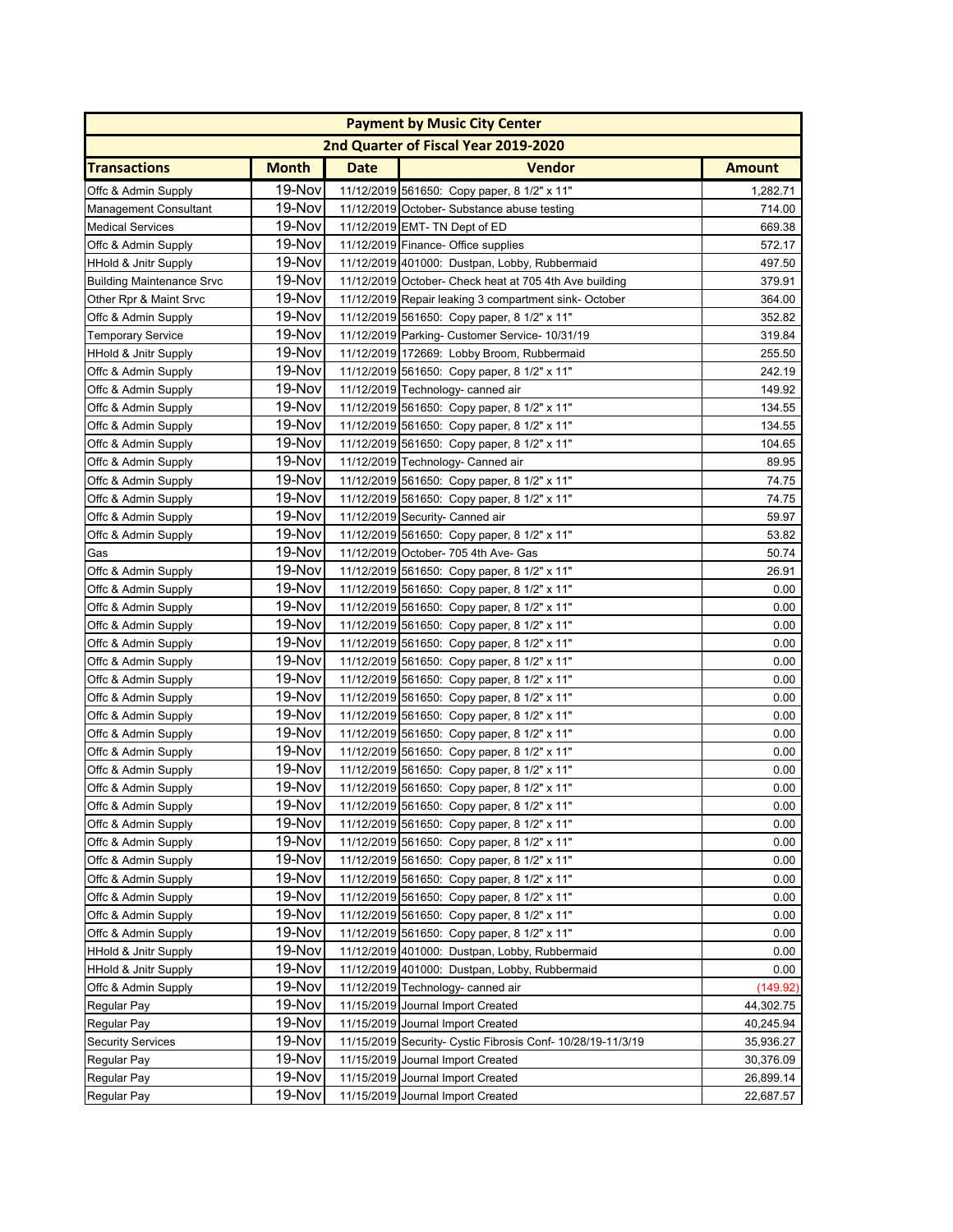| Payment by Music City Center | | | | |
|---|---|---|---|---|
| 2nd Quarter of Fiscal Year 2019-2020 | | | | |
| **Transactions** | **Month** | **Date** | **Vendor** | **Amount** |
| Offc & Admin Supply | 19-Nov | 11/12/2019 | 561650: Copy paper, 8 1/2" x 11" | 1,282.71 |
| Management Consultant | 19-Nov | 11/12/2019 | October- Substance abuse testing | 714.00 |
| Medical Services | 19-Nov | 11/12/2019 | EMT- TN Dept of ED | 669.38 |
| Offc & Admin Supply | 19-Nov | 11/12/2019 | Finance- Office supplies | 572.17 |
| HHold & Jnitr Supply | 19-Nov | 11/12/2019 | 401000: Dustpan, Lobby, Rubbermaid | 497.50 |
| Building Maintenance Srvc | 19-Nov | 11/12/2019 | October- Check heat at 705 4th Ave building | 379.91 |
| Other Rpr & Maint Srvc | 19-Nov | 11/12/2019 | Repair leaking 3 compartment sink- October | 364.00 |
| Offc & Admin Supply | 19-Nov | 11/12/2019 | 561650: Copy paper, 8 1/2" x 11" | 352.82 |
| Temporary Service | 19-Nov | 11/12/2019 | Parking- Customer Service- 10/31/19 | 319.84 |
| HHold & Jnitr Supply | 19-Nov | 11/12/2019 | 172669: Lobby Broom, Rubbermaid | 255.50 |
| Offc & Admin Supply | 19-Nov | 11/12/2019 | 561650: Copy paper, 8 1/2" x 11" | 242.19 |
| Offc & Admin Supply | 19-Nov | 11/12/2019 | Technology- canned air | 149.92 |
| Offc & Admin Supply | 19-Nov | 11/12/2019 | 561650: Copy paper, 8 1/2" x 11" | 134.55 |
| Offc & Admin Supply | 19-Nov | 11/12/2019 | 561650: Copy paper, 8 1/2" x 11" | 134.55 |
| Offc & Admin Supply | 19-Nov | 11/12/2019 | 561650: Copy paper, 8 1/2" x 11" | 104.65 |
| Offc & Admin Supply | 19-Nov | 11/12/2019 | Technology- Canned air | 89.95 |
| Offc & Admin Supply | 19-Nov | 11/12/2019 | 561650: Copy paper, 8 1/2" x 11" | 74.75 |
| Offc & Admin Supply | 19-Nov | 11/12/2019 | 561650: Copy paper, 8 1/2" x 11" | 74.75 |
| Offc & Admin Supply | 19-Nov | 11/12/2019 | Security- Canned air | 59.97 |
| Offc & Admin Supply | 19-Nov | 11/12/2019 | 561650: Copy paper, 8 1/2" x 11" | 53.82 |
| Gas | 19-Nov | 11/12/2019 | October- 705 4th Ave- Gas | 50.74 |
| Offc & Admin Supply | 19-Nov | 11/12/2019 | 561650: Copy paper, 8 1/2" x 11" | 26.91 |
| Offc & Admin Supply | 19-Nov | 11/12/2019 | 561650: Copy paper, 8 1/2" x 11" | 0.00 |
| Offc & Admin Supply | 19-Nov | 11/12/2019 | 561650: Copy paper, 8 1/2" x 11" | 0.00 |
| Offc & Admin Supply | 19-Nov | 11/12/2019 | 561650: Copy paper, 8 1/2" x 11" | 0.00 |
| Offc & Admin Supply | 19-Nov | 11/12/2019 | 561650: Copy paper, 8 1/2" x 11" | 0.00 |
| Offc & Admin Supply | 19-Nov | 11/12/2019 | 561650: Copy paper, 8 1/2" x 11" | 0.00 |
| Offc & Admin Supply | 19-Nov | 11/12/2019 | 561650: Copy paper, 8 1/2" x 11" | 0.00 |
| Offc & Admin Supply | 19-Nov | 11/12/2019 | 561650: Copy paper, 8 1/2" x 11" | 0.00 |
| Offc & Admin Supply | 19-Nov | 11/12/2019 | 561650: Copy paper, 8 1/2" x 11" | 0.00 |
| Offc & Admin Supply | 19-Nov | 11/12/2019 | 561650: Copy paper, 8 1/2" x 11" | 0.00 |
| Offc & Admin Supply | 19-Nov | 11/12/2019 | 561650: Copy paper, 8 1/2" x 11" | 0.00 |
| Offc & Admin Supply | 19-Nov | 11/12/2019 | 561650: Copy paper, 8 1/2" x 11" | 0.00 |
| Offc & Admin Supply | 19-Nov | 11/12/2019 | 561650: Copy paper, 8 1/2" x 11" | 0.00 |
| Offc & Admin Supply | 19-Nov | 11/12/2019 | 561650: Copy paper, 8 1/2" x 11" | 0.00 |
| Offc & Admin Supply | 19-Nov | 11/12/2019 | 561650: Copy paper, 8 1/2" x 11" | 0.00 |
| Offc & Admin Supply | 19-Nov | 11/12/2019 | 561650: Copy paper, 8 1/2" x 11" | 0.00 |
| Offc & Admin Supply | 19-Nov | 11/12/2019 | 561650: Copy paper, 8 1/2" x 11" | 0.00 |
| Offc & Admin Supply | 19-Nov | 11/12/2019 | 561650: Copy paper, 8 1/2" x 11" | 0.00 |
| Offc & Admin Supply | 19-Nov | 11/12/2019 | 561650: Copy paper, 8 1/2" x 11" | 0.00 |
| Offc & Admin Supply | 19-Nov | 11/12/2019 | 561650: Copy paper, 8 1/2" x 11" | 0.00 |
| Offc & Admin Supply | 19-Nov | 11/12/2019 | 561650: Copy paper, 8 1/2" x 11" | 0.00 |
| HHold & Jnitr Supply | 19-Nov | 11/12/2019 | 401000: Dustpan, Lobby, Rubbermaid | 0.00 |
| HHold & Jnitr Supply | 19-Nov | 11/12/2019 | 401000: Dustpan, Lobby, Rubbermaid | 0.00 |
| Offc & Admin Supply | 19-Nov | 11/12/2019 | Technology- canned air | (149.92) |
| Regular Pay | 19-Nov | 11/15/2019 | Journal Import Created | 44,302.75 |
| Regular Pay | 19-Nov | 11/15/2019 | Journal Import Created | 40,245.94 |
| Security Services | 19-Nov | 11/15/2019 | Security- Cystic Fibrosis Conf- 10/28/19-11/3/19 | 35,936.27 |
| Regular Pay | 19-Nov | 11/15/2019 | Journal Import Created | 30,376.09 |
| Regular Pay | 19-Nov | 11/15/2019 | Journal Import Created | 26,899.14 |
| Regular Pay | 19-Nov | 11/15/2019 | Journal Import Created | 22,687.57 |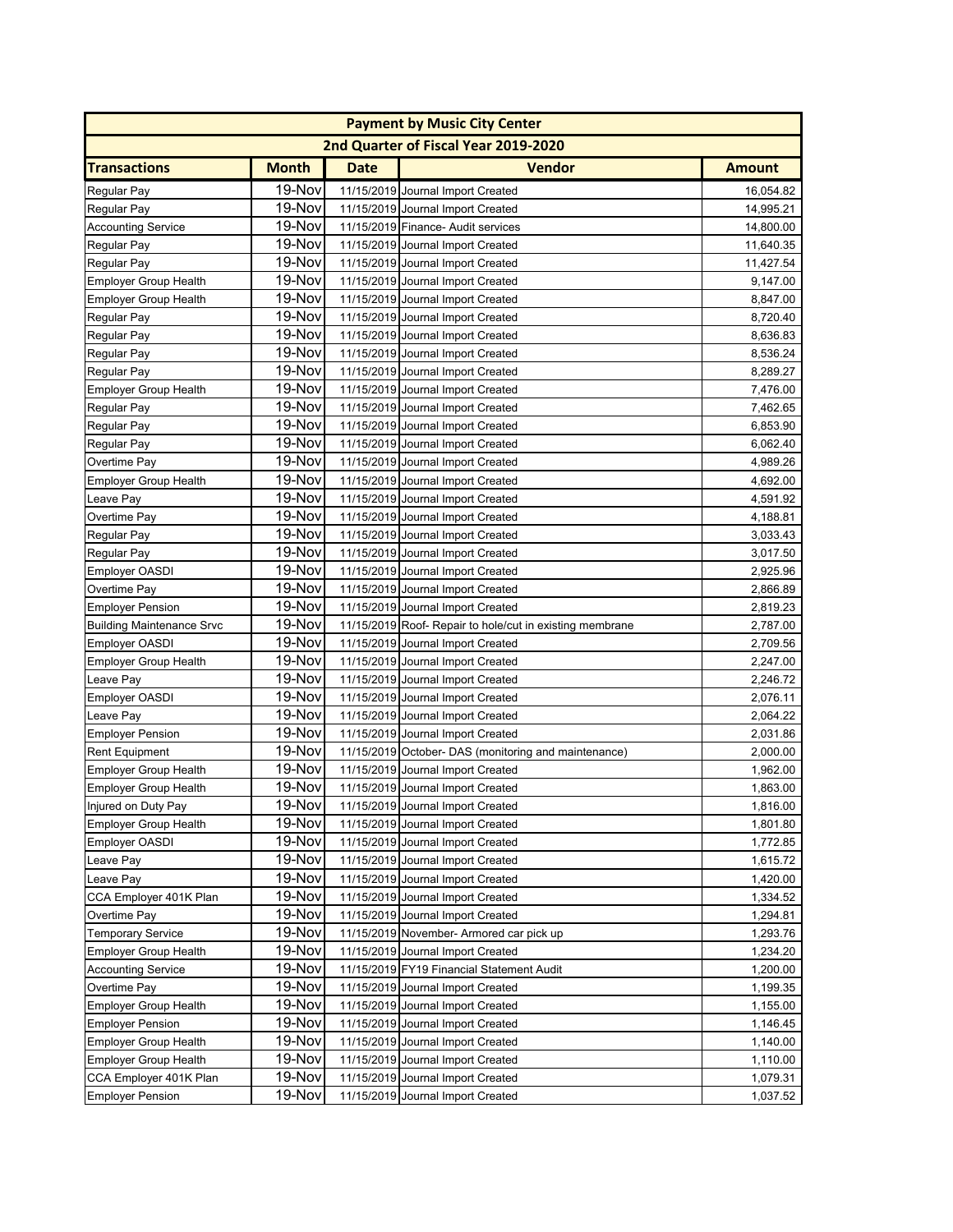| Payment by Music City Center | | | | |
|---|---|---|---|---|
| 2nd Quarter of Fiscal Year 2019-2020 | | | | |
| **Transactions** | **Month** | **Date** | **Vendor** | **Amount** |
| Regular Pay | 19-Nov | 11/15/2019 | Journal Import Created | 16,054.82 |
| Regular Pay | 19-Nov | 11/15/2019 | Journal Import Created | 14,995.21 |
| Accounting Service | 19-Nov | 11/15/2019 | Finance- Audit services | 14,800.00 |
| Regular Pay | 19-Nov | 11/15/2019 | Journal Import Created | 11,640.35 |
| Regular Pay | 19-Nov | 11/15/2019 | Journal Import Created | 11,427.54 |
| Employer Group Health | 19-Nov | 11/15/2019 | Journal Import Created | 9,147.00 |
| Employer Group Health | 19-Nov | 11/15/2019 | Journal Import Created | 8,847.00 |
| Regular Pay | 19-Nov | 11/15/2019 | Journal Import Created | 8,720.40 |
| Regular Pay | 19-Nov | 11/15/2019 | Journal Import Created | 8,636.83 |
| Regular Pay | 19-Nov | 11/15/2019 | Journal Import Created | 8,536.24 |
| Regular Pay | 19-Nov | 11/15/2019 | Journal Import Created | 8,289.27 |
| Employer Group Health | 19-Nov | 11/15/2019 | Journal Import Created | 7,476.00 |
| Regular Pay | 19-Nov | 11/15/2019 | Journal Import Created | 7,462.65 |
| Regular Pay | 19-Nov | 11/15/2019 | Journal Import Created | 6,853.90 |
| Regular Pay | 19-Nov | 11/15/2019 | Journal Import Created | 6,062.40 |
| Overtime Pay | 19-Nov | 11/15/2019 | Journal Import Created | 4,989.26 |
| Employer Group Health | 19-Nov | 11/15/2019 | Journal Import Created | 4,692.00 |
| Leave Pay | 19-Nov | 11/15/2019 | Journal Import Created | 4,591.92 |
| Overtime Pay | 19-Nov | 11/15/2019 | Journal Import Created | 4,188.81 |
| Regular Pay | 19-Nov | 11/15/2019 | Journal Import Created | 3,033.43 |
| Regular Pay | 19-Nov | 11/15/2019 | Journal Import Created | 3,017.50 |
| Employer OASDI | 19-Nov | 11/15/2019 | Journal Import Created | 2,925.96 |
| Overtime Pay | 19-Nov | 11/15/2019 | Journal Import Created | 2,866.89 |
| Employer Pension | 19-Nov | 11/15/2019 | Journal Import Created | 2,819.23 |
| Building Maintenance Srvc | 19-Nov | 11/15/2019 | Roof- Repair to hole/cut in existing membrane | 2,787.00 |
| Employer OASDI | 19-Nov | 11/15/2019 | Journal Import Created | 2,709.56 |
| Employer Group Health | 19-Nov | 11/15/2019 | Journal Import Created | 2,247.00 |
| Leave Pay | 19-Nov | 11/15/2019 | Journal Import Created | 2,246.72 |
| Employer OASDI | 19-Nov | 11/15/2019 | Journal Import Created | 2,076.11 |
| Leave Pay | 19-Nov | 11/15/2019 | Journal Import Created | 2,064.22 |
| Employer Pension | 19-Nov | 11/15/2019 | Journal Import Created | 2,031.86 |
| Rent Equipment | 19-Nov | 11/15/2019 | October- DAS (monitoring and maintenance) | 2,000.00 |
| Employer Group Health | 19-Nov | 11/15/2019 | Journal Import Created | 1,962.00 |
| Employer Group Health | 19-Nov | 11/15/2019 | Journal Import Created | 1,863.00 |
| Injured on Duty Pay | 19-Nov | 11/15/2019 | Journal Import Created | 1,816.00 |
| Employer Group Health | 19-Nov | 11/15/2019 | Journal Import Created | 1,801.80 |
| Employer OASDI | 19-Nov | 11/15/2019 | Journal Import Created | 1,772.85 |
| Leave Pay | 19-Nov | 11/15/2019 | Journal Import Created | 1,615.72 |
| Leave Pay | 19-Nov | 11/15/2019 | Journal Import Created | 1,420.00 |
| CCA Employer 401K Plan | 19-Nov | 11/15/2019 | Journal Import Created | 1,334.52 |
| Overtime Pay | 19-Nov | 11/15/2019 | Journal Import Created | 1,294.81 |
| Temporary Service | 19-Nov | 11/15/2019 | November- Armored car pick up | 1,293.76 |
| Employer Group Health | 19-Nov | 11/15/2019 | Journal Import Created | 1,234.20 |
| Accounting Service | 19-Nov | 11/15/2019 | FY19 Financial Statement Audit | 1,200.00 |
| Overtime Pay | 19-Nov | 11/15/2019 | Journal Import Created | 1,199.35 |
| Employer Group Health | 19-Nov | 11/15/2019 | Journal Import Created | 1,155.00 |
| Employer Pension | 19-Nov | 11/15/2019 | Journal Import Created | 1,146.45 |
| Employer Group Health | 19-Nov | 11/15/2019 | Journal Import Created | 1,140.00 |
| Employer Group Health | 19-Nov | 11/15/2019 | Journal Import Created | 1,110.00 |
| CCA Employer 401K Plan | 19-Nov | 11/15/2019 | Journal Import Created | 1,079.31 |
| Employer Pension | 19-Nov | 11/15/2019 | Journal Import Created | 1,037.52 |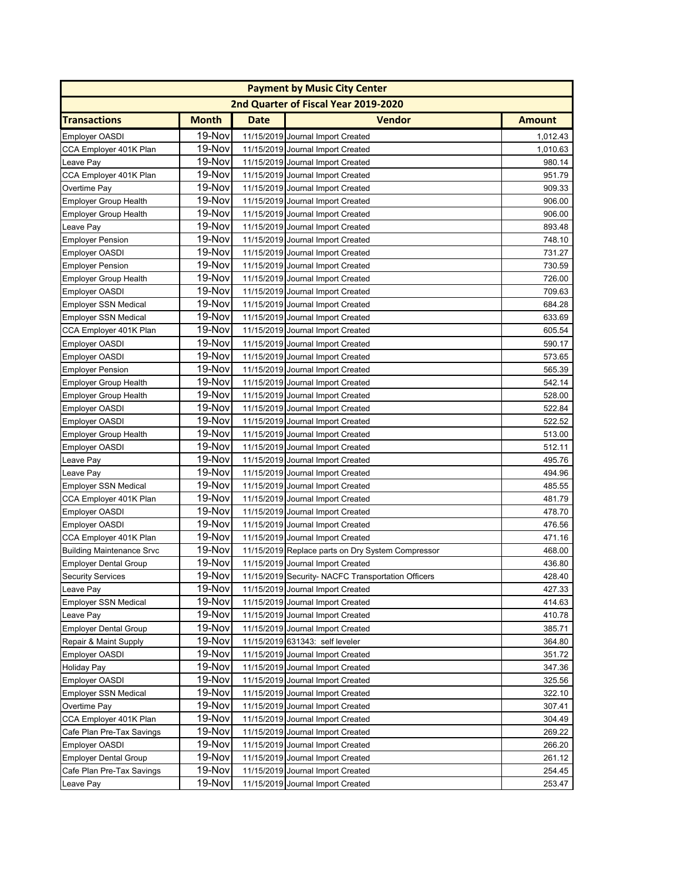| Payment by Music City Center | | | | |
|---|---|---|---|---|
| 2nd Quarter of Fiscal Year 2019-2020 | | | | |
| **Transactions** | **Month** | **Date** | **Vendor** | **Amount** |
| Employer OASDI | 19-Nov | 11/15/2019 | Journal Import Created | 1,012.43 |
| CCA Employer 401K Plan | 19-Nov | 11/15/2019 | Journal Import Created | 1,010.63 |
| Leave Pay | 19-Nov | 11/15/2019 | Journal Import Created | 980.14 |
| CCA Employer 401K Plan | 19-Nov | 11/15/2019 | Journal Import Created | 951.79 |
| Overtime Pay | 19-Nov | 11/15/2019 | Journal Import Created | 909.33 |
| Employer Group Health | 19-Nov | 11/15/2019 | Journal Import Created | 906.00 |
| Employer Group Health | 19-Nov | 11/15/2019 | Journal Import Created | 906.00 |
| Leave Pay | 19-Nov | 11/15/2019 | Journal Import Created | 893.48 |
| Employer Pension | 19-Nov | 11/15/2019 | Journal Import Created | 748.10 |
| Employer OASDI | 19-Nov | 11/15/2019 | Journal Import Created | 731.27 |
| Employer Pension | 19-Nov | 11/15/2019 | Journal Import Created | 730.59 |
| Employer Group Health | 19-Nov | 11/15/2019 | Journal Import Created | 726.00 |
| Employer OASDI | 19-Nov | 11/15/2019 | Journal Import Created | 709.63 |
| Employer SSN Medical | 19-Nov | 11/15/2019 | Journal Import Created | 684.28 |
| Employer SSN Medical | 19-Nov | 11/15/2019 | Journal Import Created | 633.69 |
| CCA Employer 401K Plan | 19-Nov | 11/15/2019 | Journal Import Created | 605.54 |
| Employer OASDI | 19-Nov | 11/15/2019 | Journal Import Created | 590.17 |
| Employer OASDI | 19-Nov | 11/15/2019 | Journal Import Created | 573.65 |
| Employer Pension | 19-Nov | 11/15/2019 | Journal Import Created | 565.39 |
| Employer Group Health | 19-Nov | 11/15/2019 | Journal Import Created | 542.14 |
| Employer Group Health | 19-Nov | 11/15/2019 | Journal Import Created | 528.00 |
| Employer OASDI | 19-Nov | 11/15/2019 | Journal Import Created | 522.84 |
| Employer OASDI | 19-Nov | 11/15/2019 | Journal Import Created | 522.52 |
| Employer Group Health | 19-Nov | 11/15/2019 | Journal Import Created | 513.00 |
| Employer OASDI | 19-Nov | 11/15/2019 | Journal Import Created | 512.11 |
| Leave Pay | 19-Nov | 11/15/2019 | Journal Import Created | 495.76 |
| Leave Pay | 19-Nov | 11/15/2019 | Journal Import Created | 494.96 |
| Employer SSN Medical | 19-Nov | 11/15/2019 | Journal Import Created | 485.55 |
| CCA Employer 401K Plan | 19-Nov | 11/15/2019 | Journal Import Created | 481.79 |
| Employer OASDI | 19-Nov | 11/15/2019 | Journal Import Created | 478.70 |
| Employer OASDI | 19-Nov | 11/15/2019 | Journal Import Created | 476.56 |
| CCA Employer 401K Plan | 19-Nov | 11/15/2019 | Journal Import Created | 471.16 |
| Building Maintenance Srvc | 19-Nov | 11/15/2019 | Replace parts on Dry System Compressor | 468.00 |
| Employer Dental Group | 19-Nov | 11/15/2019 | Journal Import Created | 436.80 |
| Security Services | 19-Nov | 11/15/2019 | Security- NACFC Transportation Officers | 428.40 |
| Leave Pay | 19-Nov | 11/15/2019 | Journal Import Created | 427.33 |
| Employer SSN Medical | 19-Nov | 11/15/2019 | Journal Import Created | 414.63 |
| Leave Pay | 19-Nov | 11/15/2019 | Journal Import Created | 410.78 |
| Employer Dental Group | 19-Nov | 11/15/2019 | Journal Import Created | 385.71 |
| Repair & Maint Supply | 19-Nov | 11/15/2019 | 631343: self leveler | 364.80 |
| Employer OASDI | 19-Nov | 11/15/2019 | Journal Import Created | 351.72 |
| Holiday Pay | 19-Nov | 11/15/2019 | Journal Import Created | 347.36 |
| Employer OASDI | 19-Nov | 11/15/2019 | Journal Import Created | 325.56 |
| Employer SSN Medical | 19-Nov | 11/15/2019 | Journal Import Created | 322.10 |
| Overtime Pay | 19-Nov | 11/15/2019 | Journal Import Created | 307.41 |
| CCA Employer 401K Plan | 19-Nov | 11/15/2019 | Journal Import Created | 304.49 |
| Cafe Plan Pre-Tax Savings | 19-Nov | 11/15/2019 | Journal Import Created | 269.22 |
| Employer OASDI | 19-Nov | 11/15/2019 | Journal Import Created | 266.20 |
| Employer Dental Group | 19-Nov | 11/15/2019 | Journal Import Created | 261.12 |
| Cafe Plan Pre-Tax Savings | 19-Nov | 11/15/2019 | Journal Import Created | 254.45 |
| Leave Pay | 19-Nov | 11/15/2019 | Journal Import Created | 253.47 |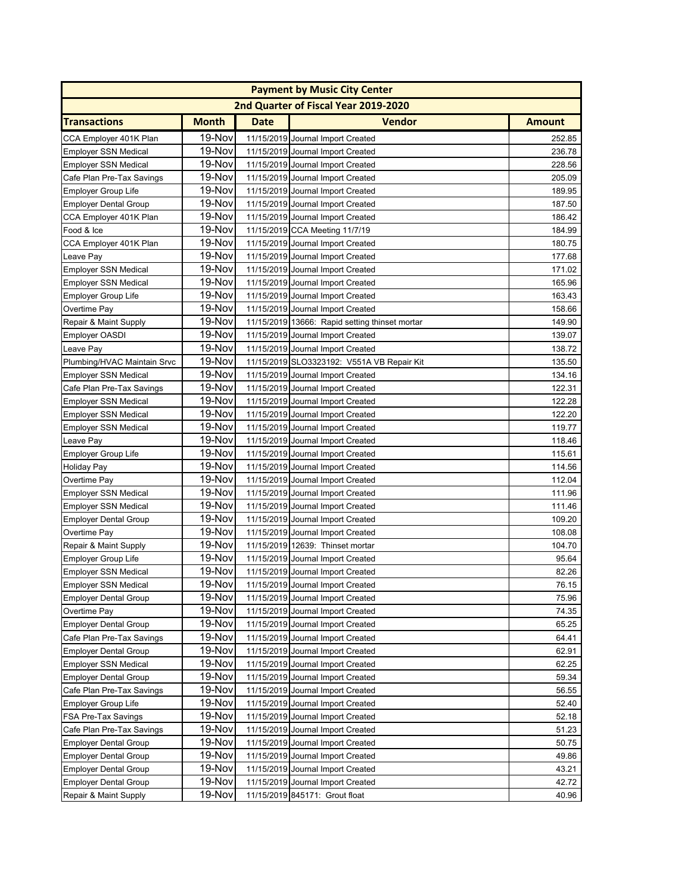| Payment by Music City Center | | | | |
|---|---|---|---|---|
| 2nd Quarter of Fiscal Year 2019-2020 | | | | |
| **Transactions** | **Month** | **Date** | **Vendor** | **Amount** |
| CCA Employer 401K Plan | 19-Nov | 11/15/2019 | Journal Import Created | 252.85 |
| Employer SSN Medical | 19-Nov | 11/15/2019 | Journal Import Created | 236.78 |
| Employer SSN Medical | 19-Nov | 11/15/2019 | Journal Import Created | 228.56 |
| Cafe Plan Pre-Tax Savings | 19-Nov | 11/15/2019 | Journal Import Created | 205.09 |
| Employer Group Life | 19-Nov | 11/15/2019 | Journal Import Created | 189.95 |
| Employer Dental Group | 19-Nov | 11/15/2019 | Journal Import Created | 187.50 |
| CCA Employer 401K Plan | 19-Nov | 11/15/2019 | Journal Import Created | 186.42 |
| Food & Ice | 19-Nov | 11/15/2019 | CCA Meeting 11/7/19 | 184.99 |
| CCA Employer 401K Plan | 19-Nov | 11/15/2019 | Journal Import Created | 180.75 |
| Leave Pay | 19-Nov | 11/15/2019 | Journal Import Created | 177.68 |
| Employer SSN Medical | 19-Nov | 11/15/2019 | Journal Import Created | 171.02 |
| Employer SSN Medical | 19-Nov | 11/15/2019 | Journal Import Created | 165.96 |
| Employer Group Life | 19-Nov | 11/15/2019 | Journal Import Created | 163.43 |
| Overtime Pay | 19-Nov | 11/15/2019 | Journal Import Created | 158.66 |
| Repair & Maint Supply | 19-Nov | 11/15/2019 | 13666: Rapid setting thinset mortar | 149.90 |
| Employer OASDI | 19-Nov | 11/15/2019 | Journal Import Created | 139.07 |
| Leave Pay | 19-Nov | 11/15/2019 | Journal Import Created | 138.72 |
| Plumbing/HVAC Maintain Srvc | 19-Nov | 11/15/2019 | SLO3323192: V551A VB Repair Kit | 135.50 |
| Employer SSN Medical | 19-Nov | 11/15/2019 | Journal Import Created | 134.16 |
| Cafe Plan Pre-Tax Savings | 19-Nov | 11/15/2019 | Journal Import Created | 122.31 |
| Employer SSN Medical | 19-Nov | 11/15/2019 | Journal Import Created | 122.28 |
| Employer SSN Medical | 19-Nov | 11/15/2019 | Journal Import Created | 122.20 |
| Employer SSN Medical | 19-Nov | 11/15/2019 | Journal Import Created | 119.77 |
| Leave Pay | 19-Nov | 11/15/2019 | Journal Import Created | 118.46 |
| Employer Group Life | 19-Nov | 11/15/2019 | Journal Import Created | 115.61 |
| Holiday Pay | 19-Nov | 11/15/2019 | Journal Import Created | 114.56 |
| Overtime Pay | 19-Nov | 11/15/2019 | Journal Import Created | 112.04 |
| Employer SSN Medical | 19-Nov | 11/15/2019 | Journal Import Created | 111.96 |
| Employer SSN Medical | 19-Nov | 11/15/2019 | Journal Import Created | 111.46 |
| Employer Dental Group | 19-Nov | 11/15/2019 | Journal Import Created | 109.20 |
| Overtime Pay | 19-Nov | 11/15/2019 | Journal Import Created | 108.08 |
| Repair & Maint Supply | 19-Nov | 11/15/2019 | 12639: Thinset mortar | 104.70 |
| Employer Group Life | 19-Nov | 11/15/2019 | Journal Import Created | 95.64 |
| Employer SSN Medical | 19-Nov | 11/15/2019 | Journal Import Created | 82.26 |
| Employer SSN Medical | 19-Nov | 11/15/2019 | Journal Import Created | 76.15 |
| Employer Dental Group | 19-Nov | 11/15/2019 | Journal Import Created | 75.96 |
| Overtime Pay | 19-Nov | 11/15/2019 | Journal Import Created | 74.35 |
| Employer Dental Group | 19-Nov | 11/15/2019 | Journal Import Created | 65.25 |
| Cafe Plan Pre-Tax Savings | 19-Nov | 11/15/2019 | Journal Import Created | 64.41 |
| Employer Dental Group | 19-Nov | 11/15/2019 | Journal Import Created | 62.91 |
| Employer SSN Medical | 19-Nov | 11/15/2019 | Journal Import Created | 62.25 |
| Employer Dental Group | 19-Nov | 11/15/2019 | Journal Import Created | 59.34 |
| Cafe Plan Pre-Tax Savings | 19-Nov | 11/15/2019 | Journal Import Created | 56.55 |
| Employer Group Life | 19-Nov | 11/15/2019 | Journal Import Created | 52.40 |
| FSA Pre-Tax Savings | 19-Nov | 11/15/2019 | Journal Import Created | 52.18 |
| Cafe Plan Pre-Tax Savings | 19-Nov | 11/15/2019 | Journal Import Created | 51.23 |
| Employer Dental Group | 19-Nov | 11/15/2019 | Journal Import Created | 50.75 |
| Employer Dental Group | 19-Nov | 11/15/2019 | Journal Import Created | 49.86 |
| Employer Dental Group | 19-Nov | 11/15/2019 | Journal Import Created | 43.21 |
| Employer Dental Group | 19-Nov | 11/15/2019 | Journal Import Created | 42.72 |
| Repair & Maint Supply | 19-Nov | 11/15/2019 | 845171: Grout float | 40.96 |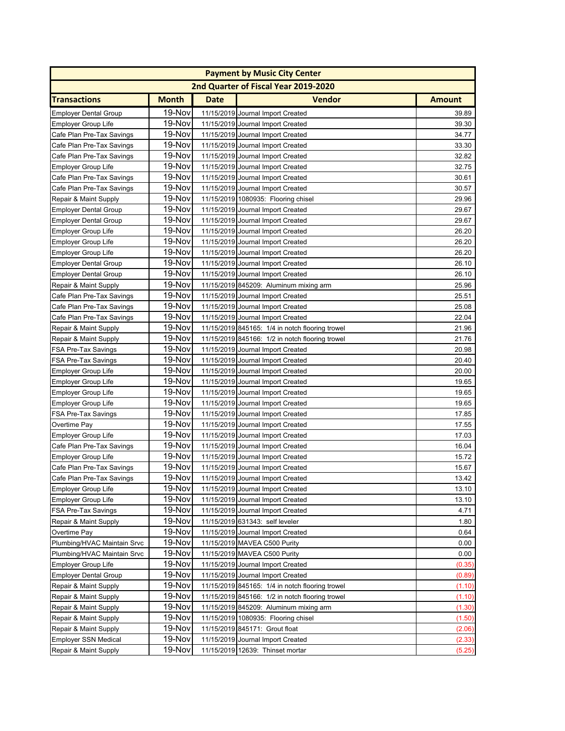| Payment by Music City Center | | | | |
|---|---|---|---|---|
| 2nd Quarter of Fiscal Year 2019-2020 | | | | |
| **Transactions** | **Month** | **Date** | **Vendor** | **Amount** |
| Employer Dental Group | 19-Nov | 11/15/2019 | Journal Import Created | 39.89 |
| Employer Group Life | 19-Nov | 11/15/2019 | Journal Import Created | 39.30 |
| Cafe Plan Pre-Tax Savings | 19-Nov | 11/15/2019 | Journal Import Created | 34.77 |
| Cafe Plan Pre-Tax Savings | 19-Nov | 11/15/2019 | Journal Import Created | 33.30 |
| Cafe Plan Pre-Tax Savings | 19-Nov | 11/15/2019 | Journal Import Created | 32.82 |
| Employer Group Life | 19-Nov | 11/15/2019 | Journal Import Created | 32.75 |
| Cafe Plan Pre-Tax Savings | 19-Nov | 11/15/2019 | Journal Import Created | 30.61 |
| Cafe Plan Pre-Tax Savings | 19-Nov | 11/15/2019 | Journal Import Created | 30.57 |
| Repair & Maint Supply | 19-Nov | 11/15/2019 | 1080935: Flooring chisel | 29.96 |
| Employer Dental Group | 19-Nov | 11/15/2019 | Journal Import Created | 29.67 |
| Employer Dental Group | 19-Nov | 11/15/2019 | Journal Import Created | 29.67 |
| Employer Group Life | 19-Nov | 11/15/2019 | Journal Import Created | 26.20 |
| Employer Group Life | 19-Nov | 11/15/2019 | Journal Import Created | 26.20 |
| Employer Group Life | 19-Nov | 11/15/2019 | Journal Import Created | 26.20 |
| Employer Dental Group | 19-Nov | 11/15/2019 | Journal Import Created | 26.10 |
| Employer Dental Group | 19-Nov | 11/15/2019 | Journal Import Created | 26.10 |
| Repair & Maint Supply | 19-Nov | 11/15/2019 | 845209: Aluminum mixing arm | 25.96 |
| Cafe Plan Pre-Tax Savings | 19-Nov | 11/15/2019 | Journal Import Created | 25.51 |
| Cafe Plan Pre-Tax Savings | 19-Nov | 11/15/2019 | Journal Import Created | 25.08 |
| Cafe Plan Pre-Tax Savings | 19-Nov | 11/15/2019 | Journal Import Created | 22.04 |
| Repair & Maint Supply | 19-Nov | 11/15/2019 | 845165: 1/4 in notch flooring trowel | 21.96 |
| Repair & Maint Supply | 19-Nov | 11/15/2019 | 845166: 1/2 in notch flooring trowel | 21.76 |
| FSA Pre-Tax Savings | 19-Nov | 11/15/2019 | Journal Import Created | 20.98 |
| FSA Pre-Tax Savings | 19-Nov | 11/15/2019 | Journal Import Created | 20.40 |
| Employer Group Life | 19-Nov | 11/15/2019 | Journal Import Created | 20.00 |
| Employer Group Life | 19-Nov | 11/15/2019 | Journal Import Created | 19.65 |
| Employer Group Life | 19-Nov | 11/15/2019 | Journal Import Created | 19.65 |
| Employer Group Life | 19-Nov | 11/15/2019 | Journal Import Created | 19.65 |
| FSA Pre-Tax Savings | 19-Nov | 11/15/2019 | Journal Import Created | 17.85 |
| Overtime Pay | 19-Nov | 11/15/2019 | Journal Import Created | 17.55 |
| Employer Group Life | 19-Nov | 11/15/2019 | Journal Import Created | 17.03 |
| Cafe Plan Pre-Tax Savings | 19-Nov | 11/15/2019 | Journal Import Created | 16.04 |
| Employer Group Life | 19-Nov | 11/15/2019 | Journal Import Created | 15.72 |
| Cafe Plan Pre-Tax Savings | 19-Nov | 11/15/2019 | Journal Import Created | 15.67 |
| Cafe Plan Pre-Tax Savings | 19-Nov | 11/15/2019 | Journal Import Created | 13.42 |
| Employer Group Life | 19-Nov | 11/15/2019 | Journal Import Created | 13.10 |
| Employer Group Life | 19-Nov | 11/15/2019 | Journal Import Created | 13.10 |
| FSA Pre-Tax Savings | 19-Nov | 11/15/2019 | Journal Import Created | 4.71 |
| Repair & Maint Supply | 19-Nov | 11/15/2019 | 631343: self leveler | 1.80 |
| Overtime Pay | 19-Nov | 11/15/2019 | Journal Import Created | 0.64 |
| Plumbing/HVAC Maintain Srvc | 19-Nov | 11/15/2019 | MAVEA C500 Purity | 0.00 |
| Plumbing/HVAC Maintain Srvc | 19-Nov | 11/15/2019 | MAVEA C500 Purity | 0.00 |
| Employer Group Life | 19-Nov | 11/15/2019 | Journal Import Created | (0.35) |
| Employer Dental Group | 19-Nov | 11/15/2019 | Journal Import Created | (0.89) |
| Repair & Maint Supply | 19-Nov | 11/15/2019 | 845165: 1/4 in notch flooring trowel | (1.10) |
| Repair & Maint Supply | 19-Nov | 11/15/2019 | 845166: 1/2 in notch flooring trowel | (1.10) |
| Repair & Maint Supply | 19-Nov | 11/15/2019 | 845209: Aluminum mixing arm | (1.30) |
| Repair & Maint Supply | 19-Nov | 11/15/2019 | 1080935: Flooring chisel | (1.50) |
| Repair & Maint Supply | 19-Nov | 11/15/2019 | 845171: Grout float | (2.06) |
| Employer SSN Medical | 19-Nov | 11/15/2019 | Journal Import Created | (2.33) |
| Repair & Maint Supply | 19-Nov | 11/15/2019 | 12639: Thinset mortar | (5.25) |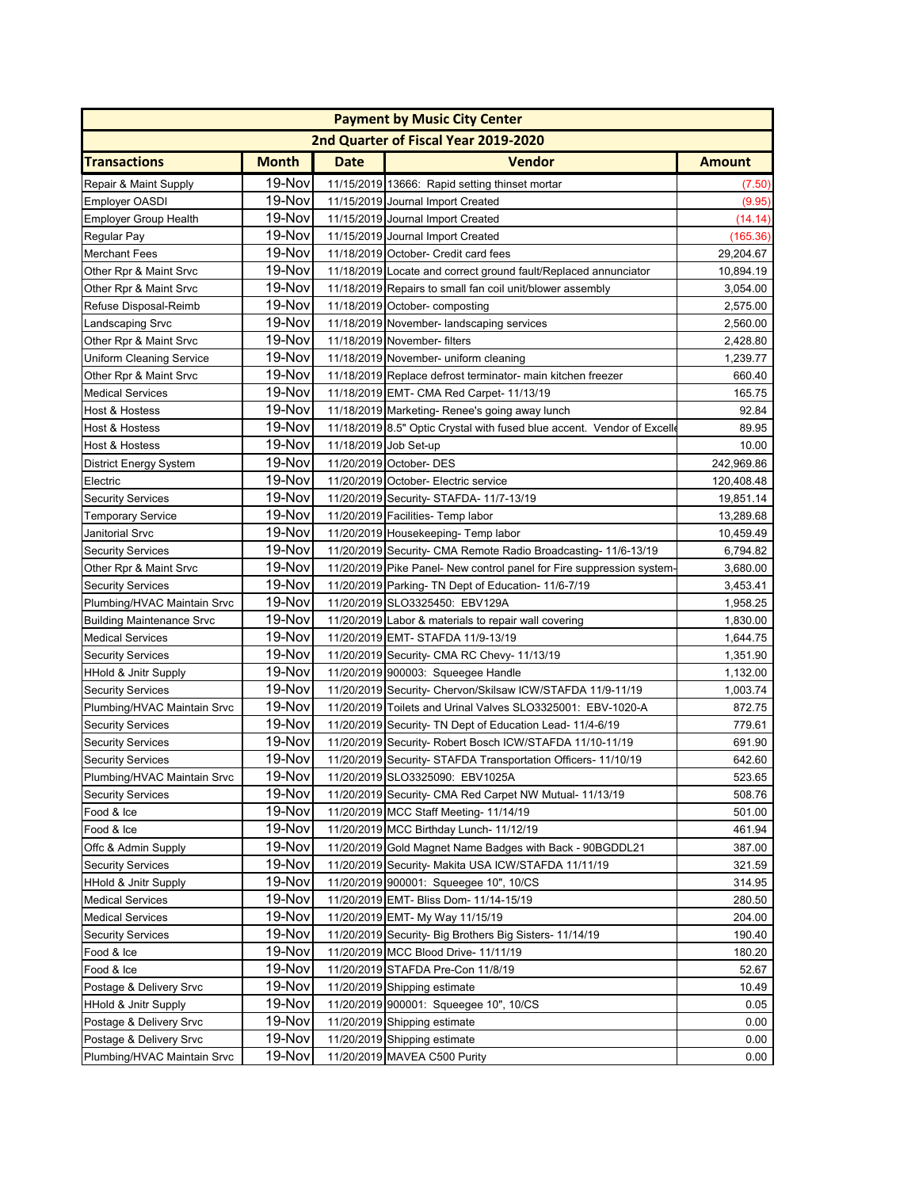| Payment by Music City Center | | | | |
|---|---|---|---|---|
| 2nd Quarter of Fiscal Year 2019-2020 | | | | |
| **Transactions** | **Month** | **Date** | **Vendor** | **Amount** |
| Repair & Maint Supply | 19-Nov | 11/15/2019 | 13666: Rapid setting thinset mortar | (7.50) |
| Employer OASDI | 19-Nov | 11/15/2019 | Journal Import Created | (9.95) |
| Employer Group Health | 19-Nov | 11/15/2019 | Journal Import Created | (14.14) |
| Regular Pay | 19-Nov | 11/15/2019 | Journal Import Created | (165.36) |
| Merchant Fees | 19-Nov | 11/18/2019 | October- Credit card fees | 29,204.67 |
| Other Rpr & Maint Srvc | 19-Nov | 11/18/2019 | Locate and correct ground fault/Replaced annunciator | 10,894.19 |
| Other Rpr & Maint Srvc | 19-Nov | 11/18/2019 | Repairs to small fan coil unit/blower assembly | 3,054.00 |
| Refuse Disposal-Reimb | 19-Nov | 11/18/2019 | October- composting | 2,575.00 |
| Landscaping Srvc | 19-Nov | 11/18/2019 | November- landscaping services | 2,560.00 |
| Other Rpr & Maint Srvc | 19-Nov | 11/18/2019 | November- filters | 2,428.80 |
| Uniform Cleaning Service | 19-Nov | 11/18/2019 | November- uniform cleaning | 1,239.77 |
| Other Rpr & Maint Srvc | 19-Nov | 11/18/2019 | Replace defrost terminator- main kitchen freezer | 660.40 |
| Medical Services | 19-Nov | 11/18/2019 | EMT- CMA Red Carpet- 11/13/19 | 165.75 |
| Host & Hostess | 19-Nov | 11/18/2019 | Marketing- Renee's going away lunch | 92.84 |
| Host & Hostess | 19-Nov | 11/18/2019 | 8.5" Optic Crystal with fused blue accent. Vendor of Excelle | 89.95 |
| Host & Hostess | 19-Nov | 11/18/2019 | Job Set-up | 10.00 |
| District Energy System | 19-Nov | 11/20/2019 | October- DES | 242,969.86 |
| Electric | 19-Nov | 11/20/2019 | October- Electric service | 120,408.48 |
| Security Services | 19-Nov | 11/20/2019 | Security- STAFDA- 11/7-13/19 | 19,851.14 |
| Temporary Service | 19-Nov | 11/20/2019 | Facilities- Temp labor | 13,289.68 |
| Janitorial Srvc | 19-Nov | 11/20/2019 | Housekeeping- Temp labor | 10,459.49 |
| Security Services | 19-Nov | 11/20/2019 | Security- CMA Remote Radio Broadcasting- 11/6-13/19 | 6,794.82 |
| Other Rpr & Maint Srvc | 19-Nov | 11/20/2019 | Pike Panel- New control panel for Fire suppression system- | 3,680.00 |
| Security Services | 19-Nov | 11/20/2019 | Parking- TN Dept of Education- 11/6-7/19 | 3,453.41 |
| Plumbing/HVAC Maintain Srvc | 19-Nov | 11/20/2019 | SLO3325450: EBV129A | 1,958.25 |
| Building Maintenance Srvc | 19-Nov | 11/20/2019 | Labor & materials to repair wall covering | 1,830.00 |
| Medical Services | 19-Nov | 11/20/2019 | EMT- STAFDA 11/9-13/19 | 1,644.75 |
| Security Services | 19-Nov | 11/20/2019 | Security- CMA RC Chevy- 11/13/19 | 1,351.90 |
| HHold & Jnitr Supply | 19-Nov | 11/20/2019 | 900003: Squeegee Handle | 1,132.00 |
| Security Services | 19-Nov | 11/20/2019 | Security- Chervon/Skilsaw ICW/STAFDA 11/9-11/19 | 1,003.74 |
| Plumbing/HVAC Maintain Srvc | 19-Nov | 11/20/2019 | Toilets and Urinal Valves SLO3325001: EBV-1020-A | 872.75 |
| Security Services | 19-Nov | 11/20/2019 | Security- TN Dept of Education Lead- 11/4-6/19 | 779.61 |
| Security Services | 19-Nov | 11/20/2019 | Security- Robert Bosch ICW/STAFDA 11/10-11/19 | 691.90 |
| Security Services | 19-Nov | 11/20/2019 | Security- STAFDA Transportation Officers- 11/10/19 | 642.60 |
| Plumbing/HVAC Maintain Srvc | 19-Nov | 11/20/2019 | SLO3325090: EBV1025A | 523.65 |
| Security Services | 19-Nov | 11/20/2019 | Security- CMA Red Carpet NW Mutual- 11/13/19 | 508.76 |
| Food & Ice | 19-Nov | 11/20/2019 | MCC Staff Meeting- 11/14/19 | 501.00 |
| Food & Ice | 19-Nov | 11/20/2019 | MCC Birthday Lunch- 11/12/19 | 461.94 |
| Offc & Admin Supply | 19-Nov | 11/20/2019 | Gold Magnet Name Badges with Back - 90BGDDL21 | 387.00 |
| Security Services | 19-Nov | 11/20/2019 | Security- Makita USA ICW/STAFDA 11/11/19 | 321.59 |
| HHold & Jnitr Supply | 19-Nov | 11/20/2019 | 900001: Squeegee 10", 10/CS | 314.95 |
| Medical Services | 19-Nov | 11/20/2019 | EMT- Bliss Dom- 11/14-15/19 | 280.50 |
| Medical Services | 19-Nov | 11/20/2019 | EMT- My Way 11/15/19 | 204.00 |
| Security Services | 19-Nov | 11/20/2019 | Security- Big Brothers Big Sisters- 11/14/19 | 190.40 |
| Food & Ice | 19-Nov | 11/20/2019 | MCC Blood Drive- 11/11/19 | 180.20 |
| Food & Ice | 19-Nov | 11/20/2019 | STAFDA Pre-Con 11/8/19 | 52.67 |
| Postage & Delivery Srvc | 19-Nov | 11/20/2019 | Shipping estimate | 10.49 |
| HHold & Jnitr Supply | 19-Nov | 11/20/2019 | 900001: Squeegee 10", 10/CS | 0.05 |
| Postage & Delivery Srvc | 19-Nov | 11/20/2019 | Shipping estimate | 0.00 |
| Postage & Delivery Srvc | 19-Nov | 11/20/2019 | Shipping estimate | 0.00 |
| Plumbing/HVAC Maintain Srvc | 19-Nov | 11/20/2019 | MAVEA C500 Purity | 0.00 |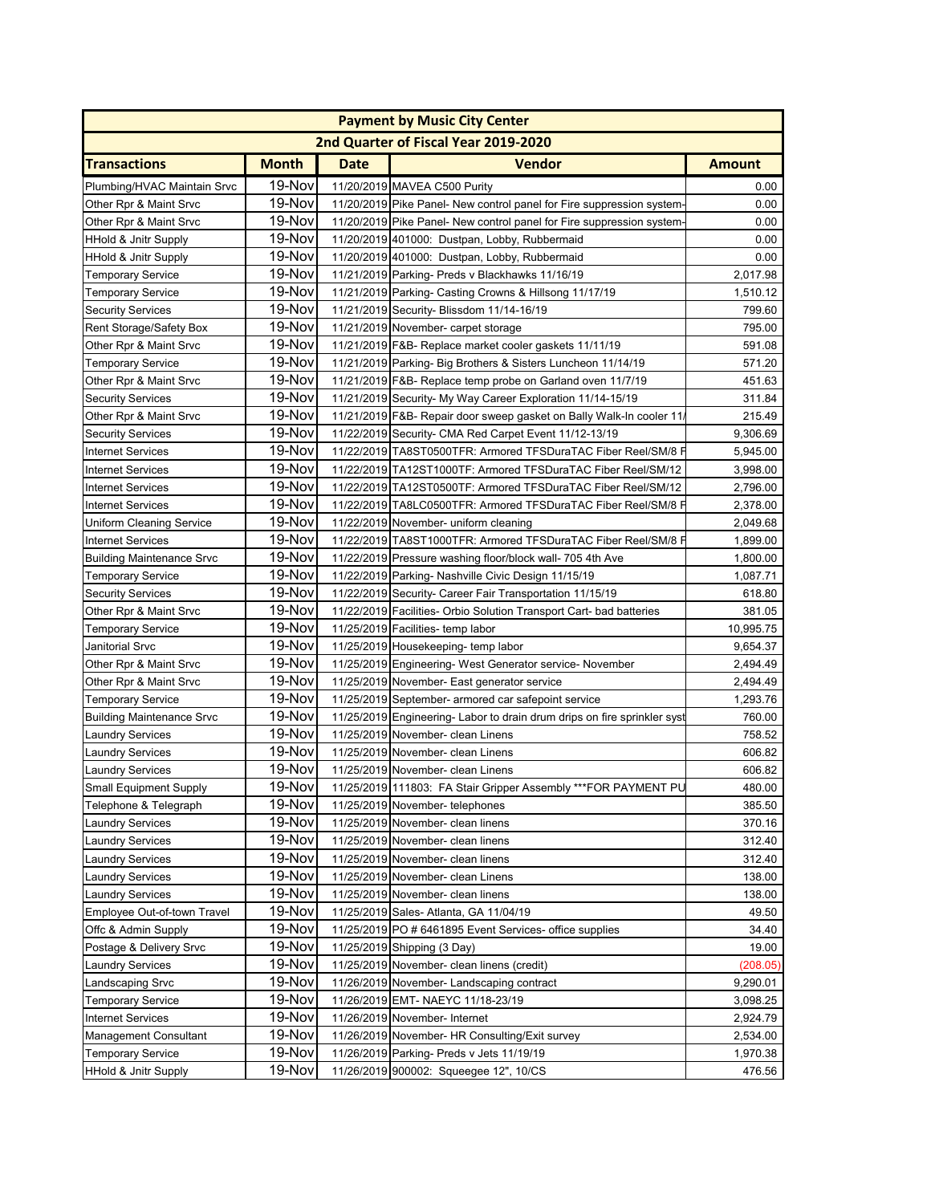| Payment by Music City Center | | | | |
|---|---|---|---|---|
| 2nd Quarter of Fiscal Year 2019-2020 | | | | |
| **Transactions** | **Month** | **Date** | **Vendor** | **Amount** |
| Plumbing/HVAC Maintain Srvc | 19-Nov | 11/20/2019 | MAVEA C500 Purity | 0.00 |
| Other Rpr & Maint Srvc | 19-Nov | 11/20/2019 | Pike Panel- New control panel for Fire suppression system- | 0.00 |
| Other Rpr & Maint Srvc | 19-Nov | 11/20/2019 | Pike Panel- New control panel for Fire suppression system- | 0.00 |
| HHold & Jnitr Supply | 19-Nov | 11/20/2019 | 401000: Dustpan, Lobby, Rubbermaid | 0.00 |
| HHold & Jnitr Supply | 19-Nov | 11/20/2019 | 401000: Dustpan, Lobby, Rubbermaid | 0.00 |
| Temporary Service | 19-Nov | 11/21/2019 | Parking- Preds v Blackhawks 11/16/19 | 2,017.98 |
| Temporary Service | 19-Nov | 11/21/2019 | Parking- Casting Crowns & Hillsong 11/17/19 | 1,510.12 |
| Security Services | 19-Nov | 11/21/2019 | Security- Blissdom 11/14-16/19 | 799.60 |
| Rent Storage/Safety Box | 19-Nov | 11/21/2019 | November- carpet storage | 795.00 |
| Other Rpr & Maint Srvc | 19-Nov | 11/21/2019 | F&B- Replace market cooler gaskets 11/11/19 | 591.08 |
| Temporary Service | 19-Nov | 11/21/2019 | Parking- Big Brothers & Sisters Luncheon 11/14/19 | 571.20 |
| Other Rpr & Maint Srvc | 19-Nov | 11/21/2019 | F&B- Replace temp probe on Garland oven 11/7/19 | 451.63 |
| Security Services | 19-Nov | 11/21/2019 | Security- My Way Career Exploration 11/14-15/19 | 311.84 |
| Other Rpr & Maint Srvc | 19-Nov | 11/21/2019 | F&B- Repair door sweep gasket on Bally Walk-In cooler 11/ | 215.49 |
| Security Services | 19-Nov | 11/22/2019 | Security- CMA Red Carpet Event 11/12-13/19 | 9,306.69 |
| Internet Services | 19-Nov | 11/22/2019 | TA8ST0500TFR: Armored TFSDuraTAC Fiber Reel/SM/8 F | 5,945.00 |
| Internet Services | 19-Nov | 11/22/2019 | TA12ST1000TF: Armored TFSDuraTAC Fiber Reel/SM/12 | 3,998.00 |
| Internet Services | 19-Nov | 11/22/2019 | TA12ST0500TF: Armored TFSDuraTAC Fiber Reel/SM/12 | 2,796.00 |
| Internet Services | 19-Nov | 11/22/2019 | TA8LC0500TFR: Armored TFSDuraTAC Fiber Reel/SM/8 F | 2,378.00 |
| Uniform Cleaning Service | 19-Nov | 11/22/2019 | November- uniform cleaning | 2,049.68 |
| Internet Services | 19-Nov | 11/22/2019 | TA8ST1000TFR: Armored TFSDuraTAC Fiber Reel/SM/8 F | 1,899.00 |
| Building Maintenance Srvc | 19-Nov | 11/22/2019 | Pressure washing floor/block wall- 705 4th Ave | 1,800.00 |
| Temporary Service | 19-Nov | 11/22/2019 | Parking- Nashville Civic Design 11/15/19 | 1,087.71 |
| Security Services | 19-Nov | 11/22/2019 | Security- Career Fair Transportation 11/15/19 | 618.80 |
| Other Rpr & Maint Srvc | 19-Nov | 11/22/2019 | Facilities- Orbio Solution Transport Cart- bad batteries | 381.05 |
| Temporary Service | 19-Nov | 11/25/2019 | Facilities- temp labor | 10,995.75 |
| Janitorial Srvc | 19-Nov | 11/25/2019 | Housekeeping- temp labor | 9,654.37 |
| Other Rpr & Maint Srvc | 19-Nov | 11/25/2019 | Engineering- West Generator service- November | 2,494.49 |
| Other Rpr & Maint Srvc | 19-Nov | 11/25/2019 | November- East generator service | 2,494.49 |
| Temporary Service | 19-Nov | 11/25/2019 | September- armored car safepoint service | 1,293.76 |
| Building Maintenance Srvc | 19-Nov | 11/25/2019 | Engineering- Labor to drain drum drips on fire sprinkler syst | 760.00 |
| Laundry Services | 19-Nov | 11/25/2019 | November- clean Linens | 758.52 |
| Laundry Services | 19-Nov | 11/25/2019 | November- clean Linens | 606.82 |
| Laundry Services | 19-Nov | 11/25/2019 | November- clean Linens | 606.82 |
| Small Equipment Supply | 19-Nov | 11/25/2019 | 111803: FA Stair Gripper Assembly ***FOR PAYMENT PU | 480.00 |
| Telephone & Telegraph | 19-Nov | 11/25/2019 | November- telephones | 385.50 |
| Laundry Services | 19-Nov | 11/25/2019 | November- clean linens | 370.16 |
| Laundry Services | 19-Nov | 11/25/2019 | November- clean linens | 312.40 |
| Laundry Services | 19-Nov | 11/25/2019 | November- clean linens | 312.40 |
| Laundry Services | 19-Nov | 11/25/2019 | November- clean Linens | 138.00 |
| Laundry Services | 19-Nov | 11/25/2019 | November- clean linens | 138.00 |
| Employee Out-of-town Travel | 19-Nov | 11/25/2019 | Sales- Atlanta, GA 11/04/19 | 49.50 |
| Offc & Admin Supply | 19-Nov | 11/25/2019 | PO # 6461895 Event Services- office supplies | 34.40 |
| Postage & Delivery Srvc | 19-Nov | 11/25/2019 | Shipping (3 Day) | 19.00 |
| Laundry Services | 19-Nov | 11/25/2019 | November- clean linens (credit) | (208.05) |
| Landscaping Srvc | 19-Nov | 11/26/2019 | November- Landscaping contract | 9,290.01 |
| Temporary Service | 19-Nov | 11/26/2019 | EMT- NAEYC 11/18-23/19 | 3,098.25 |
| Internet Services | 19-Nov | 11/26/2019 | November- Internet | 2,924.79 |
| Management Consultant | 19-Nov | 11/26/2019 | November- HR Consulting/Exit survey | 2,534.00 |
| Temporary Service | 19-Nov | 11/26/2019 | Parking- Preds v Jets 11/19/19 | 1,970.38 |
| HHold & Jnitr Supply | 19-Nov | 11/26/2019 | 900002: Squeegee 12", 10/CS | 476.56 |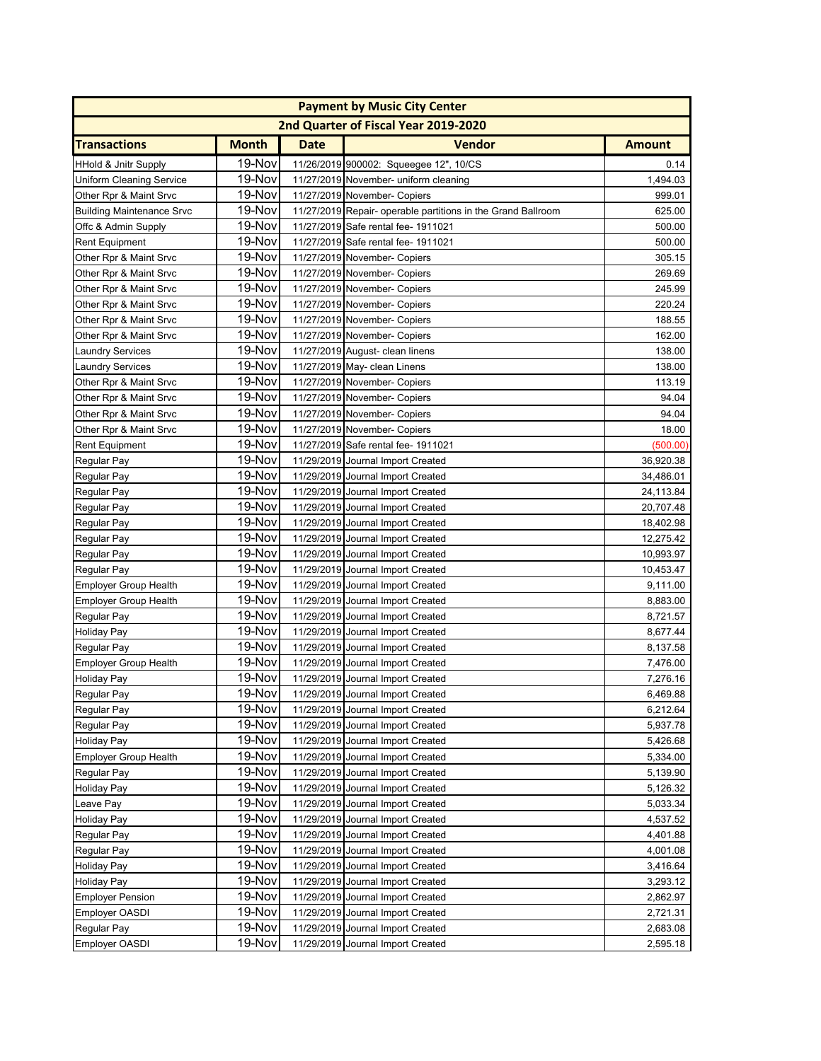| Payment by Music City Center | | | | |
|---|---|---|---|---|
| 2nd Quarter of Fiscal Year 2019-2020 | | | | |
| **Transactions** | **Month** | **Date** | **Vendor** | **Amount** |
| HHold & Jnitr Supply | 19-Nov | 11/26/2019 | 900002: Squeegee 12", 10/CS | 0.14 |
| Uniform Cleaning Service | 19-Nov | 11/27/2019 | November- uniform cleaning | 1,494.03 |
| Other Rpr & Maint Srvc | 19-Nov | 11/27/2019 | November- Copiers | 999.01 |
| Building Maintenance Srvc | 19-Nov | 11/27/2019 | Repair- operable partitions in the Grand Ballroom | 625.00 |
| Offc & Admin Supply | 19-Nov | 11/27/2019 | Safe rental fee- 1911021 | 500.00 |
| Rent Equipment | 19-Nov | 11/27/2019 | Safe rental fee- 1911021 | 500.00 |
| Other Rpr & Maint Srvc | 19-Nov | 11/27/2019 | November- Copiers | 305.15 |
| Other Rpr & Maint Srvc | 19-Nov | 11/27/2019 | November- Copiers | 269.69 |
| Other Rpr & Maint Srvc | 19-Nov | 11/27/2019 | November- Copiers | 245.99 |
| Other Rpr & Maint Srvc | 19-Nov | 11/27/2019 | November- Copiers | 220.24 |
| Other Rpr & Maint Srvc | 19-Nov | 11/27/2019 | November- Copiers | 188.55 |
| Other Rpr & Maint Srvc | 19-Nov | 11/27/2019 | November- Copiers | 162.00 |
| Laundry Services | 19-Nov | 11/27/2019 | August- clean linens | 138.00 |
| Laundry Services | 19-Nov | 11/27/2019 | May- clean Linens | 138.00 |
| Other Rpr & Maint Srvc | 19-Nov | 11/27/2019 | November- Copiers | 113.19 |
| Other Rpr & Maint Srvc | 19-Nov | 11/27/2019 | November- Copiers | 94.04 |
| Other Rpr & Maint Srvc | 19-Nov | 11/27/2019 | November- Copiers | 94.04 |
| Other Rpr & Maint Srvc | 19-Nov | 11/27/2019 | November- Copiers | 18.00 |
| Rent Equipment | 19-Nov | 11/27/2019 | Safe rental fee- 1911021 | (500.00) |
| Regular Pay | 19-Nov | 11/29/2019 | Journal Import Created | 36,920.38 |
| Regular Pay | 19-Nov | 11/29/2019 | Journal Import Created | 34,486.01 |
| Regular Pay | 19-Nov | 11/29/2019 | Journal Import Created | 24,113.84 |
| Regular Pay | 19-Nov | 11/29/2019 | Journal Import Created | 20,707.48 |
| Regular Pay | 19-Nov | 11/29/2019 | Journal Import Created | 18,402.98 |
| Regular Pay | 19-Nov | 11/29/2019 | Journal Import Created | 12,275.42 |
| Regular Pay | 19-Nov | 11/29/2019 | Journal Import Created | 10,993.97 |
| Regular Pay | 19-Nov | 11/29/2019 | Journal Import Created | 10,453.47 |
| Employer Group Health | 19-Nov | 11/29/2019 | Journal Import Created | 9,111.00 |
| Employer Group Health | 19-Nov | 11/29/2019 | Journal Import Created | 8,883.00 |
| Regular Pay | 19-Nov | 11/29/2019 | Journal Import Created | 8,721.57 |
| Holiday Pay | 19-Nov | 11/29/2019 | Journal Import Created | 8,677.44 |
| Regular Pay | 19-Nov | 11/29/2019 | Journal Import Created | 8,137.58 |
| Employer Group Health | 19-Nov | 11/29/2019 | Journal Import Created | 7,476.00 |
| Holiday Pay | 19-Nov | 11/29/2019 | Journal Import Created | 7,276.16 |
| Regular Pay | 19-Nov | 11/29/2019 | Journal Import Created | 6,469.88 |
| Regular Pay | 19-Nov | 11/29/2019 | Journal Import Created | 6,212.64 |
| Regular Pay | 19-Nov | 11/29/2019 | Journal Import Created | 5,937.78 |
| Holiday Pay | 19-Nov | 11/29/2019 | Journal Import Created | 5,426.68 |
| Employer Group Health | 19-Nov | 11/29/2019 | Journal Import Created | 5,334.00 |
| Regular Pay | 19-Nov | 11/29/2019 | Journal Import Created | 5,139.90 |
| Holiday Pay | 19-Nov | 11/29/2019 | Journal Import Created | 5,126.32 |
| Leave Pay | 19-Nov | 11/29/2019 | Journal Import Created | 5,033.34 |
| Holiday Pay | 19-Nov | 11/29/2019 | Journal Import Created | 4,537.52 |
| Regular Pay | 19-Nov | 11/29/2019 | Journal Import Created | 4,401.88 |
| Regular Pay | 19-Nov | 11/29/2019 | Journal Import Created | 4,001.08 |
| Holiday Pay | 19-Nov | 11/29/2019 | Journal Import Created | 3,416.64 |
| Holiday Pay | 19-Nov | 11/29/2019 | Journal Import Created | 3,293.12 |
| Employer Pension | 19-Nov | 11/29/2019 | Journal Import Created | 2,862.97 |
| Employer OASDI | 19-Nov | 11/29/2019 | Journal Import Created | 2,721.31 |
| Regular Pay | 19-Nov | 11/29/2019 | Journal Import Created | 2,683.08 |
| Employer OASDI | 19-Nov | 11/29/2019 | Journal Import Created | 2,595.18 |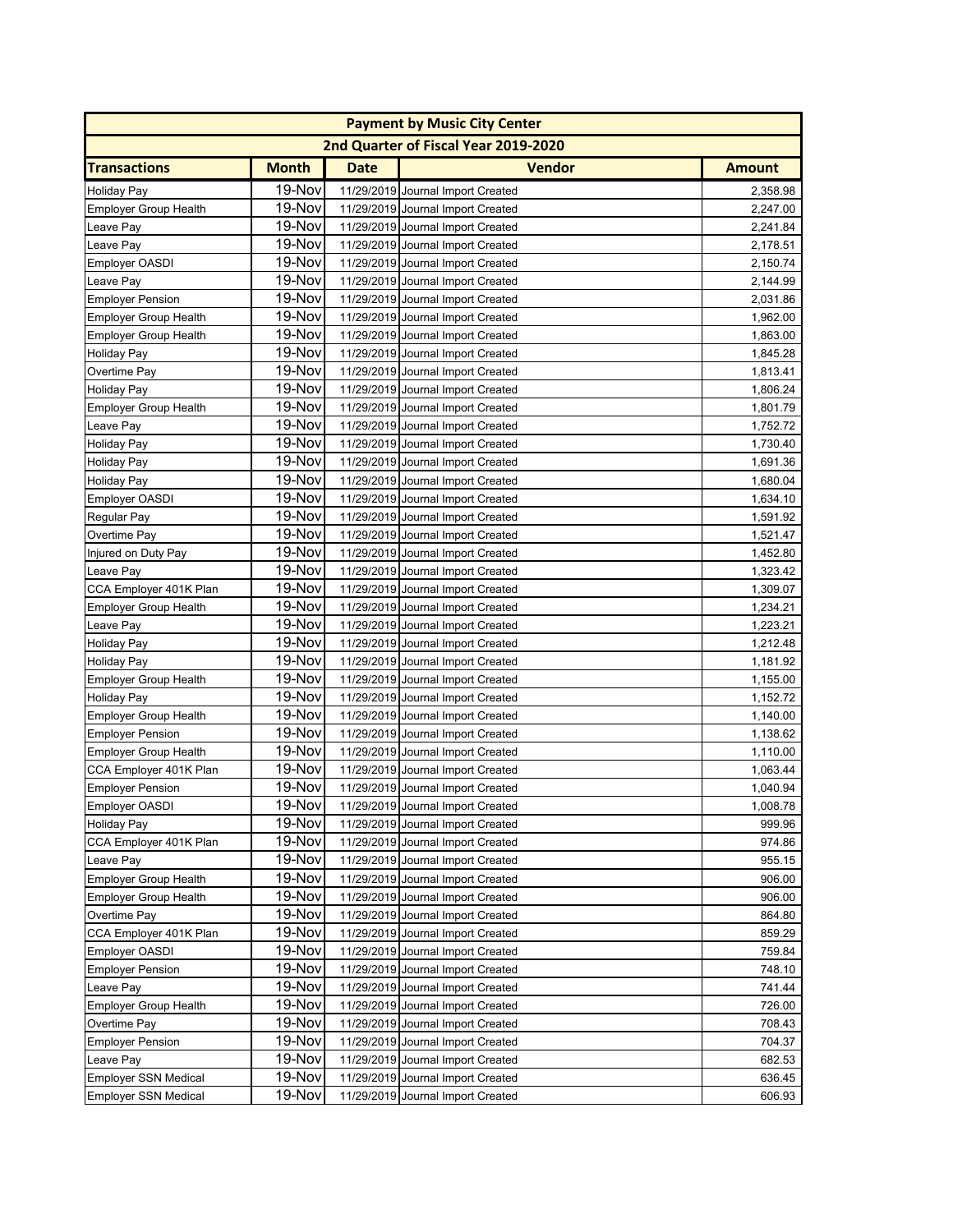| Payment by Music City Center | | | | |
|---|---|---|---|---|
| 2nd Quarter of Fiscal Year 2019-2020 | | | | |
| **Transactions** | **Month** | **Date** | **Vendor** | **Amount** |
| Holiday Pay | 19-Nov | 11/29/2019 | Journal Import Created | 2,358.98 |
| Employer Group Health | 19-Nov | 11/29/2019 | Journal Import Created | 2,247.00 |
| Leave Pay | 19-Nov | 11/29/2019 | Journal Import Created | 2,241.84 |
| Leave Pay | 19-Nov | 11/29/2019 | Journal Import Created | 2,178.51 |
| Employer OASDI | 19-Nov | 11/29/2019 | Journal Import Created | 2,150.74 |
| Leave Pay | 19-Nov | 11/29/2019 | Journal Import Created | 2,144.99 |
| Employer Pension | 19-Nov | 11/29/2019 | Journal Import Created | 2,031.86 |
| Employer Group Health | 19-Nov | 11/29/2019 | Journal Import Created | 1,962.00 |
| Employer Group Health | 19-Nov | 11/29/2019 | Journal Import Created | 1,863.00 |
| Holiday Pay | 19-Nov | 11/29/2019 | Journal Import Created | 1,845.28 |
| Overtime Pay | 19-Nov | 11/29/2019 | Journal Import Created | 1,813.41 |
| Holiday Pay | 19-Nov | 11/29/2019 | Journal Import Created | 1,806.24 |
| Employer Group Health | 19-Nov | 11/29/2019 | Journal Import Created | 1,801.79 |
| Leave Pay | 19-Nov | 11/29/2019 | Journal Import Created | 1,752.72 |
| Holiday Pay | 19-Nov | 11/29/2019 | Journal Import Created | 1,730.40 |
| Holiday Pay | 19-Nov | 11/29/2019 | Journal Import Created | 1,691.36 |
| Holiday Pay | 19-Nov | 11/29/2019 | Journal Import Created | 1,680.04 |
| Employer OASDI | 19-Nov | 11/29/2019 | Journal Import Created | 1,634.10 |
| Regular Pay | 19-Nov | 11/29/2019 | Journal Import Created | 1,591.92 |
| Overtime Pay | 19-Nov | 11/29/2019 | Journal Import Created | 1,521.47 |
| Injured on Duty Pay | 19-Nov | 11/29/2019 | Journal Import Created | 1,452.80 |
| Leave Pay | 19-Nov | 11/29/2019 | Journal Import Created | 1,323.42 |
| CCA Employer 401K Plan | 19-Nov | 11/29/2019 | Journal Import Created | 1,309.07 |
| Employer Group Health | 19-Nov | 11/29/2019 | Journal Import Created | 1,234.21 |
| Leave Pay | 19-Nov | 11/29/2019 | Journal Import Created | 1,223.21 |
| Holiday Pay | 19-Nov | 11/29/2019 | Journal Import Created | 1,212.48 |
| Holiday Pay | 19-Nov | 11/29/2019 | Journal Import Created | 1,181.92 |
| Employer Group Health | 19-Nov | 11/29/2019 | Journal Import Created | 1,155.00 |
| Holiday Pay | 19-Nov | 11/29/2019 | Journal Import Created | 1,152.72 |
| Employer Group Health | 19-Nov | 11/29/2019 | Journal Import Created | 1,140.00 |
| Employer Pension | 19-Nov | 11/29/2019 | Journal Import Created | 1,138.62 |
| Employer Group Health | 19-Nov | 11/29/2019 | Journal Import Created | 1,110.00 |
| CCA Employer 401K Plan | 19-Nov | 11/29/2019 | Journal Import Created | 1,063.44 |
| Employer Pension | 19-Nov | 11/29/2019 | Journal Import Created | 1,040.94 |
| Employer OASDI | 19-Nov | 11/29/2019 | Journal Import Created | 1,008.78 |
| Holiday Pay | 19-Nov | 11/29/2019 | Journal Import Created | 999.96 |
| CCA Employer 401K Plan | 19-Nov | 11/29/2019 | Journal Import Created | 974.86 |
| Leave Pay | 19-Nov | 11/29/2019 | Journal Import Created | 955.15 |
| Employer Group Health | 19-Nov | 11/29/2019 | Journal Import Created | 906.00 |
| Employer Group Health | 19-Nov | 11/29/2019 | Journal Import Created | 906.00 |
| Overtime Pay | 19-Nov | 11/29/2019 | Journal Import Created | 864.80 |
| CCA Employer 401K Plan | 19-Nov | 11/29/2019 | Journal Import Created | 859.29 |
| Employer OASDI | 19-Nov | 11/29/2019 | Journal Import Created | 759.84 |
| Employer Pension | 19-Nov | 11/29/2019 | Journal Import Created | 748.10 |
| Leave Pay | 19-Nov | 11/29/2019 | Journal Import Created | 741.44 |
| Employer Group Health | 19-Nov | 11/29/2019 | Journal Import Created | 726.00 |
| Overtime Pay | 19-Nov | 11/29/2019 | Journal Import Created | 708.43 |
| Employer Pension | 19-Nov | 11/29/2019 | Journal Import Created | 704.37 |
| Leave Pay | 19-Nov | 11/29/2019 | Journal Import Created | 682.53 |
| Employer SSN Medical | 19-Nov | 11/29/2019 | Journal Import Created | 636.45 |
| Employer SSN Medical | 19-Nov | 11/29/2019 | Journal Import Created | 606.93 |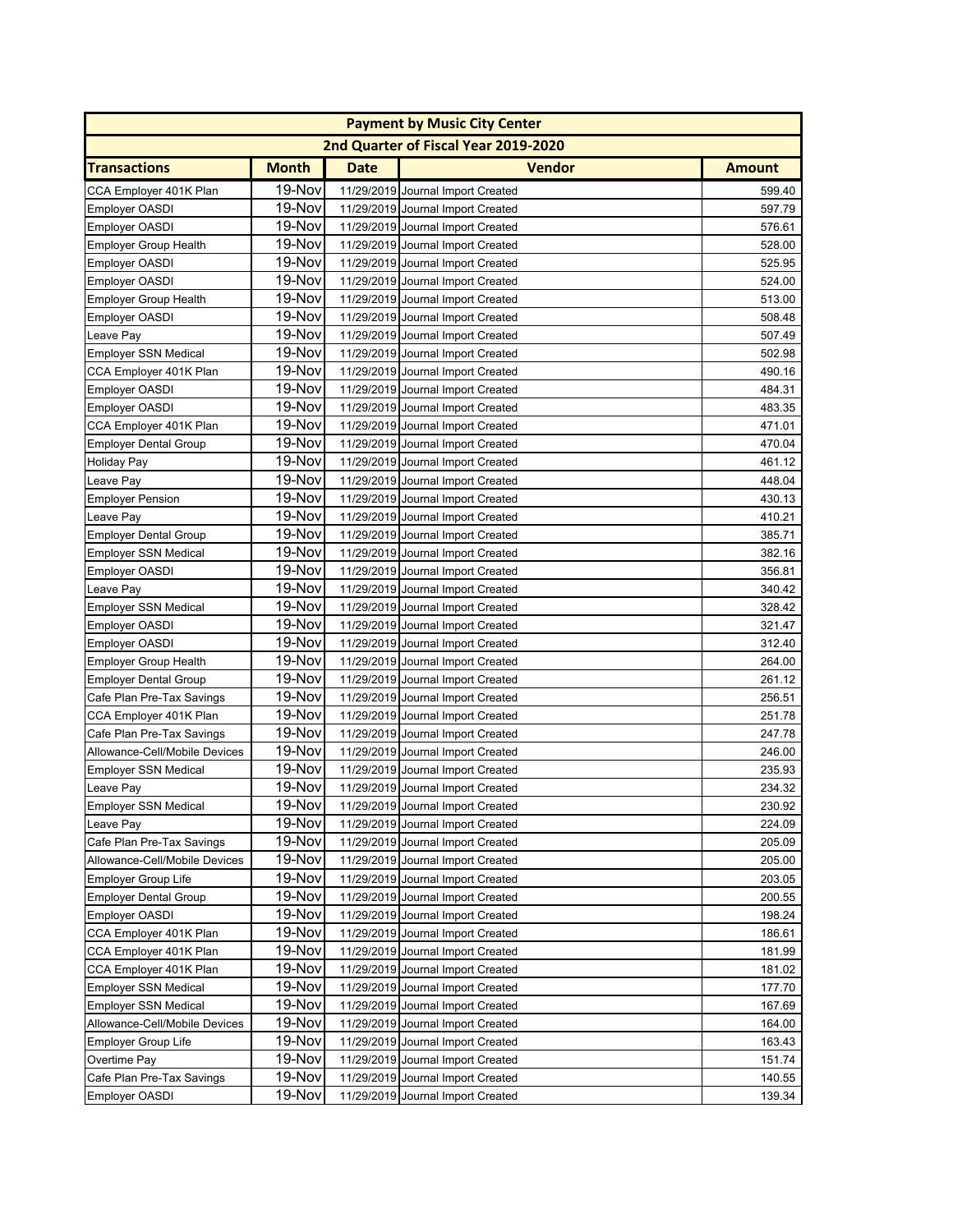| Payment by Music City Center | | | | |
|---|---|---|---|---|
| 2nd Quarter of Fiscal Year 2019-2020 | | | | |
| **Transactions** | **Month** | **Date** | **Vendor** | **Amount** |
| CCA Employer 401K Plan | 19-Nov | 11/29/2019 | Journal Import Created | 599.40 |
| Employer OASDI | 19-Nov | 11/29/2019 | Journal Import Created | 597.79 |
| Employer OASDI | 19-Nov | 11/29/2019 | Journal Import Created | 576.61 |
| Employer Group Health | 19-Nov | 11/29/2019 | Journal Import Created | 528.00 |
| Employer OASDI | 19-Nov | 11/29/2019 | Journal Import Created | 525.95 |
| Employer OASDI | 19-Nov | 11/29/2019 | Journal Import Created | 524.00 |
| Employer Group Health | 19-Nov | 11/29/2019 | Journal Import Created | 513.00 |
| Employer OASDI | 19-Nov | 11/29/2019 | Journal Import Created | 508.48 |
| Leave Pay | 19-Nov | 11/29/2019 | Journal Import Created | 507.49 |
| Employer SSN Medical | 19-Nov | 11/29/2019 | Journal Import Created | 502.98 |
| CCA Employer 401K Plan | 19-Nov | 11/29/2019 | Journal Import Created | 490.16 |
| Employer OASDI | 19-Nov | 11/29/2019 | Journal Import Created | 484.31 |
| Employer OASDI | 19-Nov | 11/29/2019 | Journal Import Created | 483.35 |
| CCA Employer 401K Plan | 19-Nov | 11/29/2019 | Journal Import Created | 471.01 |
| Employer Dental Group | 19-Nov | 11/29/2019 | Journal Import Created | 470.04 |
| Holiday Pay | 19-Nov | 11/29/2019 | Journal Import Created | 461.12 |
| Leave Pay | 19-Nov | 11/29/2019 | Journal Import Created | 448.04 |
| Employer Pension | 19-Nov | 11/29/2019 | Journal Import Created | 430.13 |
| Leave Pay | 19-Nov | 11/29/2019 | Journal Import Created | 410.21 |
| Employer Dental Group | 19-Nov | 11/29/2019 | Journal Import Created | 385.71 |
| Employer SSN Medical | 19-Nov | 11/29/2019 | Journal Import Created | 382.16 |
| Employer OASDI | 19-Nov | 11/29/2019 | Journal Import Created | 356.81 |
| Leave Pay | 19-Nov | 11/29/2019 | Journal Import Created | 340.42 |
| Employer SSN Medical | 19-Nov | 11/29/2019 | Journal Import Created | 328.42 |
| Employer OASDI | 19-Nov | 11/29/2019 | Journal Import Created | 321.47 |
| Employer OASDI | 19-Nov | 11/29/2019 | Journal Import Created | 312.40 |
| Employer Group Health | 19-Nov | 11/29/2019 | Journal Import Created | 264.00 |
| Employer Dental Group | 19-Nov | 11/29/2019 | Journal Import Created | 261.12 |
| Cafe Plan Pre-Tax Savings | 19-Nov | 11/29/2019 | Journal Import Created | 256.51 |
| CCA Employer 401K Plan | 19-Nov | 11/29/2019 | Journal Import Created | 251.78 |
| Cafe Plan Pre-Tax Savings | 19-Nov | 11/29/2019 | Journal Import Created | 247.78 |
| Allowance-Cell/Mobile Devices | 19-Nov | 11/29/2019 | Journal Import Created | 246.00 |
| Employer SSN Medical | 19-Nov | 11/29/2019 | Journal Import Created | 235.93 |
| Leave Pay | 19-Nov | 11/29/2019 | Journal Import Created | 234.32 |
| Employer SSN Medical | 19-Nov | 11/29/2019 | Journal Import Created | 230.92 |
| Leave Pay | 19-Nov | 11/29/2019 | Journal Import Created | 224.09 |
| Cafe Plan Pre-Tax Savings | 19-Nov | 11/29/2019 | Journal Import Created | 205.09 |
| Allowance-Cell/Mobile Devices | 19-Nov | 11/29/2019 | Journal Import Created | 205.00 |
| Employer Group Life | 19-Nov | 11/29/2019 | Journal Import Created | 203.05 |
| Employer Dental Group | 19-Nov | 11/29/2019 | Journal Import Created | 200.55 |
| Employer OASDI | 19-Nov | 11/29/2019 | Journal Import Created | 198.24 |
| CCA Employer 401K Plan | 19-Nov | 11/29/2019 | Journal Import Created | 186.61 |
| CCA Employer 401K Plan | 19-Nov | 11/29/2019 | Journal Import Created | 181.99 |
| CCA Employer 401K Plan | 19-Nov | 11/29/2019 | Journal Import Created | 181.02 |
| Employer SSN Medical | 19-Nov | 11/29/2019 | Journal Import Created | 177.70 |
| Employer SSN Medical | 19-Nov | 11/29/2019 | Journal Import Created | 167.69 |
| Allowance-Cell/Mobile Devices | 19-Nov | 11/29/2019 | Journal Import Created | 164.00 |
| Employer Group Life | 19-Nov | 11/29/2019 | Journal Import Created | 163.43 |
| Overtime Pay | 19-Nov | 11/29/2019 | Journal Import Created | 151.74 |
| Cafe Plan Pre-Tax Savings | 19-Nov | 11/29/2019 | Journal Import Created | 140.55 |
| Employer OASDI | 19-Nov | 11/29/2019 | Journal Import Created | 139.34 |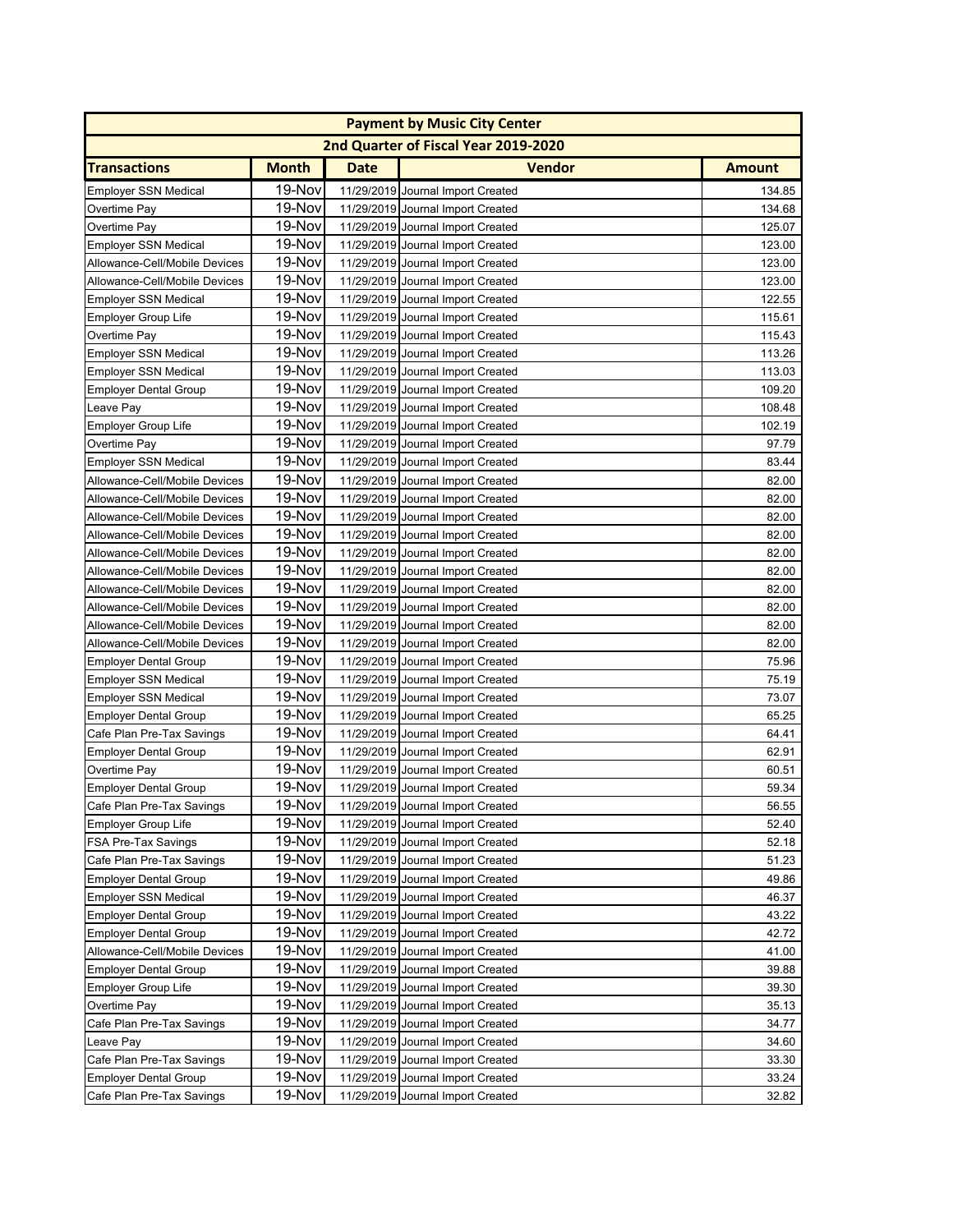| Payment by Music City Center | | | | |
|---|---|---|---|---|
| 2nd Quarter of Fiscal Year 2019-2020 | | | | |
| **Transactions** | **Month** | **Date** | **Vendor** | **Amount** |
| Employer SSN Medical | 19-Nov | 11/29/2019 | Journal Import Created | 134.85 |
| Overtime Pay | 19-Nov | 11/29/2019 | Journal Import Created | 134.68 |
| Overtime Pay | 19-Nov | 11/29/2019 | Journal Import Created | 125.07 |
| Employer SSN Medical | 19-Nov | 11/29/2019 | Journal Import Created | 123.00 |
| Allowance-Cell/Mobile Devices | 19-Nov | 11/29/2019 | Journal Import Created | 123.00 |
| Allowance-Cell/Mobile Devices | 19-Nov | 11/29/2019 | Journal Import Created | 123.00 |
| Employer SSN Medical | 19-Nov | 11/29/2019 | Journal Import Created | 122.55 |
| Employer Group Life | 19-Nov | 11/29/2019 | Journal Import Created | 115.61 |
| Overtime Pay | 19-Nov | 11/29/2019 | Journal Import Created | 115.43 |
| Employer SSN Medical | 19-Nov | 11/29/2019 | Journal Import Created | 113.26 |
| Employer SSN Medical | 19-Nov | 11/29/2019 | Journal Import Created | 113.03 |
| Employer Dental Group | 19-Nov | 11/29/2019 | Journal Import Created | 109.20 |
| Leave Pay | 19-Nov | 11/29/2019 | Journal Import Created | 108.48 |
| Employer Group Life | 19-Nov | 11/29/2019 | Journal Import Created | 102.19 |
| Overtime Pay | 19-Nov | 11/29/2019 | Journal Import Created | 97.79 |
| Employer SSN Medical | 19-Nov | 11/29/2019 | Journal Import Created | 83.44 |
| Allowance-Cell/Mobile Devices | 19-Nov | 11/29/2019 | Journal Import Created | 82.00 |
| Allowance-Cell/Mobile Devices | 19-Nov | 11/29/2019 | Journal Import Created | 82.00 |
| Allowance-Cell/Mobile Devices | 19-Nov | 11/29/2019 | Journal Import Created | 82.00 |
| Allowance-Cell/Mobile Devices | 19-Nov | 11/29/2019 | Journal Import Created | 82.00 |
| Allowance-Cell/Mobile Devices | 19-Nov | 11/29/2019 | Journal Import Created | 82.00 |
| Allowance-Cell/Mobile Devices | 19-Nov | 11/29/2019 | Journal Import Created | 82.00 |
| Allowance-Cell/Mobile Devices | 19-Nov | 11/29/2019 | Journal Import Created | 82.00 |
| Allowance-Cell/Mobile Devices | 19-Nov | 11/29/2019 | Journal Import Created | 82.00 |
| Allowance-Cell/Mobile Devices | 19-Nov | 11/29/2019 | Journal Import Created | 82.00 |
| Allowance-Cell/Mobile Devices | 19-Nov | 11/29/2019 | Journal Import Created | 82.00 |
| Employer Dental Group | 19-Nov | 11/29/2019 | Journal Import Created | 75.96 |
| Employer SSN Medical | 19-Nov | 11/29/2019 | Journal Import Created | 75.19 |
| Employer SSN Medical | 19-Nov | 11/29/2019 | Journal Import Created | 73.07 |
| Employer Dental Group | 19-Nov | 11/29/2019 | Journal Import Created | 65.25 |
| Cafe Plan Pre-Tax Savings | 19-Nov | 11/29/2019 | Journal Import Created | 64.41 |
| Employer Dental Group | 19-Nov | 11/29/2019 | Journal Import Created | 62.91 |
| Overtime Pay | 19-Nov | 11/29/2019 | Journal Import Created | 60.51 |
| Employer Dental Group | 19-Nov | 11/29/2019 | Journal Import Created | 59.34 |
| Cafe Plan Pre-Tax Savings | 19-Nov | 11/29/2019 | Journal Import Created | 56.55 |
| Employer Group Life | 19-Nov | 11/29/2019 | Journal Import Created | 52.40 |
| FSA Pre-Tax Savings | 19-Nov | 11/29/2019 | Journal Import Created | 52.18 |
| Cafe Plan Pre-Tax Savings | 19-Nov | 11/29/2019 | Journal Import Created | 51.23 |
| Employer Dental Group | 19-Nov | 11/29/2019 | Journal Import Created | 49.86 |
| Employer SSN Medical | 19-Nov | 11/29/2019 | Journal Import Created | 46.37 |
| Employer Dental Group | 19-Nov | 11/29/2019 | Journal Import Created | 43.22 |
| Employer Dental Group | 19-Nov | 11/29/2019 | Journal Import Created | 42.72 |
| Allowance-Cell/Mobile Devices | 19-Nov | 11/29/2019 | Journal Import Created | 41.00 |
| Employer Dental Group | 19-Nov | 11/29/2019 | Journal Import Created | 39.88 |
| Employer Group Life | 19-Nov | 11/29/2019 | Journal Import Created | 39.30 |
| Overtime Pay | 19-Nov | 11/29/2019 | Journal Import Created | 35.13 |
| Cafe Plan Pre-Tax Savings | 19-Nov | 11/29/2019 | Journal Import Created | 34.77 |
| Leave Pay | 19-Nov | 11/29/2019 | Journal Import Created | 34.60 |
| Cafe Plan Pre-Tax Savings | 19-Nov | 11/29/2019 | Journal Import Created | 33.30 |
| Employer Dental Group | 19-Nov | 11/29/2019 | Journal Import Created | 33.24 |
| Cafe Plan Pre-Tax Savings | 19-Nov | 11/29/2019 | Journal Import Created | 32.82 |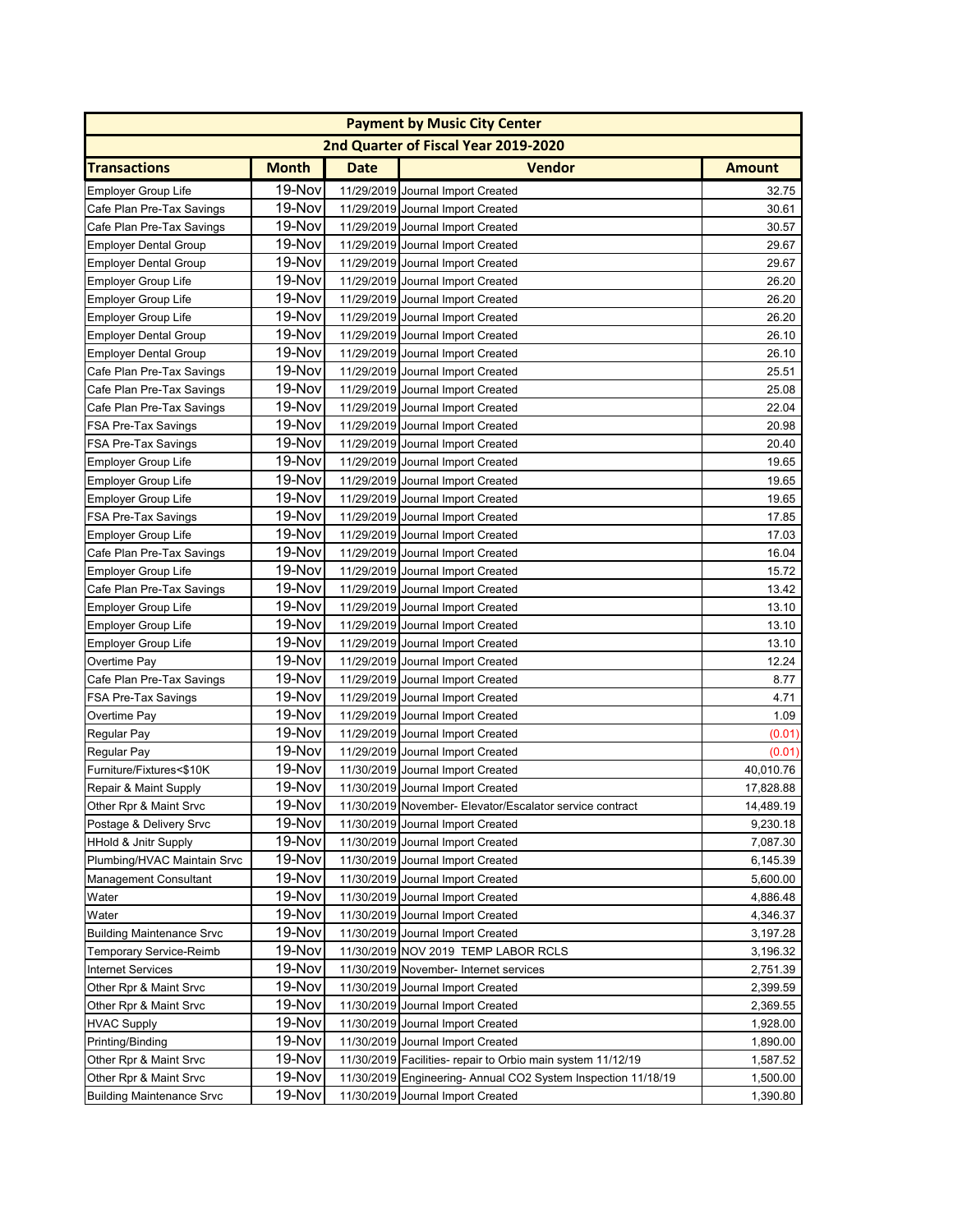| Payment by Music City Center | | | | |
|---|---|---|---|---|
| 2nd Quarter of Fiscal Year 2019-2020 | | | | |
| **Transactions** | **Month** | **Date** | **Vendor** | **Amount** |
| Employer Group Life | 19-Nov | 11/29/2019 | Journal Import Created | 32.75 |
| Cafe Plan Pre-Tax Savings | 19-Nov | 11/29/2019 | Journal Import Created | 30.61 |
| Cafe Plan Pre-Tax Savings | 19-Nov | 11/29/2019 | Journal Import Created | 30.57 |
| Employer Dental Group | 19-Nov | 11/29/2019 | Journal Import Created | 29.67 |
| Employer Dental Group | 19-Nov | 11/29/2019 | Journal Import Created | 29.67 |
| Employer Group Life | 19-Nov | 11/29/2019 | Journal Import Created | 26.20 |
| Employer Group Life | 19-Nov | 11/29/2019 | Journal Import Created | 26.20 |
| Employer Group Life | 19-Nov | 11/29/2019 | Journal Import Created | 26.20 |
| Employer Dental Group | 19-Nov | 11/29/2019 | Journal Import Created | 26.10 |
| Employer Dental Group | 19-Nov | 11/29/2019 | Journal Import Created | 26.10 |
| Cafe Plan Pre-Tax Savings | 19-Nov | 11/29/2019 | Journal Import Created | 25.51 |
| Cafe Plan Pre-Tax Savings | 19-Nov | 11/29/2019 | Journal Import Created | 25.08 |
| Cafe Plan Pre-Tax Savings | 19-Nov | 11/29/2019 | Journal Import Created | 22.04 |
| FSA Pre-Tax Savings | 19-Nov | 11/29/2019 | Journal Import Created | 20.98 |
| FSA Pre-Tax Savings | 19-Nov | 11/29/2019 | Journal Import Created | 20.40 |
| Employer Group Life | 19-Nov | 11/29/2019 | Journal Import Created | 19.65 |
| Employer Group Life | 19-Nov | 11/29/2019 | Journal Import Created | 19.65 |
| Employer Group Life | 19-Nov | 11/29/2019 | Journal Import Created | 19.65 |
| FSA Pre-Tax Savings | 19-Nov | 11/29/2019 | Journal Import Created | 17.85 |
| Employer Group Life | 19-Nov | 11/29/2019 | Journal Import Created | 17.03 |
| Cafe Plan Pre-Tax Savings | 19-Nov | 11/29/2019 | Journal Import Created | 16.04 |
| Employer Group Life | 19-Nov | 11/29/2019 | Journal Import Created | 15.72 |
| Cafe Plan Pre-Tax Savings | 19-Nov | 11/29/2019 | Journal Import Created | 13.42 |
| Employer Group Life | 19-Nov | 11/29/2019 | Journal Import Created | 13.10 |
| Employer Group Life | 19-Nov | 11/29/2019 | Journal Import Created | 13.10 |
| Employer Group Life | 19-Nov | 11/29/2019 | Journal Import Created | 13.10 |
| Overtime Pay | 19-Nov | 11/29/2019 | Journal Import Created | 12.24 |
| Cafe Plan Pre-Tax Savings | 19-Nov | 11/29/2019 | Journal Import Created | 8.77 |
| FSA Pre-Tax Savings | 19-Nov | 11/29/2019 | Journal Import Created | 4.71 |
| Overtime Pay | 19-Nov | 11/29/2019 | Journal Import Created | 1.09 |
| Regular Pay | 19-Nov | 11/29/2019 | Journal Import Created | (0.01) |
| Regular Pay | 19-Nov | 11/29/2019 | Journal Import Created | (0.01) |
| Furniture/Fixtures<$10K | 19-Nov | 11/30/2019 | Journal Import Created | 40,010.76 |
| Repair & Maint Supply | 19-Nov | 11/30/2019 | Journal Import Created | 17,828.88 |
| Other Rpr & Maint Srvc | 19-Nov | 11/30/2019 | November- Elevator/Escalator service contract | 14,489.19 |
| Postage & Delivery Srvc | 19-Nov | 11/30/2019 | Journal Import Created | 9,230.18 |
| HHold & Jnitr Supply | 19-Nov | 11/30/2019 | Journal Import Created | 7,087.30 |
| Plumbing/HVAC Maintain Srvc | 19-Nov | 11/30/2019 | Journal Import Created | 6,145.39 |
| Management Consultant | 19-Nov | 11/30/2019 | Journal Import Created | 5,600.00 |
| Water | 19-Nov | 11/30/2019 | Journal Import Created | 4,886.48 |
| Water | 19-Nov | 11/30/2019 | Journal Import Created | 4,346.37 |
| Building Maintenance Srvc | 19-Nov | 11/30/2019 | Journal Import Created | 3,197.28 |
| Temporary Service-Reimb | 19-Nov | 11/30/2019 | NOV 2019 TEMP LABOR RCLS | 3,196.32 |
| Internet Services | 19-Nov | 11/30/2019 | November- Internet services | 2,751.39 |
| Other Rpr & Maint Srvc | 19-Nov | 11/30/2019 | Journal Import Created | 2,399.59 |
| Other Rpr & Maint Srvc | 19-Nov | 11/30/2019 | Journal Import Created | 2,369.55 |
| HVAC Supply | 19-Nov | 11/30/2019 | Journal Import Created | 1,928.00 |
| Printing/Binding | 19-Nov | 11/30/2019 | Journal Import Created | 1,890.00 |
| Other Rpr & Maint Srvc | 19-Nov | 11/30/2019 | Facilities- repair to Orbio main system 11/12/19 | 1,587.52 |
| Other Rpr & Maint Srvc | 19-Nov | 11/30/2019 | Engineering- Annual CO2 System Inspection 11/18/19 | 1,500.00 |
| Building Maintenance Srvc | 19-Nov | 11/30/2019 | Journal Import Created | 1,390.80 |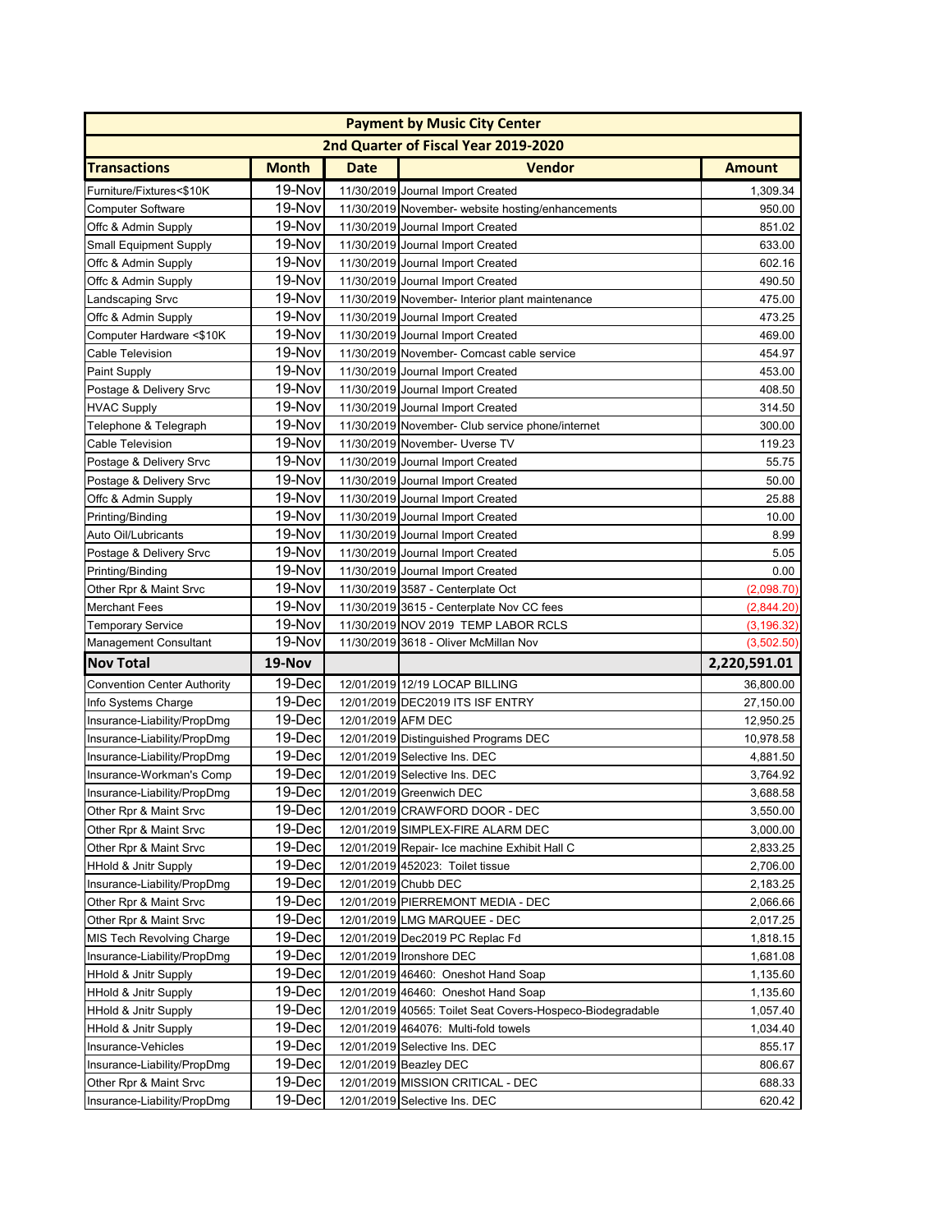| Payment by Music City Center | | | | |
|---|---|---|---|---|
| 2nd Quarter of Fiscal Year 2019-2020 | | | | |
| **Transactions** | **Month** | **Date** | **Vendor** | **Amount** |
| Furniture/Fixtures<$10K | 19-Nov | 11/30/2019 | Journal Import Created | 1,309.34 |
| Computer Software | 19-Nov | 11/30/2019 | November- website hosting/enhancements | 950.00 |
| Offc & Admin Supply | 19-Nov | 11/30/2019 | Journal Import Created | 851.02 |
| Small Equipment Supply | 19-Nov | 11/30/2019 | Journal Import Created | 633.00 |
| Offc & Admin Supply | 19-Nov | 11/30/2019 | Journal Import Created | 602.16 |
| Offc & Admin Supply | 19-Nov | 11/30/2019 | Journal Import Created | 490.50 |
| Landscaping Srvc | 19-Nov | 11/30/2019 | November- Interior plant maintenance | 475.00 |
| Offc & Admin Supply | 19-Nov | 11/30/2019 | Journal Import Created | 473.25 |
| Computer Hardware <$10K | 19-Nov | 11/30/2019 | Journal Import Created | 469.00 |
| Cable Television | 19-Nov | 11/30/2019 | November- Comcast cable service | 454.97 |
| Paint Supply | 19-Nov | 11/30/2019 | Journal Import Created | 453.00 |
| Postage & Delivery Srvc | 19-Nov | 11/30/2019 | Journal Import Created | 408.50 |
| HVAC Supply | 19-Nov | 11/30/2019 | Journal Import Created | 314.50 |
| Telephone & Telegraph | 19-Nov | 11/30/2019 | November- Club service phone/internet | 300.00 |
| Cable Television | 19-Nov | 11/30/2019 | November- Uverse TV | 119.23 |
| Postage & Delivery Srvc | 19-Nov | 11/30/2019 | Journal Import Created | 55.75 |
| Postage & Delivery Srvc | 19-Nov | 11/30/2019 | Journal Import Created | 50.00 |
| Offc & Admin Supply | 19-Nov | 11/30/2019 | Journal Import Created | 25.88 |
| Printing/Binding | 19-Nov | 11/30/2019 | Journal Import Created | 10.00 |
| Auto Oil/Lubricants | 19-Nov | 11/30/2019 | Journal Import Created | 8.99 |
| Postage & Delivery Srvc | 19-Nov | 11/30/2019 | Journal Import Created | 5.05 |
| Printing/Binding | 19-Nov | 11/30/2019 | Journal Import Created | 0.00 |
| Other Rpr & Maint Srvc | 19-Nov | 11/30/2019 | 3587 - Centerplate Oct | (2,098.70) |
| Merchant Fees | 19-Nov | 11/30/2019 | 3615 - Centerplate Nov CC fees | (2,844.20) |
| Temporary Service | 19-Nov | 11/30/2019 | NOV 2019 TEMP LABOR RCLS | (3,196.32) |
| Management Consultant | 19-Nov | 11/30/2019 | 3618 - Oliver McMillan Nov | (3,502.50) |
| **Nov Total** | **19-Nov** | | | **2,220,591.01** |
| Convention Center Authority | 19-Dec | 12/01/2019 | 12/19 LOCAP BILLING | 36,800.00 |
| Info Systems Charge | 19-Dec | 12/01/2019 | DEC2019 ITS ISF ENTRY | 27,150.00 |
| Insurance-Liability/PropDmg | 19-Dec | 12/01/2019 | AFM DEC | 12,950.25 |
| Insurance-Liability/PropDmg | 19-Dec | 12/01/2019 | Distinguished Programs DEC | 10,978.58 |
| Insurance-Liability/PropDmg | 19-Dec | 12/01/2019 | Selective Ins. DEC | 4,881.50 |
| Insurance-Workman's Comp | 19-Dec | 12/01/2019 | Selective Ins. DEC | 3,764.92 |
| Insurance-Liability/PropDmg | 19-Dec | 12/01/2019 | Greenwich DEC | 3,688.58 |
| Other Rpr & Maint Srvc | 19-Dec | 12/01/2019 | CRAWFORD DOOR - DEC | 3,550.00 |
| Other Rpr & Maint Srvc | 19-Dec | 12/01/2019 | SIMPLEX-FIRE ALARM DEC | 3,000.00 |
| Other Rpr & Maint Srvc | 19-Dec | 12/01/2019 | Repair- Ice machine Exhibit Hall C | 2,833.25 |
| HHold & Jnitr Supply | 19-Dec | 12/01/2019 | 452023: Toilet tissue | 2,706.00 |
| Insurance-Liability/PropDmg | 19-Dec | 12/01/2019 | Chubb DEC | 2,183.25 |
| Other Rpr & Maint Srvc | 19-Dec | 12/01/2019 | PIERREMONT MEDIA - DEC | 2,066.66 |
| Other Rpr & Maint Srvc | 19-Dec | 12/01/2019 | LMG MARQUEE - DEC | 2,017.25 |
| MIS Tech Revolving Charge | 19-Dec | 12/01/2019 | Dec2019 PC Replac Fd | 1,818.15 |
| Insurance-Liability/PropDmg | 19-Dec | 12/01/2019 | Ironshore DEC | 1,681.08 |
| HHold & Jnitr Supply | 19-Dec | 12/01/2019 | 46460: Oneshot Hand Soap | 1,135.60 |
| HHold & Jnitr Supply | 19-Dec | 12/01/2019 | 46460: Oneshot Hand Soap | 1,135.60 |
| HHold & Jnitr Supply | 19-Dec | 12/01/2019 | 40565: Toilet Seat Covers-Hospeco-Biodegradable | 1,057.40 |
| HHold & Jnitr Supply | 19-Dec | 12/01/2019 | 464076: Multi-fold towels | 1,034.40 |
| Insurance-Vehicles | 19-Dec | 12/01/2019 | Selective Ins. DEC | 855.17 |
| Insurance-Liability/PropDmg | 19-Dec | 12/01/2019 | Beazley DEC | 806.67 |
| Other Rpr & Maint Srvc | 19-Dec | 12/01/2019 | MISSION CRITICAL - DEC | 688.33 |
| Insurance-Liability/PropDmg | 19-Dec | 12/01/2019 | Selective Ins. DEC | 620.42 |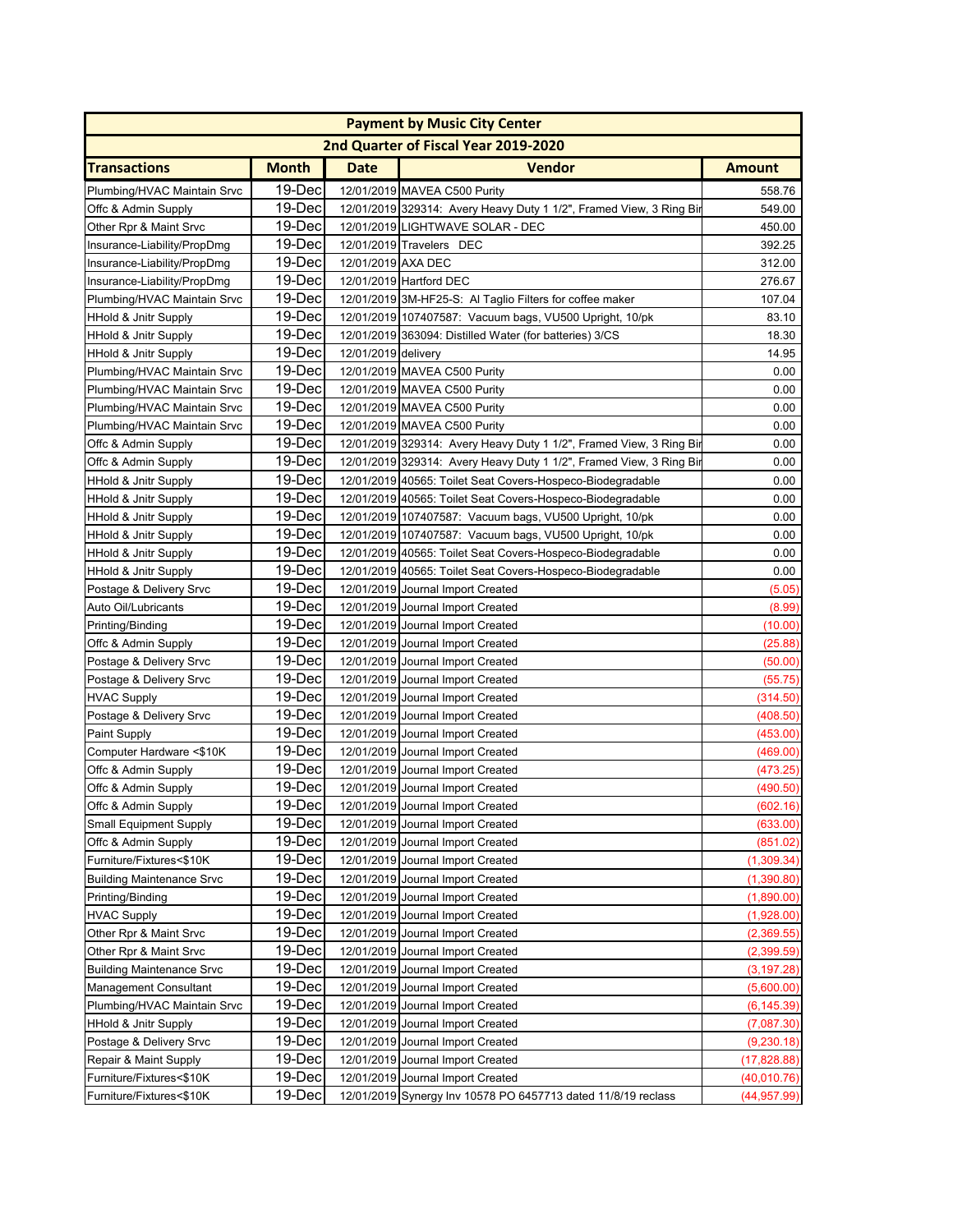| Payment by Music City Center | | | | |
|---|---|---|---|---|
| 2nd Quarter of Fiscal Year 2019-2020 | | | | |
| **Transactions** | **Month** | **Date** | **Vendor** | **Amount** |
| Plumbing/HVAC Maintain Srvc | 19-Dec | 12/01/2019 | MAVEA C500 Purity | 558.76 |
| Offc & Admin Supply | 19-Dec | 12/01/2019 | 329314: Avery Heavy Duty 1 1/2", Framed View, 3 Ring Bir | 549.00 |
| Other Rpr & Maint Srvc | 19-Dec | 12/01/2019 | LIGHTWAVE SOLAR - DEC | 450.00 |
| Insurance-Liability/PropDmg | 19-Dec | 12/01/2019 | Travelers DEC | 392.25 |
| Insurance-Liability/PropDmg | 19-Dec | 12/01/2019 | AXA DEC | 312.00 |
| Insurance-Liability/PropDmg | 19-Dec | 12/01/2019 | Hartford DEC | 276.67 |
| Plumbing/HVAC Maintain Srvc | 19-Dec | 12/01/2019 | 3M-HF25-S: Al Taglio Filters for coffee maker | 107.04 |
| HHold & Jnitr Supply | 19-Dec | 12/01/2019 | 107407587: Vacuum bags, VU500 Upright, 10/pk | 83.10 |
| HHold & Jnitr Supply | 19-Dec | 12/01/2019 | 363094: Distilled Water (for batteries) 3/CS | 18.30 |
| HHold & Jnitr Supply | 19-Dec | 12/01/2019 | delivery | 14.95 |
| Plumbing/HVAC Maintain Srvc | 19-Dec | 12/01/2019 | MAVEA C500 Purity | 0.00 |
| Plumbing/HVAC Maintain Srvc | 19-Dec | 12/01/2019 | MAVEA C500 Purity | 0.00 |
| Plumbing/HVAC Maintain Srvc | 19-Dec | 12/01/2019 | MAVEA C500 Purity | 0.00 |
| Plumbing/HVAC Maintain Srvc | 19-Dec | 12/01/2019 | MAVEA C500 Purity | 0.00 |
| Offc & Admin Supply | 19-Dec | 12/01/2019 | 329314: Avery Heavy Duty 1 1/2", Framed View, 3 Ring Bir | 0.00 |
| Offc & Admin Supply | 19-Dec | 12/01/2019 | 329314: Avery Heavy Duty 1 1/2", Framed View, 3 Ring Bir | 0.00 |
| HHold & Jnitr Supply | 19-Dec | 12/01/2019 | 40565: Toilet Seat Covers-Hospeco-Biodegradable | 0.00 |
| HHold & Jnitr Supply | 19-Dec | 12/01/2019 | 40565: Toilet Seat Covers-Hospeco-Biodegradable | 0.00 |
| HHold & Jnitr Supply | 19-Dec | 12/01/2019 | 107407587: Vacuum bags, VU500 Upright, 10/pk | 0.00 |
| HHold & Jnitr Supply | 19-Dec | 12/01/2019 | 107407587: Vacuum bags, VU500 Upright, 10/pk | 0.00 |
| HHold & Jnitr Supply | 19-Dec | 12/01/2019 | 40565: Toilet Seat Covers-Hospeco-Biodegradable | 0.00 |
| HHold & Jnitr Supply | 19-Dec | 12/01/2019 | 40565: Toilet Seat Covers-Hospeco-Biodegradable | 0.00 |
| Postage & Delivery Srvc | 19-Dec | 12/01/2019 | Journal Import Created | (5.05) |
| Auto Oil/Lubricants | 19-Dec | 12/01/2019 | Journal Import Created | (8.99) |
| Printing/Binding | 19-Dec | 12/01/2019 | Journal Import Created | (10.00) |
| Offc & Admin Supply | 19-Dec | 12/01/2019 | Journal Import Created | (25.88) |
| Postage & Delivery Srvc | 19-Dec | 12/01/2019 | Journal Import Created | (50.00) |
| Postage & Delivery Srvc | 19-Dec | 12/01/2019 | Journal Import Created | (55.75) |
| HVAC Supply | 19-Dec | 12/01/2019 | Journal Import Created | (314.50) |
| Postage & Delivery Srvc | 19-Dec | 12/01/2019 | Journal Import Created | (408.50) |
| Paint Supply | 19-Dec | 12/01/2019 | Journal Import Created | (453.00) |
| Computer Hardware <$10K | 19-Dec | 12/01/2019 | Journal Import Created | (469.00) |
| Offc & Admin Supply | 19-Dec | 12/01/2019 | Journal Import Created | (473.25) |
| Offc & Admin Supply | 19-Dec | 12/01/2019 | Journal Import Created | (490.50) |
| Offc & Admin Supply | 19-Dec | 12/01/2019 | Journal Import Created | (602.16) |
| Small Equipment Supply | 19-Dec | 12/01/2019 | Journal Import Created | (633.00) |
| Offc & Admin Supply | 19-Dec | 12/01/2019 | Journal Import Created | (851.02) |
| Furniture/Fixtures<$10K | 19-Dec | 12/01/2019 | Journal Import Created | (1,309.34) |
| Building Maintenance Srvc | 19-Dec | 12/01/2019 | Journal Import Created | (1,390.80) |
| Printing/Binding | 19-Dec | 12/01/2019 | Journal Import Created | (1,890.00) |
| HVAC Supply | 19-Dec | 12/01/2019 | Journal Import Created | (1,928.00) |
| Other Rpr & Maint Srvc | 19-Dec | 12/01/2019 | Journal Import Created | (2,369.55) |
| Other Rpr & Maint Srvc | 19-Dec | 12/01/2019 | Journal Import Created | (2,399.59) |
| Building Maintenance Srvc | 19-Dec | 12/01/2019 | Journal Import Created | (3,197.28) |
| Management Consultant | 19-Dec | 12/01/2019 | Journal Import Created | (5,600.00) |
| Plumbing/HVAC Maintain Srvc | 19-Dec | 12/01/2019 | Journal Import Created | (6,145.39) |
| HHold & Jnitr Supply | 19-Dec | 12/01/2019 | Journal Import Created | (7,087.30) |
| Postage & Delivery Srvc | 19-Dec | 12/01/2019 | Journal Import Created | (9,230.18) |
| Repair & Maint Supply | 19-Dec | 12/01/2019 | Journal Import Created | (17,828.88) |
| Furniture/Fixtures<$10K | 19-Dec | 12/01/2019 | Journal Import Created | (40,010.76) |
| Furniture/Fixtures<$10K | 19-Dec | 12/01/2019 | Synergy Inv 10578 PO 6457713 dated 11/8/19 reclass | (44,957.99) |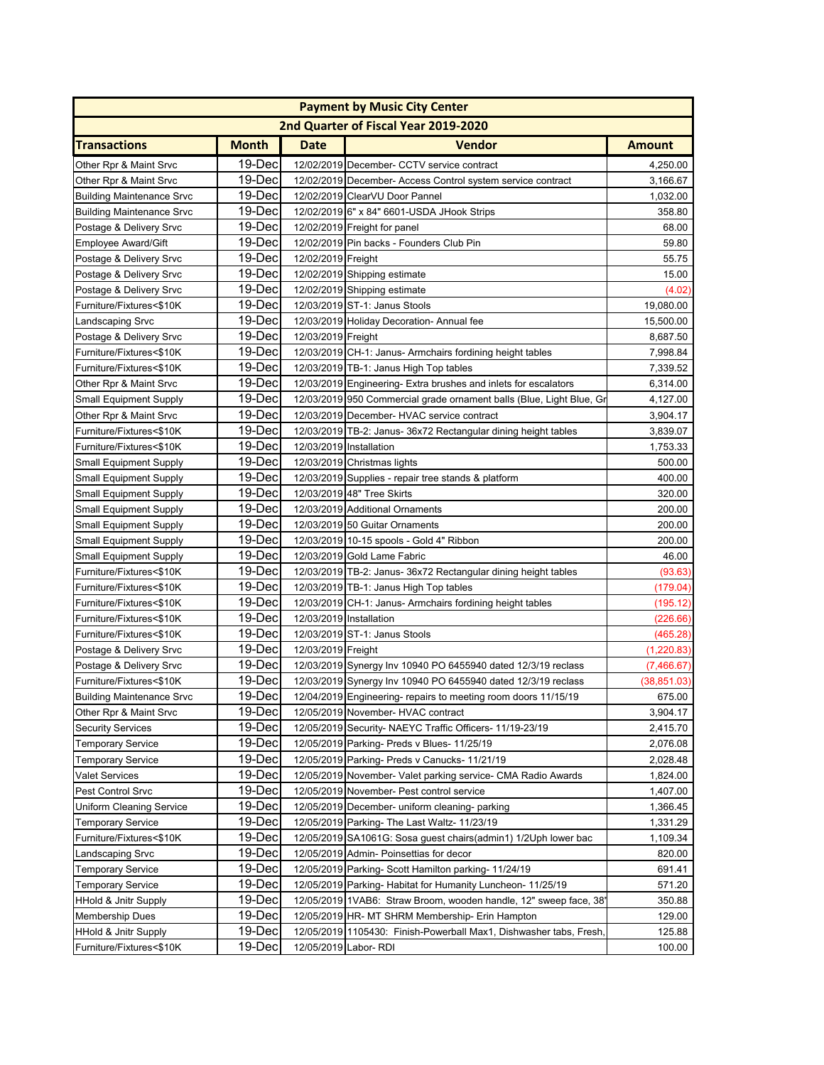| Payment by Music City Center | | | | |
|---|---|---|---|---|
| 2nd Quarter of Fiscal Year 2019-2020 | | | | |
| **Transactions** | **Month** | **Date** | **Vendor** | **Amount** |
| Other Rpr & Maint Srvc | 19-Dec | 12/02/2019 | December- CCTV service contract | 4,250.00 |
| Other Rpr & Maint Srvc | 19-Dec | 12/02/2019 | December- Access Control system service contract | 3,166.67 |
| Building Maintenance Srvc | 19-Dec | 12/02/2019 | ClearVU Door Pannel | 1,032.00 |
| Building Maintenance Srvc | 19-Dec | 12/02/2019 | 6" x 84" 6601-USDA JHook Strips | 358.80 |
| Postage & Delivery Srvc | 19-Dec | 12/02/2019 | Freight for panel | 68.00 |
| Employee Award/Gift | 19-Dec | 12/02/2019 | Pin backs - Founders Club Pin | 59.80 |
| Postage & Delivery Srvc | 19-Dec | 12/02/2019 | Freight | 55.75 |
| Postage & Delivery Srvc | 19-Dec | 12/02/2019 | Shipping estimate | 15.00 |
| Postage & Delivery Srvc | 19-Dec | 12/02/2019 | Shipping estimate | (4.02) |
| Furniture/Fixtures<$10K | 19-Dec | 12/03/2019 | ST-1: Janus Stools | 19,080.00 |
| Landscaping Srvc | 19-Dec | 12/03/2019 | Holiday Decoration- Annual fee | 15,500.00 |
| Postage & Delivery Srvc | 19-Dec | 12/03/2019 | Freight | 8,687.50 |
| Furniture/Fixtures<$10K | 19-Dec | 12/03/2019 | CH-1: Janus- Armchairs fording height tables | 7,998.84 |
| Furniture/Fixtures<$10K | 19-Dec | 12/03/2019 | TB-1: Janus High Top tables | 7,339.52 |
| Other Rpr & Maint Srvc | 19-Dec | 12/03/2019 | Engineering- Extra brushes and inlets for escalators | 6,314.00 |
| Small Equipment Supply | 19-Dec | 12/03/2019 | 950 Commercial grade ornament balls (Blue, Light Blue, Gr | 4,127.00 |
| Other Rpr & Maint Srvc | 19-Dec | 12/03/2019 | December- HVAC service contract | 3,904.17 |
| Furniture/Fixtures<$10K | 19-Dec | 12/03/2019 | TB-2: Janus- 36x72 Rectangular dining height tables | 3,839.07 |
| Furniture/Fixtures<$10K | 19-Dec | 12/03/2019 | Installation | 1,753.33 |
| Small Equipment Supply | 19-Dec | 12/03/2019 | Christmas lights | 500.00 |
| Small Equipment Supply | 19-Dec | 12/03/2019 | Supplies - repair tree stands & platform | 400.00 |
| Small Equipment Supply | 19-Dec | 12/03/2019 | 48" Tree Skirts | 320.00 |
| Small Equipment Supply | 19-Dec | 12/03/2019 | Additional Ornaments | 200.00 |
| Small Equipment Supply | 19-Dec | 12/03/2019 | 50 Guitar Ornaments | 200.00 |
| Small Equipment Supply | 19-Dec | 12/03/2019 | 10-15 spools - Gold 4" Ribbon | 200.00 |
| Small Equipment Supply | 19-Dec | 12/03/2019 | Gold Lame Fabric | 46.00 |
| Furniture/Fixtures<$10K | 19-Dec | 12/03/2019 | TB-2: Janus- 36x72 Rectangular dining height tables | (93.63) |
| Furniture/Fixtures<$10K | 19-Dec | 12/03/2019 | TB-1: Janus High Top tables | (179.04) |
| Furniture/Fixtures<$10K | 19-Dec | 12/03/2019 | CH-1: Janus- Armchairs fording height tables | (195.12) |
| Furniture/Fixtures<$10K | 19-Dec | 12/03/2019 | Installation | (226.66) |
| Furniture/Fixtures<$10K | 19-Dec | 12/03/2019 | ST-1: Janus Stools | (465.28) |
| Postage & Delivery Srvc | 19-Dec | 12/03/2019 | Freight | (1,220.83) |
| Postage & Delivery Srvc | 19-Dec | 12/03/2019 | Synergy Inv 10940 PO 6455940 dated 12/3/19 reclass | (7,466.67) |
| Furniture/Fixtures<$10K | 19-Dec | 12/03/2019 | Synergy Inv 10940 PO 6455940 dated 12/3/19 reclass | (38,851.03) |
| Building Maintenance Srvc | 19-Dec | 12/04/2019 | Engineering- repairs to meeting room doors 11/15/19 | 675.00 |
| Other Rpr & Maint Srvc | 19-Dec | 12/05/2019 | November- HVAC contract | 3,904.17 |
| Security Services | 19-Dec | 12/05/2019 | Security- NAEYC Traffic Officers- 11/19-23/19 | 2,415.70 |
| Temporary Service | 19-Dec | 12/05/2019 | Parking- Preds v Blues- 11/25/19 | 2,076.08 |
| Temporary Service | 19-Dec | 12/05/2019 | Parking- Preds v Canucks- 11/21/19 | 2,028.48 |
| Valet Services | 19-Dec | 12/05/2019 | November- Valet parking service- CMA Radio Awards | 1,824.00 |
| Pest Control Srvc | 19-Dec | 12/05/2019 | November- Pest control service | 1,407.00 |
| Uniform Cleaning Service | 19-Dec | 12/05/2019 | December- uniform cleaning- parking | 1,366.45 |
| Temporary Service | 19-Dec | 12/05/2019 | Parking- The Last Waltz- 11/23/19 | 1,331.29 |
| Furniture/Fixtures<$10K | 19-Dec | 12/05/2019 | SA1061G: Sosa guest chairs(admin1) 1/2Uph lower bac | 1,109.34 |
| Landscaping Srvc | 19-Dec | 12/05/2019 | Admin- Poinsettias for decor | 820.00 |
| Temporary Service | 19-Dec | 12/05/2019 | Parking- Scott Hamilton parking- 11/24/19 | 691.41 |
| Temporary Service | 19-Dec | 12/05/2019 | Parking- Habitat for Humanity Luncheon- 11/25/19 | 571.20 |
| HHold & Jnitr Supply | 19-Dec | 12/05/2019 | 1VAB6: Straw Broom, wooden handle, 12" sweep face, 38' | 350.88 |
| Membership Dues | 19-Dec | 12/05/2019 | HR- MT SHRM Membership- Erin Hampton | 129.00 |
| HHold & Jnitr Supply | 19-Dec | 12/05/2019 | 1105430: Finish-Powerball Max1, Dishwasher tabs, Fresh, | 125.88 |
| Furniture/Fixtures<$10K | 19-Dec | 12/05/2019 | Labor- RDI | 100.00 |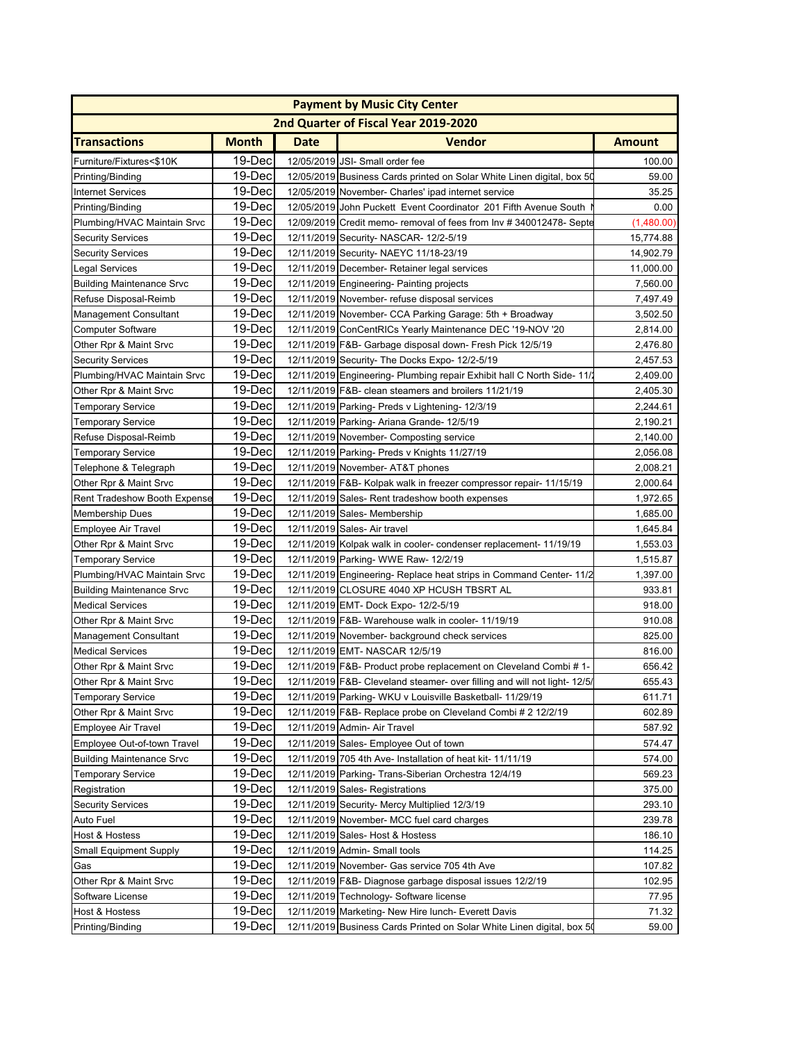| Payment by Music City Center | | | | |
|---|---|---|---|---|
| 2nd Quarter of Fiscal Year 2019-2020 | | | | |
| **Transactions** | **Month** | **Date** | **Vendor** | **Amount** |
| Furniture/Fixtures<$10K | 19-Dec | 12/05/2019 | JSI- Small order fee | 100.00 |
| Printing/Binding | 19-Dec | 12/05/2019 | Business Cards printed on Solar White Linen digital, box 50 | 59.00 |
| Internet Services | 19-Dec | 12/05/2019 | November- Charles' ipad internet service | 35.25 |
| Printing/Binding | 19-Dec | 12/05/2019 | John Puckett Event Coordinator 201 Fifth Avenue South N | 0.00 |
| Plumbing/HVAC Maintain Srvc | 19-Dec | 12/09/2019 | Credit memo- removal of fees from Inv # 340012478- Septe | (1,480.00) |
| Security Services | 19-Dec | 12/11/2019 | Security- NASCAR- 12/2-5/19 | 15,774.88 |
| Security Services | 19-Dec | 12/11/2019 | Security- NAEYC 11/18-23/19 | 14,902.79 |
| Legal Services | 19-Dec | 12/11/2019 | December- Retainer legal services | 11,000.00 |
| Building Maintenance Srvc | 19-Dec | 12/11/2019 | Engineering- Painting projects | 7,560.00 |
| Refuse Disposal-Reimb | 19-Dec | 12/11/2019 | November- refuse disposal services | 7,497.49 |
| Management Consultant | 19-Dec | 12/11/2019 | November- CCA Parking Garage: 5th + Broadway | 3,502.50 |
| Computer Software | 19-Dec | 12/11/2019 | ConCentRICs Yearly Maintenance DEC '19-NOV '20 | 2,814.00 |
| Other Rpr & Maint Srvc | 19-Dec | 12/11/2019 | F&B- Garbage disposal down- Fresh Pick 12/5/19 | 2,476.80 |
| Security Services | 19-Dec | 12/11/2019 | Security- The Docks Expo- 12/2-5/19 | 2,457.53 |
| Plumbing/HVAC Maintain Srvc | 19-Dec | 12/11/2019 | Engineering- Plumbing repair Exhibit hall C North Side- 11/2 | 2,409.00 |
| Other Rpr & Maint Srvc | 19-Dec | 12/11/2019 | F&B- clean steamers and broilers 11/21/19 | 2,405.30 |
| Temporary Service | 19-Dec | 12/11/2019 | Parking- Preds v Lightening- 12/3/19 | 2,244.61 |
| Temporary Service | 19-Dec | 12/11/2019 | Parking- Ariana Grande- 12/5/19 | 2,190.21 |
| Refuse Disposal-Reimb | 19-Dec | 12/11/2019 | November- Composting service | 2,140.00 |
| Temporary Service | 19-Dec | 12/11/2019 | Parking- Preds v Knights 11/27/19 | 2,056.08 |
| Telephone & Telegraph | 19-Dec | 12/11/2019 | November- AT&T phones | 2,008.21 |
| Other Rpr & Maint Srvc | 19-Dec | 12/11/2019 | F&B- Kolpak walk in freezer compressor repair- 11/15/19 | 2,000.64 |
| Rent Tradeshow Booth Expense | 19-Dec | 12/11/2019 | Sales- Rent tradeshow booth expenses | 1,972.65 |
| Membership Dues | 19-Dec | 12/11/2019 | Sales- Membership | 1,685.00 |
| Employee Air Travel | 19-Dec | 12/11/2019 | Sales- Air travel | 1,645.84 |
| Other Rpr & Maint Srvc | 19-Dec | 12/11/2019 | Kolpak walk in cooler- condenser replacement- 11/19/19 | 1,553.03 |
| Temporary Service | 19-Dec | 12/11/2019 | Parking- WWE Raw- 12/2/19 | 1,515.87 |
| Plumbing/HVAC Maintain Srvc | 19-Dec | 12/11/2019 | Engineering- Replace heat strips in Command Center- 11/2 | 1,397.00 |
| Building Maintenance Srvc | 19-Dec | 12/11/2019 | CLOSURE 4040 XP HCUSH TBSRT AL | 933.81 |
| Medical Services | 19-Dec | 12/11/2019 | EMT- Dock Expo- 12/2-5/19 | 918.00 |
| Other Rpr & Maint Srvc | 19-Dec | 12/11/2019 | F&B- Warehouse walk in cooler- 11/19/19 | 910.08 |
| Management Consultant | 19-Dec | 12/11/2019 | November- background check services | 825.00 |
| Medical Services | 19-Dec | 12/11/2019 | EMT- NASCAR 12/5/19 | 816.00 |
| Other Rpr & Maint Srvc | 19-Dec | 12/11/2019 | F&B- Product probe replacement on Cleveland Combi # 1- | 656.42 |
| Other Rpr & Maint Srvc | 19-Dec | 12/11/2019 | F&B- Cleveland steamer- over filling and will not light- 12/5/ | 655.43 |
| Temporary Service | 19-Dec | 12/11/2019 | Parking- WKU v Louisville Basketball- 11/29/19 | 611.71 |
| Other Rpr & Maint Srvc | 19-Dec | 12/11/2019 | F&B- Replace probe on Cleveland Combi # 2 12/2/19 | 602.89 |
| Employee Air Travel | 19-Dec | 12/11/2019 | Admin- Air Travel | 587.92 |
| Employee Out-of-town Travel | 19-Dec | 12/11/2019 | Sales- Employee Out of town | 574.47 |
| Building Maintenance Srvc | 19-Dec | 12/11/2019 | 705 4th Ave- Installation of heat kit- 11/11/19 | 574.00 |
| Temporary Service | 19-Dec | 12/11/2019 | Parking- Trans-Siberian Orchestra 12/4/19 | 569.23 |
| Registration | 19-Dec | 12/11/2019 | Sales- Registrations | 375.00 |
| Security Services | 19-Dec | 12/11/2019 | Security- Mercy Multiplied 12/3/19 | 293.10 |
| Auto Fuel | 19-Dec | 12/11/2019 | November- MCC fuel card charges | 239.78 |
| Host & Hostess | 19-Dec | 12/11/2019 | Sales- Host & Hostess | 186.10 |
| Small Equipment Supply | 19-Dec | 12/11/2019 | Admin- Small tools | 114.25 |
| Gas | 19-Dec | 12/11/2019 | November- Gas service 705 4th Ave | 107.82 |
| Other Rpr & Maint Srvc | 19-Dec | 12/11/2019 | F&B- Diagnose garbage disposal issues 12/2/19 | 102.95 |
| Software License | 19-Dec | 12/11/2019 | Technology- Software license | 77.95 |
| Host & Hostess | 19-Dec | 12/11/2019 | Marketing- New Hire lunch- Everett Davis | 71.32 |
| Printing/Binding | 19-Dec | 12/11/2019 | Business Cards Printed on Solar White Linen digital, box 50 | 59.00 |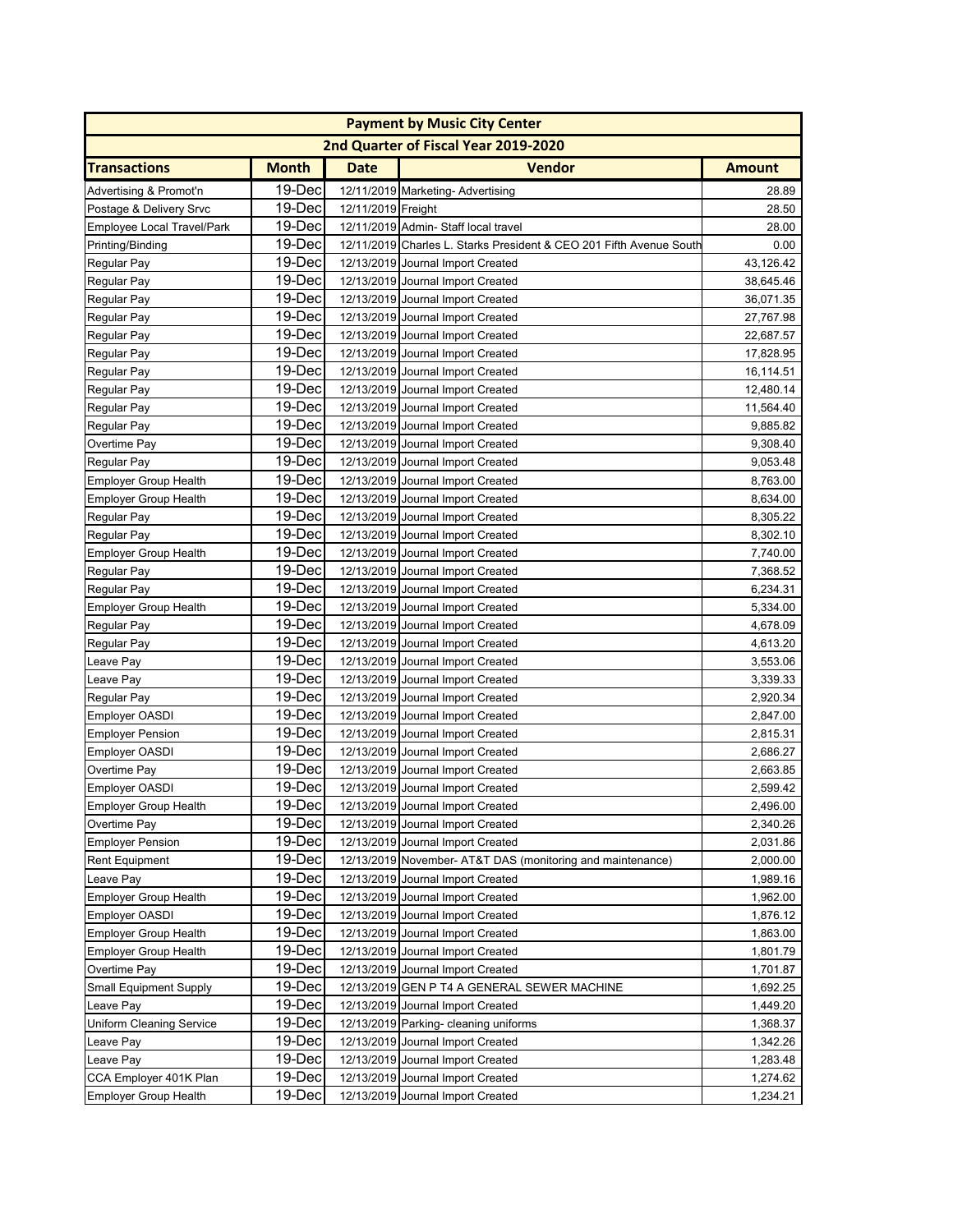| Payment by Music City Center | | | | |
|---|---|---|---|---|
| 2nd Quarter of Fiscal Year 2019-2020 | | | | |
| **Transactions** | **Month** | **Date** | **Vendor** | **Amount** |
| Advertising & Promot'n | 19-Dec | 12/11/2019 | Marketing- Advertising | 28.89 |
| Postage & Delivery Srvc | 19-Dec | 12/11/2019 | Freight | 28.50 |
| Employee Local Travel/Park | 19-Dec | 12/11/2019 | Admin- Staff local travel | 28.00 |
| Printing/Binding | 19-Dec | 12/11/2019 | Charles L. Starks President & CEO 201 Fifth Avenue South | 0.00 |
| Regular Pay | 19-Dec | 12/13/2019 | Journal Import Created | 43,126.42 |
| Regular Pay | 19-Dec | 12/13/2019 | Journal Import Created | 38,645.46 |
| Regular Pay | 19-Dec | 12/13/2019 | Journal Import Created | 36,071.35 |
| Regular Pay | 19-Dec | 12/13/2019 | Journal Import Created | 27,767.98 |
| Regular Pay | 19-Dec | 12/13/2019 | Journal Import Created | 22,687.57 |
| Regular Pay | 19-Dec | 12/13/2019 | Journal Import Created | 17,828.95 |
| Regular Pay | 19-Dec | 12/13/2019 | Journal Import Created | 16,114.51 |
| Regular Pay | 19-Dec | 12/13/2019 | Journal Import Created | 12,480.14 |
| Regular Pay | 19-Dec | 12/13/2019 | Journal Import Created | 11,564.40 |
| Regular Pay | 19-Dec | 12/13/2019 | Journal Import Created | 9,885.82 |
| Overtime Pay | 19-Dec | 12/13/2019 | Journal Import Created | 9,308.40 |
| Regular Pay | 19-Dec | 12/13/2019 | Journal Import Created | 9,053.48 |
| Employer Group Health | 19-Dec | 12/13/2019 | Journal Import Created | 8,763.00 |
| Employer Group Health | 19-Dec | 12/13/2019 | Journal Import Created | 8,634.00 |
| Regular Pay | 19-Dec | 12/13/2019 | Journal Import Created | 8,305.22 |
| Regular Pay | 19-Dec | 12/13/2019 | Journal Import Created | 8,302.10 |
| Employer Group Health | 19-Dec | 12/13/2019 | Journal Import Created | 7,740.00 |
| Regular Pay | 19-Dec | 12/13/2019 | Journal Import Created | 7,368.52 |
| Regular Pay | 19-Dec | 12/13/2019 | Journal Import Created | 6,234.31 |
| Employer Group Health | 19-Dec | 12/13/2019 | Journal Import Created | 5,334.00 |
| Regular Pay | 19-Dec | 12/13/2019 | Journal Import Created | 4,678.09 |
| Regular Pay | 19-Dec | 12/13/2019 | Journal Import Created | 4,613.20 |
| Leave Pay | 19-Dec | 12/13/2019 | Journal Import Created | 3,553.06 |
| Leave Pay | 19-Dec | 12/13/2019 | Journal Import Created | 3,339.33 |
| Regular Pay | 19-Dec | 12/13/2019 | Journal Import Created | 2,920.34 |
| Employer OASDI | 19-Dec | 12/13/2019 | Journal Import Created | 2,847.00 |
| Employer Pension | 19-Dec | 12/13/2019 | Journal Import Created | 2,815.31 |
| Employer OASDI | 19-Dec | 12/13/2019 | Journal Import Created | 2,686.27 |
| Overtime Pay | 19-Dec | 12/13/2019 | Journal Import Created | 2,663.85 |
| Employer OASDI | 19-Dec | 12/13/2019 | Journal Import Created | 2,599.42 |
| Employer Group Health | 19-Dec | 12/13/2019 | Journal Import Created | 2,496.00 |
| Overtime Pay | 19-Dec | 12/13/2019 | Journal Import Created | 2,340.26 |
| Employer Pension | 19-Dec | 12/13/2019 | Journal Import Created | 2,031.86 |
| Rent Equipment | 19-Dec | 12/13/2019 | November- AT&T DAS (monitoring and maintenance) | 2,000.00 |
| Leave Pay | 19-Dec | 12/13/2019 | Journal Import Created | 1,989.16 |
| Employer Group Health | 19-Dec | 12/13/2019 | Journal Import Created | 1,962.00 |
| Employer OASDI | 19-Dec | 12/13/2019 | Journal Import Created | 1,876.12 |
| Employer Group Health | 19-Dec | 12/13/2019 | Journal Import Created | 1,863.00 |
| Employer Group Health | 19-Dec | 12/13/2019 | Journal Import Created | 1,801.79 |
| Overtime Pay | 19-Dec | 12/13/2019 | Journal Import Created | 1,701.87 |
| Small Equipment Supply | 19-Dec | 12/13/2019 | GEN P T4 A GENERAL SEWER MACHINE | 1,692.25 |
| Leave Pay | 19-Dec | 12/13/2019 | Journal Import Created | 1,449.20 |
| Uniform Cleaning Service | 19-Dec | 12/13/2019 | Parking- cleaning uniforms | 1,368.37 |
| Leave Pay | 19-Dec | 12/13/2019 | Journal Import Created | 1,342.26 |
| Leave Pay | 19-Dec | 12/13/2019 | Journal Import Created | 1,283.48 |
| CCA Employer 401K Plan | 19-Dec | 12/13/2019 | Journal Import Created | 1,274.62 |
| Employer Group Health | 19-Dec | 12/13/2019 | Journal Import Created | 1,234.21 |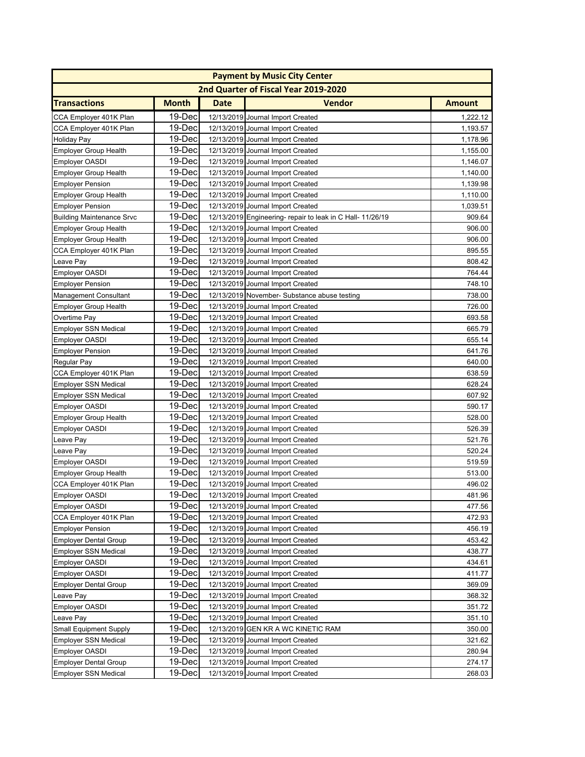| Payment by Music City Center | | | | |
|---|---|---|---|---|
| 2nd Quarter of Fiscal Year 2019-2020 | | | | |
| **Transactions** | **Month** | **Date** | **Vendor** | **Amount** |
| CCA Employer 401K Plan | 19-Dec | 12/13/2019 | Journal Import Created | 1,222.12 |
| CCA Employer 401K Plan | 19-Dec | 12/13/2019 | Journal Import Created | 1,193.57 |
| Holiday Pay | 19-Dec | 12/13/2019 | Journal Import Created | 1,178.96 |
| Employer Group Health | 19-Dec | 12/13/2019 | Journal Import Created | 1,155.00 |
| Employer OASDI | 19-Dec | 12/13/2019 | Journal Import Created | 1,146.07 |
| Employer Group Health | 19-Dec | 12/13/2019 | Journal Import Created | 1,140.00 |
| Employer Pension | 19-Dec | 12/13/2019 | Journal Import Created | 1,139.98 |
| Employer Group Health | 19-Dec | 12/13/2019 | Journal Import Created | 1,110.00 |
| Employer Pension | 19-Dec | 12/13/2019 | Journal Import Created | 1,039.51 |
| Building Maintenance Srvc | 19-Dec | 12/13/2019 | Engineering- repair to leak in C Hall- 11/26/19 | 909.64 |
| Employer Group Health | 19-Dec | 12/13/2019 | Journal Import Created | 906.00 |
| Employer Group Health | 19-Dec | 12/13/2019 | Journal Import Created | 906.00 |
| CCA Employer 401K Plan | 19-Dec | 12/13/2019 | Journal Import Created | 895.55 |
| Leave Pay | 19-Dec | 12/13/2019 | Journal Import Created | 808.42 |
| Employer OASDI | 19-Dec | 12/13/2019 | Journal Import Created | 764.44 |
| Employer Pension | 19-Dec | 12/13/2019 | Journal Import Created | 748.10 |
| Management Consultant | 19-Dec | 12/13/2019 | November- Substance abuse testing | 738.00 |
| Employer Group Health | 19-Dec | 12/13/2019 | Journal Import Created | 726.00 |
| Overtime Pay | 19-Dec | 12/13/2019 | Journal Import Created | 693.58 |
| Employer SSN Medical | 19-Dec | 12/13/2019 | Journal Import Created | 665.79 |
| Employer OASDI | 19-Dec | 12/13/2019 | Journal Import Created | 655.14 |
| Employer Pension | 19-Dec | 12/13/2019 | Journal Import Created | 641.76 |
| Regular Pay | 19-Dec | 12/13/2019 | Journal Import Created | 640.00 |
| CCA Employer 401K Plan | 19-Dec | 12/13/2019 | Journal Import Created | 638.59 |
| Employer SSN Medical | 19-Dec | 12/13/2019 | Journal Import Created | 628.24 |
| Employer SSN Medical | 19-Dec | 12/13/2019 | Journal Import Created | 607.92 |
| Employer OASDI | 19-Dec | 12/13/2019 | Journal Import Created | 590.17 |
| Employer Group Health | 19-Dec | 12/13/2019 | Journal Import Created | 528.00 |
| Employer OASDI | 19-Dec | 12/13/2019 | Journal Import Created | 526.39 |
| Leave Pay | 19-Dec | 12/13/2019 | Journal Import Created | 521.76 |
| Leave Pay | 19-Dec | 12/13/2019 | Journal Import Created | 520.24 |
| Employer OASDI | 19-Dec | 12/13/2019 | Journal Import Created | 519.59 |
| Employer Group Health | 19-Dec | 12/13/2019 | Journal Import Created | 513.00 |
| CCA Employer 401K Plan | 19-Dec | 12/13/2019 | Journal Import Created | 496.02 |
| Employer OASDI | 19-Dec | 12/13/2019 | Journal Import Created | 481.96 |
| Employer OASDI | 19-Dec | 12/13/2019 | Journal Import Created | 477.56 |
| CCA Employer 401K Plan | 19-Dec | 12/13/2019 | Journal Import Created | 472.93 |
| Employer Pension | 19-Dec | 12/13/2019 | Journal Import Created | 456.19 |
| Employer Dental Group | 19-Dec | 12/13/2019 | Journal Import Created | 453.42 |
| Employer SSN Medical | 19-Dec | 12/13/2019 | Journal Import Created | 438.77 |
| Employer OASDI | 19-Dec | 12/13/2019 | Journal Import Created | 434.61 |
| Employer OASDI | 19-Dec | 12/13/2019 | Journal Import Created | 411.77 |
| Employer Dental Group | 19-Dec | 12/13/2019 | Journal Import Created | 369.09 |
| Leave Pay | 19-Dec | 12/13/2019 | Journal Import Created | 368.32 |
| Employer OASDI | 19-Dec | 12/13/2019 | Journal Import Created | 351.72 |
| Leave Pay | 19-Dec | 12/13/2019 | Journal Import Created | 351.10 |
| Small Equipment Supply | 19-Dec | 12/13/2019 | GEN KR A WC KINETIC RAM | 350.00 |
| Employer SSN Medical | 19-Dec | 12/13/2019 | Journal Import Created | 321.62 |
| Employer OASDI | 19-Dec | 12/13/2019 | Journal Import Created | 280.94 |
| Employer Dental Group | 19-Dec | 12/13/2019 | Journal Import Created | 274.17 |
| Employer SSN Medical | 19-Dec | 12/13/2019 | Journal Import Created | 268.03 |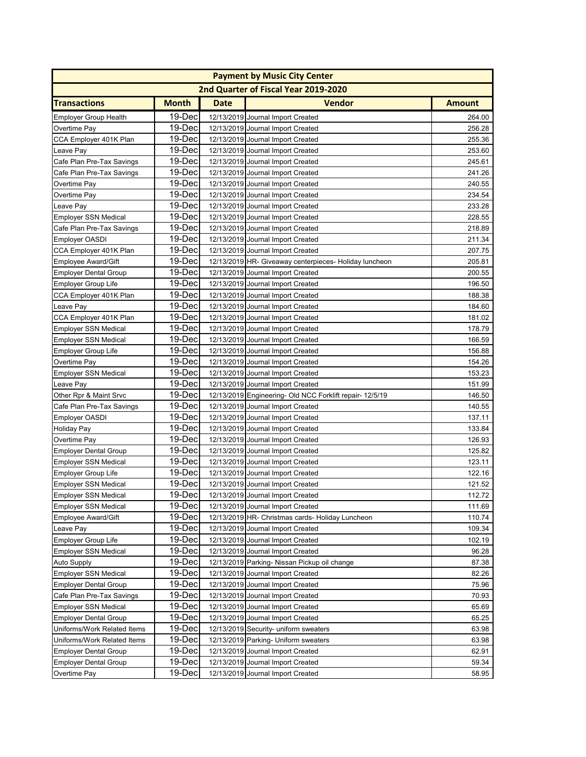| Payment by Music City Center | | | | |
|---|---|---|---|---|
| 2nd Quarter of Fiscal Year 2019-2020 | | | | |
| **Transactions** | **Month** | **Date** | **Vendor** | **Amount** |
| Employer Group Health | 19-Dec | 12/13/2019 | Journal Import Created | 264.00 |
| Overtime Pay | 19-Dec | 12/13/2019 | Journal Import Created | 256.28 |
| CCA Employer 401K Plan | 19-Dec | 12/13/2019 | Journal Import Created | 255.36 |
| Leave Pay | 19-Dec | 12/13/2019 | Journal Import Created | 253.60 |
| Cafe Plan Pre-Tax Savings | 19-Dec | 12/13/2019 | Journal Import Created | 245.61 |
| Cafe Plan Pre-Tax Savings | 19-Dec | 12/13/2019 | Journal Import Created | 241.26 |
| Overtime Pay | 19-Dec | 12/13/2019 | Journal Import Created | 240.55 |
| Overtime Pay | 19-Dec | 12/13/2019 | Journal Import Created | 234.54 |
| Leave Pay | 19-Dec | 12/13/2019 | Journal Import Created | 233.28 |
| Employer SSN Medical | 19-Dec | 12/13/2019 | Journal Import Created | 228.55 |
| Cafe Plan Pre-Tax Savings | 19-Dec | 12/13/2019 | Journal Import Created | 218.89 |
| Employer OASDI | 19-Dec | 12/13/2019 | Journal Import Created | 211.34 |
| CCA Employer 401K Plan | 19-Dec | 12/13/2019 | Journal Import Created | 207.75 |
| Employee Award/Gift | 19-Dec | 12/13/2019 | HR- Giveaway centerpieces- Holiday luncheon | 205.81 |
| Employer Dental Group | 19-Dec | 12/13/2019 | Journal Import Created | 200.55 |
| Employer Group Life | 19-Dec | 12/13/2019 | Journal Import Created | 196.50 |
| CCA Employer 401K Plan | 19-Dec | 12/13/2019 | Journal Import Created | 188.38 |
| Leave Pay | 19-Dec | 12/13/2019 | Journal Import Created | 184.60 |
| CCA Employer 401K Plan | 19-Dec | 12/13/2019 | Journal Import Created | 181.02 |
| Employer SSN Medical | 19-Dec | 12/13/2019 | Journal Import Created | 178.79 |
| Employer SSN Medical | 19-Dec | 12/13/2019 | Journal Import Created | 166.59 |
| Employer Group Life | 19-Dec | 12/13/2019 | Journal Import Created | 156.88 |
| Overtime Pay | 19-Dec | 12/13/2019 | Journal Import Created | 154.26 |
| Employer SSN Medical | 19-Dec | 12/13/2019 | Journal Import Created | 153.23 |
| Leave Pay | 19-Dec | 12/13/2019 | Journal Import Created | 151.99 |
| Other Rpr & Maint Srvc | 19-Dec | 12/13/2019 | Engineering- Old NCC Forklift repair- 12/5/19 | 146.50 |
| Cafe Plan Pre-Tax Savings | 19-Dec | 12/13/2019 | Journal Import Created | 140.55 |
| Employer OASDI | 19-Dec | 12/13/2019 | Journal Import Created | 137.11 |
| Holiday Pay | 19-Dec | 12/13/2019 | Journal Import Created | 133.84 |
| Overtime Pay | 19-Dec | 12/13/2019 | Journal Import Created | 126.93 |
| Employer Dental Group | 19-Dec | 12/13/2019 | Journal Import Created | 125.82 |
| Employer SSN Medical | 19-Dec | 12/13/2019 | Journal Import Created | 123.11 |
| Employer Group Life | 19-Dec | 12/13/2019 | Journal Import Created | 122.16 |
| Employer SSN Medical | 19-Dec | 12/13/2019 | Journal Import Created | 121.52 |
| Employer SSN Medical | 19-Dec | 12/13/2019 | Journal Import Created | 112.72 |
| Employer SSN Medical | 19-Dec | 12/13/2019 | Journal Import Created | 111.69 |
| Employee Award/Gift | 19-Dec | 12/13/2019 | HR- Christmas cards- Holiday Luncheon | 110.74 |
| Leave Pay | 19-Dec | 12/13/2019 | Journal Import Created | 109.34 |
| Employer Group Life | 19-Dec | 12/13/2019 | Journal Import Created | 102.19 |
| Employer SSN Medical | 19-Dec | 12/13/2019 | Journal Import Created | 96.28 |
| Auto Supply | 19-Dec | 12/13/2019 | Parking- Nissan Pickup oil change | 87.38 |
| Employer SSN Medical | 19-Dec | 12/13/2019 | Journal Import Created | 82.26 |
| Employer Dental Group | 19-Dec | 12/13/2019 | Journal Import Created | 75.96 |
| Cafe Plan Pre-Tax Savings | 19-Dec | 12/13/2019 | Journal Import Created | 70.93 |
| Employer SSN Medical | 19-Dec | 12/13/2019 | Journal Import Created | 65.69 |
| Employer Dental Group | 19-Dec | 12/13/2019 | Journal Import Created | 65.25 |
| Uniforms/Work Related Items | 19-Dec | 12/13/2019 | Security- uniform sweaters | 63.98 |
| Uniforms/Work Related Items | 19-Dec | 12/13/2019 | Parking- Uniform sweaters | 63.98 |
| Employer Dental Group | 19-Dec | 12/13/2019 | Journal Import Created | 62.91 |
| Employer Dental Group | 19-Dec | 12/13/2019 | Journal Import Created | 59.34 |
| Overtime Pay | 19-Dec | 12/13/2019 | Journal Import Created | 58.95 |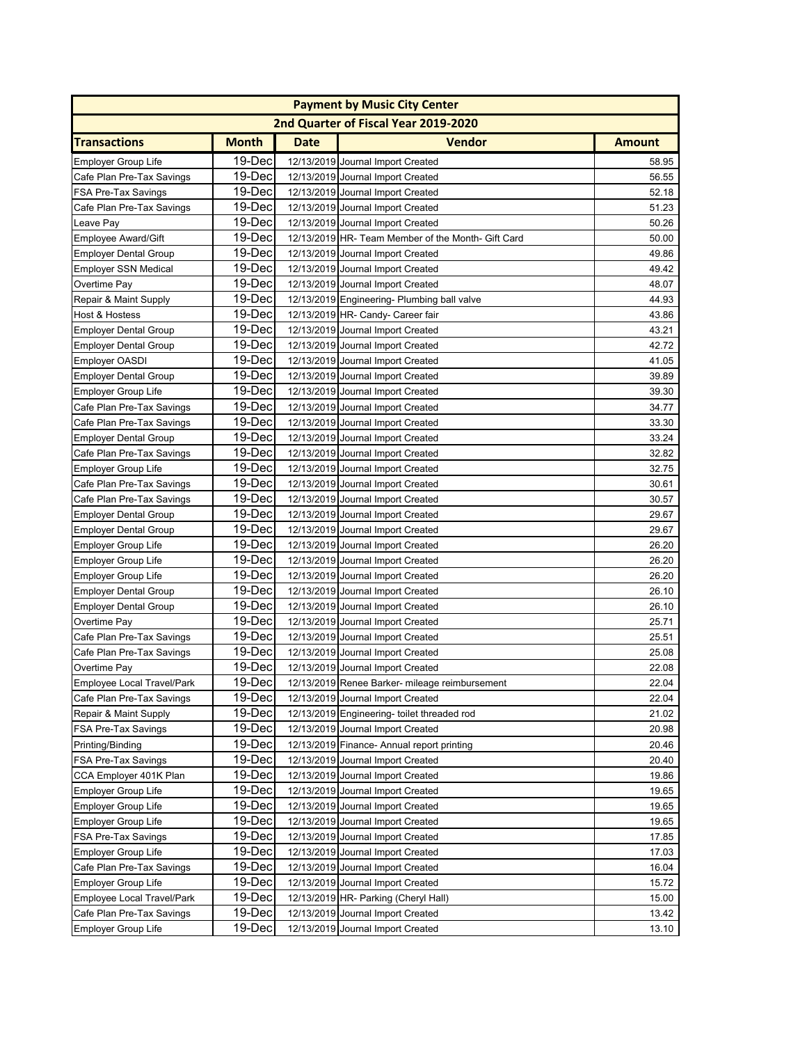| Payment by Music City Center | | | | |
|---|---|---|---|---|
| 2nd Quarter of Fiscal Year 2019-2020 | | | | |
| **Transactions** | **Month** | **Date** | **Vendor** | **Amount** |
| Employer Group Life | 19-Dec | 12/13/2019 | Journal Import Created | 58.95 |
| Cafe Plan Pre-Tax Savings | 19-Dec | 12/13/2019 | Journal Import Created | 56.55 |
| FSA Pre-Tax Savings | 19-Dec | 12/13/2019 | Journal Import Created | 52.18 |
| Cafe Plan Pre-Tax Savings | 19-Dec | 12/13/2019 | Journal Import Created | 51.23 |
| Leave Pay | 19-Dec | 12/13/2019 | Journal Import Created | 50.26 |
| Employee Award/Gift | 19-Dec | 12/13/2019 | HR- Team Member of the Month- Gift Card | 50.00 |
| Employer Dental Group | 19-Dec | 12/13/2019 | Journal Import Created | 49.86 |
| Employer SSN Medical | 19-Dec | 12/13/2019 | Journal Import Created | 49.42 |
| Overtime Pay | 19-Dec | 12/13/2019 | Journal Import Created | 48.07 |
| Repair & Maint Supply | 19-Dec | 12/13/2019 | Engineering- Plumbing ball valve | 44.93 |
| Host & Hostess | 19-Dec | 12/13/2019 | HR- Candy- Career fair | 43.86 |
| Employer Dental Group | 19-Dec | 12/13/2019 | Journal Import Created | 43.21 |
| Employer Dental Group | 19-Dec | 12/13/2019 | Journal Import Created | 42.72 |
| Employer OASDI | 19-Dec | 12/13/2019 | Journal Import Created | 41.05 |
| Employer Dental Group | 19-Dec | 12/13/2019 | Journal Import Created | 39.89 |
| Employer Group Life | 19-Dec | 12/13/2019 | Journal Import Created | 39.30 |
| Cafe Plan Pre-Tax Savings | 19-Dec | 12/13/2019 | Journal Import Created | 34.77 |
| Cafe Plan Pre-Tax Savings | 19-Dec | 12/13/2019 | Journal Import Created | 33.30 |
| Employer Dental Group | 19-Dec | 12/13/2019 | Journal Import Created | 33.24 |
| Cafe Plan Pre-Tax Savings | 19-Dec | 12/13/2019 | Journal Import Created | 32.82 |
| Employer Group Life | 19-Dec | 12/13/2019 | Journal Import Created | 32.75 |
| Cafe Plan Pre-Tax Savings | 19-Dec | 12/13/2019 | Journal Import Created | 30.61 |
| Cafe Plan Pre-Tax Savings | 19-Dec | 12/13/2019 | Journal Import Created | 30.57 |
| Employer Dental Group | 19-Dec | 12/13/2019 | Journal Import Created | 29.67 |
| Employer Dental Group | 19-Dec | 12/13/2019 | Journal Import Created | 29.67 |
| Employer Group Life | 19-Dec | 12/13/2019 | Journal Import Created | 26.20 |
| Employer Group Life | 19-Dec | 12/13/2019 | Journal Import Created | 26.20 |
| Employer Group Life | 19-Dec | 12/13/2019 | Journal Import Created | 26.20 |
| Employer Dental Group | 19-Dec | 12/13/2019 | Journal Import Created | 26.10 |
| Employer Dental Group | 19-Dec | 12/13/2019 | Journal Import Created | 26.10 |
| Overtime Pay | 19-Dec | 12/13/2019 | Journal Import Created | 25.71 |
| Cafe Plan Pre-Tax Savings | 19-Dec | 12/13/2019 | Journal Import Created | 25.51 |
| Cafe Plan Pre-Tax Savings | 19-Dec | 12/13/2019 | Journal Import Created | 25.08 |
| Overtime Pay | 19-Dec | 12/13/2019 | Journal Import Created | 22.08 |
| Employee Local Travel/Park | 19-Dec | 12/13/2019 | Renee Barker- mileage reimbursement | 22.04 |
| Cafe Plan Pre-Tax Savings | 19-Dec | 12/13/2019 | Journal Import Created | 22.04 |
| Repair & Maint Supply | 19-Dec | 12/13/2019 | Engineering- toilet threaded rod | 21.02 |
| FSA Pre-Tax Savings | 19-Dec | 12/13/2019 | Journal Import Created | 20.98 |
| Printing/Binding | 19-Dec | 12/13/2019 | Finance- Annual report printing | 20.46 |
| FSA Pre-Tax Savings | 19-Dec | 12/13/2019 | Journal Import Created | 20.40 |
| CCA Employer 401K Plan | 19-Dec | 12/13/2019 | Journal Import Created | 19.86 |
| Employer Group Life | 19-Dec | 12/13/2019 | Journal Import Created | 19.65 |
| Employer Group Life | 19-Dec | 12/13/2019 | Journal Import Created | 19.65 |
| Employer Group Life | 19-Dec | 12/13/2019 | Journal Import Created | 19.65 |
| FSA Pre-Tax Savings | 19-Dec | 12/13/2019 | Journal Import Created | 17.85 |
| Employer Group Life | 19-Dec | 12/13/2019 | Journal Import Created | 17.03 |
| Cafe Plan Pre-Tax Savings | 19-Dec | 12/13/2019 | Journal Import Created | 16.04 |
| Employer Group Life | 19-Dec | 12/13/2019 | Journal Import Created | 15.72 |
| Employee Local Travel/Park | 19-Dec | 12/13/2019 | HR- Parking (Cheryl Hall) | 15.00 |
| Cafe Plan Pre-Tax Savings | 19-Dec | 12/13/2019 | Journal Import Created | 13.42 |
| Employer Group Life | 19-Dec | 12/13/2019 | Journal Import Created | 13.10 |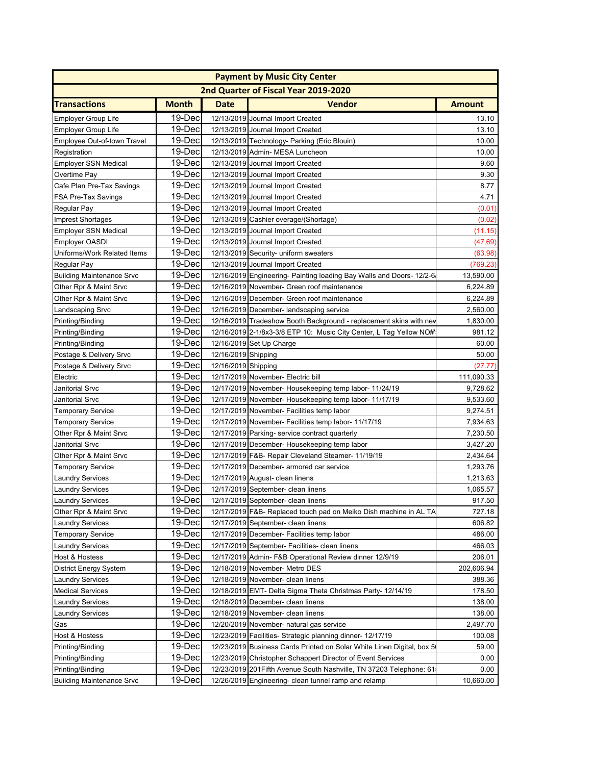| Payment by Music City Center | | | | |
|---|---|---|---|---|
| 2nd Quarter of Fiscal Year 2019-2020 | | | | |
| **Transactions** | **Month** | **Date** | **Vendor** | **Amount** |
| Employer Group Life | 19-Dec | 12/13/2019 | Journal Import Created | 13.10 |
| Employer Group Life | 19-Dec | 12/13/2019 | Journal Import Created | 13.10 |
| Employee Out-of-town Travel | 19-Dec | 12/13/2019 | Technology- Parking (Eric Blouin) | 10.00 |
| Registration | 19-Dec | 12/13/2019 | Admin- MESA Luncheon | 10.00 |
| Employer SSN Medical | 19-Dec | 12/13/2019 | Journal Import Created | 9.60 |
| Overtime Pay | 19-Dec | 12/13/2019 | Journal Import Created | 9.30 |
| Cafe Plan Pre-Tax Savings | 19-Dec | 12/13/2019 | Journal Import Created | 8.77 |
| FSA Pre-Tax Savings | 19-Dec | 12/13/2019 | Journal Import Created | 4.71 |
| Regular Pay | 19-Dec | 12/13/2019 | Journal Import Created | (0.01) |
| Imprest Shortages | 19-Dec | 12/13/2019 | Cashier overage/(Shortage) | (0.02) |
| Employer SSN Medical | 19-Dec | 12/13/2019 | Journal Import Created | (11.15) |
| Employer OASDI | 19-Dec | 12/13/2019 | Journal Import Created | (47.69) |
| Uniforms/Work Related Items | 19-Dec | 12/13/2019 | Security- uniform sweaters | (63.98) |
| Regular Pay | 19-Dec | 12/13/2019 | Journal Import Created | (769.23) |
| Building Maintenance Srvc | 19-Dec | 12/16/2019 | Engineering- Painting loading Bay Walls and Doors- 12/2-6/ | 13,590.00 |
| Other Rpr & Maint Srvc | 19-Dec | 12/16/2019 | November- Green roof maintenance | 6,224.89 |
| Other Rpr & Maint Srvc | 19-Dec | 12/16/2019 | December- Green roof maintenance | 6,224.89 |
| Landscaping Srvc | 19-Dec | 12/16/2019 | December- landscaping service | 2,560.00 |
| Printing/Binding | 19-Dec | 12/16/2019 | Tradeshow Booth Background - replacement skins with nev | 1,830.00 |
| Printing/Binding | 19-Dec | 12/16/2019 | 2-1/8x3-3/8 ETP 10: Music City Center, L Tag Yellow NO#' | 981.12 |
| Printing/Binding | 19-Dec | 12/16/2019 | Set Up Charge | 60.00 |
| Postage & Delivery Srvc | 19-Dec | 12/16/2019 | Shipping | 50.00 |
| Postage & Delivery Srvc | 19-Dec | 12/16/2019 | Shipping | (27.77) |
| Electric | 19-Dec | 12/17/2019 | November- Electric bill | 111,090.33 |
| Janitorial Srvc | 19-Dec | 12/17/2019 | November- Housekeeping temp labor- 11/24/19 | 9,728.62 |
| Janitorial Srvc | 19-Dec | 12/17/2019 | November- Housekeeping temp labor- 11/17/19 | 9,533.60 |
| Temporary Service | 19-Dec | 12/17/2019 | November- Facilities temp labor | 9,274.51 |
| Temporary Service | 19-Dec | 12/17/2019 | November- Facilities temp labor- 11/17/19 | 7,934.63 |
| Other Rpr & Maint Srvc | 19-Dec | 12/17/2019 | Parking- service contract quarterly | 7,230.50 |
| Janitorial Srvc | 19-Dec | 12/17/2019 | December- Housekeeping temp labor | 3,427.20 |
| Other Rpr & Maint Srvc | 19-Dec | 12/17/2019 | F&B- Repair Cleveland Steamer- 11/19/19 | 2,434.64 |
| Temporary Service | 19-Dec | 12/17/2019 | December- armored car service | 1,293.76 |
| Laundry Services | 19-Dec | 12/17/2019 | August- clean linens | 1,213.63 |
| Laundry Services | 19-Dec | 12/17/2019 | September- clean linens | 1,065.57 |
| Laundry Services | 19-Dec | 12/17/2019 | September- clean linens | 917.50 |
| Other Rpr & Maint Srvc | 19-Dec | 12/17/2019 | F&B- Replaced touch pad on Meiko Dish machine in AL TA | 727.18 |
| Laundry Services | 19-Dec | 12/17/2019 | September- clean linens | 606.82 |
| Temporary Service | 19-Dec | 12/17/2019 | December- Facilities temp labor | 486.00 |
| Laundry Services | 19-Dec | 12/17/2019 | September- Facilities- clean linens | 466.03 |
| Host & Hostess | 19-Dec | 12/17/2019 | Admin- F&B Operational Review dinner 12/9/19 | 206.01 |
| District Energy System | 19-Dec | 12/18/2019 | November- Metro DES | 202,606.94 |
| Laundry Services | 19-Dec | 12/18/2019 | November- clean linens | 388.36 |
| Medical Services | 19-Dec | 12/18/2019 | EMT- Delta Sigma Theta Christmas Party- 12/14/19 | 178.50 |
| Laundry Services | 19-Dec | 12/18/2019 | December- clean linens | 138.00 |
| Laundry Services | 19-Dec | 12/18/2019 | November- clean linens | 138.00 |
| Gas | 19-Dec | 12/20/2019 | November- natural gas service | 2,497.70 |
| Host & Hostess | 19-Dec | 12/23/2019 | Facilities- Strategic planning dinner- 12/17/19 | 100.08 |
| Printing/Binding | 19-Dec | 12/23/2019 | Business Cards Printed on Solar White Linen Digital, box 5 | 59.00 |
| Printing/Binding | 19-Dec | 12/23/2019 | Christopher Schappert Director of Event Services | 0.00 |
| Printing/Binding | 19-Dec | 12/23/2019 | 201Fifth Avenue South Nashville, TN 37203 Telephone: 61 | 0.00 |
| Building Maintenance Srvc | 19-Dec | 12/26/2019 | Engineering- clean tunnel ramp and relamp | 10,660.00 |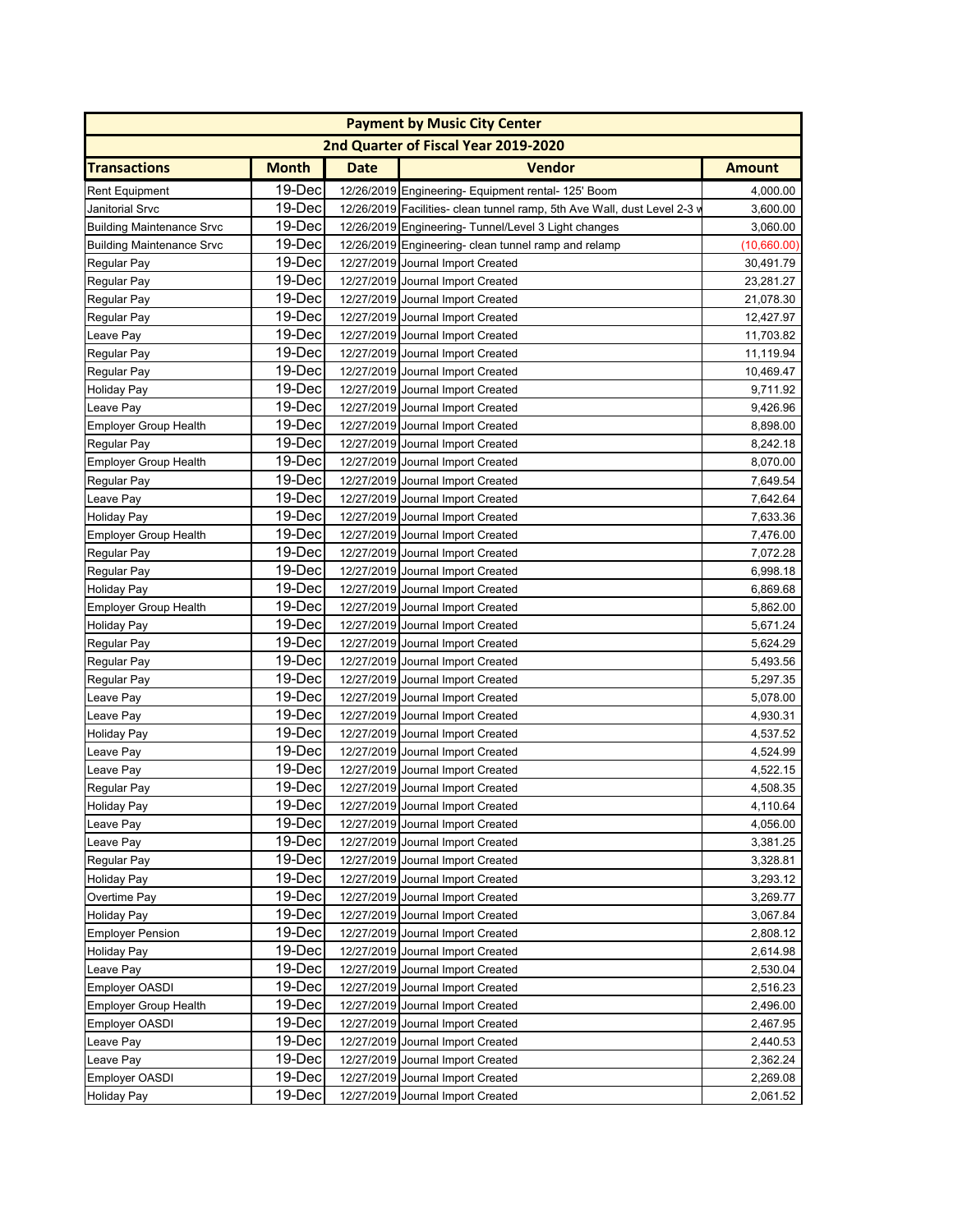| Payment by Music City Center | | | | |
|---|---|---|---|---|
| 2nd Quarter of Fiscal Year 2019-2020 | | | | |
| **Transactions** | **Month** | **Date** | **Vendor** | **Amount** |
| Rent Equipment | 19-Dec | 12/26/2019 | Engineering- Equipment rental- 125' Boom | 4,000.00 |
| Janitorial Srvc | 19-Dec | 12/26/2019 | Facilities- clean tunnel ramp, 5th Ave Wall, dust Level 2-3 w | 3,600.00 |
| Building Maintenance Srvc | 19-Dec | 12/26/2019 | Engineering- Tunnel/Level 3 Light changes | 3,060.00 |
| Building Maintenance Srvc | 19-Dec | 12/26/2019 | Engineering- clean tunnel ramp and relamp | (10,660.00) |
| Regular Pay | 19-Dec | 12/27/2019 | Journal Import Created | 30,491.79 |
| Regular Pay | 19-Dec | 12/27/2019 | Journal Import Created | 23,281.27 |
| Regular Pay | 19-Dec | 12/27/2019 | Journal Import Created | 21,078.30 |
| Regular Pay | 19-Dec | 12/27/2019 | Journal Import Created | 12,427.97 |
| Leave Pay | 19-Dec | 12/27/2019 | Journal Import Created | 11,703.82 |
| Regular Pay | 19-Dec | 12/27/2019 | Journal Import Created | 11,119.94 |
| Regular Pay | 19-Dec | 12/27/2019 | Journal Import Created | 10,469.47 |
| Holiday Pay | 19-Dec | 12/27/2019 | Journal Import Created | 9,711.92 |
| Leave Pay | 19-Dec | 12/27/2019 | Journal Import Created | 9,426.96 |
| Employer Group Health | 19-Dec | 12/27/2019 | Journal Import Created | 8,898.00 |
| Regular Pay | 19-Dec | 12/27/2019 | Journal Import Created | 8,242.18 |
| Employer Group Health | 19-Dec | 12/27/2019 | Journal Import Created | 8,070.00 |
| Regular Pay | 19-Dec | 12/27/2019 | Journal Import Created | 7,649.54 |
| Leave Pay | 19-Dec | 12/27/2019 | Journal Import Created | 7,642.64 |
| Holiday Pay | 19-Dec | 12/27/2019 | Journal Import Created | 7,633.36 |
| Employer Group Health | 19-Dec | 12/27/2019 | Journal Import Created | 7,476.00 |
| Regular Pay | 19-Dec | 12/27/2019 | Journal Import Created | 7,072.28 |
| Regular Pay | 19-Dec | 12/27/2019 | Journal Import Created | 6,998.18 |
| Holiday Pay | 19-Dec | 12/27/2019 | Journal Import Created | 6,869.68 |
| Employer Group Health | 19-Dec | 12/27/2019 | Journal Import Created | 5,862.00 |
| Holiday Pay | 19-Dec | 12/27/2019 | Journal Import Created | 5,671.24 |
| Regular Pay | 19-Dec | 12/27/2019 | Journal Import Created | 5,624.29 |
| Regular Pay | 19-Dec | 12/27/2019 | Journal Import Created | 5,493.56 |
| Regular Pay | 19-Dec | 12/27/2019 | Journal Import Created | 5,297.35 |
| Leave Pay | 19-Dec | 12/27/2019 | Journal Import Created | 5,078.00 |
| Leave Pay | 19-Dec | 12/27/2019 | Journal Import Created | 4,930.31 |
| Holiday Pay | 19-Dec | 12/27/2019 | Journal Import Created | 4,537.52 |
| Leave Pay | 19-Dec | 12/27/2019 | Journal Import Created | 4,524.99 |
| Leave Pay | 19-Dec | 12/27/2019 | Journal Import Created | 4,522.15 |
| Regular Pay | 19-Dec | 12/27/2019 | Journal Import Created | 4,508.35 |
| Holiday Pay | 19-Dec | 12/27/2019 | Journal Import Created | 4,110.64 |
| Leave Pay | 19-Dec | 12/27/2019 | Journal Import Created | 4,056.00 |
| Leave Pay | 19-Dec | 12/27/2019 | Journal Import Created | 3,381.25 |
| Regular Pay | 19-Dec | 12/27/2019 | Journal Import Created | 3,328.81 |
| Holiday Pay | 19-Dec | 12/27/2019 | Journal Import Created | 3,293.12 |
| Overtime Pay | 19-Dec | 12/27/2019 | Journal Import Created | 3,269.77 |
| Holiday Pay | 19-Dec | 12/27/2019 | Journal Import Created | 3,067.84 |
| Employer Pension | 19-Dec | 12/27/2019 | Journal Import Created | 2,808.12 |
| Holiday Pay | 19-Dec | 12/27/2019 | Journal Import Created | 2,614.98 |
| Leave Pay | 19-Dec | 12/27/2019 | Journal Import Created | 2,530.04 |
| Employer OASDI | 19-Dec | 12/27/2019 | Journal Import Created | 2,516.23 |
| Employer Group Health | 19-Dec | 12/27/2019 | Journal Import Created | 2,496.00 |
| Employer OASDI | 19-Dec | 12/27/2019 | Journal Import Created | 2,467.95 |
| Leave Pay | 19-Dec | 12/27/2019 | Journal Import Created | 2,440.53 |
| Leave Pay | 19-Dec | 12/27/2019 | Journal Import Created | 2,362.24 |
| Employer OASDI | 19-Dec | 12/27/2019 | Journal Import Created | 2,269.08 |
| Holiday Pay | 19-Dec | 12/27/2019 | Journal Import Created | 2,061.52 |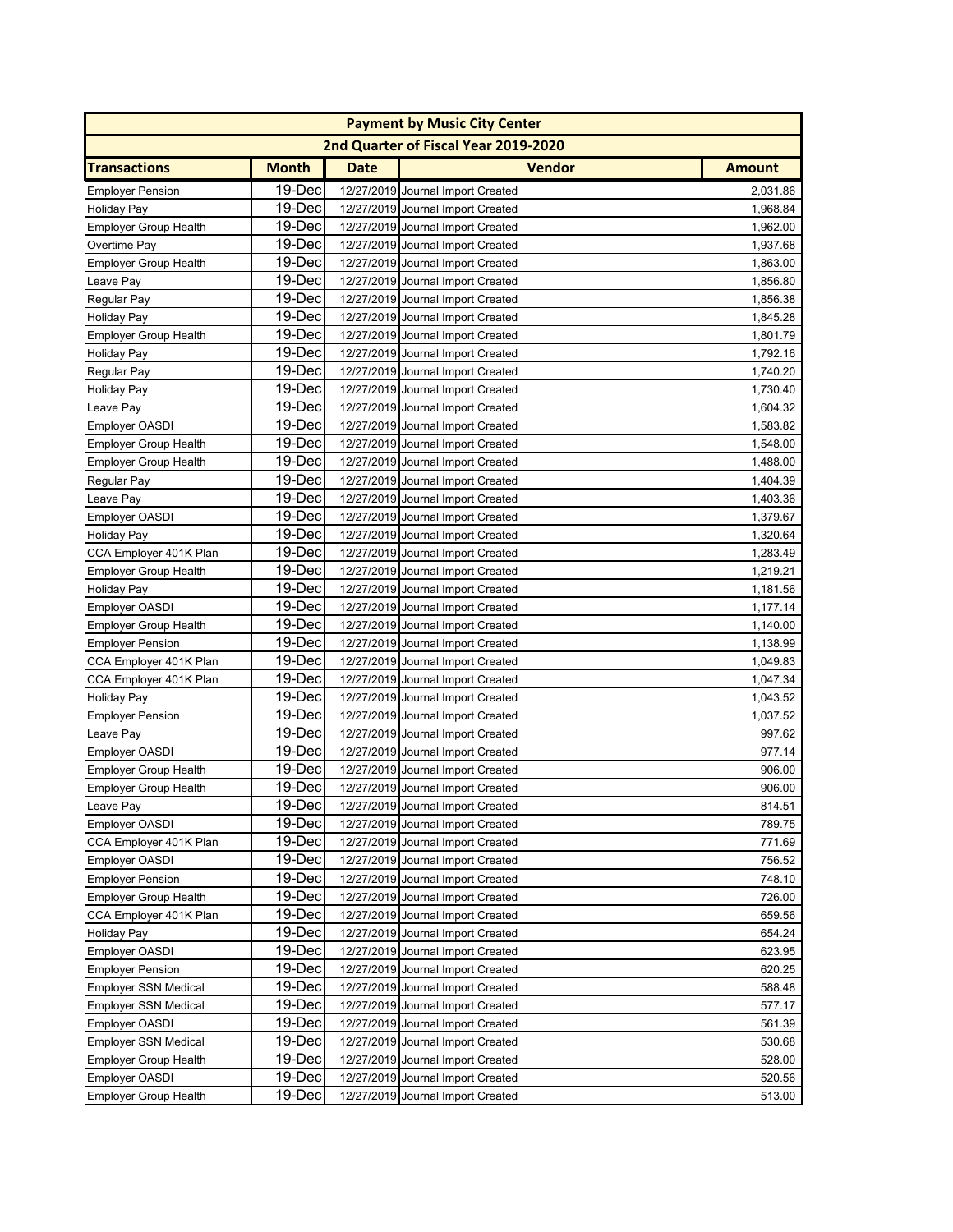| Payment by Music City Center | | | | |
|---|---|---|---|---|
| 2nd Quarter of Fiscal Year 2019-2020 | | | | |
| **Transactions** | **Month** | **Date** | **Vendor** | **Amount** |
| Employer Pension | 19-Dec | 12/27/2019 | Journal Import Created | 2,031.86 |
| Holiday Pay | 19-Dec | 12/27/2019 | Journal Import Created | 1,968.84 |
| Employer Group Health | 19-Dec | 12/27/2019 | Journal Import Created | 1,962.00 |
| Overtime Pay | 19-Dec | 12/27/2019 | Journal Import Created | 1,937.68 |
| Employer Group Health | 19-Dec | 12/27/2019 | Journal Import Created | 1,863.00 |
| Leave Pay | 19-Dec | 12/27/2019 | Journal Import Created | 1,856.80 |
| Regular Pay | 19-Dec | 12/27/2019 | Journal Import Created | 1,856.38 |
| Holiday Pay | 19-Dec | 12/27/2019 | Journal Import Created | 1,845.28 |
| Employer Group Health | 19-Dec | 12/27/2019 | Journal Import Created | 1,801.79 |
| Holiday Pay | 19-Dec | 12/27/2019 | Journal Import Created | 1,792.16 |
| Regular Pay | 19-Dec | 12/27/2019 | Journal Import Created | 1,740.20 |
| Holiday Pay | 19-Dec | 12/27/2019 | Journal Import Created | 1,730.40 |
| Leave Pay | 19-Dec | 12/27/2019 | Journal Import Created | 1,604.32 |
| Employer OASDI | 19-Dec | 12/27/2019 | Journal Import Created | 1,583.82 |
| Employer Group Health | 19-Dec | 12/27/2019 | Journal Import Created | 1,548.00 |
| Employer Group Health | 19-Dec | 12/27/2019 | Journal Import Created | 1,488.00 |
| Regular Pay | 19-Dec | 12/27/2019 | Journal Import Created | 1,404.39 |
| Leave Pay | 19-Dec | 12/27/2019 | Journal Import Created | 1,403.36 |
| Employer OASDI | 19-Dec | 12/27/2019 | Journal Import Created | 1,379.67 |
| Holiday Pay | 19-Dec | 12/27/2019 | Journal Import Created | 1,320.64 |
| CCA Employer 401K Plan | 19-Dec | 12/27/2019 | Journal Import Created | 1,283.49 |
| Employer Group Health | 19-Dec | 12/27/2019 | Journal Import Created | 1,219.21 |
| Holiday Pay | 19-Dec | 12/27/2019 | Journal Import Created | 1,181.56 |
| Employer OASDI | 19-Dec | 12/27/2019 | Journal Import Created | 1,177.14 |
| Employer Group Health | 19-Dec | 12/27/2019 | Journal Import Created | 1,140.00 |
| Employer Pension | 19-Dec | 12/27/2019 | Journal Import Created | 1,138.99 |
| CCA Employer 401K Plan | 19-Dec | 12/27/2019 | Journal Import Created | 1,049.83 |
| CCA Employer 401K Plan | 19-Dec | 12/27/2019 | Journal Import Created | 1,047.34 |
| Holiday Pay | 19-Dec | 12/27/2019 | Journal Import Created | 1,043.52 |
| Employer Pension | 19-Dec | 12/27/2019 | Journal Import Created | 1,037.52 |
| Leave Pay | 19-Dec | 12/27/2019 | Journal Import Created | 997.62 |
| Employer OASDI | 19-Dec | 12/27/2019 | Journal Import Created | 977.14 |
| Employer Group Health | 19-Dec | 12/27/2019 | Journal Import Created | 906.00 |
| Employer Group Health | 19-Dec | 12/27/2019 | Journal Import Created | 906.00 |
| Leave Pay | 19-Dec | 12/27/2019 | Journal Import Created | 814.51 |
| Employer OASDI | 19-Dec | 12/27/2019 | Journal Import Created | 789.75 |
| CCA Employer 401K Plan | 19-Dec | 12/27/2019 | Journal Import Created | 771.69 |
| Employer OASDI | 19-Dec | 12/27/2019 | Journal Import Created | 756.52 |
| Employer Pension | 19-Dec | 12/27/2019 | Journal Import Created | 748.10 |
| Employer Group Health | 19-Dec | 12/27/2019 | Journal Import Created | 726.00 |
| CCA Employer 401K Plan | 19-Dec | 12/27/2019 | Journal Import Created | 659.56 |
| Holiday Pay | 19-Dec | 12/27/2019 | Journal Import Created | 654.24 |
| Employer OASDI | 19-Dec | 12/27/2019 | Journal Import Created | 623.95 |
| Employer Pension | 19-Dec | 12/27/2019 | Journal Import Created | 620.25 |
| Employer SSN Medical | 19-Dec | 12/27/2019 | Journal Import Created | 588.48 |
| Employer SSN Medical | 19-Dec | 12/27/2019 | Journal Import Created | 577.17 |
| Employer OASDI | 19-Dec | 12/27/2019 | Journal Import Created | 561.39 |
| Employer SSN Medical | 19-Dec | 12/27/2019 | Journal Import Created | 530.68 |
| Employer Group Health | 19-Dec | 12/27/2019 | Journal Import Created | 528.00 |
| Employer OASDI | 19-Dec | 12/27/2019 | Journal Import Created | 520.56 |
| Employer Group Health | 19-Dec | 12/27/2019 | Journal Import Created | 513.00 |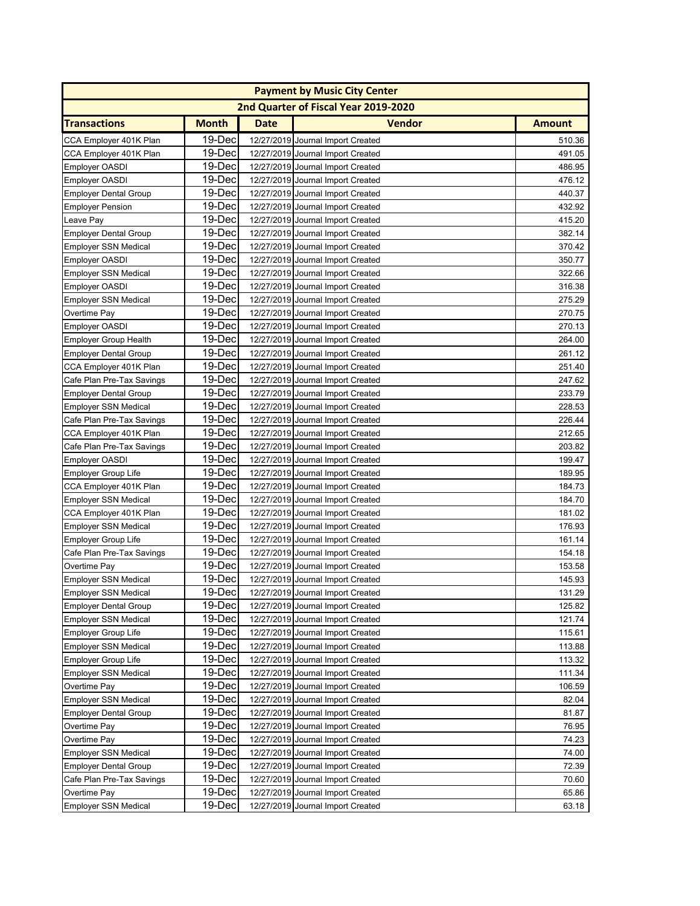| Payment by Music City Center | | | | |
|---|---|---|---|---|
| 2nd Quarter of Fiscal Year 2019-2020 | | | | |
| **Transactions** | **Month** | **Date** | **Vendor** | **Amount** |
| CCA Employer 401K Plan | 19-Dec | 12/27/2019 | Journal Import Created | 510.36 |
| CCA Employer 401K Plan | 19-Dec | 12/27/2019 | Journal Import Created | 491.05 |
| Employer OASDI | 19-Dec | 12/27/2019 | Journal Import Created | 486.95 |
| Employer OASDI | 19-Dec | 12/27/2019 | Journal Import Created | 476.12 |
| Employer Dental Group | 19-Dec | 12/27/2019 | Journal Import Created | 440.37 |
| Employer Pension | 19-Dec | 12/27/2019 | Journal Import Created | 432.92 |
| Leave Pay | 19-Dec | 12/27/2019 | Journal Import Created | 415.20 |
| Employer Dental Group | 19-Dec | 12/27/2019 | Journal Import Created | 382.14 |
| Employer SSN Medical | 19-Dec | 12/27/2019 | Journal Import Created | 370.42 |
| Employer OASDI | 19-Dec | 12/27/2019 | Journal Import Created | 350.77 |
| Employer SSN Medical | 19-Dec | 12/27/2019 | Journal Import Created | 322.66 |
| Employer OASDI | 19-Dec | 12/27/2019 | Journal Import Created | 316.38 |
| Employer SSN Medical | 19-Dec | 12/27/2019 | Journal Import Created | 275.29 |
| Overtime Pay | 19-Dec | 12/27/2019 | Journal Import Created | 270.75 |
| Employer OASDI | 19-Dec | 12/27/2019 | Journal Import Created | 270.13 |
| Employer Group Health | 19-Dec | 12/27/2019 | Journal Import Created | 264.00 |
| Employer Dental Group | 19-Dec | 12/27/2019 | Journal Import Created | 261.12 |
| CCA Employer 401K Plan | 19-Dec | 12/27/2019 | Journal Import Created | 251.40 |
| Cafe Plan Pre-Tax Savings | 19-Dec | 12/27/2019 | Journal Import Created | 247.62 |
| Employer Dental Group | 19-Dec | 12/27/2019 | Journal Import Created | 233.79 |
| Employer SSN Medical | 19-Dec | 12/27/2019 | Journal Import Created | 228.53 |
| Cafe Plan Pre-Tax Savings | 19-Dec | 12/27/2019 | Journal Import Created | 226.44 |
| CCA Employer 401K Plan | 19-Dec | 12/27/2019 | Journal Import Created | 212.65 |
| Cafe Plan Pre-Tax Savings | 19-Dec | 12/27/2019 | Journal Import Created | 203.82 |
| Employer OASDI | 19-Dec | 12/27/2019 | Journal Import Created | 199.47 |
| Employer Group Life | 19-Dec | 12/27/2019 | Journal Import Created | 189.95 |
| CCA Employer 401K Plan | 19-Dec | 12/27/2019 | Journal Import Created | 184.73 |
| Employer SSN Medical | 19-Dec | 12/27/2019 | Journal Import Created | 184.70 |
| CCA Employer 401K Plan | 19-Dec | 12/27/2019 | Journal Import Created | 181.02 |
| Employer SSN Medical | 19-Dec | 12/27/2019 | Journal Import Created | 176.93 |
| Employer Group Life | 19-Dec | 12/27/2019 | Journal Import Created | 161.14 |
| Cafe Plan Pre-Tax Savings | 19-Dec | 12/27/2019 | Journal Import Created | 154.18 |
| Overtime Pay | 19-Dec | 12/27/2019 | Journal Import Created | 153.58 |
| Employer SSN Medical | 19-Dec | 12/27/2019 | Journal Import Created | 145.93 |
| Employer SSN Medical | 19-Dec | 12/27/2019 | Journal Import Created | 131.29 |
| Employer Dental Group | 19-Dec | 12/27/2019 | Journal Import Created | 125.82 |
| Employer SSN Medical | 19-Dec | 12/27/2019 | Journal Import Created | 121.74 |
| Employer Group Life | 19-Dec | 12/27/2019 | Journal Import Created | 115.61 |
| Employer SSN Medical | 19-Dec | 12/27/2019 | Journal Import Created | 113.88 |
| Employer Group Life | 19-Dec | 12/27/2019 | Journal Import Created | 113.32 |
| Employer SSN Medical | 19-Dec | 12/27/2019 | Journal Import Created | 111.34 |
| Overtime Pay | 19-Dec | 12/27/2019 | Journal Import Created | 106.59 |
| Employer SSN Medical | 19-Dec | 12/27/2019 | Journal Import Created | 82.04 |
| Employer Dental Group | 19-Dec | 12/27/2019 | Journal Import Created | 81.87 |
| Overtime Pay | 19-Dec | 12/27/2019 | Journal Import Created | 76.95 |
| Overtime Pay | 19-Dec | 12/27/2019 | Journal Import Created | 74.23 |
| Employer SSN Medical | 19-Dec | 12/27/2019 | Journal Import Created | 74.00 |
| Employer Dental Group | 19-Dec | 12/27/2019 | Journal Import Created | 72.39 |
| Cafe Plan Pre-Tax Savings | 19-Dec | 12/27/2019 | Journal Import Created | 70.60 |
| Overtime Pay | 19-Dec | 12/27/2019 | Journal Import Created | 65.86 |
| Employer SSN Medical | 19-Dec | 12/27/2019 | Journal Import Created | 63.18 |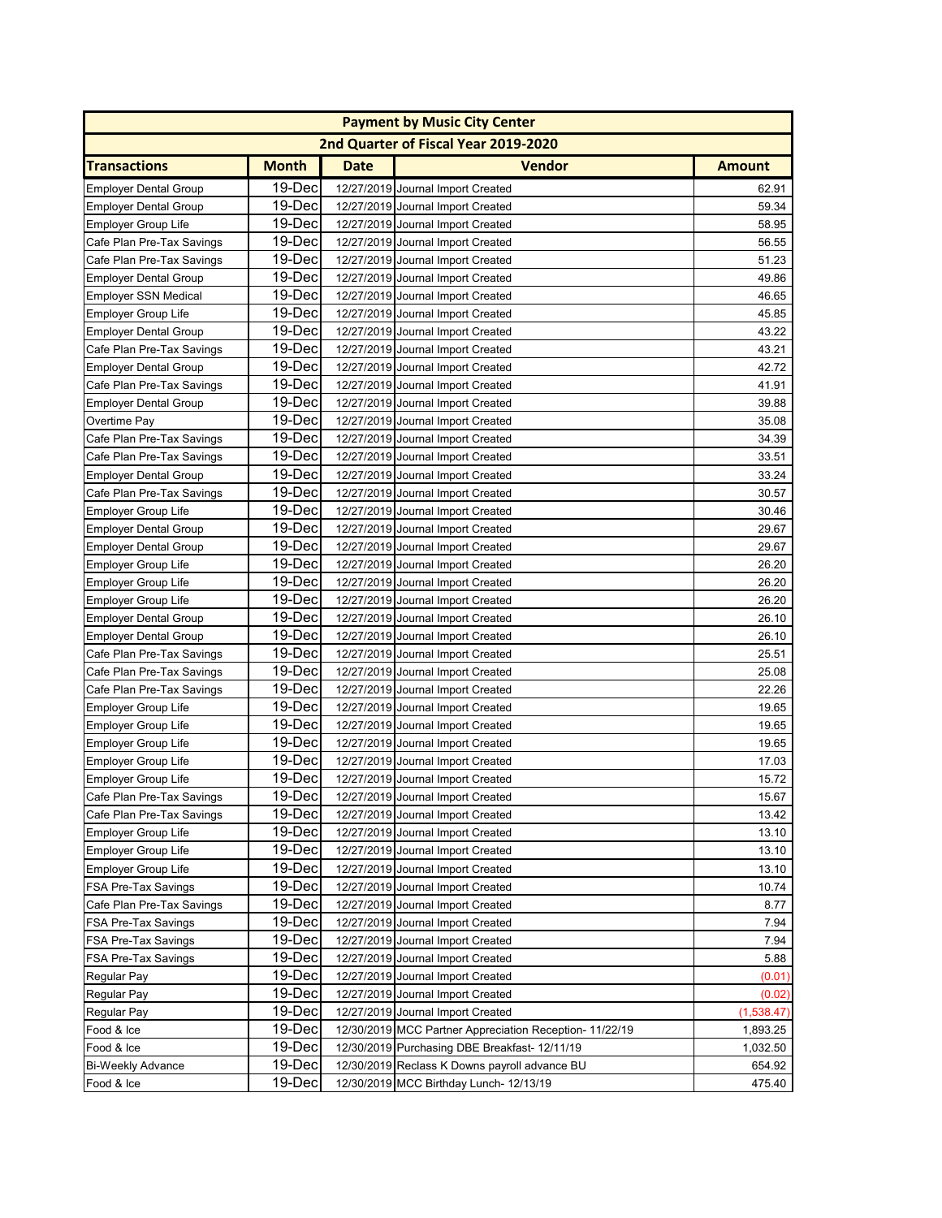| Payment by Music City Center | | | | |
|---|---|---|---|---|
| 2nd Quarter of Fiscal Year 2019-2020 | | | | |
| **Transactions** | **Month** | **Date** | **Vendor** | **Amount** |
| Employer Dental Group | 19-Dec | 12/27/2019 | Journal Import Created | 62.91 |
| Employer Dental Group | 19-Dec | 12/27/2019 | Journal Import Created | 59.34 |
| Employer Group Life | 19-Dec | 12/27/2019 | Journal Import Created | 58.95 |
| Cafe Plan Pre-Tax Savings | 19-Dec | 12/27/2019 | Journal Import Created | 56.55 |
| Cafe Plan Pre-Tax Savings | 19-Dec | 12/27/2019 | Journal Import Created | 51.23 |
| Employer Dental Group | 19-Dec | 12/27/2019 | Journal Import Created | 49.86 |
| Employer SSN Medical | 19-Dec | 12/27/2019 | Journal Import Created | 46.65 |
| Employer Group Life | 19-Dec | 12/27/2019 | Journal Import Created | 45.85 |
| Employer Dental Group | 19-Dec | 12/27/2019 | Journal Import Created | 43.22 |
| Cafe Plan Pre-Tax Savings | 19-Dec | 12/27/2019 | Journal Import Created | 43.21 |
| Employer Dental Group | 19-Dec | 12/27/2019 | Journal Import Created | 42.72 |
| Cafe Plan Pre-Tax Savings | 19-Dec | 12/27/2019 | Journal Import Created | 41.91 |
| Employer Dental Group | 19-Dec | 12/27/2019 | Journal Import Created | 39.88 |
| Overtime Pay | 19-Dec | 12/27/2019 | Journal Import Created | 35.08 |
| Cafe Plan Pre-Tax Savings | 19-Dec | 12/27/2019 | Journal Import Created | 34.39 |
| Cafe Plan Pre-Tax Savings | 19-Dec | 12/27/2019 | Journal Import Created | 33.51 |
| Employer Dental Group | 19-Dec | 12/27/2019 | Journal Import Created | 33.24 |
| Cafe Plan Pre-Tax Savings | 19-Dec | 12/27/2019 | Journal Import Created | 30.57 |
| Employer Group Life | 19-Dec | 12/27/2019 | Journal Import Created | 30.46 |
| Employer Dental Group | 19-Dec | 12/27/2019 | Journal Import Created | 29.67 |
| Employer Dental Group | 19-Dec | 12/27/2019 | Journal Import Created | 29.67 |
| Employer Group Life | 19-Dec | 12/27/2019 | Journal Import Created | 26.20 |
| Employer Group Life | 19-Dec | 12/27/2019 | Journal Import Created | 26.20 |
| Employer Group Life | 19-Dec | 12/27/2019 | Journal Import Created | 26.20 |
| Employer Dental Group | 19-Dec | 12/27/2019 | Journal Import Created | 26.10 |
| Employer Dental Group | 19-Dec | 12/27/2019 | Journal Import Created | 26.10 |
| Cafe Plan Pre-Tax Savings | 19-Dec | 12/27/2019 | Journal Import Created | 25.51 |
| Cafe Plan Pre-Tax Savings | 19-Dec | 12/27/2019 | Journal Import Created | 25.08 |
| Cafe Plan Pre-Tax Savings | 19-Dec | 12/27/2019 | Journal Import Created | 22.26 |
| Employer Group Life | 19-Dec | 12/27/2019 | Journal Import Created | 19.65 |
| Employer Group Life | 19-Dec | 12/27/2019 | Journal Import Created | 19.65 |
| Employer Group Life | 19-Dec | 12/27/2019 | Journal Import Created | 19.65 |
| Employer Group Life | 19-Dec | 12/27/2019 | Journal Import Created | 17.03 |
| Employer Group Life | 19-Dec | 12/27/2019 | Journal Import Created | 15.72 |
| Cafe Plan Pre-Tax Savings | 19-Dec | 12/27/2019 | Journal Import Created | 15.67 |
| Cafe Plan Pre-Tax Savings | 19-Dec | 12/27/2019 | Journal Import Created | 13.42 |
| Employer Group Life | 19-Dec | 12/27/2019 | Journal Import Created | 13.10 |
| Employer Group Life | 19-Dec | 12/27/2019 | Journal Import Created | 13.10 |
| Employer Group Life | 19-Dec | 12/27/2019 | Journal Import Created | 13.10 |
| FSA Pre-Tax Savings | 19-Dec | 12/27/2019 | Journal Import Created | 10.74 |
| Cafe Plan Pre-Tax Savings | 19-Dec | 12/27/2019 | Journal Import Created | 8.77 |
| FSA Pre-Tax Savings | 19-Dec | 12/27/2019 | Journal Import Created | 7.94 |
| FSA Pre-Tax Savings | 19-Dec | 12/27/2019 | Journal Import Created | 7.94 |
| FSA Pre-Tax Savings | 19-Dec | 12/27/2019 | Journal Import Created | 5.88 |
| Regular Pay | 19-Dec | 12/27/2019 | Journal Import Created | (0.01) |
| Regular Pay | 19-Dec | 12/27/2019 | Journal Import Created | (0.02) |
| Regular Pay | 19-Dec | 12/27/2019 | Journal Import Created | (1,538.47) |
| Food & Ice | 19-Dec | 12/30/2019 | MCC Partner Appreciation Reception- 11/22/19 | 1,893.25 |
| Food & Ice | 19-Dec | 12/30/2019 | Purchasing DBE Breakfast- 12/11/19 | 1,032.50 |
| Bi-Weekly Advance | 19-Dec | 12/30/2019 | Reclass K Downs payroll advance BU | 654.92 |
| Food & Ice | 19-Dec | 12/30/2019 | MCC Birthday Lunch- 12/13/19 | 475.40 |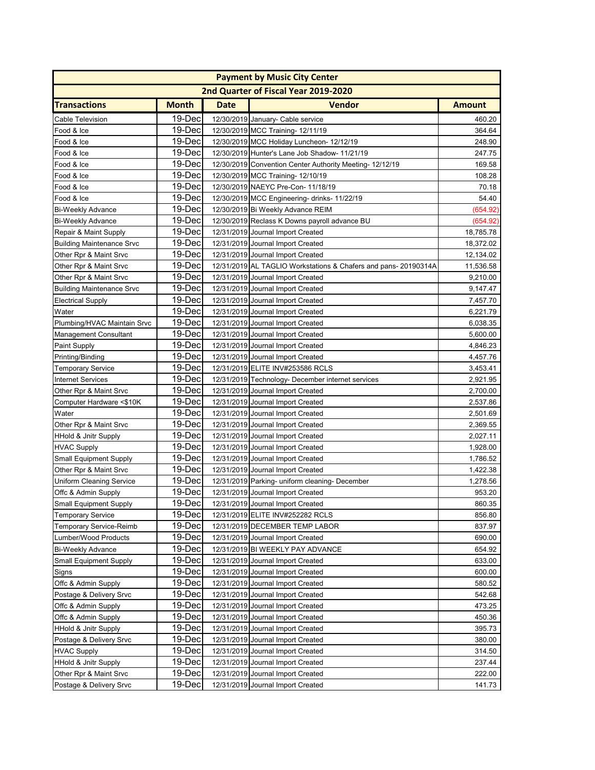| Payment by Music City Center | | | | |
|---|---|---|---|---|
| 2nd Quarter of Fiscal Year 2019-2020 | | | | |
| **Transactions** | **Month** | **Date** | **Vendor** | **Amount** |
| Cable Television | 19-Dec | 12/30/2019 | January- Cable service | 460.20 |
| Food & Ice | 19-Dec | 12/30/2019 | MCC Training- 12/11/19 | 364.64 |
| Food & Ice | 19-Dec | 12/30/2019 | MCC Holiday Luncheon- 12/12/19 | 248.90 |
| Food & Ice | 19-Dec | 12/30/2019 | Hunter's Lane Job Shadow- 11/21/19 | 247.75 |
| Food & Ice | 19-Dec | 12/30/2019 | Convention Center Authority Meeting- 12/12/19 | 169.58 |
| Food & Ice | 19-Dec | 12/30/2019 | MCC Training- 12/10/19 | 108.28 |
| Food & Ice | 19-Dec | 12/30/2019 | NAEYC Pre-Con- 11/18/19 | 70.18 |
| Food & Ice | 19-Dec | 12/30/2019 | MCC Engineering- drinks- 11/22/19 | 54.40 |
| Bi-Weekly Advance | 19-Dec | 12/30/2019 | Bi Weekly Advance REIM | (654.92) |
| Bi-Weekly Advance | 19-Dec | 12/30/2019 | Reclass K Downs payroll advance BU | (654.92) |
| Repair & Maint Supply | 19-Dec | 12/31/2019 | Journal Import Created | 18,785.78 |
| Building Maintenance Srvc | 19-Dec | 12/31/2019 | Journal Import Created | 18,372.02 |
| Other Rpr & Maint Srvc | 19-Dec | 12/31/2019 | Journal Import Created | 12,134.02 |
| Other Rpr & Maint Srvc | 19-Dec | 12/31/2019 | AL TAGLIO Workstations & Chafers and pans- 20190314A | 11,536.58 |
| Other Rpr & Maint Srvc | 19-Dec | 12/31/2019 | Journal Import Created | 9,210.00 |
| Building Maintenance Srvc | 19-Dec | 12/31/2019 | Journal Import Created | 9,147.47 |
| Electrical Supply | 19-Dec | 12/31/2019 | Journal Import Created | 7,457.70 |
| Water | 19-Dec | 12/31/2019 | Journal Import Created | 6,221.79 |
| Plumbing/HVAC Maintain Srvc | 19-Dec | 12/31/2019 | Journal Import Created | 6,038.35 |
| Management Consultant | 19-Dec | 12/31/2019 | Journal Import Created | 5,600.00 |
| Paint Supply | 19-Dec | 12/31/2019 | Journal Import Created | 4,846.23 |
| Printing/Binding | 19-Dec | 12/31/2019 | Journal Import Created | 4,457.76 |
| Temporary Service | 19-Dec | 12/31/2019 | ELITE INV#253586 RCLS | 3,453.41 |
| Internet Services | 19-Dec | 12/31/2019 | Technology- December internet services | 2,921.95 |
| Other Rpr & Maint Srvc | 19-Dec | 12/31/2019 | Journal Import Created | 2,700.00 |
| Computer Hardware <$10K | 19-Dec | 12/31/2019 | Journal Import Created | 2,537.86 |
| Water | 19-Dec | 12/31/2019 | Journal Import Created | 2,501.69 |
| Other Rpr & Maint Srvc | 19-Dec | 12/31/2019 | Journal Import Created | 2,369.55 |
| HHold & Jnitr Supply | 19-Dec | 12/31/2019 | Journal Import Created | 2,027.11 |
| HVAC Supply | 19-Dec | 12/31/2019 | Journal Import Created | 1,928.00 |
| Small Equipment Supply | 19-Dec | 12/31/2019 | Journal Import Created | 1,786.52 |
| Other Rpr & Maint Srvc | 19-Dec | 12/31/2019 | Journal Import Created | 1,422.38 |
| Uniform Cleaning Service | 19-Dec | 12/31/2019 | Parking- uniform cleaning- December | 1,278.56 |
| Offc & Admin Supply | 19-Dec | 12/31/2019 | Journal Import Created | 953.20 |
| Small Equipment Supply | 19-Dec | 12/31/2019 | Journal Import Created | 860.35 |
| Temporary Service | 19-Dec | 12/31/2019 | ELITE INV#252282 RCLS | 856.80 |
| Temporary Service-Reimb | 19-Dec | 12/31/2019 | DECEMBER TEMP LABOR | 837.97 |
| Lumber/Wood Products | 19-Dec | 12/31/2019 | Journal Import Created | 690.00 |
| Bi-Weekly Advance | 19-Dec | 12/31/2019 | BI WEEKLY PAY ADVANCE | 654.92 |
| Small Equipment Supply | 19-Dec | 12/31/2019 | Journal Import Created | 633.00 |
| Signs | 19-Dec | 12/31/2019 | Journal Import Created | 600.00 |
| Offc & Admin Supply | 19-Dec | 12/31/2019 | Journal Import Created | 580.52 |
| Postage & Delivery Srvc | 19-Dec | 12/31/2019 | Journal Import Created | 542.68 |
| Offc & Admin Supply | 19-Dec | 12/31/2019 | Journal Import Created | 473.25 |
| Offc & Admin Supply | 19-Dec | 12/31/2019 | Journal Import Created | 450.36 |
| HHold & Jnitr Supply | 19-Dec | 12/31/2019 | Journal Import Created | 395.73 |
| Postage & Delivery Srvc | 19-Dec | 12/31/2019 | Journal Import Created | 380.00 |
| HVAC Supply | 19-Dec | 12/31/2019 | Journal Import Created | 314.50 |
| HHold & Jnitr Supply | 19-Dec | 12/31/2019 | Journal Import Created | 237.44 |
| Other Rpr & Maint Srvc | 19-Dec | 12/31/2019 | Journal Import Created | 222.00 |
| Postage & Delivery Srvc | 19-Dec | 12/31/2019 | Journal Import Created | 141.73 |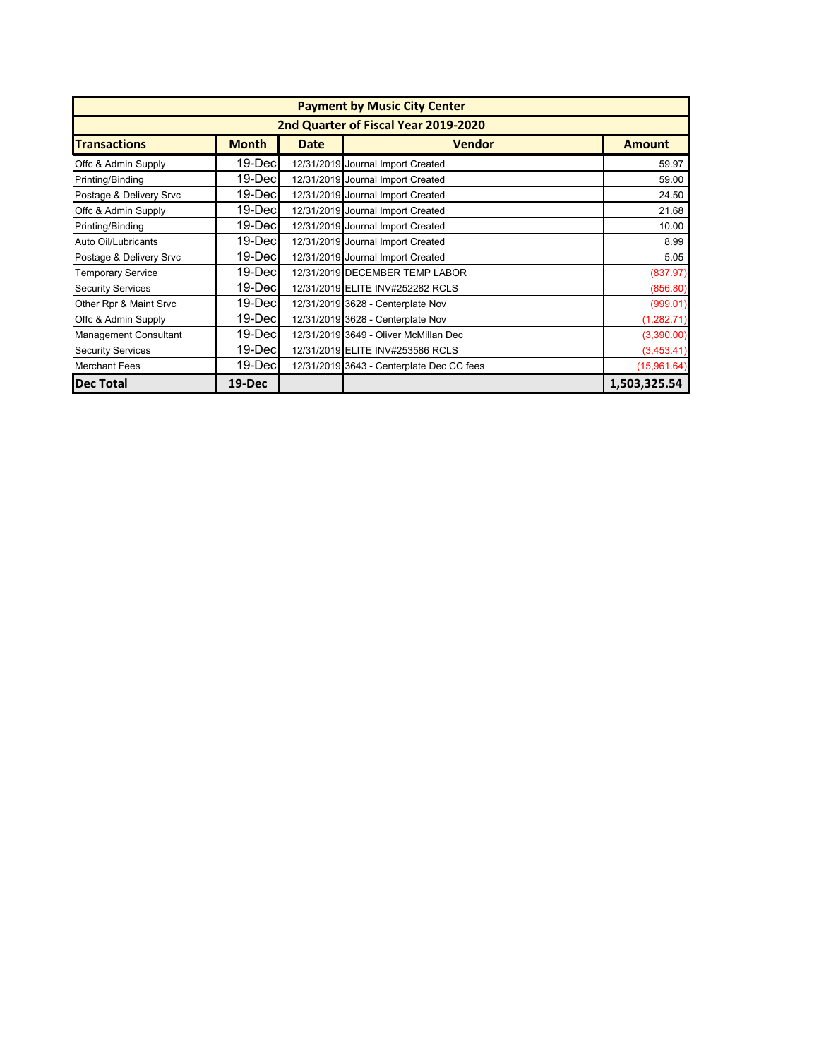| Payment by Music City Center | | | | |
|---|---|---|---|---|
| 2nd Quarter of Fiscal Year 2019-2020 | | | | |
| **Transactions** | **Month** | **Date** | **Vendor** | **Amount** |
| Offc & Admin Supply | 19-Dec | 12/31/2019 | Journal Import Created | 59.97 |
| Printing/Binding | 19-Dec | 12/31/2019 | Journal Import Created | 59.00 |
| Postage & Delivery Srvc | 19-Dec | 12/31/2019 | Journal Import Created | 24.50 |
| Offc & Admin Supply | 19-Dec | 12/31/2019 | Journal Import Created | 21.68 |
| Printing/Binding | 19-Dec | 12/31/2019 | Journal Import Created | 10.00 |
| Auto Oil/Lubricants | 19-Dec | 12/31/2019 | Journal Import Created | 8.99 |
| Postage & Delivery Srvc | 19-Dec | 12/31/2019 | Journal Import Created | 5.05 |
| Temporary Service | 19-Dec | 12/31/2019 | DECEMBER TEMP LABOR | (837.97) |
| Security Services | 19-Dec | 12/31/2019 | ELITE INV#252282 RCLS | (856.80) |
| Other Rpr & Maint Srvc | 19-Dec | 12/31/2019 | 3628 - Centerplate Nov | (999.01) |
| Offc & Admin Supply | 19-Dec | 12/31/2019 | 3628 - Centerplate Nov | (1,282.71) |
| Management Consultant | 19-Dec | 12/31/2019 | 3649 - Oliver McMillan Dec | (3,390.00) |
| Security Services | 19-Dec | 12/31/2019 | ELITE INV#253586 RCLS | (3,453.41) |
| Merchant Fees | 19-Dec | 12/31/2019 | 3643 - Centerplate Dec CC fees | (15,961.64) |
| **Dec Total** | **19-Dec** | | | **1,503,325.54** |